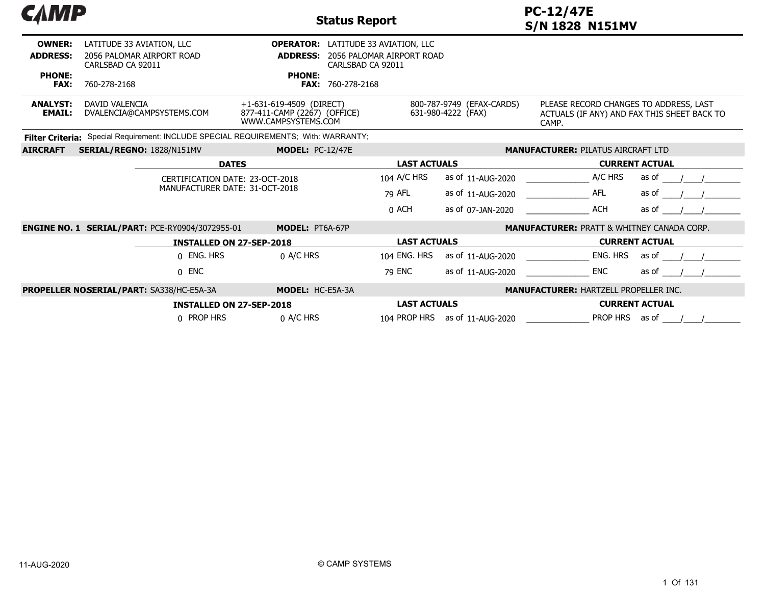# Status Report

**PC-12/47E**
**S/N 1828 N151MV**

| | | | |
|---|---|---|---|
| **OWNER:** | LATITUDE 33 AVIATION, LLC | **OPERATOR:** | LATITUDE 33 AVIATION, LLC |
| **ADDRESS:** | 2056 PALOMAR AIRPORT ROAD<br>CARLSBAD CA 92011 | **ADDRESS:** | 2056 PALOMAR AIRPORT ROAD<br>CARLSBAD CA 92011 |
| **PHONE:** | | **PHONE:** | |
| **FAX:** | 760-278-2168 | **FAX:** | 760-278-2168 |

**ANALYST:** DAVID VALENCIA
**EMAIL:** DVALENCIA@CAMPSYSTEMS.COM

+1-631-619-4509 (DIRECT)
877-411-CAMP (2267) (OFFICE)
WWW.CAMPSYSTEMS.COM

800-787-9749 (EFAX-CARDS)
631-980-4222 (FAX)

PLEASE RECORD CHANGES TO ADDRESS, LAST ACTUALS (IF ANY) AND FAX THIS SHEET BACK TO CAMP.

**Filter Criteria:** Special Requirement: INCLUDE SPECIAL REQUIREMENTS; With: WARRANTY;

**AIRCRAFT** **SERIAL/REGNO:** 1828/N151MV **MODEL:** PC-12/47E **MANUFACTURER:** PILATUS AIRCRAFT LTD

| DATES | LAST ACTUALS | | CURRENT ACTUAL | |
|---|---|---|---|---|
| CERTIFICATION DATE: 23-OCT-2018 | 104 A/C HRS | as of 11-AUG-2020 | ______ A/C HRS | as of ___/___/_____ |
| MANUFACTURER DATE: 31-OCT-2018 | 79 AFL | as of 11-AUG-2020 | ______ AFL | as of ___/___/_____ |
| | 0 ACH | as of 07-JAN-2020 | ______ ACH | as of ___/___/_____ |

**ENGINE NO. 1** **SERIAL/PART:** PCE-RY0904/3072955-01 **MODEL:** PT6A-67P **MANUFACTURER:** PRATT & WHITNEY CANADA CORP.

| INSTALLED ON 27-SEP-2018 | | LAST ACTUALS | | CURRENT ACTUAL | |
|---|---|---|---|---|---|
| 0 ENG. HRS | 0 A/C HRS | 104 ENG. HRS | as of 11-AUG-2020 | ______ ENG. HRS | as of ___/___/_____ |
| 0 ENC | | 79 ENC | as of 11-AUG-2020 | ______ ENC | as of ___/___/_____ |

**PROPELLER NO.** **SERIAL/PART:** SA338/HC-E5A-3A **MODEL:** HC-E5A-3A **MANUFACTURER:** HARTZELL PROPELLER INC.

| INSTALLED ON 27-SEP-2018 | | LAST ACTUALS | | CURRENT ACTUAL | |
|---|---|---|---|---|---|
| 0 PROP HRS | 0 A/C HRS | 104 PROP HRS | as of 11-AUG-2020 | ______ PROP HRS | as of ___/___/_____ |

11-AUG-2020

© CAMP SYSTEMS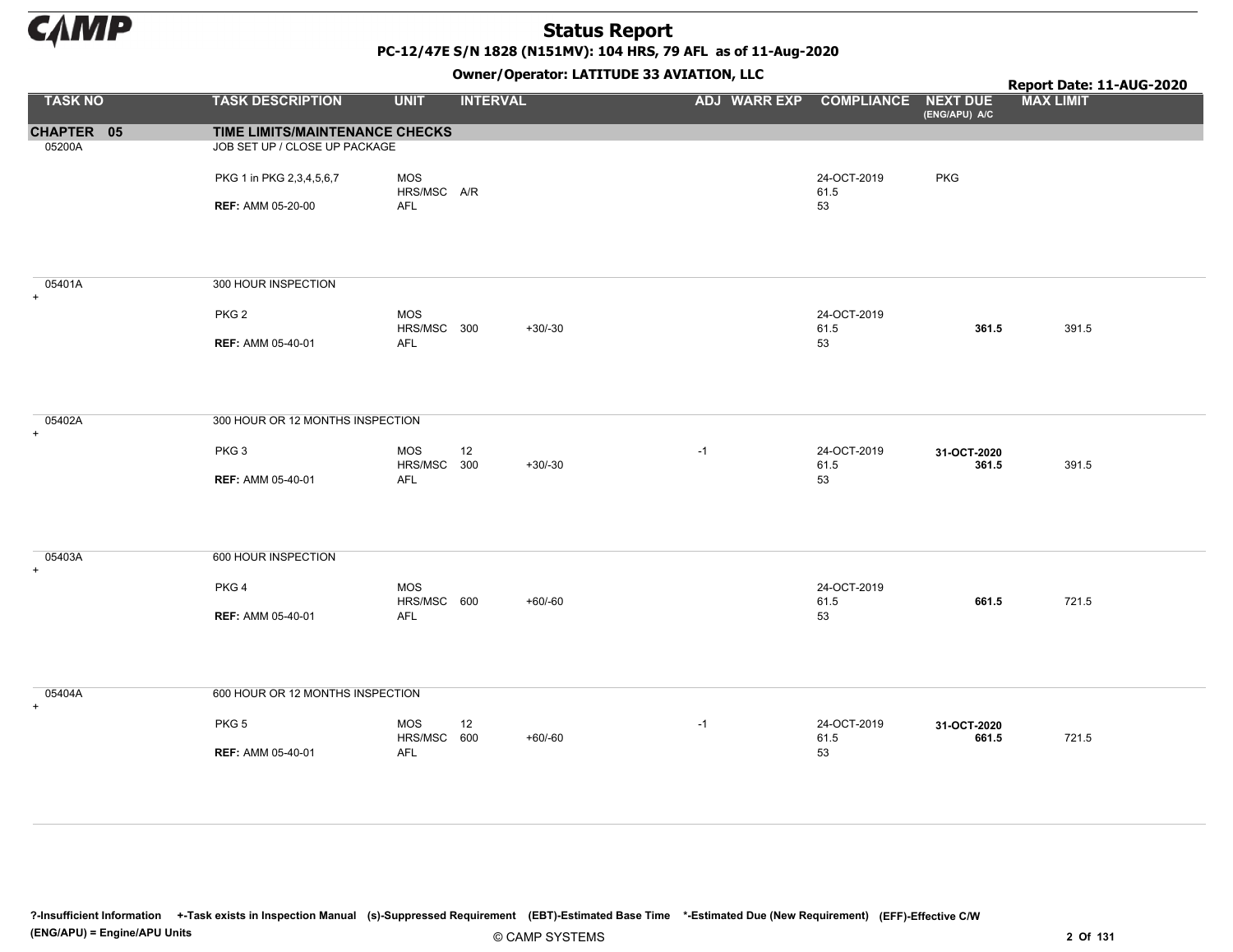# Status Report

**PC-12/47E S/N 1828 (N151MV): 104 HRS, 79 AFL as of 11-Aug-2020**

**Owner/Operator: LATITUDE 33 AVIATION, LLC**

**Report Date: 11-AUG-2020**

| TASK NO | TASK DESCRIPTION | UNIT | INTERVAL | | ADJ | WARR EXP | COMPLIANCE | NEXT DUE (ENG/APU) A/C | MAX LIMIT |
|---|---|---|---|---|---|---|---|---|---|
| **CHAPTER 05** | **TIME LIMITS/MAINTENANCE CHECKS** | | | | | | | | |
| 05200A | JOB SET UP / CLOSE UP PACKAGE | | | | | | | | |
| | PKG 1 in PKG 2,3,4,5,6,7 | MOS | | | | | 24-OCT-2019 | PKG | |
| | | HRS/MSC | A/R | | | | 61.5 | | |
| | **REF:** AMM 05-20-00 | AFL | | | | | 53 | | |
| 05401A + | 300 HOUR INSPECTION | | | | | | | | |
| | PKG 2 | MOS | | | | | 24-OCT-2019 | | |
| | | HRS/MSC | 300 | +30/-30 | | | 61.5 | **361.5** | 391.5 |
| | **REF:** AMM 05-40-01 | AFL | | | | | 53 | | |
| 05402A + | 300 HOUR OR 12 MONTHS INSPECTION | | | | | | | | |
| | PKG 3 | MOS | 12 | | -1 | | 24-OCT-2019 | **31-OCT-2020** | |
| | | HRS/MSC | 300 | +30/-30 | | | 61.5 | **361.5** | 391.5 |
| | **REF:** AMM 05-40-01 | AFL | | | | | 53 | | |
| 05403A + | 600 HOUR INSPECTION | | | | | | | | |
| | PKG 4 | MOS | | | | | 24-OCT-2019 | | |
| | | HRS/MSC | 600 | +60/-60 | | | 61.5 | **661.5** | 721.5 |
| | **REF:** AMM 05-40-01 | AFL | | | | | 53 | | |
| 05404A + | 600 HOUR OR 12 MONTHS INSPECTION | | | | | | | | |
| | PKG 5 | MOS | 12 | | -1 | | 24-OCT-2019 | **31-OCT-2020** | |
| | | HRS/MSC | 600 | +60/-60 | | | 61.5 | **661.5** | 721.5 |
| | **REF:** AMM 05-40-01 | AFL | | | | | 53 | | |

**?-Insufficient Information +-Task exists in Inspection Manual (s)-Suppressed Requirement (EBT)-Estimated Base Time \*-Estimated Due (New Requirement) (EFF)-Effective C/W (ENG/APU) = Engine/APU Units**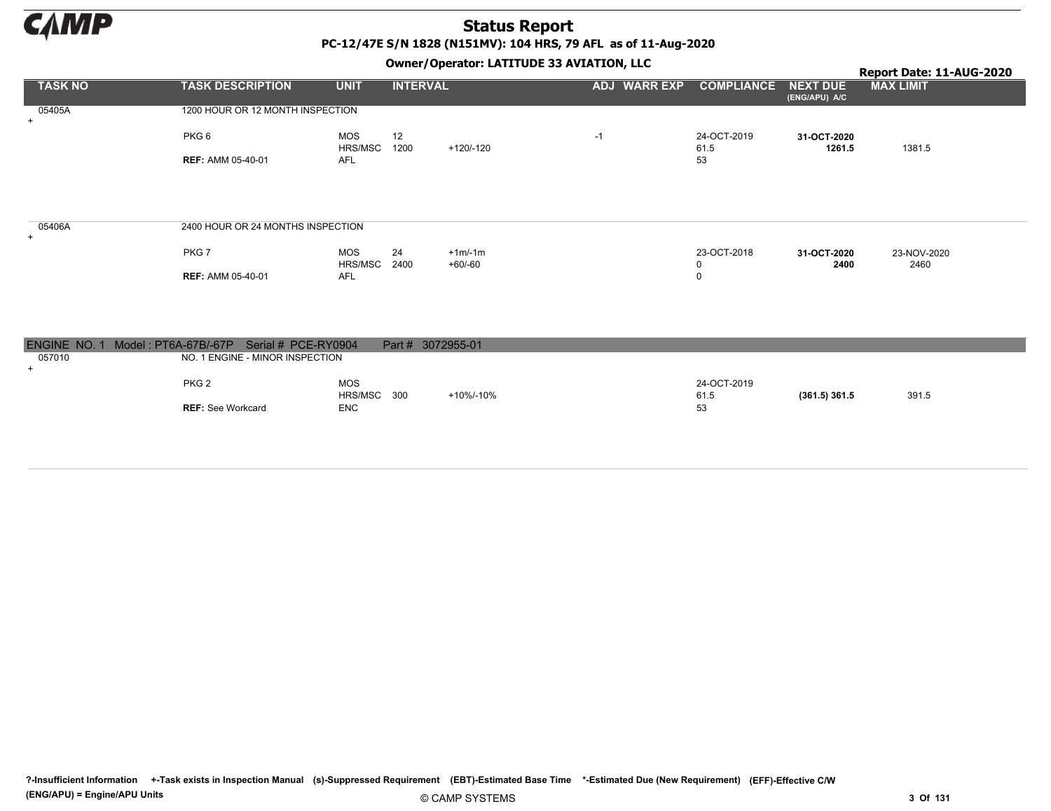# Status Report

**PC-12/47E S/N 1828 (N151MV): 104 HRS, 79 AFL as of 11-Aug-2020**

**Owner/Operator: LATITUDE 33 AVIATION, LLC**

**Report Date: 11-AUG-2020**

| TASK NO | TASK DESCRIPTION | UNIT | INTERVAL | | ADJ | WARR EXP | COMPLIANCE | NEXT DUE (ENG/APU) A/C | MAX LIMIT |
|---|---|---|---|---|---|---|---|---|---|
| 05405A + | 1200 HOUR OR 12 MONTH INSPECTION | | | | | | | | |
| | PKG 6 | MOS | 12 | | -1 | | 24-OCT-2019 | **31-OCT-2020** | |
| | | HRS/MSC | 1200 | +120/-120 | | | 61.5 | **1261.5** | 1381.5 |
| | **REF:** AMM 05-40-01 | AFL | | | | | 53 | | |
| 05406A + | 2400 HOUR OR 24 MONTHS INSPECTION | | | | | | | | |
| | PKG 7 | MOS | 24 | +1m/-1m | | | 23-OCT-2018 | **31-OCT-2020** | 23-NOV-2020 |
| | | HRS/MSC | 2400 | +60/-60 | | | 0 | **2400** | 2460 |
| | **REF:** AMM 05-40-01 | AFL | | | | | 0 | | |

**ENGINE NO. 1 Model : PT6A-67B/-67P Serial # PCE-RY0904 Part # 3072955-01**

| TASK NO | TASK DESCRIPTION | UNIT | INTERVAL | | ADJ | WARR EXP | COMPLIANCE | NEXT DUE (ENG/APU) A/C | MAX LIMIT |
|---|---|---|---|---|---|---|---|---|---|
| 057010 + | NO. 1 ENGINE - MINOR INSPECTION | | | | | | | | |
| | PKG 2 | MOS | | | | | 24-OCT-2019 | | |
| | | HRS/MSC | 300 | +10%/-10% | | | 61.5 | **(361.5) 361.5** | 391.5 |
| | **REF:** See Workcard | ENC | | | | | 53 | | |

?-Insufficient Information +-Task exists in Inspection Manual (s)-Suppressed Requirement (EBT)-Estimated Base Time *-Estimated Due (New Requirement) (EFF)-Effective C/W
(ENG/APU) = Engine/APU Units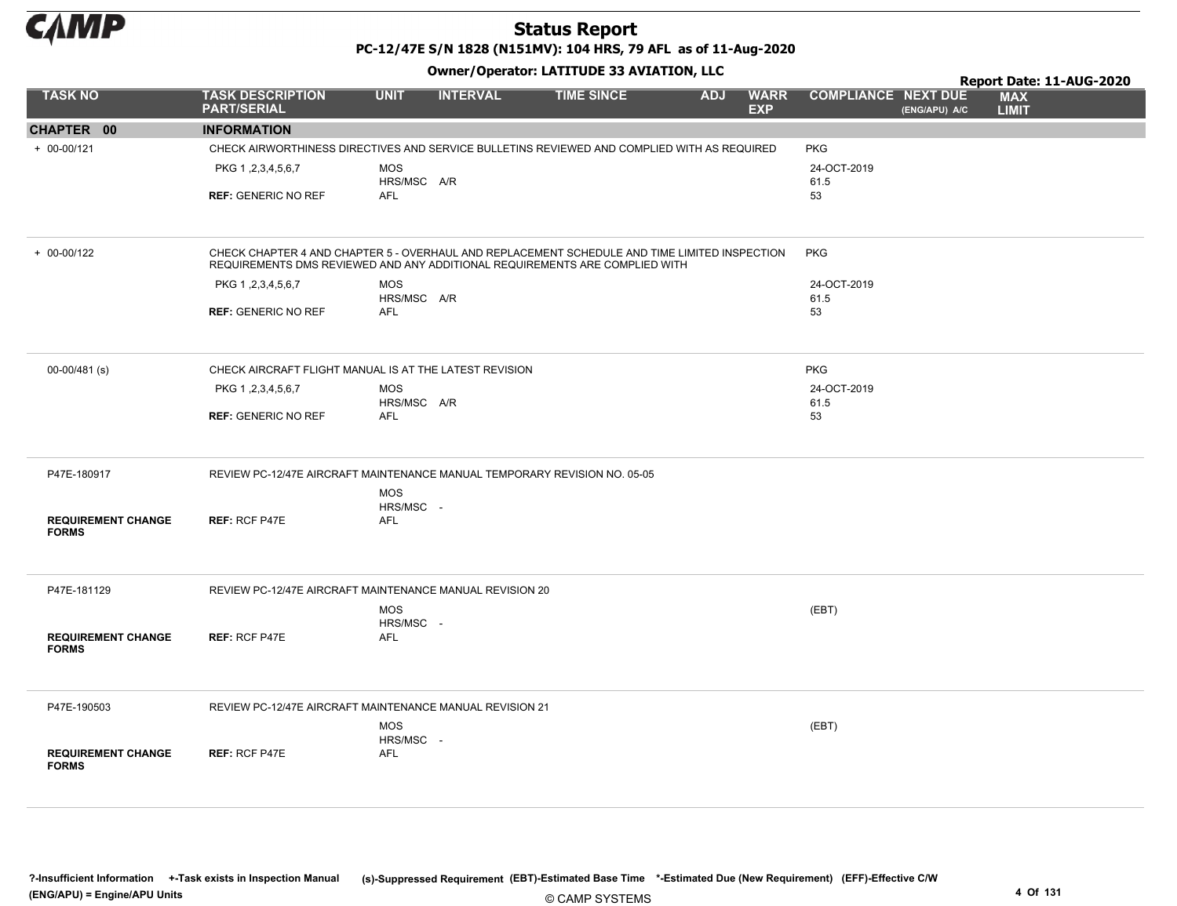# Status Report

**PC-12/47E S/N 1828 (N151MV): 104 HRS, 79 AFL as of 11-Aug-2020**

**Owner/Operator: LATITUDE 33 AVIATION, LLC**

**Report Date: 11-AUG-2020**

| TASK NO | TASK DESCRIPTION PART/SERIAL | UNIT | INTERVAL | TIME SINCE | ADJ | WARR EXP | COMPLIANCE | NEXT DUE (ENG/APU) A/C | MAX LIMIT |
|---|---|---|---|---|---|---|---|---|---|
| **CHAPTER 00** | **INFORMATION** | | | | | | | | |
| + 00-00/121 | CHECK AIRWORTHINESS DIRECTIVES AND SERVICE BULLETINS REVIEWED AND COMPLIED WITH AS REQUIRED | | | | | | PKG | | |
| | PKG 1 ,2,3,4,5,6,7 | MOS | | | | | 24-OCT-2019 | | |
| | | HRS/MSC | A/R | | | | 61.5 | | |
| | **REF:** GENERIC NO REF | AFL | | | | | 53 | | |
| + 00-00/122 | CHECK CHAPTER 4 AND CHAPTER 5 - OVERHAUL AND REPLACEMENT SCHEDULE AND TIME LIMITED INSPECTION REQUIREMENTS DMS REVIEWED AND ANY ADDITIONAL REQUIREMENTS ARE COMPLIED WITH | | | | | | PKG | | |
| | PKG 1 ,2,3,4,5,6,7 | MOS | | | | | 24-OCT-2019 | | |
| | | HRS/MSC | A/R | | | | 61.5 | | |
| | **REF:** GENERIC NO REF | AFL | | | | | 53 | | |
| 00-00/481 (s) | CHECK AIRCRAFT FLIGHT MANUAL IS AT THE LATEST REVISION | | | | | | PKG | | |
| | PKG 1 ,2,3,4,5,6,7 | MOS | | | | | 24-OCT-2019 | | |
| | | HRS/MSC | A/R | | | | 61.5 | | |
| | **REF:** GENERIC NO REF | AFL | | | | | 53 | | |
| P47E-180917 | REVIEW PC-12/47E AIRCRAFT MAINTENANCE MANUAL TEMPORARY REVISION NO. 05-05 | | | | | | | | |
| | | MOS | | | | | | | |
| | | HRS/MSC | - | | | | | | |
| **REQUIREMENT CHANGE FORMS** | **REF:** RCF P47E | AFL | | | | | | | |
| P47E-181129 | REVIEW PC-12/47E AIRCRAFT MAINTENANCE MANUAL REVISION 20 | | | | | | | | |
| | | MOS | | | | | (EBT) | | |
| | | HRS/MSC | - | | | | | | |
| **REQUIREMENT CHANGE FORMS** | **REF:** RCF P47E | AFL | | | | | | | |
| P47E-190503 | REVIEW PC-12/47E AIRCRAFT MAINTENANCE MANUAL REVISION 21 | | | | | | | | |
| | | MOS | | | | | (EBT) | | |
| | | HRS/MSC | - | | | | | | |
| **REQUIREMENT CHANGE FORMS** | **REF:** RCF P47E | AFL | | | | | | | |

**?-Insufficient Information** **+-Task exists in Inspection Manual** **(s)-Suppressed Requirement** **(EBT)-Estimated Base Time** **\*-Estimated Due (New Requirement)** **(EFF)-Effective C/W**
**(ENG/APU) = Engine/APU Units**

© CAMP SYSTEMS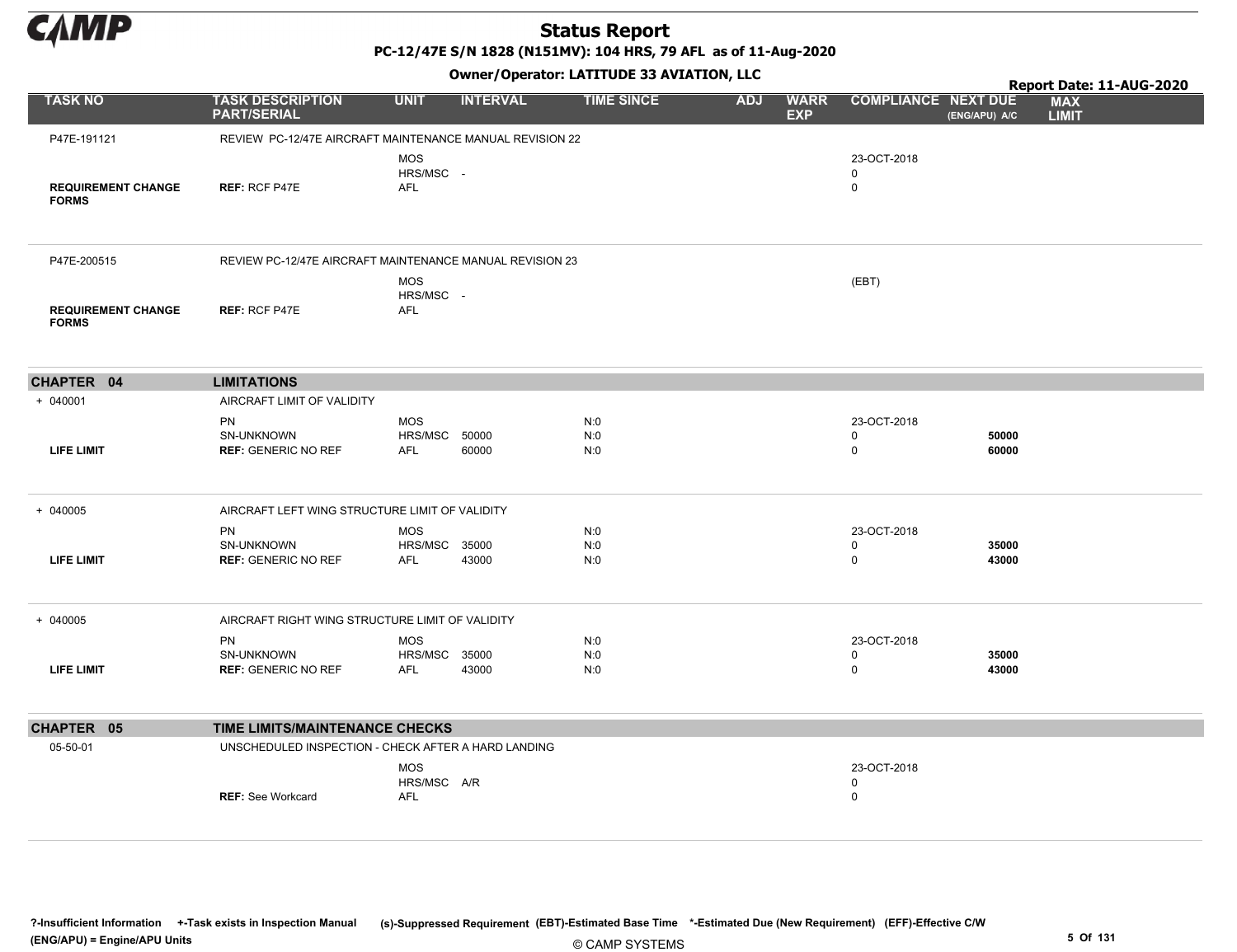| TASK NO | TASK DESCRIPTION PART/SERIAL | UNIT | INTERVAL | TIME SINCE | ADJ | WARR EXP | COMPLIANCE | NEXT DUE (ENG/APU) A/C | MAX LIMIT |
|---|---|---|---|---|---|---|---|---|---|
| P47E-191121 | REVIEW PC-12/47E AIRCRAFT MAINTENANCE MANUAL REVISION 22 | | | | | | | | |
| | | MOS | | | | | 23-OCT-2018 | | |
| | | HRS/MSC | - | | | | 0 | | |
| **REQUIREMENT CHANGE FORMS** | **REF:** RCF P47E | AFL | | | | | 0 | | |
| P47E-200515 | REVIEW PC-12/47E AIRCRAFT MAINTENANCE MANUAL REVISION 23 | | | | | | | | |
| | | MOS | | | | | (EBT) | | |
| | | HRS/MSC | - | | | | | | |
| **REQUIREMENT CHANGE FORMS** | **REF:** RCF P47E | AFL | | | | | | | |
| **CHAPTER 04** | **LIMITATIONS** | | | | | | | | |
| + 040001 | AIRCRAFT LIMIT OF VALIDITY | | | | | | | | |
| | PN | MOS | | N:0 | | | 23-OCT-2018 | | |
| | SN-UNKNOWN | HRS/MSC | 50000 | N:0 | | | 0 | **50000** | |
| **LIFE LIMIT** | **REF:** GENERIC NO REF | AFL | 60000 | N:0 | | | 0 | **60000** | |
| + 040005 | AIRCRAFT LEFT WING STRUCTURE LIMIT OF VALIDITY | | | | | | | | |
| | PN | MOS | | N:0 | | | 23-OCT-2018 | | |
| | SN-UNKNOWN | HRS/MSC | 35000 | N:0 | | | 0 | **35000** | |
| **LIFE LIMIT** | **REF:** GENERIC NO REF | AFL | 43000 | N:0 | | | 0 | **43000** | |
| + 040005 | AIRCRAFT RIGHT WING STRUCTURE LIMIT OF VALIDITY | | | | | | | | |
| | PN | MOS | | N:0 | | | 23-OCT-2018 | | |
| | SN-UNKNOWN | HRS/MSC | 35000 | N:0 | | | 0 | **35000** | |
| **LIFE LIMIT** | **REF:** GENERIC NO REF | AFL | 43000 | N:0 | | | 0 | **43000** | |
| **CHAPTER 05** | **TIME LIMITS/MAINTENANCE CHECKS** | | | | | | | | |
| 05-50-01 | UNSCHEDULED INSPECTION - CHECK AFTER A HARD LANDING | | | | | | | | |
| | | MOS | | | | | 23-OCT-2018 | | |
| | | HRS/MSC | A/R | | | | 0 | | |
| | **REF:** See Workcard | AFL | | | | | 0 | | |

?-Insufficient Information +-Task exists in Inspection Manual (s)-Suppressed Requirement (EBT)-Estimated Base Time *-Estimated Due (New Requirement) (EFF)-Effective C/W
(ENG/APU) = Engine/APU Units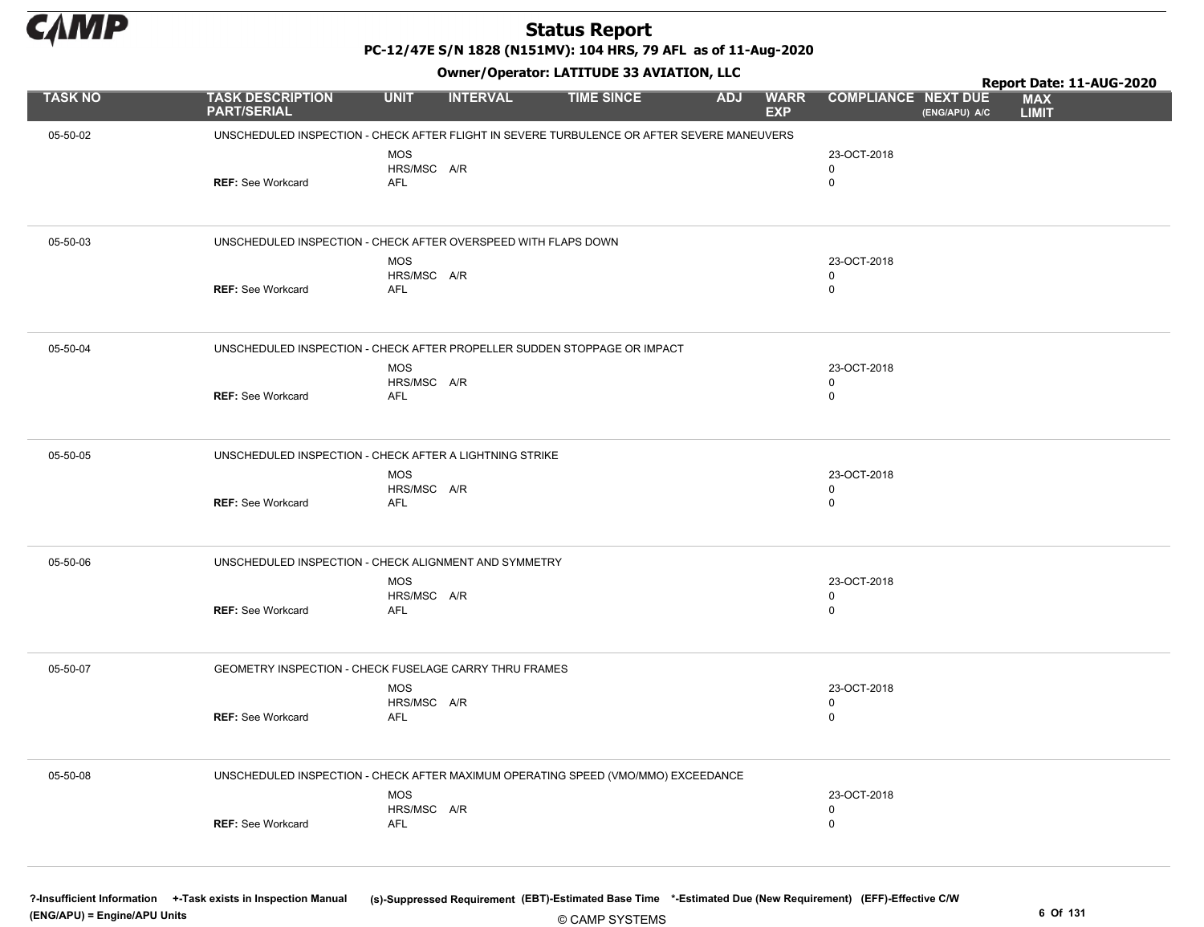# Status Report

**PC-12/47E S/N 1828 (N151MV): 104 HRS, 79 AFL as of 11-Aug-2020**

**Owner/Operator: LATITUDE 33 AVIATION, LLC**

**Report Date: 11-AUG-2020**

| TASK NO | TASK DESCRIPTION PART/SERIAL | UNIT | INTERVAL | TIME SINCE | ADJ | WARR EXP | COMPLIANCE | NEXT DUE (ENG/APU) A/C | MAX LIMIT |
|---|---|---|---|---|---|---|---|---|---|
| 05-50-02 | UNSCHEDULED INSPECTION - CHECK AFTER FLIGHT IN SEVERE TURBULENCE OR AFTER SEVERE MANEUVERS | | | | | | | | |
| | | MOS | | | | | 23-OCT-2018 | | |
| | | HRS/MSC | A/R | | | | 0 | | |
| | **REF:** See Workcard | AFL | | | | | 0 | | |
| 05-50-03 | UNSCHEDULED INSPECTION - CHECK AFTER OVERSPEED WITH FLAPS DOWN | | | | | | | | |
| | | MOS | | | | | 23-OCT-2018 | | |
| | | HRS/MSC | A/R | | | | 0 | | |
| | **REF:** See Workcard | AFL | | | | | 0 | | |
| 05-50-04 | UNSCHEDULED INSPECTION - CHECK AFTER PROPELLER SUDDEN STOPPAGE OR IMPACT | | | | | | | | |
| | | MOS | | | | | 23-OCT-2018 | | |
| | | HRS/MSC | A/R | | | | 0 | | |
| | **REF:** See Workcard | AFL | | | | | 0 | | |
| 05-50-05 | UNSCHEDULED INSPECTION - CHECK AFTER A LIGHTNING STRIKE | | | | | | | | |
| | | MOS | | | | | 23-OCT-2018 | | |
| | | HRS/MSC | A/R | | | | 0 | | |
| | **REF:** See Workcard | AFL | | | | | 0 | | |
| 05-50-06 | UNSCHEDULED INSPECTION - CHECK ALIGNMENT AND SYMMETRY | | | | | | | | |
| | | MOS | | | | | 23-OCT-2018 | | |
| | | HRS/MSC | A/R | | | | 0 | | |
| | **REF:** See Workcard | AFL | | | | | 0 | | |
| 05-50-07 | GEOMETRY INSPECTION - CHECK FUSELAGE CARRY THRU FRAMES | | | | | | | | |
| | | MOS | | | | | 23-OCT-2018 | | |
| | | HRS/MSC | A/R | | | | 0 | | |
| | **REF:** See Workcard | AFL | | | | | 0 | | |
| 05-50-08 | UNSCHEDULED INSPECTION - CHECK AFTER MAXIMUM OPERATING SPEED (VMO/MMO) EXCEEDANCE | | | | | | | | |
| | | MOS | | | | | 23-OCT-2018 | | |
| | | HRS/MSC | A/R | | | | 0 | | |
| | **REF:** See Workcard | AFL | | | | | 0 | | |

?-Insufficient Information +-Task exists in Inspection Manual (s)-Suppressed Requirement (EBT)-Estimated Base Time *-Estimated Due (New Requirement) (EFF)-Effective C/W
(ENG/APU) = Engine/APU Units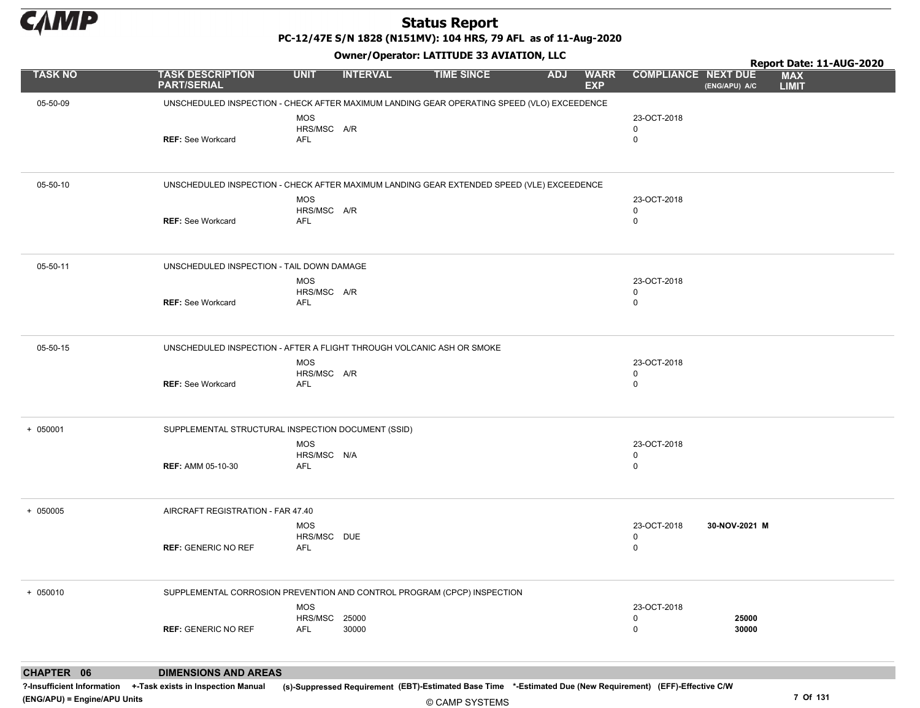# Status Report

**PC-12/47E S/N 1828 (N151MV): 104 HRS, 79 AFL as of 11-Aug-2020**

**Owner/Operator: LATITUDE 33 AVIATION, LLC**

**Report Date: 11-AUG-2020**

| TASK NO | TASK DESCRIPTION PART/SERIAL | UNIT | INTERVAL | TIME SINCE | ADJ | WARR EXP | COMPLIANCE | NEXT DUE (ENG/APU) A/C | MAX LIMIT |
|---|---|---|---|---|---|---|---|---|---|
| 05-50-09 | UNSCHEDULED INSPECTION - CHECK AFTER MAXIMUM LANDING GEAR OPERATING SPEED (VLO) EXCEEDENCE | | | | | | | | |
| | | MOS | | | | | 23-OCT-2018 | | |
| | | HRS/MSC | A/R | | | | 0 | | |
| | **REF:** See Workcard | AFL | | | | | 0 | | |
| 05-50-10 | UNSCHEDULED INSPECTION - CHECK AFTER MAXIMUM LANDING GEAR EXTENDED SPEED (VLE) EXCEEDENCE | | | | | | | | |
| | | MOS | | | | | 23-OCT-2018 | | |
| | | HRS/MSC | A/R | | | | 0 | | |
| | **REF:** See Workcard | AFL | | | | | 0 | | |
| 05-50-11 | UNSCHEDULED INSPECTION - TAIL DOWN DAMAGE | | | | | | | | |
| | | MOS | | | | | 23-OCT-2018 | | |
| | | HRS/MSC | A/R | | | | 0 | | |
| | **REF:** See Workcard | AFL | | | | | 0 | | |
| 05-50-15 | UNSCHEDULED INSPECTION - AFTER A FLIGHT THROUGH VOLCANIC ASH OR SMOKE | | | | | | | | |
| | | MOS | | | | | 23-OCT-2018 | | |
| | | HRS/MSC | A/R | | | | 0 | | |
| | **REF:** See Workcard | AFL | | | | | 0 | | |
| + 050001 | SUPPLEMENTAL STRUCTURAL INSPECTION DOCUMENT (SSID) | | | | | | | | |
| | | MOS | | | | | 23-OCT-2018 | | |
| | | HRS/MSC | N/A | | | | 0 | | |
| | **REF:** AMM 05-10-30 | AFL | | | | | 0 | | |
| + 050005 | AIRCRAFT REGISTRATION - FAR 47.40 | | | | | | | | |
| | | MOS | | | | | 23-OCT-2018 | **30-NOV-2021 M** | |
| | | HRS/MSC | DUE | | | | 0 | | |
| | **REF:** GENERIC NO REF | AFL | | | | | 0 | | |
| + 050010 | SUPPLEMENTAL CORROSION PREVENTION AND CONTROL PROGRAM (CPCP) INSPECTION | | | | | | | | |
| | | MOS | | | | | 23-OCT-2018 | | |
| | | HRS/MSC | 25000 | | | | 0 | **25000** | |
| | **REF:** GENERIC NO REF | AFL | 30000 | | | | 0 | **30000** | |

**CHAPTER 06 DIMENSIONS AND AREAS**

?-Insufficient Information +-Task exists in Inspection Manual (s)-Suppressed Requirement (EBT)-Estimated Base Time *-Estimated Due (New Requirement) (EFF)-Effective C/W (ENG/APU) = Engine/APU Units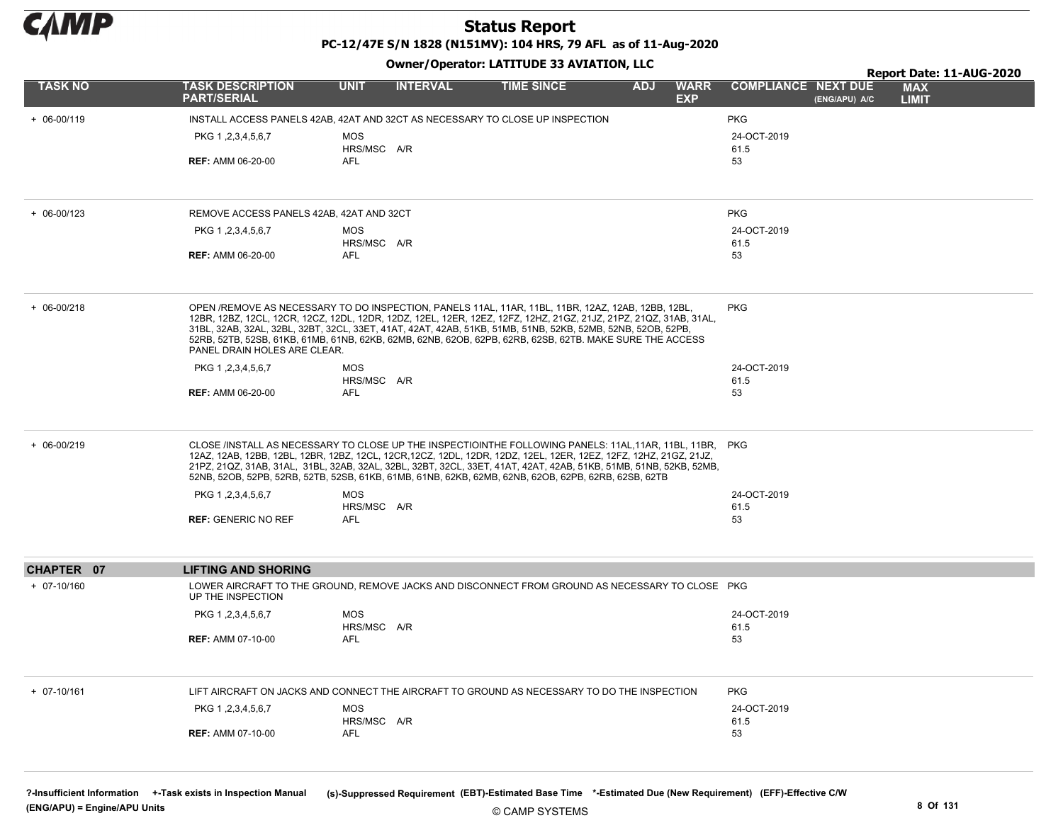| TASK NO | TASK DESCRIPTION PART/SERIAL | UNIT | INTERVAL | TIME SINCE | ADJ | WARR EXP | COMPLIANCE | NEXT DUE (ENG/APU) A/C | MAX LIMIT |
|---|---|---|---|---|---|---|---|---|---|
| + 06-00/119 | INSTALL ACCESS PANELS 42AB, 42AT AND 32CT AS NECESSARY TO CLOSE UP INSPECTION | | | | | | PKG | | |
| | PKG 1 ,2,3,4,5,6,7 | MOS | | | | | 24-OCT-2019 | | |
| | | HRS/MSC | A/R | | | | 61.5 | | |
| | **REF:** AMM 06-20-00 | AFL | | | | | 53 | | |
| + 06-00/123 | REMOVE ACCESS PANELS 42AB, 42AT AND 32CT | | | | | | PKG | | |
| | PKG 1 ,2,3,4,5,6,7 | MOS | | | | | 24-OCT-2019 | | |
| | | HRS/MSC | A/R | | | | 61.5 | | |
| | **REF:** AMM 06-20-00 | AFL | | | | | 53 | | |
| + 06-00/218 | OPEN /REMOVE AS NECESSARY TO DO INSPECTION, PANELS 11AL, 11AR, 11BL, 11BR, 12AZ, 12AB, 12BB, 12BL, 12BR, 12BZ, 12CL, 12CR, 12CZ, 12DL, 12DR, 12DZ, 12EL, 12ER, 12EZ, 12FZ, 12HZ, 21GZ, 21JZ, 21PZ, 21QZ, 31AB, 31AL, 31BL, 32AB, 32AL, 32BL, 32BT, 32CL, 33ET, 41AT, 42AT, 42AB, 51KB, 51MB, 51NB, 52KB, 52MB, 52NB, 52OB, 52PB, 52RB, 52TB, 52SB, 61KB, 61MB, 61NB, 62KB, 62MB, 62NB, 62OB, 62PB, 62RB, 62SB, 62TB. MAKE SURE THE ACCESS PANEL DRAIN HOLES ARE CLEAR. | | | | | | PKG | | |
| | PKG 1 ,2,3,4,5,6,7 | MOS | | | | | 24-OCT-2019 | | |
| | | HRS/MSC | A/R | | | | 61.5 | | |
| | **REF:** AMM 06-20-00 | AFL | | | | | 53 | | |
| + 06-00/219 | CLOSE /INSTALL AS NECESSARY TO CLOSE UP THE INSPECTIOINTHE FOLLOWING PANELS: 11AL,11AR, 11BL, 11BR, 12AZ, 12AB, 12BB, 12BL, 12BR, 12BZ, 12CL, 12CR,12CZ, 12DL, 12DR, 12DZ, 12EL, 12ER, 12EZ, 12FZ, 12HZ, 21GZ, 21JZ, 21PZ, 21QZ, 31AB, 31AL, 31BL, 32AB, 32AL, 32BL, 32BT, 32CL, 33ET, 41AT, 42AT, 42AB, 51KB, 51MB, 51NB, 52KB, 52MB, 52NB, 52OB, 52PB, 52RB, 52TB, 52SB, 61KB, 61MB, 61NB, 62KB, 62MB, 62NB, 62OB, 62PB, 62RB, 62SB, 62TB | | | | | | PKG | | |
| | PKG 1 ,2,3,4,5,6,7 | MOS | | | | | 24-OCT-2019 | | |
| | | HRS/MSC | A/R | | | | 61.5 | | |
| | **REF:** GENERIC NO REF | AFL | | | | | 53 | | |
| **CHAPTER 07** | **LIFTING AND SHORING** | | | | | | | | |
| + 07-10/160 | LOWER AIRCRAFT TO THE GROUND, REMOVE JACKS AND DISCONNECT FROM GROUND AS NECESSARY TO CLOSE UP THE INSPECTION | | | | | | PKG | | |
| | PKG 1 ,2,3,4,5,6,7 | MOS | | | | | 24-OCT-2019 | | |
| | | HRS/MSC | A/R | | | | 61.5 | | |
| | **REF:** AMM 07-10-00 | AFL | | | | | 53 | | |
| + 07-10/161 | LIFT AIRCRAFT ON JACKS AND CONNECT THE AIRCRAFT TO GROUND AS NECESSARY TO DO THE INSPECTION | | | | | | PKG | | |
| | PKG 1 ,2,3,4,5,6,7 | MOS | | | | | 24-OCT-2019 | | |
| | | HRS/MSC | A/R | | | | 61.5 | | |
| | **REF:** AMM 07-10-00 | AFL | | | | | 53 | | |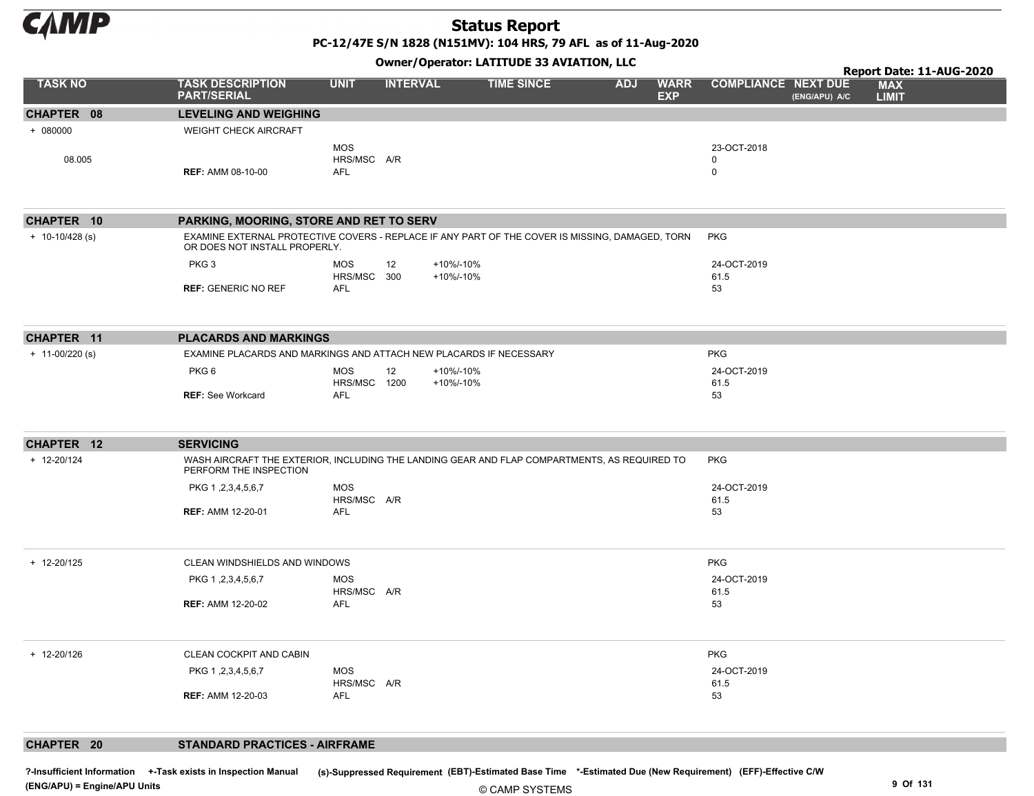# Status Report

**PC-12/47E S/N 1828 (N151MV): 104 HRS, 79 AFL as of 11-Aug-2020**

**Owner/Operator: LATITUDE 33 AVIATION, LLC**

**Report Date: 11-AUG-2020**

| TASK NO | TASK DESCRIPTION PART/SERIAL | UNIT | INTERVAL | TIME SINCE | ADJ | WARR EXP | COMPLIANCE | NEXT DUE (ENG/APU) A/C | MAX LIMIT |
|---|---|---|---|---|---|---|---|---|---|
| **CHAPTER 08** | **LEVELING AND WEIGHING** | | | | | | | | |
| + 080000 | WEIGHT CHECK AIRCRAFT | | | | | | | | |
| 08.005 | | MOS<br>HRS/MSC<br>AFL | <br>A/R<br> | | | | 23-OCT-2018<br>0<br>0 | | |
| | **REF:** AMM 08-10-00 | | | | | | | | |
| **CHAPTER 10** | **PARKING, MOORING, STORE AND RET TO SERV** | | | | | | | | |
| + 10-10/428 (s) | EXAMINE EXTERNAL PROTECTIVE COVERS - REPLACE IF ANY PART OF THE COVER IS MISSING, DAMAGED, TORN OR DOES NOT INSTALL PROPERLY. | | | | | | PKG | | |
| | PKG 3 | MOS<br>HRS/MSC<br>AFL | 12<br>300<br> | +10%/-10%<br>+10%/-10%<br> | | | 24-OCT-2019<br>61.5<br>53 | | |
| | **REF:** GENERIC NO REF | | | | | | | | |
| **CHAPTER 11** | **PLACARDS AND MARKINGS** | | | | | | | | |
| + 11-00/220 (s) | EXAMINE PLACARDS AND MARKINGS AND ATTACH NEW PLACARDS IF NECESSARY | | | | | | PKG | | |
| | PKG 6 | MOS<br>HRS/MSC<br>AFL | 12<br>1200<br> | +10%/-10%<br>+10%/-10%<br> | | | 24-OCT-2019<br>61.5<br>53 | | |
| | **REF:** See Workcard | | | | | | | | |
| **CHAPTER 12** | **SERVICING** | | | | | | | | |
| + 12-20/124 | WASH AIRCRAFT THE EXTERIOR, INCLUDING THE LANDING GEAR AND FLAP COMPARTMENTS, AS REQUIRED TO PERFORM THE INSPECTION | | | | | | PKG | | |
| | PKG 1 ,2,3,4,5,6,7 | MOS<br>HRS/MSC<br>AFL | <br>A/R<br> | | | | 24-OCT-2019<br>61.5<br>53 | | |
| | **REF:** AMM 12-20-01 | | | | | | | | |
| + 12-20/125 | CLEAN WINDSHIELDS AND WINDOWS | | | | | | PKG | | |
| | PKG 1 ,2,3,4,5,6,7 | MOS<br>HRS/MSC<br>AFL | <br>A/R<br> | | | | 24-OCT-2019<br>61.5<br>53 | | |
| | **REF:** AMM 12-20-02 | | | | | | | | |
| + 12-20/126 | CLEAN COCKPIT AND CABIN | | | | | | PKG | | |
| | PKG 1 ,2,3,4,5,6,7 | MOS<br>HRS/MSC<br>AFL | <br>A/R<br> | | | | 24-OCT-2019<br>61.5<br>53 | | |
| | **REF:** AMM 12-20-03 | | | | | | | | |
| **CHAPTER 20** | **STANDARD PRACTICES - AIRFRAME** | | | | | | | | |

?-Insufficient Information +-Task exists in Inspection Manual (s)-Suppressed Requirement (EBT)-Estimated Base Time *-Estimated Due (New Requirement) (EFF)-Effective C/W (ENG/APU) = Engine/APU Units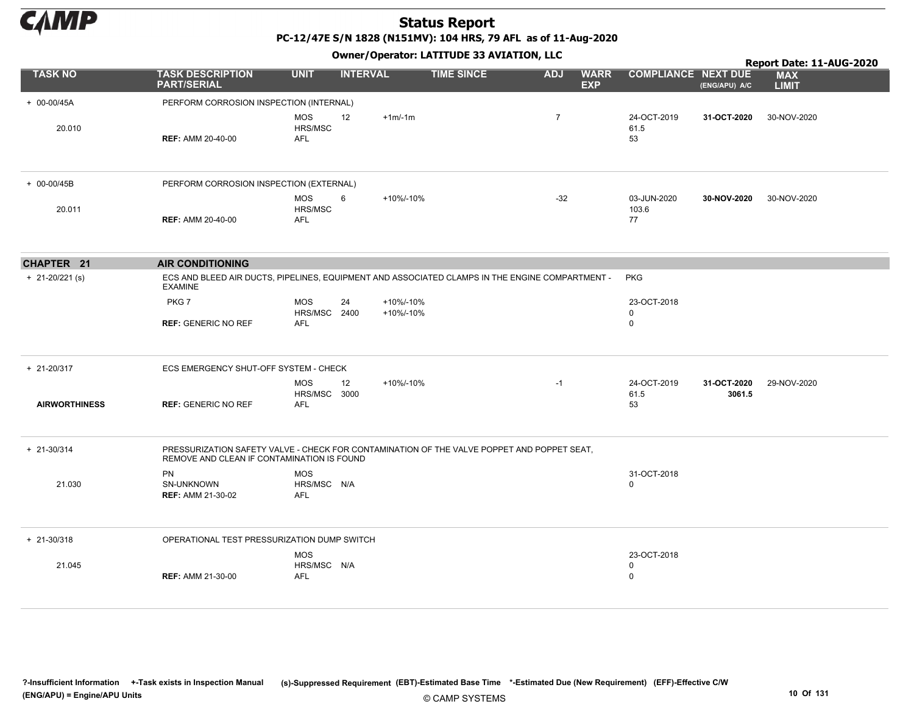# Status Report

**PC-12/47E S/N 1828 (N151MV): 104 HRS, 79 AFL as of 11-Aug-2020**

**Owner/Operator: LATITUDE 33 AVIATION, LLC**

**Report Date: 11-AUG-2020**

| TASK NO | TASK DESCRIPTION PART/SERIAL | UNIT | INTERVAL | | TIME SINCE | ADJ | WARR EXP | COMPLIANCE | NEXT DUE (ENG/APU) A/C | MAX LIMIT |
|---|---|---|---|---|---|---|---|---|---|---|
| + 00-00/45A | PERFORM CORROSION INSPECTION (INTERNAL) | | | | | | | | | |
| 20.010 | | MOS | 12 | +1m/-1m | | 7 | | 24-OCT-2019 | **31-OCT-2020** | 30-NOV-2020 |
| | | HRS/MSC | | | | | | 61.5 | | |
| | **REF:** AMM 20-40-00 | AFL | | | | | | 53 | | |
| + 00-00/45B | PERFORM CORROSION INSPECTION (EXTERNAL) | | | | | | | | | |
| 20.011 | | MOS | 6 | +10%/-10% | | -32 | | 03-JUN-2020 | **30-NOV-2020** | 30-NOV-2020 |
| | | HRS/MSC | | | | | | 103.6 | | |
| | **REF:** AMM 20-40-00 | AFL | | | | | | 77 | | |
| **CHAPTER 21** | **AIR CONDITIONING** | | | | | | | | | |
| + 21-20/221 (s) | ECS AND BLEED AIR DUCTS, PIPELINES, EQUIPMENT AND ASSOCIATED CLAMPS IN THE ENGINE COMPARTMENT - EXAMINE | | | | | | | PKG | | |
| | PKG 7 | MOS | 24 | +10%/-10% | | | | 23-OCT-2018 | | |
| | | HRS/MSC | 2400 | +10%/-10% | | | | 0 | | |
| | **REF:** GENERIC NO REF | AFL | | | | | | 0 | | |
| + 21-20/317 | ECS EMERGENCY SHUT-OFF SYSTEM - CHECK | | | | | | | | | |
| | | MOS | 12 | +10%/-10% | | -1 | | 24-OCT-2019 | **31-OCT-2020** | 29-NOV-2020 |
| **AIRWORTHINESS** | | HRS/MSC | 3000 | | | | | 61.5 | **3061.5** | |
| | **REF:** GENERIC NO REF | AFL | | | | | | 53 | | |
| + 21-30/314 | PRESSURIZATION SAFETY VALVE - CHECK FOR CONTAMINATION OF THE VALVE POPPET AND POPPET SEAT, REMOVE AND CLEAN IF CONTAMINATION IS FOUND | | | | | | | | | |
| | PN | MOS | | | | | | 31-OCT-2018 | | |
| 21.030 | SN-UNKNOWN | HRS/MSC | N/A | | | | | 0 | | |
| | **REF:** AMM 21-30-02 | AFL | | | | | | | | |
| + 21-30/318 | OPERATIONAL TEST PRESSURIZATION DUMP SWITCH | | | | | | | | | |
| | | MOS | | | | | | 23-OCT-2018 | | |
| 21.045 | | HRS/MSC | N/A | | | | | 0 | | |
| | **REF:** AMM 21-30-00 | AFL | | | | | | 0 | | |

?-Insufficient Information +-Task exists in Inspection Manual (s)-Suppressed Requirement (EBT)-Estimated Base Time *-Estimated Due (New Requirement) (EFF)-Effective C/W
(ENG/APU) = Engine/APU Units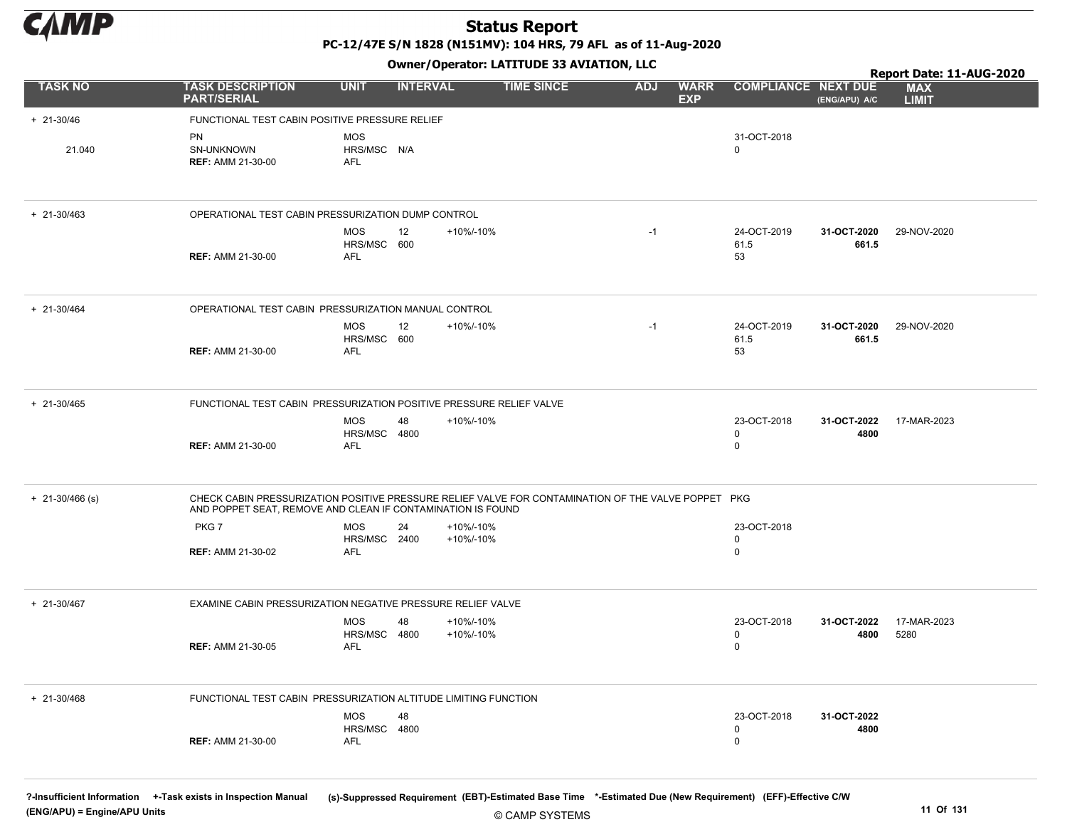# Status Report

**PC-12/47E S/N 1828 (N151MV): 104 HRS, 79 AFL as of 11-Aug-2020**

**Owner/Operator: LATITUDE 33 AVIATION, LLC**

**Report Date: 11-AUG-2020**

| TASK NO | TASK DESCRIPTION PART/SERIAL | UNIT | INTERVAL | | TIME SINCE | ADJ | WARR EXP | COMPLIANCE | NEXT DUE (ENG/APU) A/C | MAX LIMIT |
|---|---|---|---|---|---|---|---|---|---|---|
| + 21-30/46 | FUNCTIONAL TEST CABIN POSITIVE PRESSURE RELIEF | | | | | | | | | |
| 21.040 | PN<br>SN-UNKNOWN<br>**REF:** AMM 21-30-00 | MOS<br>HRS/MSC<br>AFL | <br>N/A | | | | | 31-OCT-2018<br>0 | | |
| + 21-30/463 | OPERATIONAL TEST CABIN PRESSURIZATION DUMP CONTROL | | | | | | | | | |
| | **REF:** AMM 21-30-00 | MOS<br>HRS/MSC<br>AFL | 12<br>600 | +10%/-10% | | -1 | | 24-OCT-2019<br>61.5<br>53 | **31-OCT-2020**<br>**661.5** | 29-NOV-2020 |
| + 21-30/464 | OPERATIONAL TEST CABIN PRESSURIZATION MANUAL CONTROL | | | | | | | | | |
| | **REF:** AMM 21-30-00 | MOS<br>HRS/MSC<br>AFL | 12<br>600 | +10%/-10% | | -1 | | 24-OCT-2019<br>61.5<br>53 | **31-OCT-2020**<br>**661.5** | 29-NOV-2020 |
| + 21-30/465 | FUNCTIONAL TEST CABIN PRESSURIZATION POSITIVE PRESSURE RELIEF VALVE | | | | | | | | | |
| | **REF:** AMM 21-30-00 | MOS<br>HRS/MSC<br>AFL | 48<br>4800 | +10%/-10% | | | | 23-OCT-2018<br>0<br>0 | **31-OCT-2022**<br>**4800** | 17-MAR-2023 |
| + 21-30/466 (s) | CHECK CABIN PRESSURIZATION POSITIVE PRESSURE RELIEF VALVE FOR CONTAMINATION OF THE VALVE POPPET AND POPPET SEAT, REMOVE AND CLEAN IF CONTAMINATION IS FOUND | | | | | | | PKG | | |
| | PKG 7<br>**REF:** AMM 21-30-02 | MOS<br>HRS/MSC<br>AFL | 24<br>2400 | +10%/-10%<br>+10%/-10% | | | | 23-OCT-2018<br>0<br>0 | | |
| + 21-30/467 | EXAMINE CABIN PRESSURIZATION NEGATIVE PRESSURE RELIEF VALVE | | | | | | | | | |
| | **REF:** AMM 21-30-05 | MOS<br>HRS/MSC<br>AFL | 48<br>4800 | +10%/-10%<br>+10%/-10% | | | | 23-OCT-2018<br>0<br>0 | **31-OCT-2022**<br>**4800** | 17-MAR-2023<br>5280 |
| + 21-30/468 | FUNCTIONAL TEST CABIN PRESSURIZATION ALTITUDE LIMITING FUNCTION | | | | | | | | | |
| | **REF:** AMM 21-30-00 | MOS<br>HRS/MSC<br>AFL | 48<br>4800 | | | | | 23-OCT-2018<br>0<br>0 | **31-OCT-2022**<br>**4800** | |

**?-Insufficient Information** **+-Task exists in Inspection Manual** **(s)-Suppressed Requirement** **(EBT)-Estimated Base Time** **\*-Estimated Due (New Requirement)** **(EFF)-Effective C/W**
**(ENG/APU) = Engine/APU Units**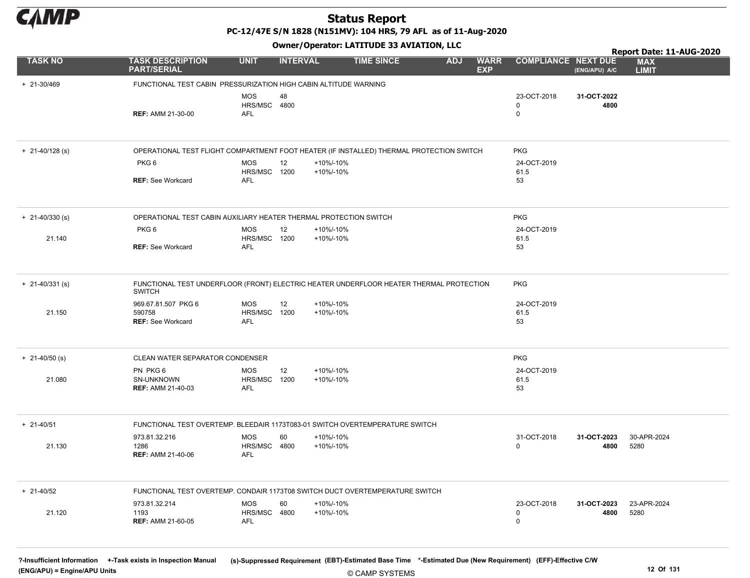# Status Report

**PC-12/47E S/N 1828 (N151MV): 104 HRS, 79 AFL as of 11-Aug-2020**

**Owner/Operator: LATITUDE 33 AVIATION, LLC**

**Report Date: 11-AUG-2020**

| TASK NO | TASK DESCRIPTION PART/SERIAL | UNIT | INTERVAL | TIME SINCE | ADJ | WARR EXP | COMPLIANCE | NEXT DUE (ENG/APU) A/C | MAX LIMIT |
|---|---|---|---|---|---|---|---|---|---|
| + 21-30/469 | FUNCTIONAL TEST CABIN PRESSURIZATION HIGH CABIN ALTITUDE WARNING | | | | | | | | |
| | | MOS | 48 | | | | 23-OCT-2018 | **31-OCT-2022** | |
| | | HRS/MSC | 4800 | | | | 0 | **4800** | |
| | **REF:** AMM 21-30-00 | AFL | | | | | 0 | | |
| + 21-40/128 (s) | OPERATIONAL TEST FLIGHT COMPARTMENT FOOT HEATER (IF INSTALLED) THERMAL PROTECTION SWITCH | | | | | | PKG | | |
| | PKG 6 | MOS | 12 | +10%/-10% | | | 24-OCT-2019 | | |
| | | HRS/MSC | 1200 | +10%/-10% | | | 61.5 | | |
| | **REF:** See Workcard | AFL | | | | | 53 | | |
| + 21-40/330 (s) | OPERATIONAL TEST CABIN AUXILIARY HEATER THERMAL PROTECTION SWITCH | | | | | | PKG | | |
| | PKG 6 | MOS | 12 | +10%/-10% | | | 24-OCT-2019 | | |
| 21.140 | | HRS/MSC | 1200 | +10%/-10% | | | 61.5 | | |
| | **REF:** See Workcard | AFL | | | | | 53 | | |
| + 21-40/331 (s) | FUNCTIONAL TEST UNDERFLOOR (FRONT) ELECTRIC HEATER UNDERFLOOR HEATER THERMAL PROTECTION SWITCH | | | | | | PKG | | |
| | 969.67.81.507 PKG 6 | MOS | 12 | +10%/-10% | | | 24-OCT-2019 | | |
| 21.150 | 590758 | HRS/MSC | 1200 | +10%/-10% | | | 61.5 | | |
| | **REF:** See Workcard | AFL | | | | | 53 | | |
| + 21-40/50 (s) | CLEAN WATER SEPARATOR CONDENSER | | | | | | PKG | | |
| | PN PKG 6 | MOS | 12 | +10%/-10% | | | 24-OCT-2019 | | |
| 21.080 | SN-UNKNOWN | HRS/MSC | 1200 | +10%/-10% | | | 61.5 | | |
| | **REF:** AMM 21-40-03 | AFL | | | | | 53 | | |
| + 21-40/51 | FUNCTIONAL TEST OVERTEMP. BLEEDAIR 1173T083-01 SWITCH OVERTEMPERATURE SWITCH | | | | | | | | |
| | 973.81.32.216 | MOS | 60 | +10%/-10% | | | 31-OCT-2018 | **31-OCT-2023** | 30-APR-2024 |
| 21.130 | 1286 | HRS/MSC | 4800 | +10%/-10% | | | 0 | **4800** | 5280 |
| | **REF:** AMM 21-40-06 | AFL | | | | | | | |
| + 21-40/52 | FUNCTIONAL TEST OVERTEMP. CONDAIR 1173T08 SWITCH DUCT OVERTEMPERATURE SWITCH | | | | | | | | |
| | 973.81.32.214 | MOS | 60 | +10%/-10% | | | 23-OCT-2018 | **31-OCT-2023** | 23-APR-2024 |
| 21.120 | 1193 | HRS/MSC | 4800 | +10%/-10% | | | 0 | **4800** | 5280 |
| | **REF:** AMM 21-60-05 | AFL | | | | | 0 | | |

**?-Insufficient Information** **+-Task exists in Inspection Manual** **(s)-Suppressed Requirement** **(EBT)-Estimated Base Time** **\*-Estimated Due (New Requirement)** **(EFF)-Effective C/W**
**(ENG/APU) = Engine/APU Units**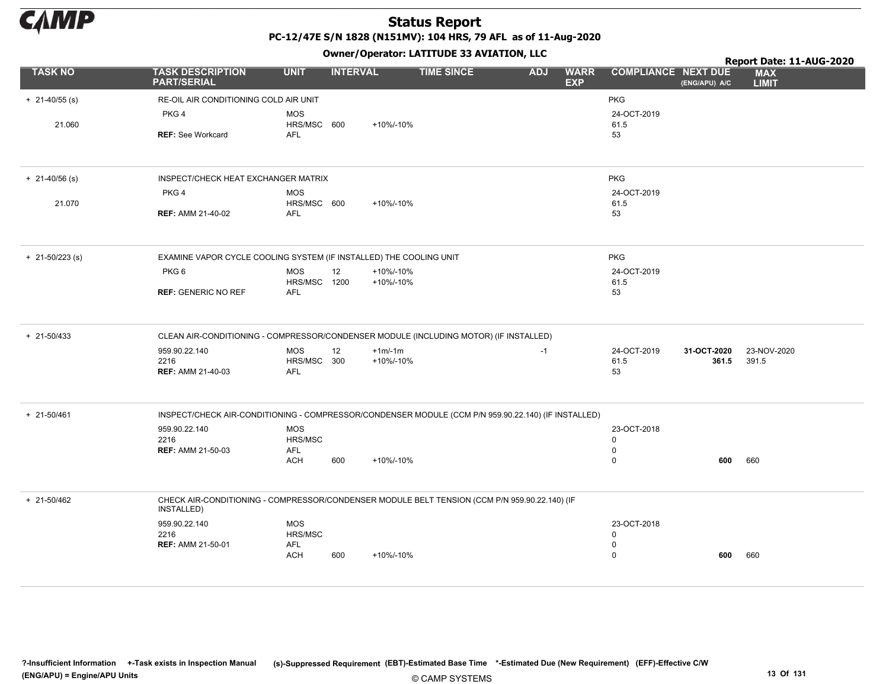# Status Report

**PC-12/47E S/N 1828 (N151MV): 104 HRS, 79 AFL as of 11-Aug-2020**

**Owner/Operator: LATITUDE 33 AVIATION, LLC**

**Report Date: 11-AUG-2020**

| TASK NO | TASK DESCRIPTION PART/SERIAL | UNIT | INTERVAL | | TIME SINCE | ADJ | WARR EXP | COMPLIANCE | NEXT DUE (ENG/APU) A/C | MAX LIMIT |
|---|---|---|---|---|---|---|---|---|---|---|
| + 21-40/55 (s) | RE-OIL AIR CONDITIONING COLD AIR UNIT | | | | | | | PKG | | |
| | PKG 4 | MOS | | | | | | 24-OCT-2019 | | |
| 21.060 | | HRS/MSC | 600 | +10%/-10% | | | | 61.5 | | |
| | **REF:** See Workcard | AFL | | | | | | 53 | | |
| + 21-40/56 (s) | INSPECT/CHECK HEAT EXCHANGER MATRIX | | | | | | | PKG | | |
| | PKG 4 | MOS | | | | | | 24-OCT-2019 | | |
| 21.070 | | HRS/MSC | 600 | +10%/-10% | | | | 61.5 | | |
| | **REF:** AMM 21-40-02 | AFL | | | | | | 53 | | |
| + 21-50/223 (s) | EXAMINE VAPOR CYCLE COOLING SYSTEM (IF INSTALLED) THE COOLING UNIT | | | | | | | PKG | | |
| | PKG 6 | MOS | 12 | +10%/-10% | | | | 24-OCT-2019 | | |
| | | HRS/MSC | 1200 | +10%/-10% | | | | 61.5 | | |
| | **REF:** GENERIC NO REF | AFL | | | | | | 53 | | |
| + 21-50/433 | CLEAN AIR-CONDITIONING - COMPRESSOR/CONDENSER MODULE (INCLUDING MOTOR) (IF INSTALLED) | | | | | | | | | |
| | 959.90.22.140 | MOS | 12 | +1m/-1m | | -1 | | 24-OCT-2019 | **31-OCT-2020** | 23-NOV-2020 |
| | 2216 | HRS/MSC | 300 | +10%/-10% | | | | 61.5 | **361.5** | 391.5 |
| | **REF:** AMM 21-40-03 | AFL | | | | | | 53 | | |
| + 21-50/461 | INSPECT/CHECK AIR-CONDITIONING - COMPRESSOR/CONDENSER MODULE (CCM P/N 959.90.22.140) (IF INSTALLED) | | | | | | | | | |
| | 959.90.22.140 | MOS | | | | | | 23-OCT-2018 | | |
| | 2216 | HRS/MSC | | | | | | 0 | | |
| | **REF:** AMM 21-50-03 | AFL | | | | | | 0 | | |
| | | ACH | 600 | +10%/-10% | | | | 0 | **600** | 660 |
| + 21-50/462 | CHECK AIR-CONDITIONING - COMPRESSOR/CONDENSER MODULE BELT TENSION (CCM P/N 959.90.22.140) (IF INSTALLED) | | | | | | | | | |
| | 959.90.22.140 | MOS | | | | | | 23-OCT-2018 | | |
| | 2216 | HRS/MSC | | | | | | 0 | | |
| | **REF:** AMM 21-50-01 | AFL | | | | | | 0 | | |
| | | ACH | 600 | +10%/-10% | | | | 0 | **600** | 660 |

**?-Insufficient Information** **+-Task exists in Inspection Manual** **(s)-Suppressed Requirement** **(EBT)-Estimated Base Time** **\*-Estimated Due (New Requirement)** **(EFF)-Effective C/W**
**(ENG/APU) = Engine/APU Units**

© CAMP SYSTEMS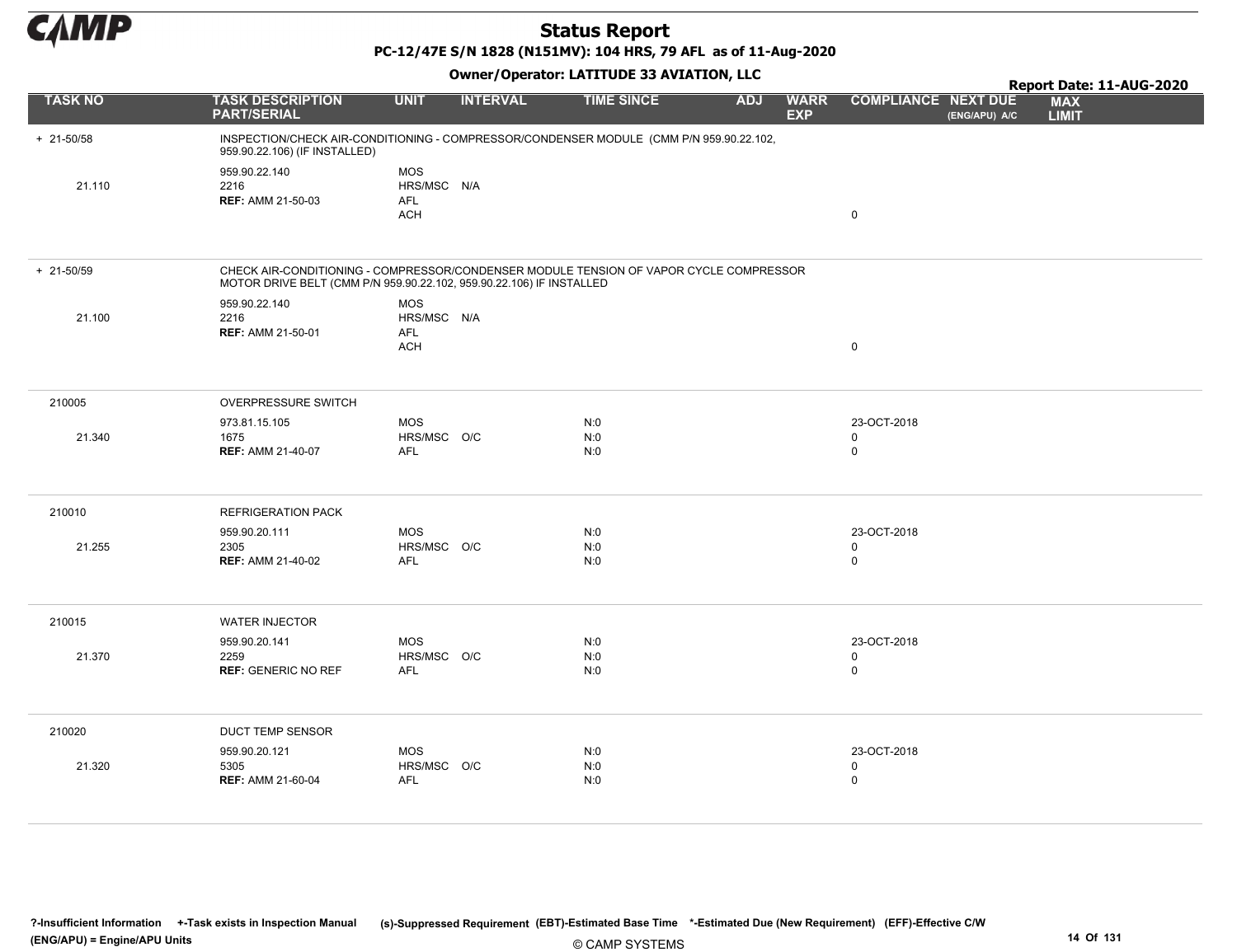# Status Report

**PC-12/47E S/N 1828 (N151MV): 104 HRS, 79 AFL as of 11-Aug-2020**

**Owner/Operator: LATITUDE 33 AVIATION, LLC**

**Report Date: 11-AUG-2020**

| TASK NO | TASK DESCRIPTION PART/SERIAL | UNIT | INTERVAL | TIME SINCE | ADJ | WARR EXP | COMPLIANCE | NEXT DUE (ENG/APU) A/C | MAX LIMIT |
|---|---|---|---|---|---|---|---|---|---|
| + 21-50/58 | INSPECTION/CHECK AIR-CONDITIONING - COMPRESSOR/CONDENSER MODULE (CMM P/N 959.90.22.102, 959.90.22.106) (IF INSTALLED) | | | | | | | | |
| | 959.90.22.140 | MOS | | | | | | | |
| 21.110 | 2216 | HRS/MSC | N/A | | | | | | |
| | **REF:** AMM 21-50-03 | AFL | | | | | | | |
| | | ACH | | | | | 0 | | |
| + 21-50/59 | CHECK AIR-CONDITIONING - COMPRESSOR/CONDENSER MODULE TENSION OF VAPOR CYCLE COMPRESSOR MOTOR DRIVE BELT (CMM P/N 959.90.22.102, 959.90.22.106) IF INSTALLED | | | | | | | | |
| | 959.90.22.140 | MOS | | | | | | | |
| 21.100 | 2216 | HRS/MSC | N/A | | | | | | |
| | **REF:** AMM 21-50-01 | AFL | | | | | | | |
| | | ACH | | | | | 0 | | |
| 210005 | OVERPRESSURE SWITCH | | | | | | | | |
| | 973.81.15.105 | MOS | | N:0 | | | 23-OCT-2018 | | |
| 21.340 | 1675 | HRS/MSC | O/C | N:0 | | | 0 | | |
| | **REF:** AMM 21-40-07 | AFL | | N:0 | | | 0 | | |
| 210010 | REFRIGERATION PACK | | | | | | | | |
| | 959.90.20.111 | MOS | | N:0 | | | 23-OCT-2018 | | |
| 21.255 | 2305 | HRS/MSC | O/C | N:0 | | | 0 | | |
| | **REF:** AMM 21-40-02 | AFL | | N:0 | | | 0 | | |
| 210015 | WATER INJECTOR | | | | | | | | |
| | 959.90.20.141 | MOS | | N:0 | | | 23-OCT-2018 | | |
| 21.370 | 2259 | HRS/MSC | O/C | N:0 | | | 0 | | |
| | **REF:** GENERIC NO REF | AFL | | N:0 | | | 0 | | |
| 210020 | DUCT TEMP SENSOR | | | | | | | | |
| | 959.90.20.121 | MOS | | N:0 | | | 23-OCT-2018 | | |
| 21.320 | 5305 | HRS/MSC | O/C | N:0 | | | 0 | | |
| | **REF:** AMM 21-60-04 | AFL | | N:0 | | | 0 | | |

**?-Insufficient Information +-Task exists in Inspection Manual (s)-Suppressed Requirement (EBT)-Estimated Base Time \*-Estimated Due (New Requirement) (EFF)-Effective C/W (ENG/APU) = Engine/APU Units**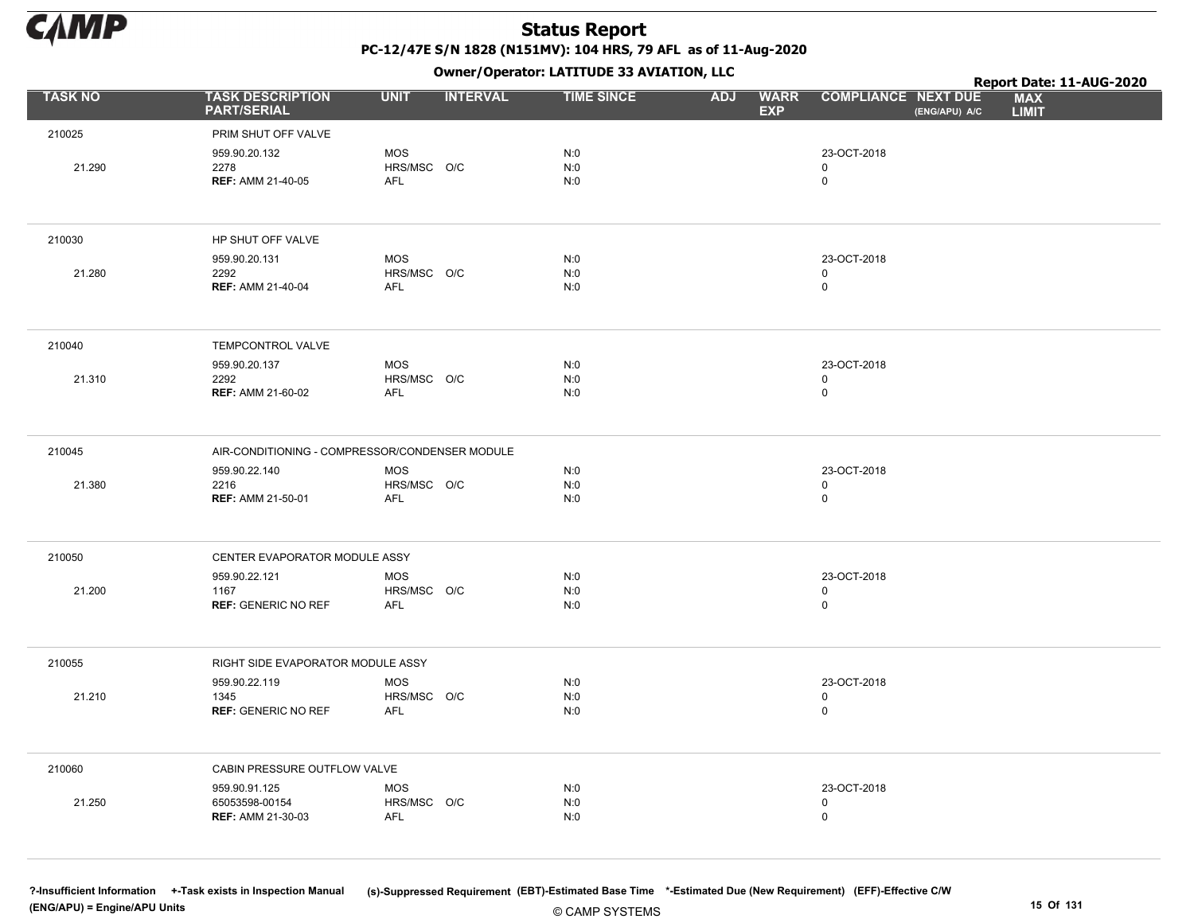# Status Report

**PC-12/47E S/N 1828 (N151MV): 104 HRS, 79 AFL as of 11-Aug-2020**

**Owner/Operator: LATITUDE 33 AVIATION, LLC**

**Report Date: 11-AUG-2020**

| TASK NO | TASK DESCRIPTION PART/SERIAL | UNIT | INTERVAL | TIME SINCE | ADJ | WARR EXP | COMPLIANCE | NEXT DUE (ENG/APU) A/C | MAX LIMIT |
|---|---|---|---|---|---|---|---|---|---|
| 210025 | PRIM SHUT OFF VALVE | | | | | | | | |
| | 959.90.20.132 | MOS | | N:0 | | | 23-OCT-2018 | | |
| 21.290 | 2278 | HRS/MSC | O/C | N:0 | | | 0 | | |
| | **REF:** AMM 21-40-05 | AFL | | N:0 | | | 0 | | |
| 210030 | HP SHUT OFF VALVE | | | | | | | | |
| | 959.90.20.131 | MOS | | N:0 | | | 23-OCT-2018 | | |
| 21.280 | 2292 | HRS/MSC | O/C | N:0 | | | 0 | | |
| | **REF:** AMM 21-40-04 | AFL | | N:0 | | | 0 | | |
| 210040 | TEMPCONTROL VALVE | | | | | | | | |
| | 959.90.20.137 | MOS | | N:0 | | | 23-OCT-2018 | | |
| 21.310 | 2292 | HRS/MSC | O/C | N:0 | | | 0 | | |
| | **REF:** AMM 21-60-02 | AFL | | N:0 | | | 0 | | |
| 210045 | AIR-CONDITIONING - COMPRESSOR/CONDENSER MODULE | | | | | | | | |
| | 959.90.22.140 | MOS | | N:0 | | | 23-OCT-2018 | | |
| 21.380 | 2216 | HRS/MSC | O/C | N:0 | | | 0 | | |
| | **REF:** AMM 21-50-01 | AFL | | N:0 | | | 0 | | |
| 210050 | CENTER EVAPORATOR MODULE ASSY | | | | | | | | |
| | 959.90.22.121 | MOS | | N:0 | | | 23-OCT-2018 | | |
| 21.200 | 1167 | HRS/MSC | O/C | N:0 | | | 0 | | |
| | **REF:** GENERIC NO REF | AFL | | N:0 | | | 0 | | |
| 210055 | RIGHT SIDE EVAPORATOR MODULE ASSY | | | | | | | | |
| | 959.90.22.119 | MOS | | N:0 | | | 23-OCT-2018 | | |
| 21.210 | 1345 | HRS/MSC | O/C | N:0 | | | 0 | | |
| | **REF:** GENERIC NO REF | AFL | | N:0 | | | 0 | | |
| 210060 | CABIN PRESSURE OUTFLOW VALVE | | | | | | | | |
| | 959.90.91.125 | MOS | | N:0 | | | 23-OCT-2018 | | |
| 21.250 | 65053598-00154 | HRS/MSC | O/C | N:0 | | | 0 | | |
| | **REF:** AMM 21-30-03 | AFL | | N:0 | | | 0 | | |

?-Insufficient Information +-Task exists in Inspection Manual (s)-Suppressed Requirement (EBT)-Estimated Base Time *-Estimated Due (New Requirement) (EFF)-Effective C/W
(ENG/APU) = Engine/APU Units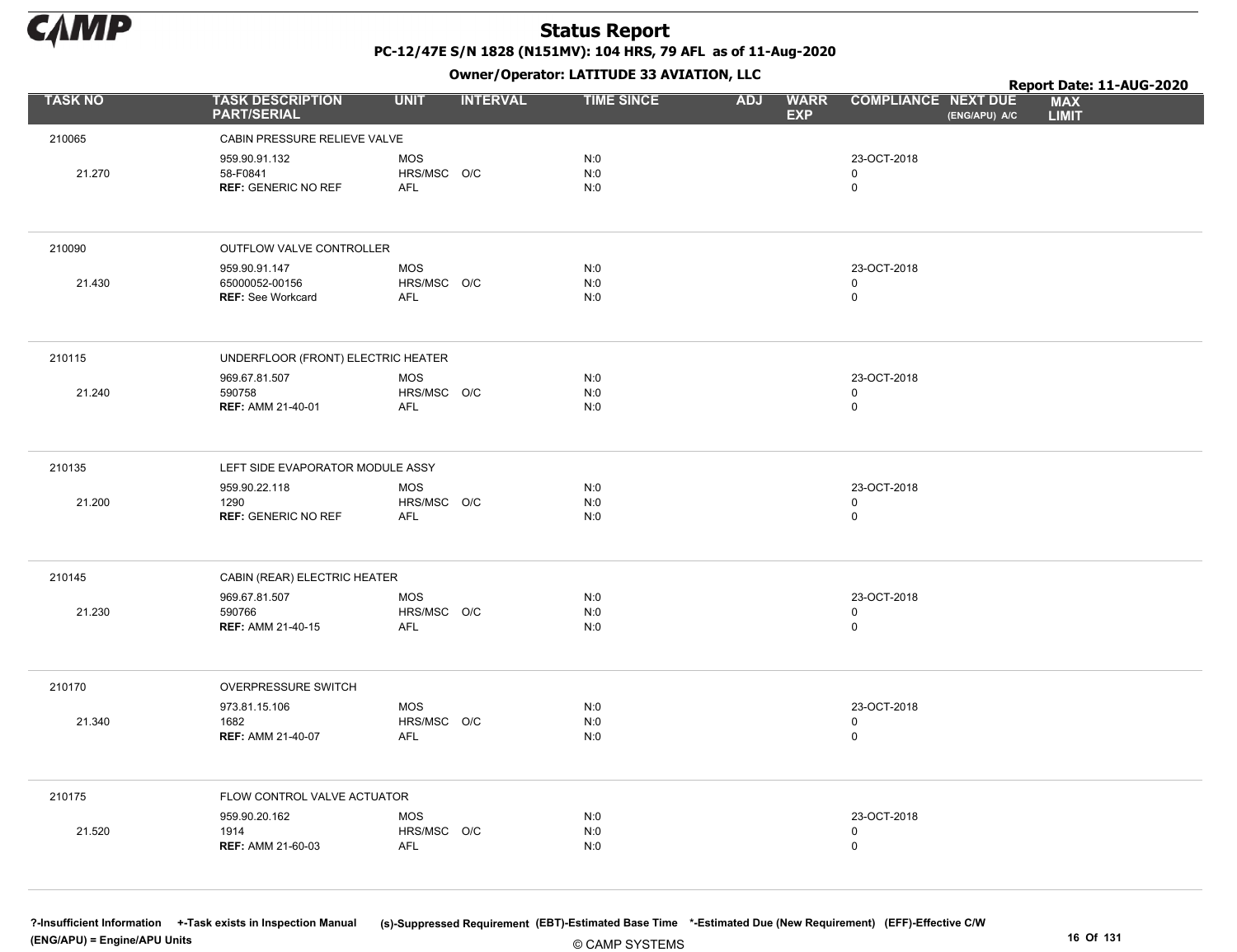# Status Report

**PC-12/47E S/N 1828 (N151MV): 104 HRS, 79 AFL as of 11-Aug-2020**

**Owner/Operator: LATITUDE 33 AVIATION, LLC**

**Report Date: 11-AUG-2020**

| TASK NO | TASK DESCRIPTION PART/SERIAL | UNIT | INTERVAL | TIME SINCE | ADJ | WARR EXP | COMPLIANCE | NEXT DUE (ENG/APU) A/C | MAX LIMIT |
|---|---|---|---|---|---|---|---|---|---|
| 210065 | CABIN PRESSURE RELIEVE VALVE | | | | | | | | |
| | 959.90.91.132 | MOS | | N:0 | | | 23-OCT-2018 | | |
| 21.270 | 58-F0841 | HRS/MSC | O/C | N:0 | | | 0 | | |
| | **REF:** GENERIC NO REF | AFL | | N:0 | | | 0 | | |
| 210090 | OUTFLOW VALVE CONTROLLER | | | | | | | | |
| | 959.90.91.147 | MOS | | N:0 | | | 23-OCT-2018 | | |
| 21.430 | 65000052-00156 | HRS/MSC | O/C | N:0 | | | 0 | | |
| | **REF:** See Workcard | AFL | | N:0 | | | 0 | | |
| 210115 | UNDERFLOOR (FRONT) ELECTRIC HEATER | | | | | | | | |
| | 969.67.81.507 | MOS | | N:0 | | | 23-OCT-2018 | | |
| 21.240 | 590758 | HRS/MSC | O/C | N:0 | | | 0 | | |
| | **REF:** AMM 21-40-01 | AFL | | N:0 | | | 0 | | |
| 210135 | LEFT SIDE EVAPORATOR MODULE ASSY | | | | | | | | |
| | 959.90.22.118 | MOS | | N:0 | | | 23-OCT-2018 | | |
| 21.200 | 1290 | HRS/MSC | O/C | N:0 | | | 0 | | |
| | **REF:** GENERIC NO REF | AFL | | N:0 | | | 0 | | |
| 210145 | CABIN (REAR) ELECTRIC HEATER | | | | | | | | |
| | 969.67.81.507 | MOS | | N:0 | | | 23-OCT-2018 | | |
| 21.230 | 590766 | HRS/MSC | O/C | N:0 | | | 0 | | |
| | **REF:** AMM 21-40-15 | AFL | | N:0 | | | 0 | | |
| 210170 | OVERPRESSURE SWITCH | | | | | | | | |
| | 973.81.15.106 | MOS | | N:0 | | | 23-OCT-2018 | | |
| 21.340 | 1682 | HRS/MSC | O/C | N:0 | | | 0 | | |
| | **REF:** AMM 21-40-07 | AFL | | N:0 | | | 0 | | |
| 210175 | FLOW CONTROL VALVE ACTUATOR | | | | | | | | |
| | 959.90.20.162 | MOS | | N:0 | | | 23-OCT-2018 | | |
| 21.520 | 1914 | HRS/MSC | O/C | N:0 | | | 0 | | |
| | **REF:** AMM 21-60-03 | AFL | | N:0 | | | 0 | | |

?-Insufficient Information +-Task exists in Inspection Manual (s)-Suppressed Requirement (EBT)-Estimated Base Time *-Estimated Due (New Requirement) (EFF)-Effective C/W (ENG/APU) = Engine/APU Units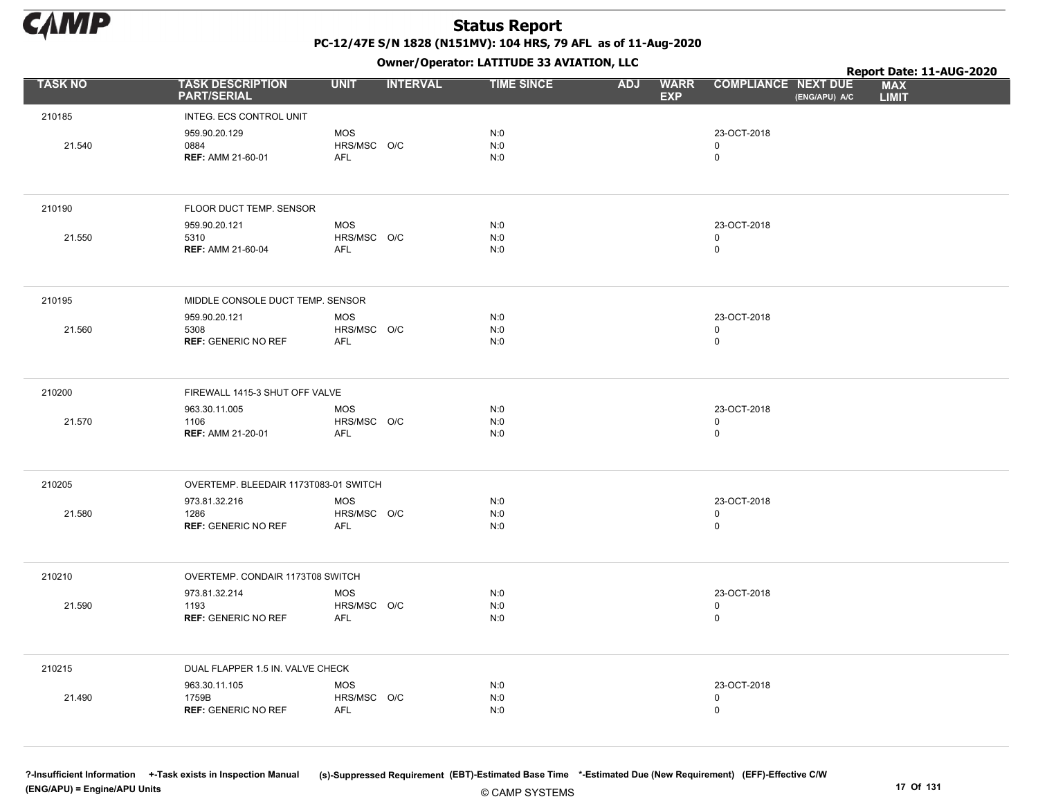| TASK NO | TASK DESCRIPTION PART/SERIAL | UNIT | INTERVAL | TIME SINCE | ADJ | WARR EXP | COMPLIANCE | NEXT DUE (ENG/APU) A/C | MAX LIMIT |
|---|---|---|---|---|---|---|---|---|---|
| 210185 | INTEG. ECS CONTROL UNIT | | | | | | | | |
| | 959.90.20.129 | MOS | | N:0 | | | 23-OCT-2018 | | |
| 21.540 | 0884 | HRS/MSC | O/C | N:0 | | | 0 | | |
| | **REF:** AMM 21-60-01 | AFL | | N:0 | | | 0 | | |
| 210190 | FLOOR DUCT TEMP. SENSOR | | | | | | | | |
| | 959.90.20.121 | MOS | | N:0 | | | 23-OCT-2018 | | |
| 21.550 | 5310 | HRS/MSC | O/C | N:0 | | | 0 | | |
| | **REF:** AMM 21-60-04 | AFL | | N:0 | | | 0 | | |
| 210195 | MIDDLE CONSOLE DUCT TEMP. SENSOR | | | | | | | | |
| | 959.90.20.121 | MOS | | N:0 | | | 23-OCT-2018 | | |
| 21.560 | 5308 | HRS/MSC | O/C | N:0 | | | 0 | | |
| | **REF:** GENERIC NO REF | AFL | | N:0 | | | 0 | | |
| 210200 | FIREWALL 1415-3 SHUT OFF VALVE | | | | | | | | |
| | 963.30.11.005 | MOS | | N:0 | | | 23-OCT-2018 | | |
| 21.570 | 1106 | HRS/MSC | O/C | N:0 | | | 0 | | |
| | **REF:** AMM 21-20-01 | AFL | | N:0 | | | 0 | | |
| 210205 | OVERTEMP. BLEEDAIR 1173T083-01 SWITCH | | | | | | | | |
| | 973.81.32.216 | MOS | | N:0 | | | 23-OCT-2018 | | |
| 21.580 | 1286 | HRS/MSC | O/C | N:0 | | | 0 | | |
| | **REF:** GENERIC NO REF | AFL | | N:0 | | | 0 | | |
| 210210 | OVERTEMP. CONDAIR 1173T08 SWITCH | | | | | | | | |
| | 973.81.32.214 | MOS | | N:0 | | | 23-OCT-2018 | | |
| 21.590 | 1193 | HRS/MSC | O/C | N:0 | | | 0 | | |
| | **REF:** GENERIC NO REF | AFL | | N:0 | | | 0 | | |
| 210215 | DUAL FLAPPER 1.5 IN. VALVE CHECK | | | | | | | | |
| | 963.30.11.105 | MOS | | N:0 | | | 23-OCT-2018 | | |
| 21.490 | 1759B | HRS/MSC | O/C | N:0 | | | 0 | | |
| | **REF:** GENERIC NO REF | AFL | | N:0 | | | 0 | | |

?-Insufficient Information +-Task exists in Inspection Manual (s)-Suppressed Requirement (EBT)-Estimated Base Time *-Estimated Due (New Requirement) (EFF)-Effective C/W
(ENG/APU) = Engine/APU Units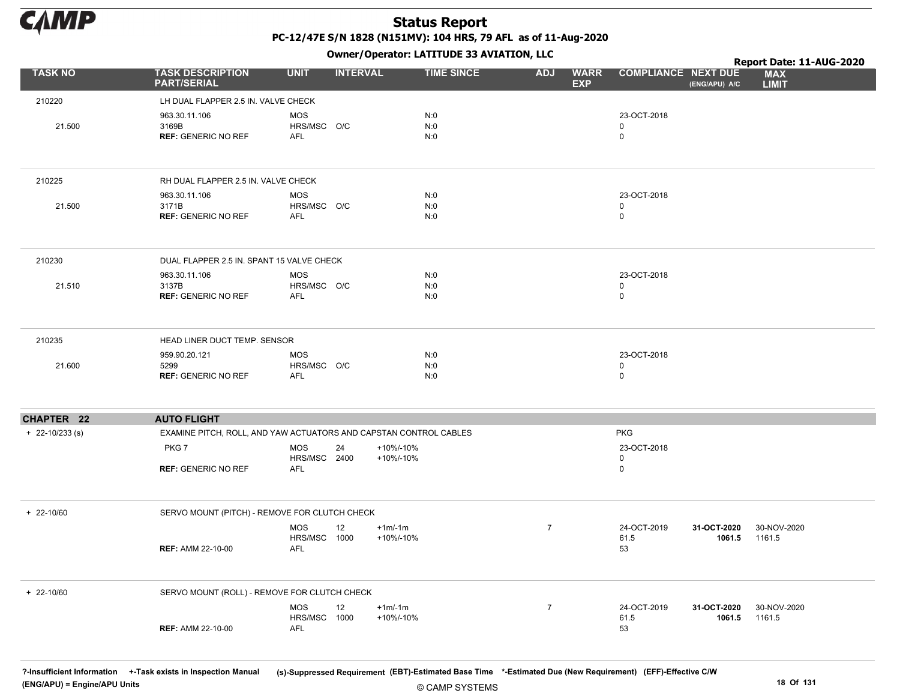# Status Report

**PC-12/47E S/N 1828 (N151MV): 104 HRS, 79 AFL as of 11-Aug-2020**

**Owner/Operator: LATITUDE 33 AVIATION, LLC**

**Report Date: 11-AUG-2020**

| TASK NO | TASK DESCRIPTION PART/SERIAL | UNIT | INTERVAL | | TIME SINCE | ADJ | WARR EXP | COMPLIANCE | NEXT DUE (ENG/APU) A/C | MAX LIMIT |
|---|---|---|---|---|---|---|---|---|---|---|
| 210220 | LH DUAL FLAPPER 2.5 IN. VALVE CHECK | | | | | | | | | |
| | 963.30.11.106 | MOS | | | N:0 | | | 23-OCT-2018 | | |
| 21.500 | 3169B | HRS/MSC | O/C | | N:0 | | | 0 | | |
| | **REF:** GENERIC NO REF | AFL | | | N:0 | | | 0 | | |
| 210225 | RH DUAL FLAPPER 2.5 IN. VALVE CHECK | | | | | | | | | |
| | 963.30.11.106 | MOS | | | N:0 | | | 23-OCT-2018 | | |
| 21.500 | 3171B | HRS/MSC | O/C | | N:0 | | | 0 | | |
| | **REF:** GENERIC NO REF | AFL | | | N:0 | | | 0 | | |
| 210230 | DUAL FLAPPER 2.5 IN. SPANT 15 VALVE CHECK | | | | | | | | | |
| | 963.30.11.106 | MOS | | | N:0 | | | 23-OCT-2018 | | |
| 21.510 | 3137B | HRS/MSC | O/C | | N:0 | | | 0 | | |
| | **REF:** GENERIC NO REF | AFL | | | N:0 | | | 0 | | |
| 210235 | HEAD LINER DUCT TEMP. SENSOR | | | | | | | | | |
| | 959.90.20.121 | MOS | | | N:0 | | | 23-OCT-2018 | | |
| 21.600 | 5299 | HRS/MSC | O/C | | N:0 | | | 0 | | |
| | **REF:** GENERIC NO REF | AFL | | | N:0 | | | 0 | | |
| **CHAPTER 22** | **AUTO FLIGHT** | | | | | | | | | |
| + 22-10/233 (s) | EXAMINE PITCH, ROLL, AND YAW ACTUATORS AND CAPSTAN CONTROL CABLES | | | | | | | PKG | | |
| | PKG 7 | MOS | 24 | +10%/-10% | | | | 23-OCT-2018 | | |
| | | HRS/MSC | 2400 | +10%/-10% | | | | 0 | | |
| | **REF:** GENERIC NO REF | AFL | | | | | | 0 | | |
| + 22-10/60 | SERVO MOUNT (PITCH) - REMOVE FOR CLUTCH CHECK | | | | | | | | | |
| | | MOS | 12 | +1m/-1m | | 7 | | 24-OCT-2019 | **31-OCT-2020** | 30-NOV-2020 |
| | | HRS/MSC | 1000 | +10%/-10% | | | | 61.5 | **1061.5** | 1161.5 |
| | **REF:** AMM 22-10-00 | AFL | | | | | | 53 | | |
| + 22-10/60 | SERVO MOUNT (ROLL) - REMOVE FOR CLUTCH CHECK | | | | | | | | | |
| | | MOS | 12 | +1m/-1m | | 7 | | 24-OCT-2019 | **31-OCT-2020** | 30-NOV-2020 |
| | | HRS/MSC | 1000 | +10%/-10% | | | | 61.5 | **1061.5** | 1161.5 |
| | **REF:** AMM 22-10-00 | AFL | | | | | | 53 | | |

?-Insufficient Information +-Task exists in Inspection Manual (s)-Suppressed Requirement (EBT)-Estimated Base Time *-Estimated Due (New Requirement) (EFF)-Effective C/W
(ENG/APU) = Engine/APU Units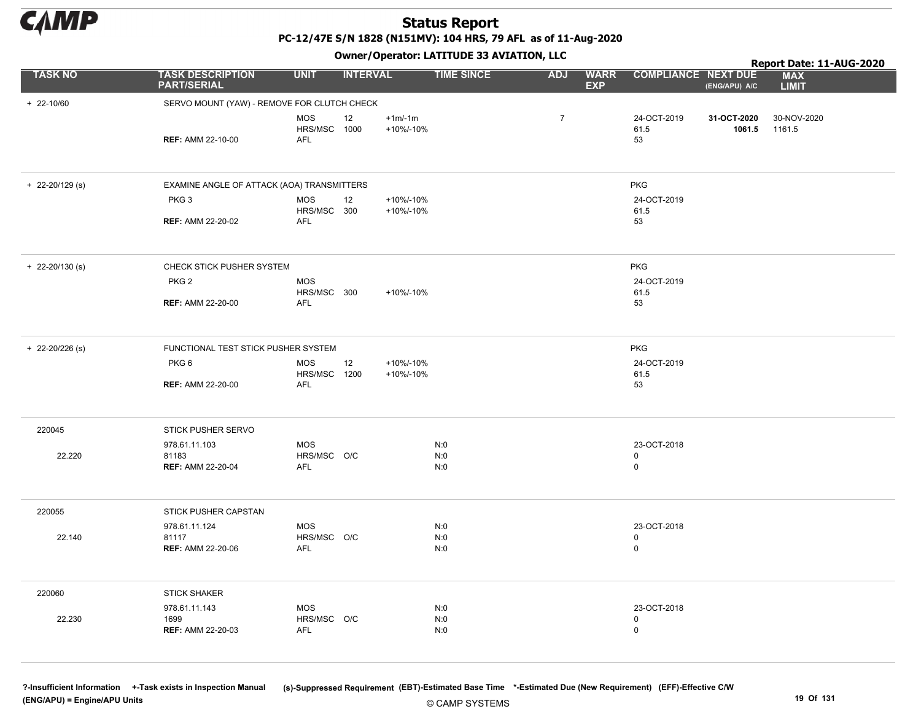# Status Report

**PC-12/47E S/N 1828 (N151MV): 104 HRS, 79 AFL as of 11-Aug-2020**

**Owner/Operator: LATITUDE 33 AVIATION, LLC**

**Report Date: 11-AUG-2020**

| TASK NO | TASK DESCRIPTION PART/SERIAL | UNIT | INTERVAL | | TIME SINCE | ADJ | WARR EXP | COMPLIANCE | NEXT DUE (ENG/APU) A/C | MAX LIMIT |
|---|---|---|---|---|---|---|---|---|---|---|
| + 22-10/60 | SERVO MOUNT (YAW) - REMOVE FOR CLUTCH CHECK | | | | | | | | | |
| | | MOS | 12 | +1m/-1m | | 7 | | 24-OCT-2019 | **31-OCT-2020** | 30-NOV-2020 |
| | | HRS/MSC | 1000 | +10%/-10% | | | | 61.5 | **1061.5** | 1161.5 |
| | **REF:** AMM 22-10-00 | AFL | | | | | | 53 | | |
| + 22-20/129 (s) | EXAMINE ANGLE OF ATTACK (AOA) TRANSMITTERS | | | | | | | PKG | | |
| | PKG 3 | MOS | 12 | +10%/-10% | | | | 24-OCT-2019 | | |
| | | HRS/MSC | 300 | +10%/-10% | | | | 61.5 | | |
| | **REF:** AMM 22-20-02 | AFL | | | | | | 53 | | |
| + 22-20/130 (s) | CHECK STICK PUSHER SYSTEM | | | | | | | PKG | | |
| | PKG 2 | MOS | | | | | | 24-OCT-2019 | | |
| | | HRS/MSC | 300 | +10%/-10% | | | | 61.5 | | |
| | **REF:** AMM 22-20-00 | AFL | | | | | | 53 | | |
| + 22-20/226 (s) | FUNCTIONAL TEST STICK PUSHER SYSTEM | | | | | | | PKG | | |
| | PKG 6 | MOS | 12 | +10%/-10% | | | | 24-OCT-2019 | | |
| | | HRS/MSC | 1200 | +10%/-10% | | | | 61.5 | | |
| | **REF:** AMM 22-20-00 | AFL | | | | | | 53 | | |
| 220045 | STICK PUSHER SERVO | | | | | | | | | |
| | 978.61.11.103 | MOS | | | N:0 | | | 23-OCT-2018 | | |
| 22.220 | 81183 | HRS/MSC | O/C | | N:0 | | | 0 | | |
| | **REF:** AMM 22-20-04 | AFL | | | N:0 | | | 0 | | |
| 220055 | STICK PUSHER CAPSTAN | | | | | | | | | |
| | 978.61.11.124 | MOS | | | N:0 | | | 23-OCT-2018 | | |
| 22.140 | 81117 | HRS/MSC | O/C | | N:0 | | | 0 | | |
| | **REF:** AMM 22-20-06 | AFL | | | N:0 | | | 0 | | |
| 220060 | STICK SHAKER | | | | | | | | | |
| | 978.61.11.143 | MOS | | | N:0 | | | 23-OCT-2018 | | |
| 22.230 | 1699 | HRS/MSC | O/C | | N:0 | | | 0 | | |
| | **REF:** AMM 22-20-03 | AFL | | | N:0 | | | 0 | | |

?-Insufficient Information +-Task exists in Inspection Manual (s)-Suppressed Requirement (EBT)-Estimated Base Time *-Estimated Due (New Requirement) (EFF)-Effective C/W (ENG/APU) = Engine/APU Units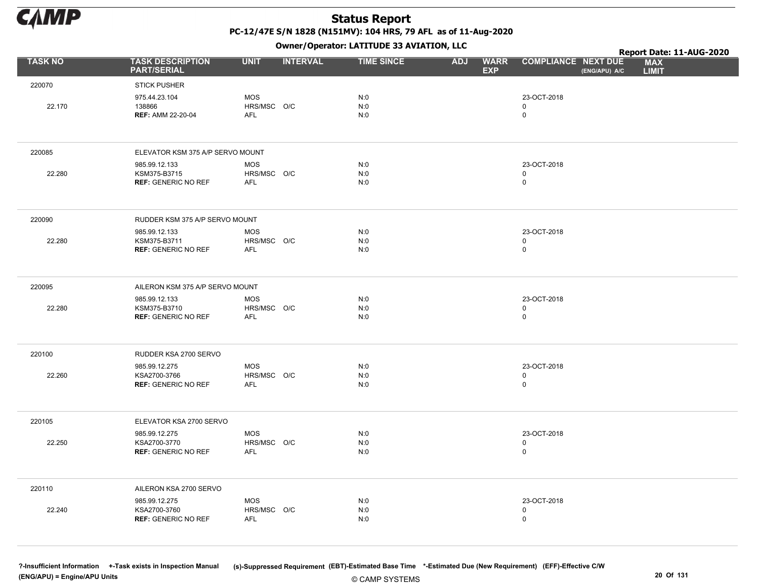# Status Report

**PC-12/47E S/N 1828 (N151MV): 104 HRS, 79 AFL as of 11-Aug-2020**

**Owner/Operator: LATITUDE 33 AVIATION, LLC**

**Report Date: 11-AUG-2020**

| TASK NO | TASK DESCRIPTION PART/SERIAL | UNIT | INTERVAL | TIME SINCE | ADJ | WARR EXP | COMPLIANCE | NEXT DUE (ENG/APU) A/C | MAX LIMIT |
|---|---|---|---|---|---|---|---|---|---|
| 220070 | STICK PUSHER | | | | | | | | |
| | 975.44.23.104 | MOS | | N:0 | | | 23-OCT-2018 | | |
| 22.170 | 138866 | HRS/MSC | O/C | N:0 | | | 0 | | |
| | **REF:** AMM 22-20-04 | AFL | | N:0 | | | 0 | | |
| 220085 | ELEVATOR KSM 375 A/P SERVO MOUNT | | | | | | | | |
| | 985.99.12.133 | MOS | | N:0 | | | 23-OCT-2018 | | |
| 22.280 | KSM375-B3715 | HRS/MSC | O/C | N:0 | | | 0 | | |
| | **REF:** GENERIC NO REF | AFL | | N:0 | | | 0 | | |
| 220090 | RUDDER KSM 375 A/P SERVO MOUNT | | | | | | | | |
| | 985.99.12.133 | MOS | | N:0 | | | 23-OCT-2018 | | |
| 22.280 | KSM375-B3711 | HRS/MSC | O/C | N:0 | | | 0 | | |
| | **REF:** GENERIC NO REF | AFL | | N:0 | | | 0 | | |
| 220095 | AILERON KSM 375 A/P SERVO MOUNT | | | | | | | | |
| | 985.99.12.133 | MOS | | N:0 | | | 23-OCT-2018 | | |
| 22.280 | KSM375-B3710 | HRS/MSC | O/C | N:0 | | | 0 | | |
| | **REF:** GENERIC NO REF | AFL | | N:0 | | | 0 | | |
| 220100 | RUDDER KSA 2700 SERVO | | | | | | | | |
| | 985.99.12.275 | MOS | | N:0 | | | 23-OCT-2018 | | |
| 22.260 | KSA2700-3766 | HRS/MSC | O/C | N:0 | | | 0 | | |
| | **REF:** GENERIC NO REF | AFL | | N:0 | | | 0 | | |
| 220105 | ELEVATOR KSA 2700 SERVO | | | | | | | | |
| | 985.99.12.275 | MOS | | N:0 | | | 23-OCT-2018 | | |
| 22.250 | KSA2700-3770 | HRS/MSC | O/C | N:0 | | | 0 | | |
| | **REF:** GENERIC NO REF | AFL | | N:0 | | | 0 | | |
| 220110 | AILERON KSA 2700 SERVO | | | | | | | | |
| | 985.99.12.275 | MOS | | N:0 | | | 23-OCT-2018 | | |
| 22.240 | KSA2700-3760 | HRS/MSC | O/C | N:0 | | | 0 | | |
| | **REF:** GENERIC NO REF | AFL | | N:0 | | | 0 | | |

?-Insufficient Information +-Task exists in Inspection Manual (s)-Suppressed Requirement (EBT)-Estimated Base Time *-Estimated Due (New Requirement) (EFF)-Effective C/W
(ENG/APU) = Engine/APU Units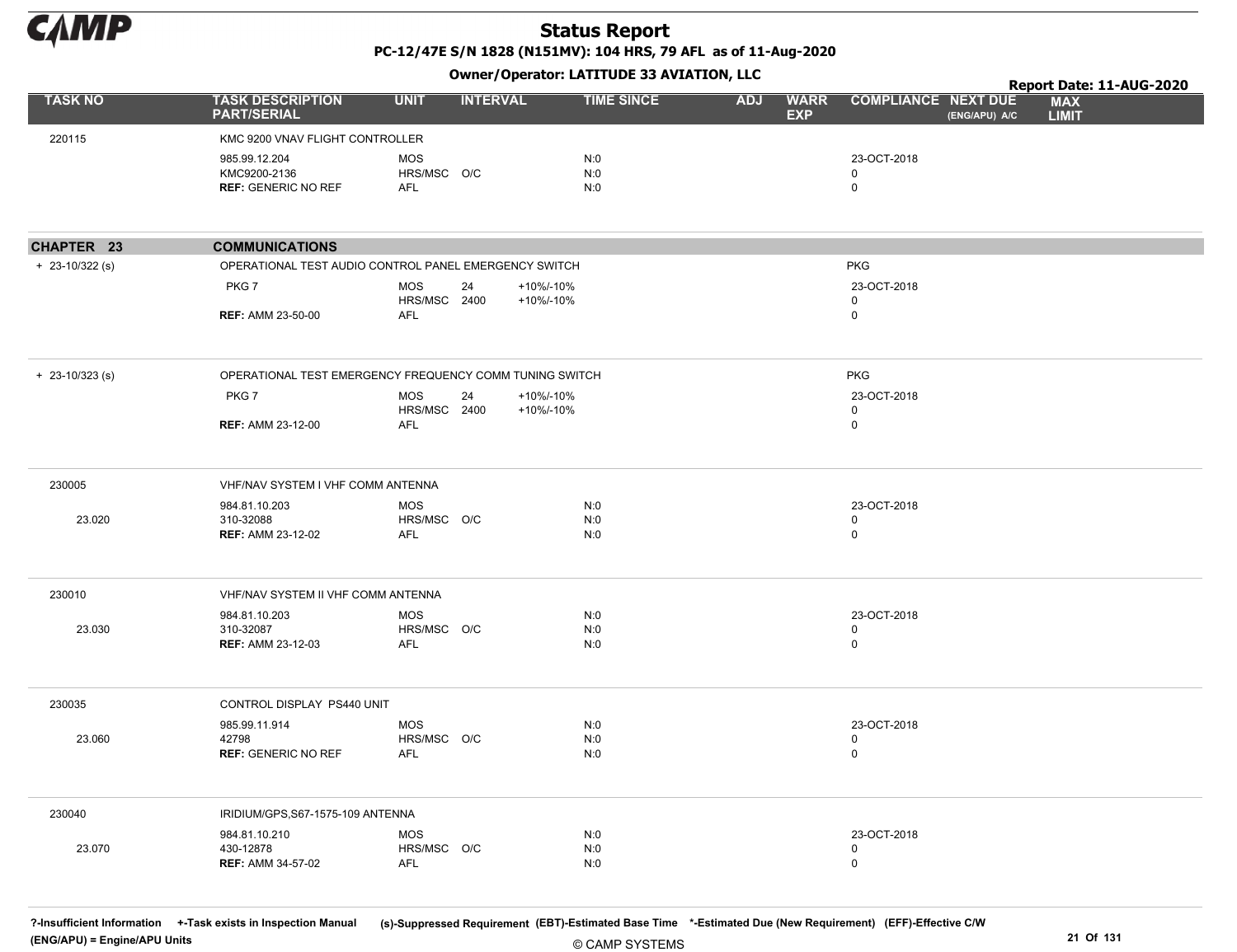# Status Report

**PC-12/47E S/N 1828 (N151MV): 104 HRS, 79 AFL as of 11-Aug-2020**

**Owner/Operator: LATITUDE 33 AVIATION, LLC**

**Report Date: 11-AUG-2020**

| TASK NO | TASK DESCRIPTION PART/SERIAL | UNIT | INTERVAL | | TIME SINCE | ADJ | WARR EXP | COMPLIANCE | NEXT DUE (ENG/APU) A/C | MAX LIMIT |
|---|---|---|---|---|---|---|---|---|---|---|
| 220115 | KMC 9200 VNAV FLIGHT CONTROLLER | | | | | | | | | |
| | 985.99.12.204 | MOS | | | N:0 | | | 23-OCT-2018 | | |
| | KMC9200-2136 | HRS/MSC | O/C | | N:0 | | | 0 | | |
| | **REF:** GENERIC NO REF | AFL | | | N:0 | | | 0 | | |
| **CHAPTER 23** | **COMMUNICATIONS** | | | | | | | | | |
| + 23-10/322 (s) | OPERATIONAL TEST AUDIO CONTROL PANEL EMERGENCY SWITCH | | | | | | | PKG | | |
| | PKG 7 | MOS | 24 | +10%/-10% | | | | 23-OCT-2018 | | |
| | | HRS/MSC | 2400 | +10%/-10% | | | | 0 | | |
| | **REF:** AMM 23-50-00 | AFL | | | | | | 0 | | |
| + 23-10/323 (s) | OPERATIONAL TEST EMERGENCY FREQUENCY COMM TUNING SWITCH | | | | | | | PKG | | |
| | PKG 7 | MOS | 24 | +10%/-10% | | | | 23-OCT-2018 | | |
| | | HRS/MSC | 2400 | +10%/-10% | | | | 0 | | |
| | **REF:** AMM 23-12-00 | AFL | | | | | | 0 | | |
| 230005 | VHF/NAV SYSTEM I VHF COMM ANTENNA | | | | | | | | | |
| | 984.81.10.203 | MOS | | | N:0 | | | 23-OCT-2018 | | |
| 23.020 | 310-32088 | HRS/MSC | O/C | | N:0 | | | 0 | | |
| | **REF:** AMM 23-12-02 | AFL | | | N:0 | | | 0 | | |
| 230010 | VHF/NAV SYSTEM II VHF COMM ANTENNA | | | | | | | | | |
| | 984.81.10.203 | MOS | | | N:0 | | | 23-OCT-2018 | | |
| 23.030 | 310-32087 | HRS/MSC | O/C | | N:0 | | | 0 | | |
| | **REF:** AMM 23-12-03 | AFL | | | N:0 | | | 0 | | |
| 230035 | CONTROL DISPLAY PS440 UNIT | | | | | | | | | |
| | 985.99.11.914 | MOS | | | N:0 | | | 23-OCT-2018 | | |
| 23.060 | 42798 | HRS/MSC | O/C | | N:0 | | | 0 | | |
| | **REF:** GENERIC NO REF | AFL | | | N:0 | | | 0 | | |
| 230040 | IRIDIUM/GPS,S67-1575-109 ANTENNA | | | | | | | | | |
| | 984.81.10.210 | MOS | | | N:0 | | | 23-OCT-2018 | | |
| 23.070 | 430-12878 | HRS/MSC | O/C | | N:0 | | | 0 | | |
| | **REF:** AMM 34-57-02 | AFL | | | N:0 | | | 0 | | |

?-Insufficient Information +-Task exists in Inspection Manual (s)-Suppressed Requirement (EBT)-Estimated Base Time *-Estimated Due (New Requirement) (EFF)-Effective C/W
(ENG/APU) = Engine/APU Units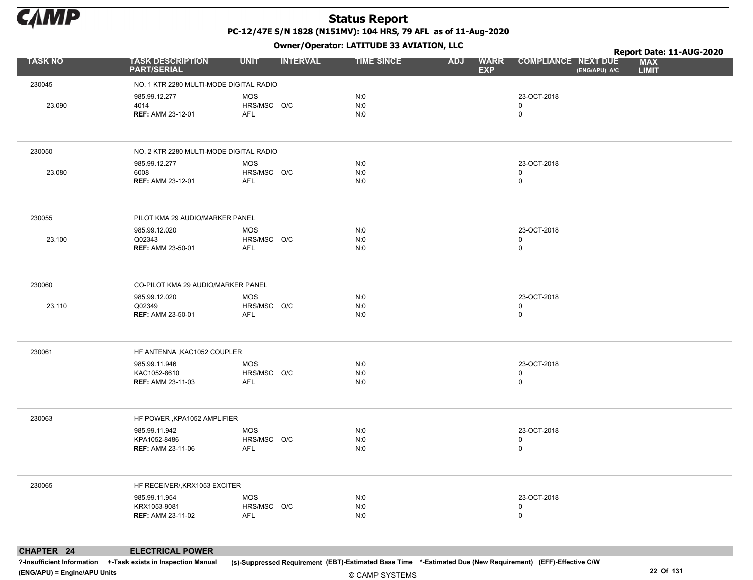# Status Report

**PC-12/47E S/N 1828 (N151MV): 104 HRS, 79 AFL as of 11-Aug-2020**

**Owner/Operator: LATITUDE 33 AVIATION, LLC**

**Report Date: 11-AUG-2020**

| TASK NO | TASK DESCRIPTION PART/SERIAL | UNIT | INTERVAL | TIME SINCE | ADJ | WARR EXP | COMPLIANCE | NEXT DUE (ENG/APU) A/C | MAX LIMIT |
|---|---|---|---|---|---|---|---|---|---|
| 230045 | NO. 1 KTR 2280 MULTI-MODE DIGITAL RADIO | | | | | | | | |
| | 985.99.12.277 | MOS | | N:0 | | | 23-OCT-2018 | | |
| 23.090 | 4014 | HRS/MSC | O/C | N:0 | | | 0 | | |
| | **REF:** AMM 23-12-01 | AFL | | N:0 | | | 0 | | |
| 230050 | NO. 2 KTR 2280 MULTI-MODE DIGITAL RADIO | | | | | | | | |
| | 985.99.12.277 | MOS | | N:0 | | | 23-OCT-2018 | | |
| 23.080 | 6008 | HRS/MSC | O/C | N:0 | | | 0 | | |
| | **REF:** AMM 23-12-01 | AFL | | N:0 | | | 0 | | |
| 230055 | PILOT KMA 29 AUDIO/MARKER PANEL | | | | | | | | |
| | 985.99.12.020 | MOS | | N:0 | | | 23-OCT-2018 | | |
| 23.100 | Q02343 | HRS/MSC | O/C | N:0 | | | 0 | | |
| | **REF:** AMM 23-50-01 | AFL | | N:0 | | | 0 | | |
| 230060 | CO-PILOT KMA 29 AUDIO/MARKER PANEL | | | | | | | | |
| | 985.99.12.020 | MOS | | N:0 | | | 23-OCT-2018 | | |
| 23.110 | Q02349 | HRS/MSC | O/C | N:0 | | | 0 | | |
| | **REF:** AMM 23-50-01 | AFL | | N:0 | | | 0 | | |
| 230061 | HF ANTENNA ,KAC1052 COUPLER | | | | | | | | |
| | 985.99.11.946 | MOS | | N:0 | | | 23-OCT-2018 | | |
| | KAC1052-8610 | HRS/MSC | O/C | N:0 | | | 0 | | |
| | **REF:** AMM 23-11-03 | AFL | | N:0 | | | 0 | | |
| 230063 | HF POWER ,KPA1052 AMPLIFIER | | | | | | | | |
| | 985.99.11.942 | MOS | | N:0 | | | 23-OCT-2018 | | |
| | KPA1052-8486 | HRS/MSC | O/C | N:0 | | | 0 | | |
| | **REF:** AMM 23-11-06 | AFL | | N:0 | | | 0 | | |
| 230065 | HF RECEIVER/,KRX1053 EXCITER | | | | | | | | |
| | 985.99.11.954 | MOS | | N:0 | | | 23-OCT-2018 | | |
| | KRX1053-9081 | HRS/MSC | O/C | N:0 | | | 0 | | |
| | **REF:** AMM 23-11-02 | AFL | | N:0 | | | 0 | | |

## CHAPTER 24 ELECTRICAL POWER

?-Insufficient Information +-Task exists in Inspection Manual (s)-Suppressed Requirement (EBT)-Estimated Base Time *-Estimated Due (New Requirement) (EFF)-Effective C/W
(ENG/APU) = Engine/APU Units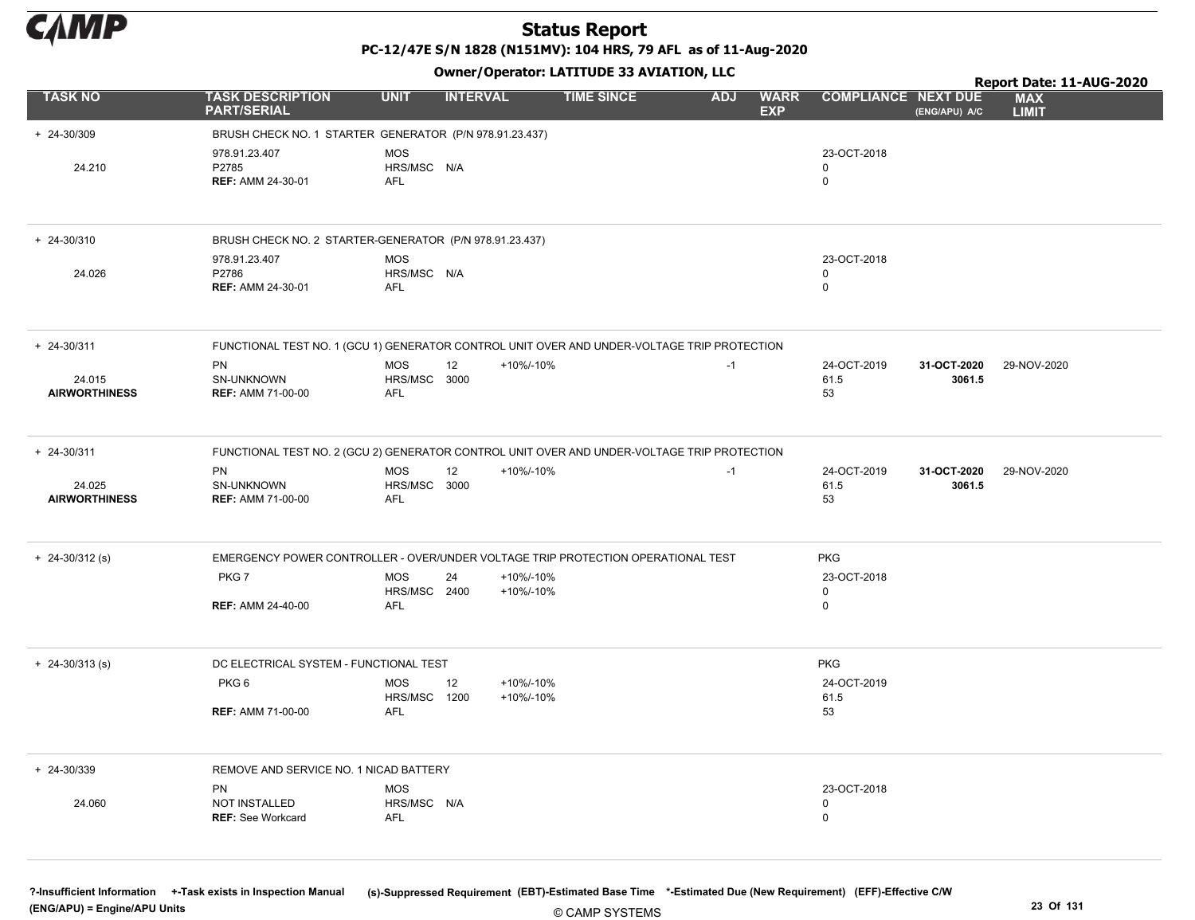# Status Report

**PC-12/47E S/N 1828 (N151MV): 104 HRS, 79 AFL as of 11-Aug-2020**

**Owner/Operator: LATITUDE 33 AVIATION, LLC**

**Report Date: 11-AUG-2020**

| TASK NO | TASK DESCRIPTION PART/SERIAL | UNIT | INTERVAL | | TIME SINCE | ADJ | WARR EXP | COMPLIANCE | NEXT DUE (ENG/APU) A/C | MAX LIMIT |
|---|---|---|---|---|---|---|---|---|---|---|
| + 24-30/309 | BRUSH CHECK NO. 1 STARTER GENERATOR (P/N 978.91.23.437) | | | | | | | | | |
| | 978.91.23.407 | MOS | | | | | | 23-OCT-2018 | | |
| 24.210 | P2785 | HRS/MSC | N/A | | | | | 0 | | |
| | **REF:** AMM 24-30-01 | AFL | | | | | | 0 | | |
| + 24-30/310 | BRUSH CHECK NO. 2 STARTER-GENERATOR (P/N 978.91.23.437) | | | | | | | | | |
| | 978.91.23.407 | MOS | | | | | | 23-OCT-2018 | | |
| 24.026 | P2786 | HRS/MSC | N/A | | | | | 0 | | |
| | **REF:** AMM 24-30-01 | AFL | | | | | | 0 | | |
| + 24-30/311 | FUNCTIONAL TEST NO. 1 (GCU 1) GENERATOR CONTROL UNIT OVER AND UNDER-VOLTAGE TRIP PROTECTION | | | | | | | | | |
| | PN | MOS | 12 | +10%/-10% | | -1 | | 24-OCT-2019 | **31-OCT-2020** | 29-NOV-2020 |
| 24.015 | SN-UNKNOWN | HRS/MSC | 3000 | | | | | 61.5 | **3061.5** | |
| **AIRWORTHINESS** | **REF:** AMM 71-00-00 | AFL | | | | | | 53 | | |
| + 24-30/311 | FUNCTIONAL TEST NO. 2 (GCU 2) GENERATOR CONTROL UNIT OVER AND UNDER-VOLTAGE TRIP PROTECTION | | | | | | | | | |
| | PN | MOS | 12 | +10%/-10% | | -1 | | 24-OCT-2019 | **31-OCT-2020** | 29-NOV-2020 |
| 24.025 | SN-UNKNOWN | HRS/MSC | 3000 | | | | | 61.5 | **3061.5** | |
| **AIRWORTHINESS** | **REF:** AMM 71-00-00 | AFL | | | | | | 53 | | |
| + 24-30/312 (s) | EMERGENCY POWER CONTROLLER - OVER/UNDER VOLTAGE TRIP PROTECTION OPERATIONAL TEST | | | | | | | PKG | | |
| | PKG 7 | MOS | 24 | +10%/-10% | | | | 23-OCT-2018 | | |
| | | HRS/MSC | 2400 | +10%/-10% | | | | 0 | | |
| | **REF:** AMM 24-40-00 | AFL | | | | | | 0 | | |
| + 24-30/313 (s) | DC ELECTRICAL SYSTEM - FUNCTIONAL TEST | | | | | | | PKG | | |
| | PKG 6 | MOS | 12 | +10%/-10% | | | | 24-OCT-2019 | | |
| | | HRS/MSC | 1200 | +10%/-10% | | | | 61.5 | | |
| | **REF:** AMM 71-00-00 | AFL | | | | | | 53 | | |
| + 24-30/339 | REMOVE AND SERVICE NO. 1 NICAD BATTERY | | | | | | | | | |
| | PN | MOS | | | | | | 23-OCT-2018 | | |
| 24.060 | NOT INSTALLED | HRS/MSC | N/A | | | | | 0 | | |
| | **REF:** See Workcard | AFL | | | | | | 0 | | |

**?-Insufficient Information** **+-Task exists in Inspection Manual** **(s)-Suppressed Requirement** **(EBT)-Estimated Base Time** **\*-Estimated Due (New Requirement)** **(EFF)-Effective C/W**
**(ENG/APU) = Engine/APU Units**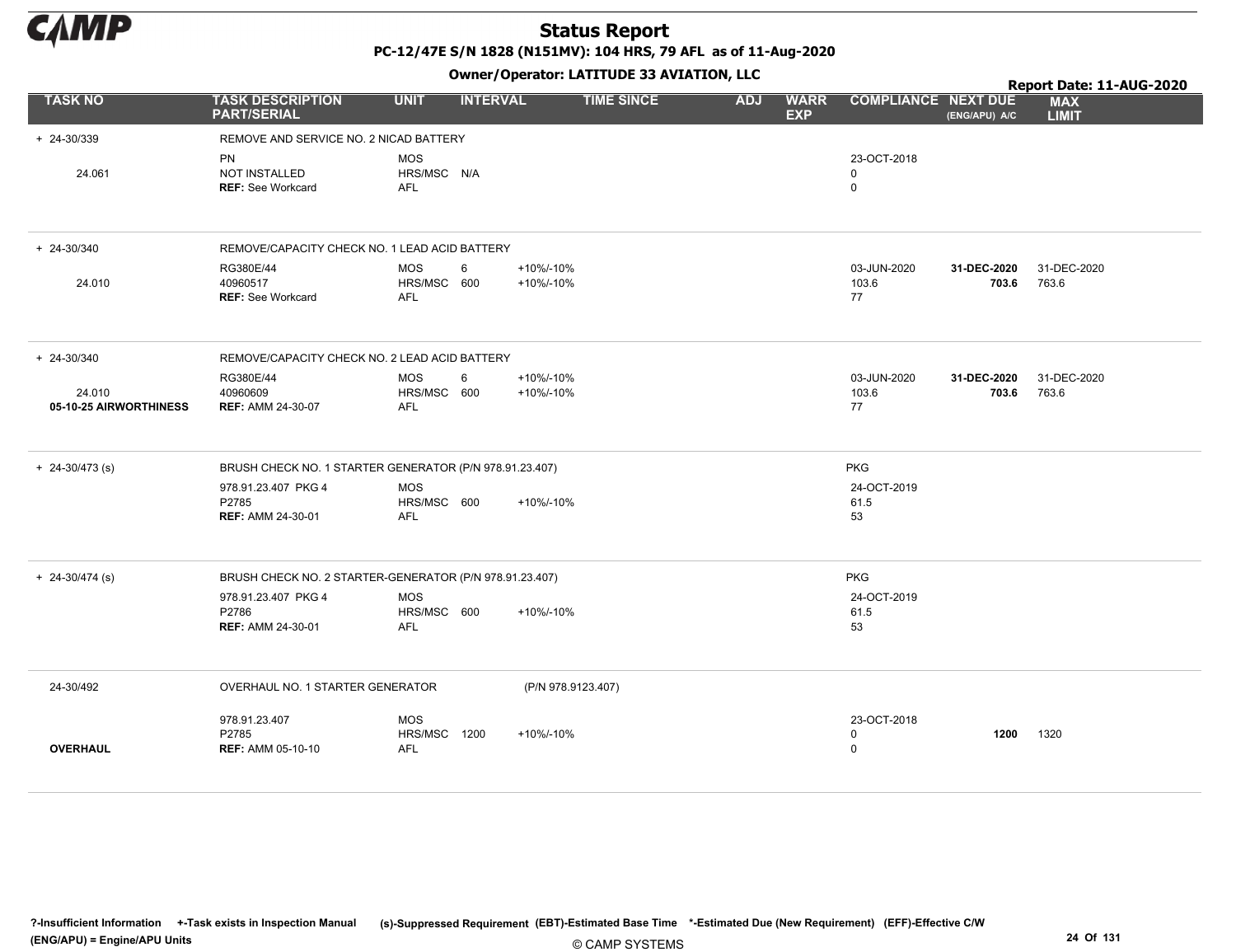# Status Report

**PC-12/47E S/N 1828 (N151MV): 104 HRS, 79 AFL as of 11-Aug-2020**

**Owner/Operator: LATITUDE 33 AVIATION, LLC**

**Report Date: 11-AUG-2020**

| TASK NO | TASK DESCRIPTION PART/SERIAL | UNIT | INTERVAL | | TIME SINCE | ADJ | WARR EXP | COMPLIANCE | NEXT DUE (ENG/APU) A/C | MAX LIMIT |
|---|---|---|---|---|---|---|---|---|---|---|
| + 24-30/339 | REMOVE AND SERVICE NO. 2 NICAD BATTERY | | | | | | | | | |
| | PN | MOS | | | | | | 23-OCT-2018 | | |
| 24.061 | NOT INSTALLED | HRS/MSC | N/A | | | | | 0 | | |
| | **REF:** See Workcard | AFL | | | | | | 0 | | |
| + 24-30/340 | REMOVE/CAPACITY CHECK NO. 1 LEAD ACID BATTERY | | | | | | | | | |
| | RG380E/44 | MOS | 6 | +10%/-10% | | | | 03-JUN-2020 | **31-DEC-2020** | 31-DEC-2020 |
| 24.010 | 40960517 | HRS/MSC | 600 | +10%/-10% | | | | 103.6 | **703.6** | 763.6 |
| | **REF:** See Workcard | AFL | | | | | | 77 | | |
| + 24-30/340 | REMOVE/CAPACITY CHECK NO. 2 LEAD ACID BATTERY | | | | | | | | | |
| | RG380E/44 | MOS | 6 | +10%/-10% | | | | 03-JUN-2020 | **31-DEC-2020** | 31-DEC-2020 |
| 24.010 | 40960609 | HRS/MSC | 600 | +10%/-10% | | | | 103.6 | **703.6** | 763.6 |
| **05-10-25 AIRWORTHINESS** | **REF:** AMM 24-30-07 | AFL | | | | | | 77 | | |
| + 24-30/473 (s) | BRUSH CHECK NO. 1 STARTER GENERATOR (P/N 978.91.23.407) | | | | | | | PKG | | |
| | 978.91.23.407 PKG 4 | MOS | | | | | | 24-OCT-2019 | | |
| | P2785 | HRS/MSC | 600 | +10%/-10% | | | | 61.5 | | |
| | **REF:** AMM 24-30-01 | AFL | | | | | | 53 | | |
| + 24-30/474 (s) | BRUSH CHECK NO. 2 STARTER-GENERATOR (P/N 978.91.23.407) | | | | | | | PKG | | |
| | 978.91.23.407 PKG 4 | MOS | | | | | | 24-OCT-2019 | | |
| | P2786 | HRS/MSC | 600 | +10%/-10% | | | | 61.5 | | |
| | **REF:** AMM 24-30-01 | AFL | | | | | | 53 | | |
| 24-30/492 | OVERHAUL NO. 1 STARTER GENERATOR | | | (P/N 978.9123.407) | | | | | | |
| | 978.91.23.407 | MOS | | | | | | 23-OCT-2018 | | |
| | P2785 | HRS/MSC | 1200 | +10%/-10% | | | | 0 | **1200** | 1320 |
| **OVERHAUL** | **REF:** AMM 05-10-10 | AFL | | | | | | 0 | | |

**?-Insufficient Information +-Task exists in Inspection Manual (s)-Suppressed Requirement (EBT)-Estimated Base Time \*-Estimated Due (New Requirement) (EFF)-Effective C/W (ENG/APU) = Engine/APU Units**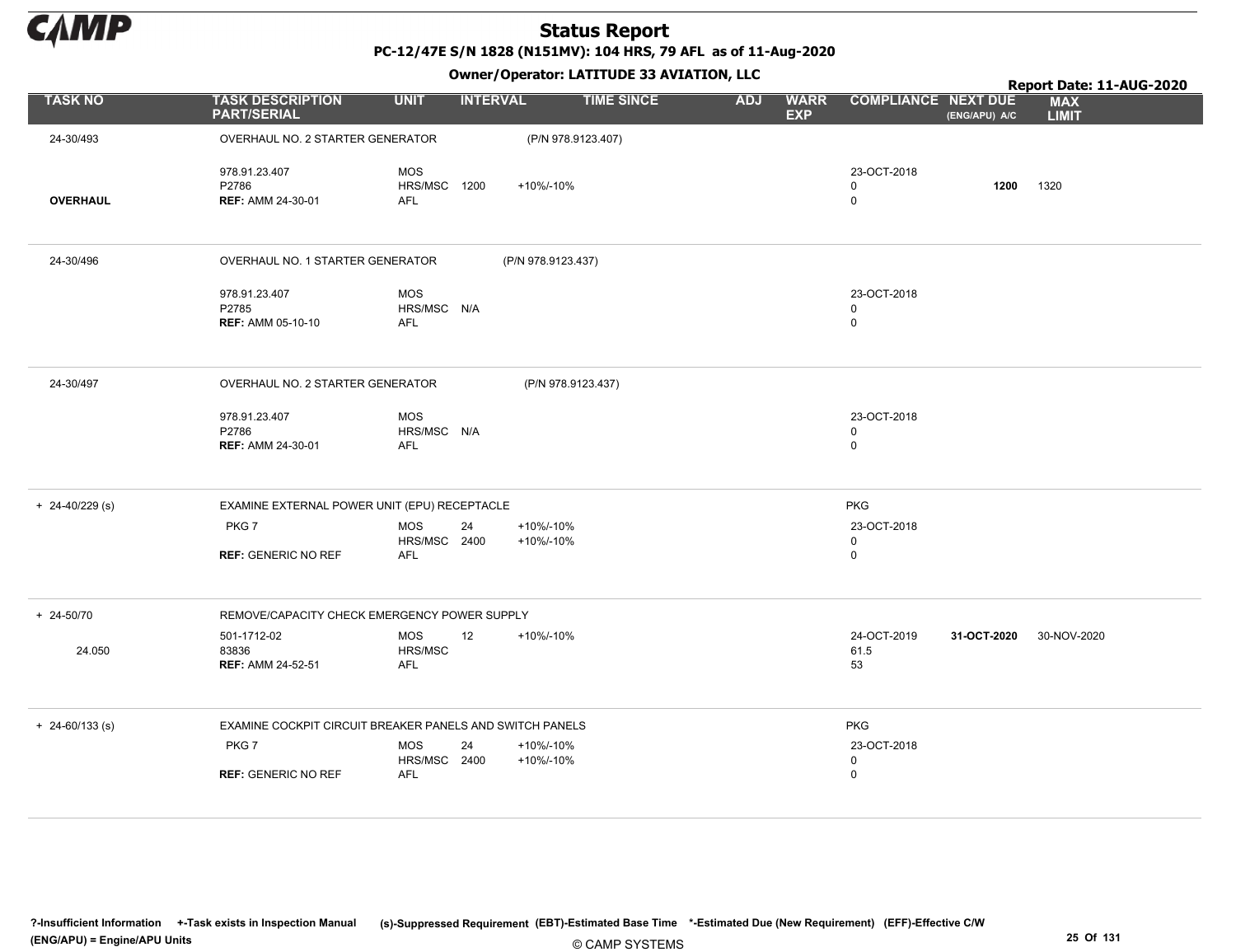# Status Report

**PC-12/47E S/N 1828 (N151MV): 104 HRS, 79 AFL as of 11-Aug-2020**

**Owner/Operator: LATITUDE 33 AVIATION, LLC**

**Report Date: 11-AUG-2020**

| TASK NO | TASK DESCRIPTION PART/SERIAL | UNIT | INTERVAL | | TIME SINCE | ADJ | WARR EXP | COMPLIANCE | NEXT DUE (ENG/APU) A/C | MAX LIMIT |
|---|---|---|---|---|---|---|---|---|---|---|
| 24-30/493 | OVERHAUL NO. 2 STARTER GENERATOR (P/N 978.9123.407) | | | | | | | | | |
| | 978.91.23.407 | MOS | | | | | | 23-OCT-2018 | | |
| | P2786 | HRS/MSC | 1200 | +10%/-10% | | | | 0 | **1200** | 1320 |
| **OVERHAUL** | **REF:** AMM 24-30-01 | AFL | | | | | | 0 | | |
| 24-30/496 | OVERHAUL NO. 1 STARTER GENERATOR (P/N 978.9123.437) | | | | | | | | | |
| | 978.91.23.407 | MOS | | | | | | 23-OCT-2018 | | |
| | P2785 | HRS/MSC | N/A | | | | | 0 | | |
| | **REF:** AMM 05-10-10 | AFL | | | | | | 0 | | |
| 24-30/497 | OVERHAUL NO. 2 STARTER GENERATOR (P/N 978.9123.437) | | | | | | | | | |
| | 978.91.23.407 | MOS | | | | | | 23-OCT-2018 | | |
| | P2786 | HRS/MSC | N/A | | | | | 0 | | |
| | **REF:** AMM 24-30-01 | AFL | | | | | | 0 | | |
| + 24-40/229 (s) | EXAMINE EXTERNAL POWER UNIT (EPU) RECEPTACLE | | | | | | | PKG | | |
| | PKG 7 | MOS | 24 | +10%/-10% | | | | 23-OCT-2018 | | |
| | | HRS/MSC | 2400 | +10%/-10% | | | | 0 | | |
| | **REF:** GENERIC NO REF | AFL | | | | | | 0 | | |
| + 24-50/70 | REMOVE/CAPACITY CHECK EMERGENCY POWER SUPPLY | | | | | | | | | |
| | 501-1712-02 | MOS | 12 | +10%/-10% | | | | 24-OCT-2019 | **31-OCT-2020** | 30-NOV-2020 |
| 24.050 | 83836 | HRS/MSC | | | | | | 61.5 | | |
| | **REF:** AMM 24-52-51 | AFL | | | | | | 53 | | |
| + 24-60/133 (s) | EXAMINE COCKPIT CIRCUIT BREAKER PANELS AND SWITCH PANELS | | | | | | | PKG | | |
| | PKG 7 | MOS | 24 | +10%/-10% | | | | 23-OCT-2018 | | |
| | | HRS/MSC | 2400 | +10%/-10% | | | | 0 | | |
| | **REF:** GENERIC NO REF | AFL | | | | | | 0 | | |

**?-Insufficient Information +-Task exists in Inspection Manual (s)-Suppressed Requirement (EBT)-Estimated Base Time \*-Estimated Due (New Requirement) (EFF)-Effective C/W (ENG/APU) = Engine/APU Units**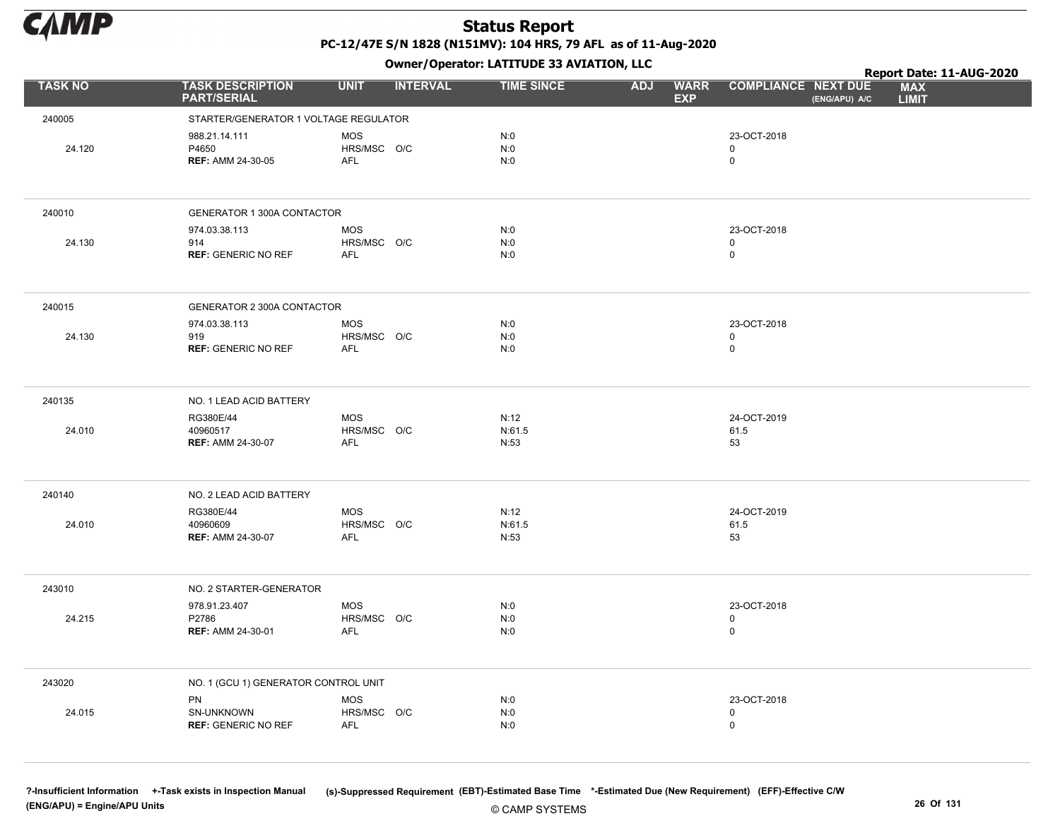# Status Report

**PC-12/47E S/N 1828 (N151MV): 104 HRS, 79 AFL as of 11-Aug-2020**

**Owner/Operator: LATITUDE 33 AVIATION, LLC**

**Report Date: 11-AUG-2020**

| TASK NO | TASK DESCRIPTION PART/SERIAL | UNIT | INTERVAL | TIME SINCE | ADJ | WARR EXP | COMPLIANCE | NEXT DUE (ENG/APU) A/C | MAX LIMIT |
|---|---|---|---|---|---|---|---|---|---|
| 240005 | STARTER/GENERATOR 1 VOLTAGE REGULATOR | | | | | | | | |
| | 988.21.14.111 | MOS | | N:0 | | | 23-OCT-2018 | | |
| 24.120 | P4650 | HRS/MSC | O/C | N:0 | | | 0 | | |
| | **REF:** AMM 24-30-05 | AFL | | N:0 | | | 0 | | |
| 240010 | GENERATOR 1 300A CONTACTOR | | | | | | | | |
| | 974.03.38.113 | MOS | | N:0 | | | 23-OCT-2018 | | |
| 24.130 | 914 | HRS/MSC | O/C | N:0 | | | 0 | | |
| | **REF:** GENERIC NO REF | AFL | | N:0 | | | 0 | | |
| 240015 | GENERATOR 2 300A CONTACTOR | | | | | | | | |
| | 974.03.38.113 | MOS | | N:0 | | | 23-OCT-2018 | | |
| 24.130 | 919 | HRS/MSC | O/C | N:0 | | | 0 | | |
| | **REF:** GENERIC NO REF | AFL | | N:0 | | | 0 | | |
| 240135 | NO. 1 LEAD ACID BATTERY | | | | | | | | |
| | RG380E/44 | MOS | | N:12 | | | 24-OCT-2019 | | |
| 24.010 | 40960517 | HRS/MSC | O/C | N:61.5 | | | 61.5 | | |
| | **REF:** AMM 24-30-07 | AFL | | N:53 | | | 53 | | |
| 240140 | NO. 2 LEAD ACID BATTERY | | | | | | | | |
| | RG380E/44 | MOS | | N:12 | | | 24-OCT-2019 | | |
| 24.010 | 40960609 | HRS/MSC | O/C | N:61.5 | | | 61.5 | | |
| | **REF:** AMM 24-30-07 | AFL | | N:53 | | | 53 | | |
| 243010 | NO. 2 STARTER-GENERATOR | | | | | | | | |
| | 978.91.23.407 | MOS | | N:0 | | | 23-OCT-2018 | | |
| 24.215 | P2786 | HRS/MSC | O/C | N:0 | | | 0 | | |
| | **REF:** AMM 24-30-01 | AFL | | N:0 | | | 0 | | |
| 243020 | NO. 1 (GCU 1) GENERATOR CONTROL UNIT | | | | | | | | |
| | PN | MOS | | N:0 | | | 23-OCT-2018 | | |
| 24.015 | SN-UNKNOWN | HRS/MSC | O/C | N:0 | | | 0 | | |
| | **REF:** GENERIC NO REF | AFL | | N:0 | | | 0 | | |

?-Insufficient Information +-Task exists in Inspection Manual (s)-Suppressed Requirement (EBT)-Estimated Base Time *-Estimated Due (New Requirement) (EFF)-Effective C/W (ENG/APU) = Engine/APU Units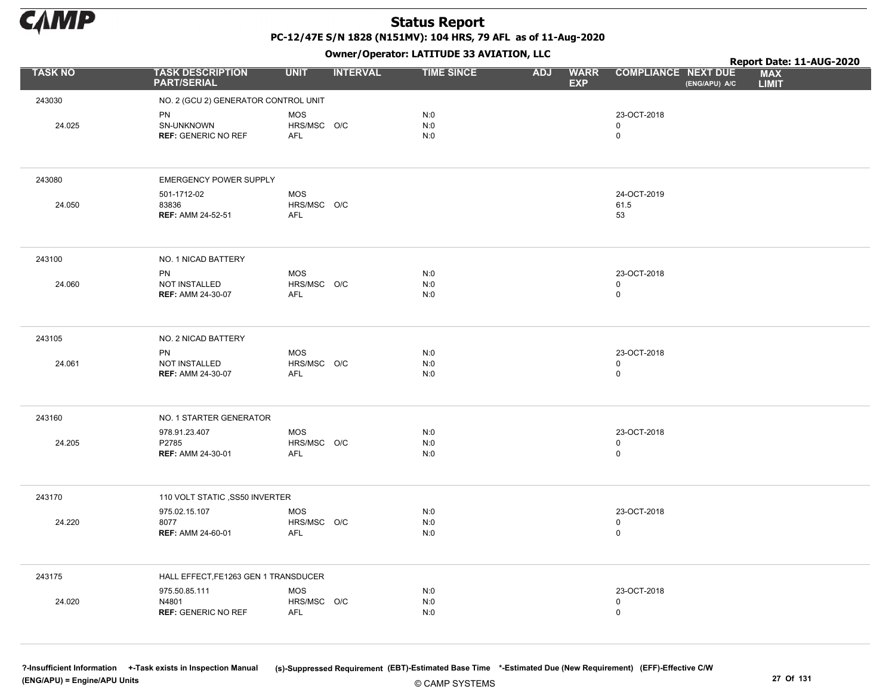# Status Report

**PC-12/47E S/N 1828 (N151MV): 104 HRS, 79 AFL as of 11-Aug-2020**

**Owner/Operator: LATITUDE 33 AVIATION, LLC**

**Report Date: 11-AUG-2020**

| TASK NO | TASK DESCRIPTION PART/SERIAL | UNIT | INTERVAL | TIME SINCE | ADJ | WARR EXP | COMPLIANCE | NEXT DUE (ENG/APU) A/C | MAX LIMIT |
|---|---|---|---|---|---|---|---|---|---|
| 243030 | NO. 2 (GCU 2) GENERATOR CONTROL UNIT | | | | | | | | |
| | PN | MOS | | N:0 | | | 23-OCT-2018 | | |
| 24.025 | SN-UNKNOWN | HRS/MSC | O/C | N:0 | | | 0 | | |
| | **REF:** GENERIC NO REF | AFL | | N:0 | | | 0 | | |
| 243080 | EMERGENCY POWER SUPPLY | | | | | | | | |
| | 501-1712-02 | MOS | | | | | 24-OCT-2019 | | |
| 24.050 | 83836 | HRS/MSC | O/C | | | | 61.5 | | |
| | **REF:** AMM 24-52-51 | AFL | | | | | 53 | | |
| 243100 | NO. 1 NICAD BATTERY | | | | | | | | |
| | PN | MOS | | N:0 | | | 23-OCT-2018 | | |
| 24.060 | NOT INSTALLED | HRS/MSC | O/C | N:0 | | | 0 | | |
| | **REF:** AMM 24-30-07 | AFL | | N:0 | | | 0 | | |
| 243105 | NO. 2 NICAD BATTERY | | | | | | | | |
| | PN | MOS | | N:0 | | | 23-OCT-2018 | | |
| 24.061 | NOT INSTALLED | HRS/MSC | O/C | N:0 | | | 0 | | |
| | **REF:** AMM 24-30-07 | AFL | | N:0 | | | 0 | | |
| 243160 | NO. 1 STARTER GENERATOR | | | | | | | | |
| | 978.91.23.407 | MOS | | N:0 | | | 23-OCT-2018 | | |
| 24.205 | P2785 | HRS/MSC | O/C | N:0 | | | 0 | | |
| | **REF:** AMM 24-30-01 | AFL | | N:0 | | | 0 | | |
| 243170 | 110 VOLT STATIC ,SS50 INVERTER | | | | | | | | |
| | 975.02.15.107 | MOS | | N:0 | | | 23-OCT-2018 | | |
| 24.220 | 8077 | HRS/MSC | O/C | N:0 | | | 0 | | |
| | **REF:** AMM 24-60-01 | AFL | | N:0 | | | 0 | | |
| 243175 | HALL EFFECT,FE1263 GEN 1 TRANSDUCER | | | | | | | | |
| | 975.50.85.111 | MOS | | N:0 | | | 23-OCT-2018 | | |
| 24.020 | N4801 | HRS/MSC | O/C | N:0 | | | 0 | | |
| | **REF:** GENERIC NO REF | AFL | | N:0 | | | 0 | | |

?-Insufficient Information +-Task exists in Inspection Manual (s)-Suppressed Requirement (EBT)-Estimated Base Time *-Estimated Due (New Requirement) (EFF)-Effective C/W (ENG/APU) = Engine/APU Units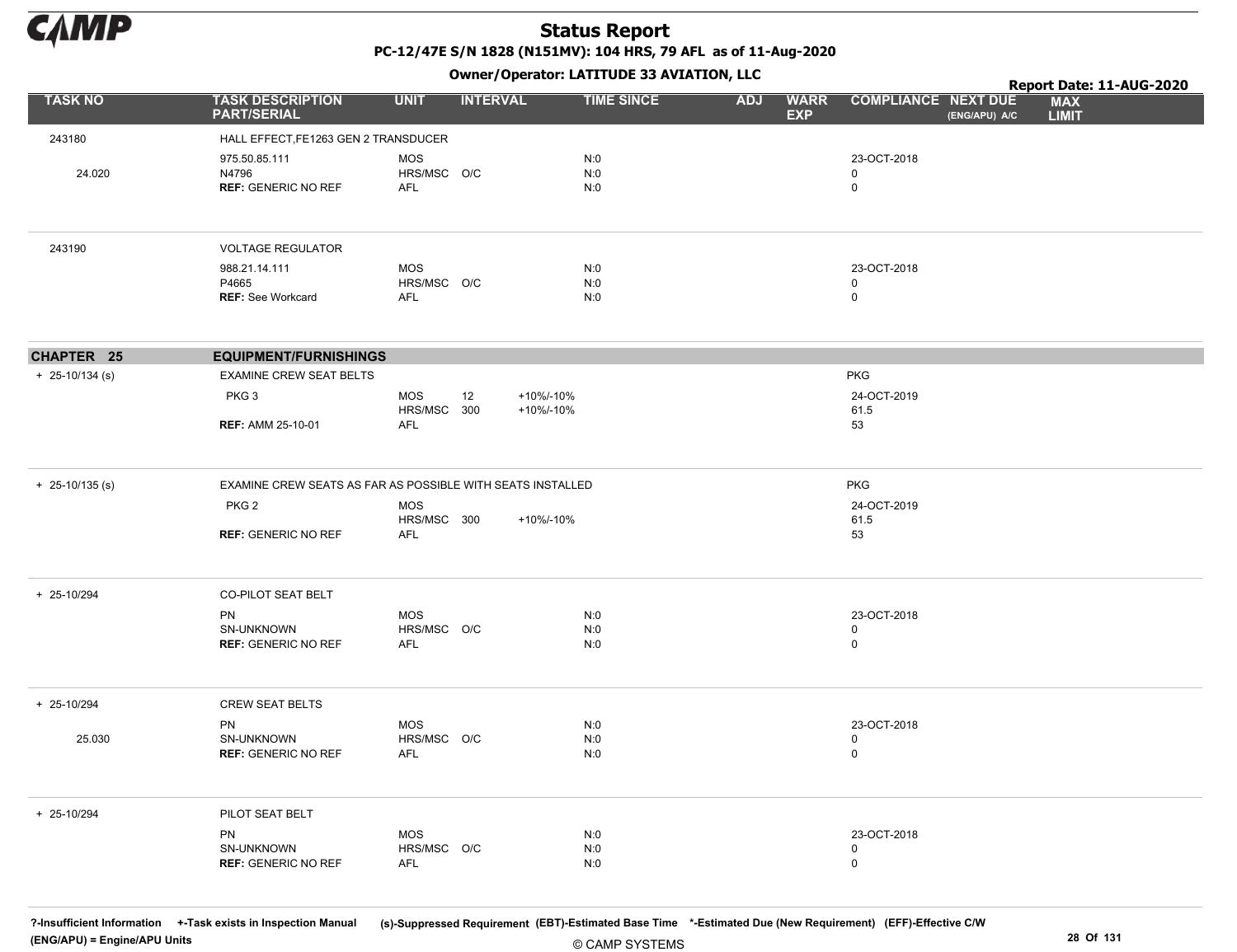# Status Report

**PC-12/47E S/N 1828 (N151MV): 104 HRS, 79 AFL as of 11-Aug-2020**

**Owner/Operator: LATITUDE 33 AVIATION, LLC**

**Report Date: 11-AUG-2020**

| TASK NO | TASK DESCRIPTION PART/SERIAL | UNIT | INTERVAL | | TIME SINCE | ADJ | WARR EXP | COMPLIANCE | NEXT DUE (ENG/APU) A/C | MAX LIMIT |
|---|---|---|---|---|---|---|---|---|---|---|
| 243180 | HALL EFFECT,FE1263 GEN 2 TRANSDUCER | | | | | | | | | |
| | 975.50.85.111 | MOS | | | N:0 | | | 23-OCT-2018 | | |
| 24.020 | N4796 | HRS/MSC | O/C | | N:0 | | | 0 | | |
| | **REF:** GENERIC NO REF | AFL | | | N:0 | | | 0 | | |
| 243190 | VOLTAGE REGULATOR | | | | | | | | | |
| | 988.21.14.111 | MOS | | | N:0 | | | 23-OCT-2018 | | |
| | P4665 | HRS/MSC | O/C | | N:0 | | | 0 | | |
| | **REF:** See Workcard | AFL | | | N:0 | | | 0 | | |
| **CHAPTER 25** | **EQUIPMENT/FURNISHINGS** | | | | | | | | | |
| + 25-10/134 (s) | EXAMINE CREW SEAT BELTS | | | | | | | PKG | | |
| | PKG 3 | MOS | 12 | +10%/-10% | | | | 24-OCT-2019 | | |
| | | HRS/MSC | 300 | +10%/-10% | | | | 61.5 | | |
| | **REF:** AMM 25-10-01 | AFL | | | | | | 53 | | |
| + 25-10/135 (s) | EXAMINE CREW SEATS AS FAR AS POSSIBLE WITH SEATS INSTALLED | | | | | | | PKG | | |
| | PKG 2 | MOS | | | | | | 24-OCT-2019 | | |
| | | HRS/MSC | 300 | +10%/-10% | | | | 61.5 | | |
| | **REF:** GENERIC NO REF | AFL | | | | | | 53 | | |
| + 25-10/294 | CO-PILOT SEAT BELT | | | | | | | | | |
| | PN | MOS | | | N:0 | | | 23-OCT-2018 | | |
| | SN-UNKNOWN | HRS/MSC | O/C | | N:0 | | | 0 | | |
| | **REF:** GENERIC NO REF | AFL | | | N:0 | | | 0 | | |
| + 25-10/294 | CREW SEAT BELTS | | | | | | | | | |
| | PN | MOS | | | N:0 | | | 23-OCT-2018 | | |
| 25.030 | SN-UNKNOWN | HRS/MSC | O/C | | N:0 | | | 0 | | |
| | **REF:** GENERIC NO REF | AFL | | | N:0 | | | 0 | | |
| + 25-10/294 | PILOT SEAT BELT | | | | | | | | | |
| | PN | MOS | | | N:0 | | | 23-OCT-2018 | | |
| | SN-UNKNOWN | HRS/MSC | O/C | | N:0 | | | 0 | | |
| | **REF:** GENERIC NO REF | AFL | | | N:0 | | | 0 | | |

?-Insufficient Information +-Task exists in Inspection Manual (s)-Suppressed Requirement (EBT)-Estimated Base Time *-Estimated Due (New Requirement) (EFF)-Effective C/W (ENG/APU) = Engine/APU Units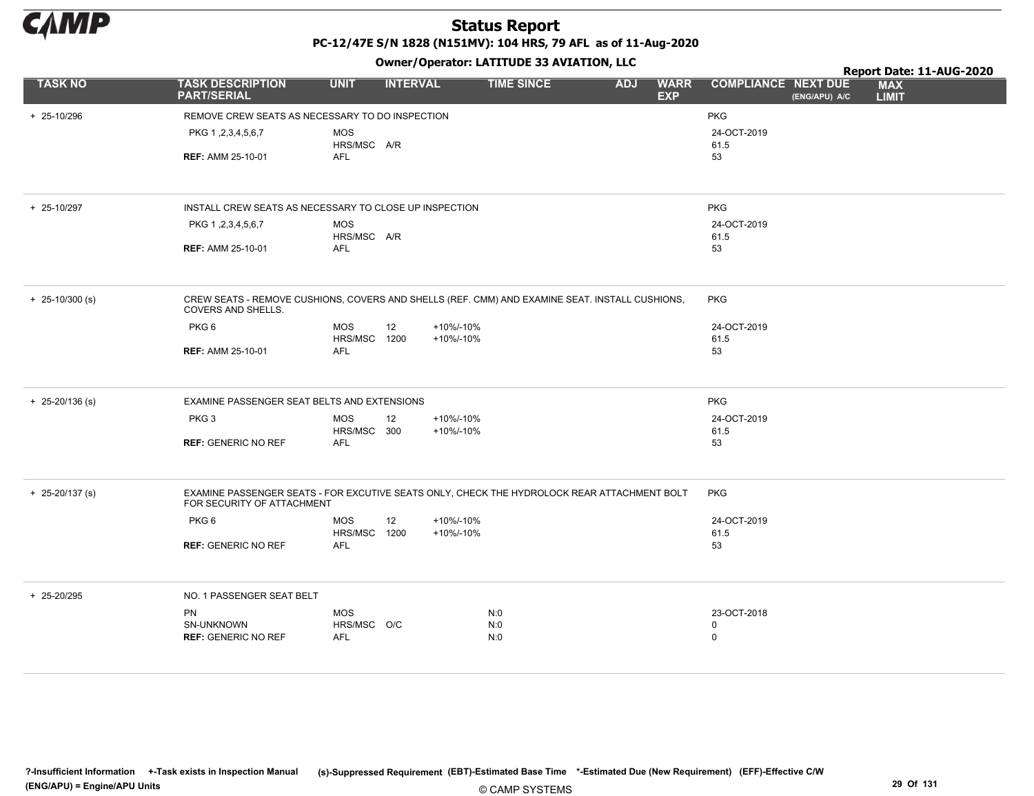# Status Report

**PC-12/47E S/N 1828 (N151MV): 104 HRS, 79 AFL as of 11-Aug-2020**

**Owner/Operator: LATITUDE 33 AVIATION, LLC**

**Report Date: 11-AUG-2020**

| TASK NO | TASK DESCRIPTION PART/SERIAL | UNIT | INTERVAL | | TIME SINCE | ADJ | WARR EXP | COMPLIANCE | NEXT DUE (ENG/APU) A/C | MAX LIMIT |
|---|---|---|---|---|---|---|---|---|---|---|
| + 25-10/296 | REMOVE CREW SEATS AS NECESSARY TO DO INSPECTION | | | | | | | PKG | | |
| | PKG 1 ,2,3,4,5,6,7 | MOS | | | | | | 24-OCT-2019 | | |
| | | HRS/MSC | A/R | | | | | 61.5 | | |
| | **REF:** AMM 25-10-01 | AFL | | | | | | 53 | | |
| + 25-10/297 | INSTALL CREW SEATS AS NECESSARY TO CLOSE UP INSPECTION | | | | | | | PKG | | |
| | PKG 1 ,2,3,4,5,6,7 | MOS | | | | | | 24-OCT-2019 | | |
| | | HRS/MSC | A/R | | | | | 61.5 | | |
| | **REF:** AMM 25-10-01 | AFL | | | | | | 53 | | |
| + 25-10/300 (s) | CREW SEATS - REMOVE CUSHIONS, COVERS AND SHELLS (REF. CMM) AND EXAMINE SEAT. INSTALL CUSHIONS, COVERS AND SHELLS. | | | | | | | PKG | | |
| | PKG 6 | MOS | 12 | +10%/-10% | | | | 24-OCT-2019 | | |
| | | HRS/MSC | 1200 | +10%/-10% | | | | 61.5 | | |
| | **REF:** AMM 25-10-01 | AFL | | | | | | 53 | | |
| + 25-20/136 (s) | EXAMINE PASSENGER SEAT BELTS AND EXTENSIONS | | | | | | | PKG | | |
| | PKG 3 | MOS | 12 | +10%/-10% | | | | 24-OCT-2019 | | |
| | | HRS/MSC | 300 | +10%/-10% | | | | 61.5 | | |
| | **REF:** GENERIC NO REF | AFL | | | | | | 53 | | |
| + 25-20/137 (s) | EXAMINE PASSENGER SEATS - FOR EXCUTIVE SEATS ONLY, CHECK THE HYDROLOCK REAR ATTACHMENT BOLT FOR SECURITY OF ATTACHMENT | | | | | | | PKG | | |
| | PKG 6 | MOS | 12 | +10%/-10% | | | | 24-OCT-2019 | | |
| | | HRS/MSC | 1200 | +10%/-10% | | | | 61.5 | | |
| | **REF:** GENERIC NO REF | AFL | | | | | | 53 | | |
| + 25-20/295 | NO. 1 PASSENGER SEAT BELT | | | | | | | | | |
| | PN | MOS | | | N:0 | | | 23-OCT-2018 | | |
| | SN-UNKNOWN | HRS/MSC | O/C | | N:0 | | | 0 | | |
| | **REF:** GENERIC NO REF | AFL | | | N:0 | | | 0 | | |

**?-Insufficient Information** **+-Task exists in Inspection Manual** **(s)-Suppressed Requirement** **(EBT)-Estimated Base Time** **\*-Estimated Due (New Requirement)** **(EFF)-Effective C/W**
**(ENG/APU) = Engine/APU Units**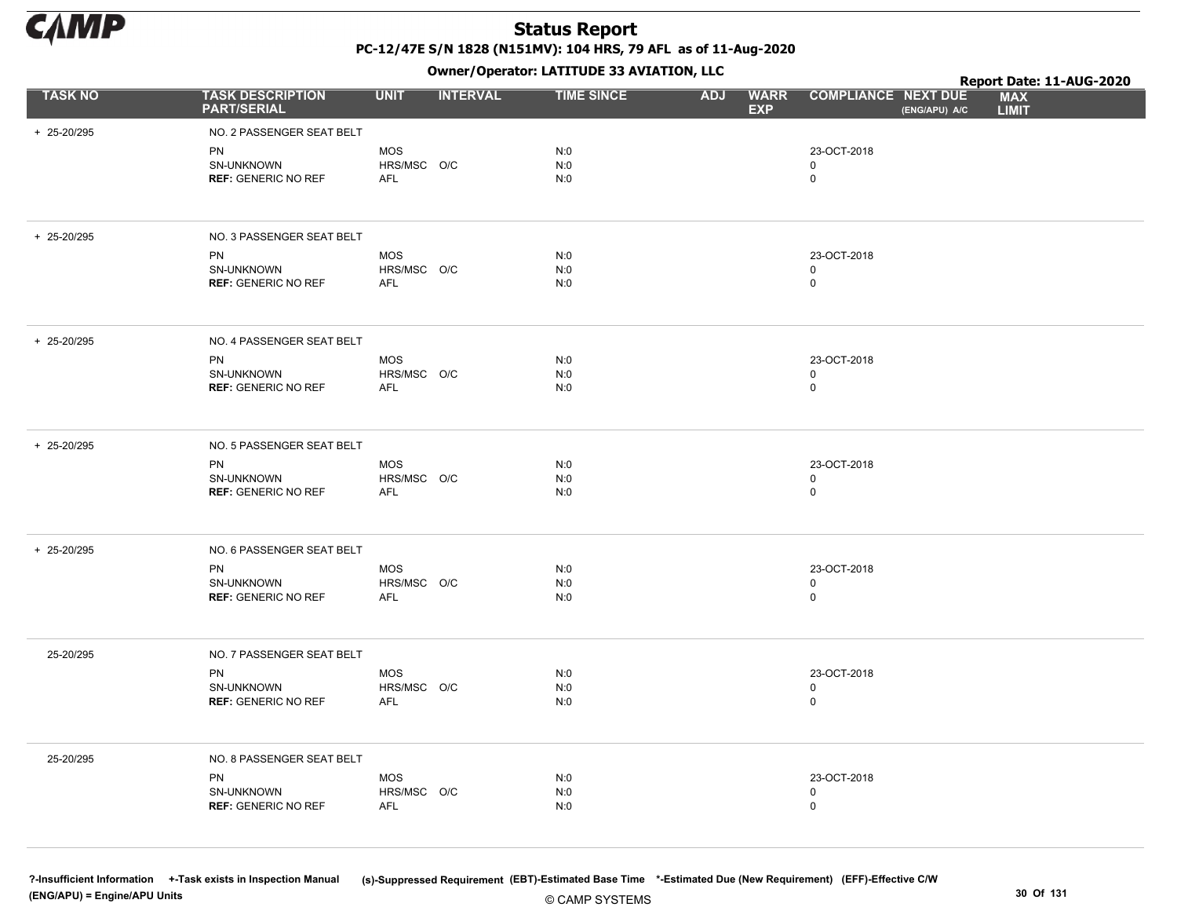# Status Report

**PC-12/47E S/N 1828 (N151MV): 104 HRS, 79 AFL as of 11-Aug-2020**

**Owner/Operator: LATITUDE 33 AVIATION, LLC**

**Report Date: 11-AUG-2020**

| TASK NO | TASK DESCRIPTION PART/SERIAL | UNIT | INTERVAL | TIME SINCE | ADJ | WARR EXP | COMPLIANCE | NEXT DUE (ENG/APU) A/C | MAX LIMIT |
|---|---|---|---|---|---|---|---|---|---|
| + 25-20/295 | NO. 2 PASSENGER SEAT BELT | | | | | | | | |
| | PN | MOS | | N:0 | | | 23-OCT-2018 | | |
| | SN-UNKNOWN | HRS/MSC | O/C | N:0 | | | 0 | | |
| | **REF:** GENERIC NO REF | AFL | | N:0 | | | 0 | | |
| + 25-20/295 | NO. 3 PASSENGER SEAT BELT | | | | | | | | |
| | PN | MOS | | N:0 | | | 23-OCT-2018 | | |
| | SN-UNKNOWN | HRS/MSC | O/C | N:0 | | | 0 | | |
| | **REF:** GENERIC NO REF | AFL | | N:0 | | | 0 | | |
| + 25-20/295 | NO. 4 PASSENGER SEAT BELT | | | | | | | | |
| | PN | MOS | | N:0 | | | 23-OCT-2018 | | |
| | SN-UNKNOWN | HRS/MSC | O/C | N:0 | | | 0 | | |
| | **REF:** GENERIC NO REF | AFL | | N:0 | | | 0 | | |
| + 25-20/295 | NO. 5 PASSENGER SEAT BELT | | | | | | | | |
| | PN | MOS | | N:0 | | | 23-OCT-2018 | | |
| | SN-UNKNOWN | HRS/MSC | O/C | N:0 | | | 0 | | |
| | **REF:** GENERIC NO REF | AFL | | N:0 | | | 0 | | |
| + 25-20/295 | NO. 6 PASSENGER SEAT BELT | | | | | | | | |
| | PN | MOS | | N:0 | | | 23-OCT-2018 | | |
| | SN-UNKNOWN | HRS/MSC | O/C | N:0 | | | 0 | | |
| | **REF:** GENERIC NO REF | AFL | | N:0 | | | 0 | | |
| 25-20/295 | NO. 7 PASSENGER SEAT BELT | | | | | | | | |
| | PN | MOS | | N:0 | | | 23-OCT-2018 | | |
| | SN-UNKNOWN | HRS/MSC | O/C | N:0 | | | 0 | | |
| | **REF:** GENERIC NO REF | AFL | | N:0 | | | 0 | | |
| 25-20/295 | NO. 8 PASSENGER SEAT BELT | | | | | | | | |
| | PN | MOS | | N:0 | | | 23-OCT-2018 | | |
| | SN-UNKNOWN | HRS/MSC | O/C | N:0 | | | 0 | | |
| | **REF:** GENERIC NO REF | AFL | | N:0 | | | 0 | | |

**?-Insufficient Information +-Task exists in Inspection Manual (s)-Suppressed Requirement (EBT)-Estimated Base Time \*-Estimated Due (New Requirement) (EFF)-Effective C/W (ENG/APU) = Engine/APU Units**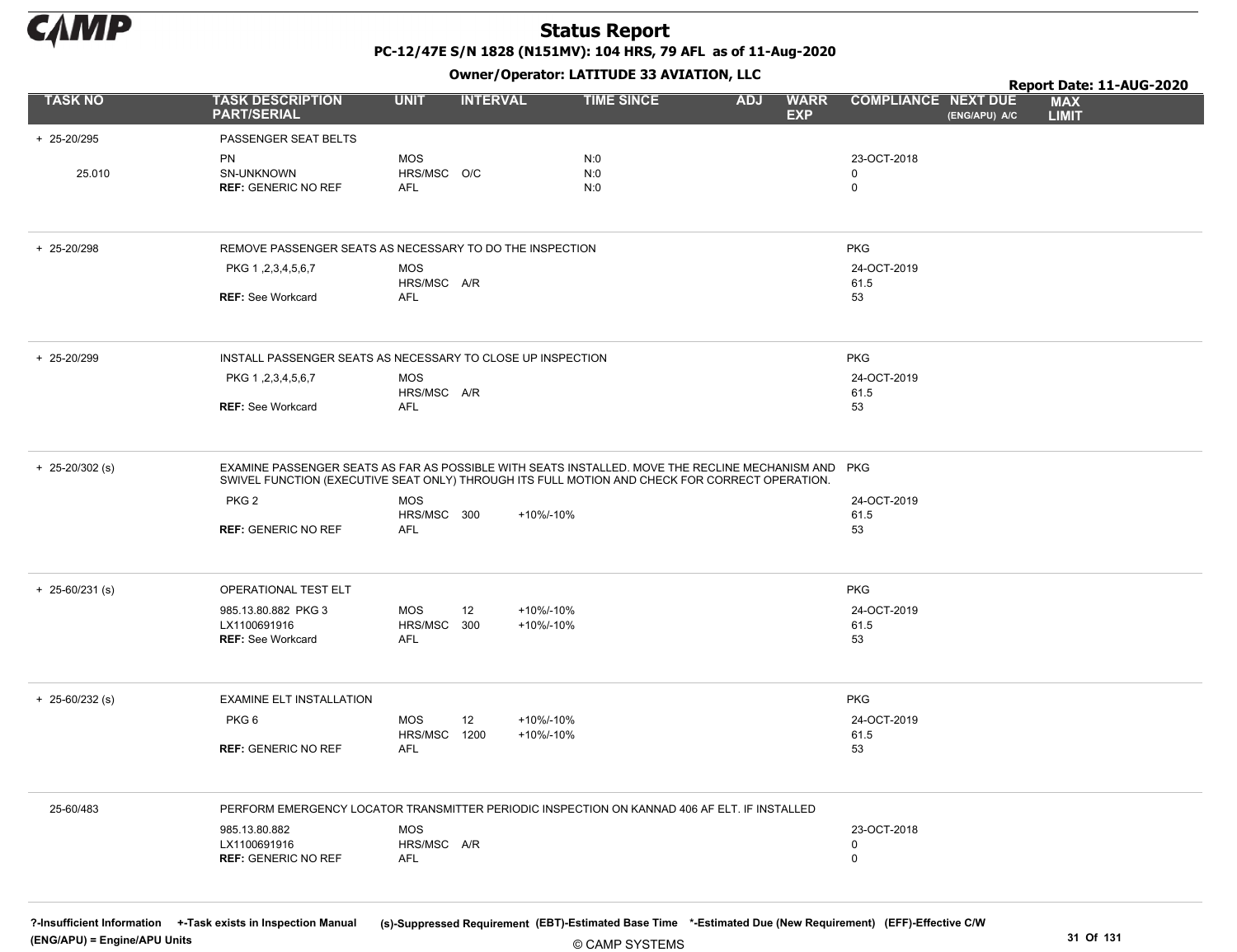# Status Report

**PC-12/47E S/N 1828 (N151MV): 104 HRS, 79 AFL as of 11-Aug-2020**

**Owner/Operator: LATITUDE 33 AVIATION, LLC**

**Report Date: 11-AUG-2020**

| TASK NO | TASK DESCRIPTION PART/SERIAL | UNIT | INTERVAL | | TIME SINCE | ADJ | WARR EXP | COMPLIANCE | NEXT DUE (ENG/APU) A/C | MAX LIMIT |
|---|---|---|---|---|---|---|---|---|---|---|
| + 25-20/295 | PASSENGER SEAT BELTS | | | | | | | | | |
| | PN | MOS | | | N:0 | | | 23-OCT-2018 | | |
| 25.010 | SN-UNKNOWN | HRS/MSC | O/C | | N:0 | | | 0 | | |
| | **REF:** GENERIC NO REF | AFL | | | N:0 | | | 0 | | |
| + 25-20/298 | REMOVE PASSENGER SEATS AS NECESSARY TO DO THE INSPECTION | | | | | | | PKG | | |
| | PKG 1 ,2,3,4,5,6,7 | MOS | | | | | | 24-OCT-2019 | | |
| | | HRS/MSC | A/R | | | | | 61.5 | | |
| | **REF:** See Workcard | AFL | | | | | | 53 | | |
| + 25-20/299 | INSTALL PASSENGER SEATS AS NECESSARY TO CLOSE UP INSPECTION | | | | | | | PKG | | |
| | PKG 1 ,2,3,4,5,6,7 | MOS | | | | | | 24-OCT-2019 | | |
| | | HRS/MSC | A/R | | | | | 61.5 | | |
| | **REF:** See Workcard | AFL | | | | | | 53 | | |
| + 25-20/302 (s) | EXAMINE PASSENGER SEATS AS FAR AS POSSIBLE WITH SEATS INSTALLED. MOVE THE RECLINE MECHANISM AND SWIVEL FUNCTION (EXECUTIVE SEAT ONLY) THROUGH ITS FULL MOTION AND CHECK FOR CORRECT OPERATION. | | | | | | | PKG | | |
| | PKG 2 | MOS | | | | | | 24-OCT-2019 | | |
| | | HRS/MSC | 300 | +10%/-10% | | | | 61.5 | | |
| | **REF:** GENERIC NO REF | AFL | | | | | | 53 | | |
| + 25-60/231 (s) | OPERATIONAL TEST ELT | | | | | | | PKG | | |
| | 985.13.80.882 PKG 3 | MOS | 12 | +10%/-10% | | | | 24-OCT-2019 | | |
| | LX1100691916 | HRS/MSC | 300 | +10%/-10% | | | | 61.5 | | |
| | **REF:** See Workcard | AFL | | | | | | 53 | | |
| + 25-60/232 (s) | EXAMINE ELT INSTALLATION | | | | | | | PKG | | |
| | PKG 6 | MOS | 12 | +10%/-10% | | | | 24-OCT-2019 | | |
| | | HRS/MSC | 1200 | +10%/-10% | | | | 61.5 | | |
| | **REF:** GENERIC NO REF | AFL | | | | | | 53 | | |
| 25-60/483 | PERFORM EMERGENCY LOCATOR TRANSMITTER PERIODIC INSPECTION ON KANNAD 406 AF ELT. IF INSTALLED | | | | | | | | | |
| | 985.13.80.882 | MOS | | | | | | 23-OCT-2018 | | |
| | LX1100691916 | HRS/MSC | A/R | | | | | 0 | | |
| | **REF:** GENERIC NO REF | AFL | | | | | | 0 | | |

**?-Insufficient Information** **+-Task exists in Inspection Manual** **(s)-Suppressed Requirement** **(EBT)-Estimated Base Time** **\*-Estimated Due (New Requirement)** **(EFF)-Effective C/W**
**(ENG/APU) = Engine/APU Units**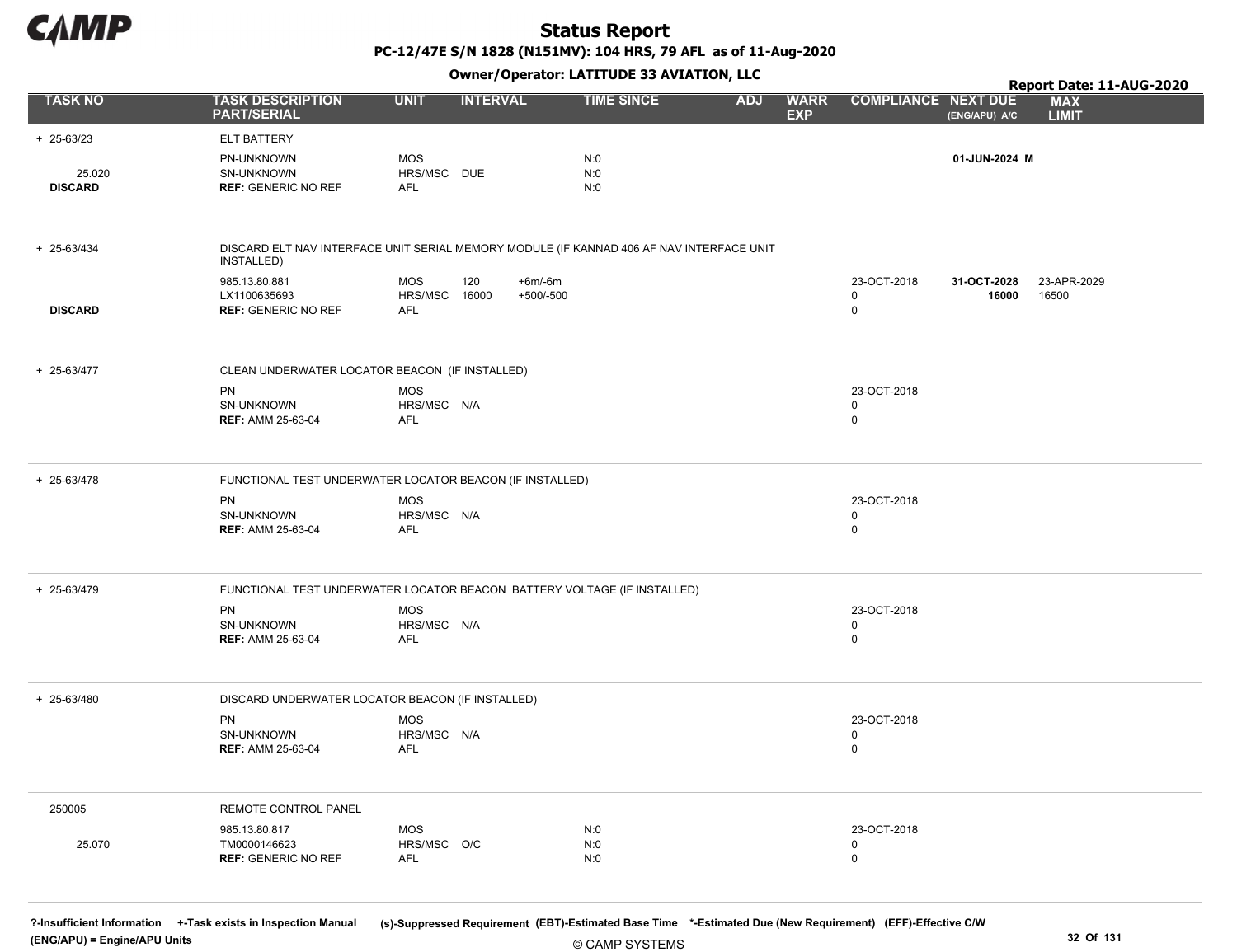# Status Report

**PC-12/47E S/N 1828 (N151MV): 104 HRS, 79 AFL as of 11-Aug-2020**

**Owner/Operator: LATITUDE 33 AVIATION, LLC**

**Report Date: 11-AUG-2020**

| TASK NO | TASK DESCRIPTION PART/SERIAL | UNIT | INTERVAL | | TIME SINCE | ADJ | WARR EXP | COMPLIANCE | NEXT DUE (ENG/APU) A/C | MAX LIMIT |
|---|---|---|---|---|---|---|---|---|---|---|
| + 25-63/23 | ELT BATTERY | | | | | | | | | |
| | PN-UNKNOWN | MOS | | | N:0 | | | | **01-JUN-2024 M** | |
| 25.020 | SN-UNKNOWN | HRS/MSC | DUE | | N:0 | | | | | |
| **DISCARD** | **REF:** GENERIC NO REF | AFL | | | N:0 | | | | | |
| + 25-63/434 | DISCARD ELT NAV INTERFACE UNIT SERIAL MEMORY MODULE (IF KANNAD 406 AF NAV INTERFACE UNIT INSTALLED) | | | | | | | | | |
| | 985.13.80.881 | MOS | 120 | +6m/-6m | | | | 23-OCT-2018 | **31-OCT-2028** | 23-APR-2029 |
| | LX1100635693 | HRS/MSC | 16000 | +500/-500 | | | | 0 | **16000** | 16500 |
| **DISCARD** | **REF:** GENERIC NO REF | AFL | | | | | | 0 | | |
| + 25-63/477 | CLEAN UNDERWATER LOCATOR BEACON (IF INSTALLED) | | | | | | | | | |
| | PN | MOS | | | | | | 23-OCT-2018 | | |
| | SN-UNKNOWN | HRS/MSC | N/A | | | | | 0 | | |
| | **REF:** AMM 25-63-04 | AFL | | | | | | 0 | | |
| + 25-63/478 | FUNCTIONAL TEST UNDERWATER LOCATOR BEACON (IF INSTALLED) | | | | | | | | | |
| | PN | MOS | | | | | | 23-OCT-2018 | | |
| | SN-UNKNOWN | HRS/MSC | N/A | | | | | 0 | | |
| | **REF:** AMM 25-63-04 | AFL | | | | | | 0 | | |
| + 25-63/479 | FUNCTIONAL TEST UNDERWATER LOCATOR BEACON BATTERY VOLTAGE (IF INSTALLED) | | | | | | | | | |
| | PN | MOS | | | | | | 23-OCT-2018 | | |
| | SN-UNKNOWN | HRS/MSC | N/A | | | | | 0 | | |
| | **REF:** AMM 25-63-04 | AFL | | | | | | 0 | | |
| + 25-63/480 | DISCARD UNDERWATER LOCATOR BEACON (IF INSTALLED) | | | | | | | | | |
| | PN | MOS | | | | | | 23-OCT-2018 | | |
| | SN-UNKNOWN | HRS/MSC | N/A | | | | | 0 | | |
| | **REF:** AMM 25-63-04 | AFL | | | | | | 0 | | |
| 250005 | REMOTE CONTROL PANEL | | | | | | | | | |
| | 985.13.80.817 | MOS | | | N:0 | | | 23-OCT-2018 | | |
| 25.070 | TM0000146623 | HRS/MSC | O/C | | N:0 | | | 0 | | |
| | **REF:** GENERIC NO REF | AFL | | | N:0 | | | 0 | | |

**?-Insufficient Information** **+-Task exists in Inspection Manual** **(s)-Suppressed Requirement** **(EBT)-Estimated Base Time** **\*-Estimated Due (New Requirement)** **(EFF)-Effective C/W**
**(ENG/APU) = Engine/APU Units**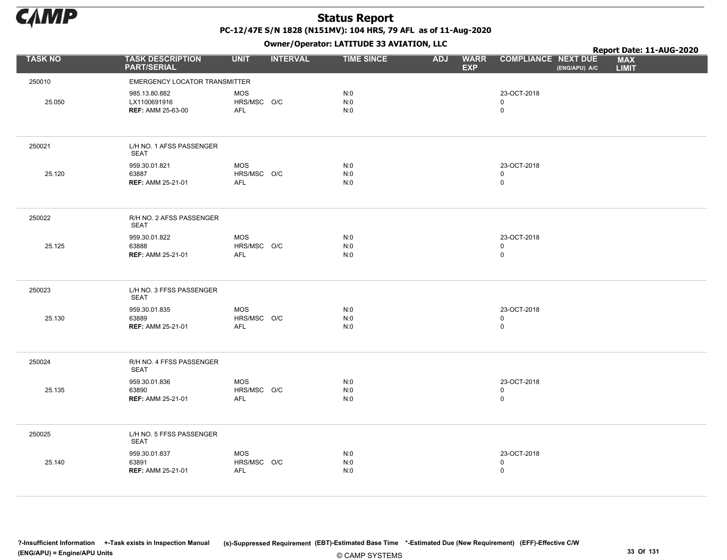# Status Report

**PC-12/47E S/N 1828 (N151MV): 104 HRS, 79 AFL as of 11-Aug-2020**

**Owner/Operator: LATITUDE 33 AVIATION, LLC**

**Report Date: 11-AUG-2020**

| TASK NO | TASK DESCRIPTION PART/SERIAL | UNIT | INTERVAL | TIME SINCE | ADJ | WARR EXP | COMPLIANCE | NEXT DUE (ENG/APU) A/C | MAX LIMIT |
|---|---|---|---|---|---|---|---|---|---|
| 250010 | EMERGENCY LOCATOR TRANSMITTER | | | | | | | | |
| | 985.13.80.882 | MOS | | N:0 | | | 23-OCT-2018 | | |
| 25.050 | LX1100691916 | HRS/MSC | O/C | N:0 | | | 0 | | |
| | **REF:** AMM 25-63-00 | AFL | | N:0 | | | 0 | | |
| 250021 | L/H NO. 1 AFSS PASSENGER SEAT | | | | | | | | |
| | 959.30.01.821 | MOS | | N:0 | | | 23-OCT-2018 | | |
| 25.120 | 63887 | HRS/MSC | O/C | N:0 | | | 0 | | |
| | **REF:** AMM 25-21-01 | AFL | | N:0 | | | 0 | | |
| 250022 | R/H NO. 2 AFSS PASSENGER SEAT | | | | | | | | |
| | 959.30.01.822 | MOS | | N:0 | | | 23-OCT-2018 | | |
| 25.125 | 63888 | HRS/MSC | O/C | N:0 | | | 0 | | |
| | **REF:** AMM 25-21-01 | AFL | | N:0 | | | 0 | | |
| 250023 | L/H NO. 3 FFSS PASSENGER SEAT | | | | | | | | |
| | 959.30.01.835 | MOS | | N:0 | | | 23-OCT-2018 | | |
| 25.130 | 63889 | HRS/MSC | O/C | N:0 | | | 0 | | |
| | **REF:** AMM 25-21-01 | AFL | | N:0 | | | 0 | | |
| 250024 | R/H NO. 4 FFSS PASSENGER SEAT | | | | | | | | |
| | 959.30.01.836 | MOS | | N:0 | | | 23-OCT-2018 | | |
| 25.135 | 63890 | HRS/MSC | O/C | N:0 | | | 0 | | |
| | **REF:** AMM 25-21-01 | AFL | | N:0 | | | 0 | | |
| 250025 | L/H NO. 5 FFSS PASSENGER SEAT | | | | | | | | |
| | 959.30.01.837 | MOS | | N:0 | | | 23-OCT-2018 | | |
| 25.140 | 63891 | HRS/MSC | O/C | N:0 | | | 0 | | |
| | **REF:** AMM 25-21-01 | AFL | | N:0 | | | 0 | | |

?-Insufficient Information +-Task exists in Inspection Manual (s)-Suppressed Requirement (EBT)-Estimated Base Time *-Estimated Due (New Requirement) (EFF)-Effective C/W
(ENG/APU) = Engine/APU Units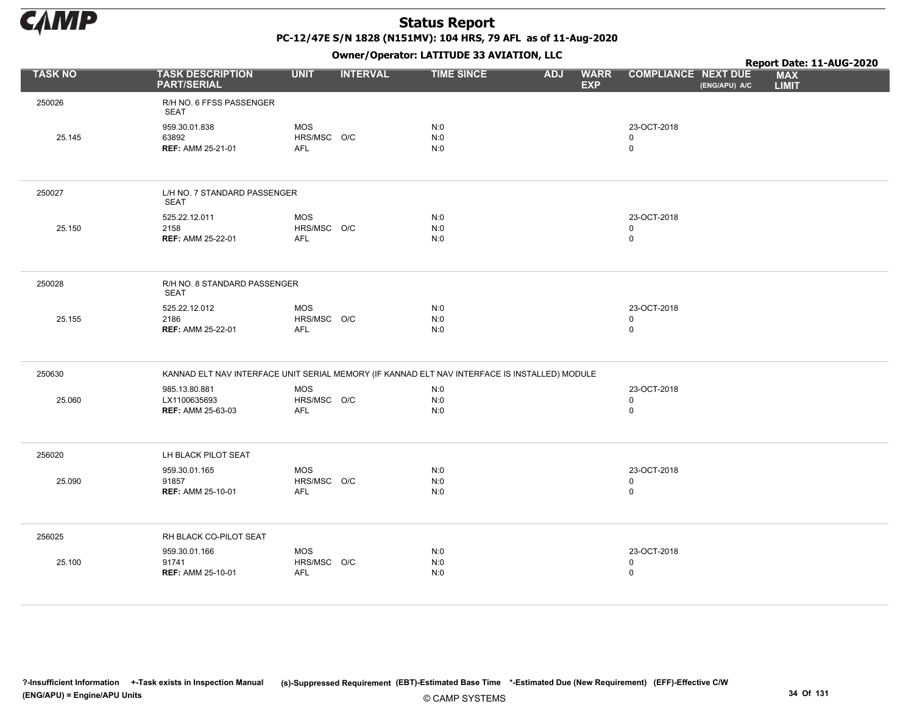| TASK NO | TASK DESCRIPTION PART/SERIAL | UNIT | INTERVAL | TIME SINCE | ADJ | WARR EXP | COMPLIANCE | NEXT DUE (ENG/APU) A/C | MAX LIMIT |
|---|---|---|---|---|---|---|---|---|---|
| 250026 | R/H NO. 6 FFSS PASSENGER SEAT | | | | | | | | |
| | 959.30.01.838 | MOS | | N:0 | | | 23-OCT-2018 | | |
| 25.145 | 63892 | HRS/MSC | O/C | N:0 | | | 0 | | |
| | **REF:** AMM 25-21-01 | AFL | | N:0 | | | 0 | | |
| 250027 | L/H NO. 7 STANDARD PASSENGER SEAT | | | | | | | | |
| | 525.22.12.011 | MOS | | N:0 | | | 23-OCT-2018 | | |
| 25.150 | 2158 | HRS/MSC | O/C | N:0 | | | 0 | | |
| | **REF:** AMM 25-22-01 | AFL | | N:0 | | | 0 | | |
| 250028 | R/H NO. 8 STANDARD PASSENGER SEAT | | | | | | | | |
| | 525.22.12.012 | MOS | | N:0 | | | 23-OCT-2018 | | |
| 25.155 | 2186 | HRS/MSC | O/C | N:0 | | | 0 | | |
| | **REF:** AMM 25-22-01 | AFL | | N:0 | | | 0 | | |
| 250630 | KANNAD ELT NAV INTERFACE UNIT SERIAL MEMORY (IF KANNAD ELT NAV INTERFACE IS INSTALLED) MODULE | | | | | | | | |
| | 985.13.80.881 | MOS | | N:0 | | | 23-OCT-2018 | | |
| 25.060 | LX1100635693 | HRS/MSC | O/C | N:0 | | | 0 | | |
| | **REF:** AMM 25-63-03 | AFL | | N:0 | | | 0 | | |
| 256020 | LH BLACK PILOT SEAT | | | | | | | | |
| | 959.30.01.165 | MOS | | N:0 | | | 23-OCT-2018 | | |
| 25.090 | 91857 | HRS/MSC | O/C | N:0 | | | 0 | | |
| | **REF:** AMM 25-10-01 | AFL | | N:0 | | | 0 | | |
| 256025 | RH BLACK CO-PILOT SEAT | | | | | | | | |
| | 959.30.01.166 | MOS | | N:0 | | | 23-OCT-2018 | | |
| 25.100 | 91741 | HRS/MSC | O/C | N:0 | | | 0 | | |
| | **REF:** AMM 25-10-01 | AFL | | N:0 | | | 0 | | |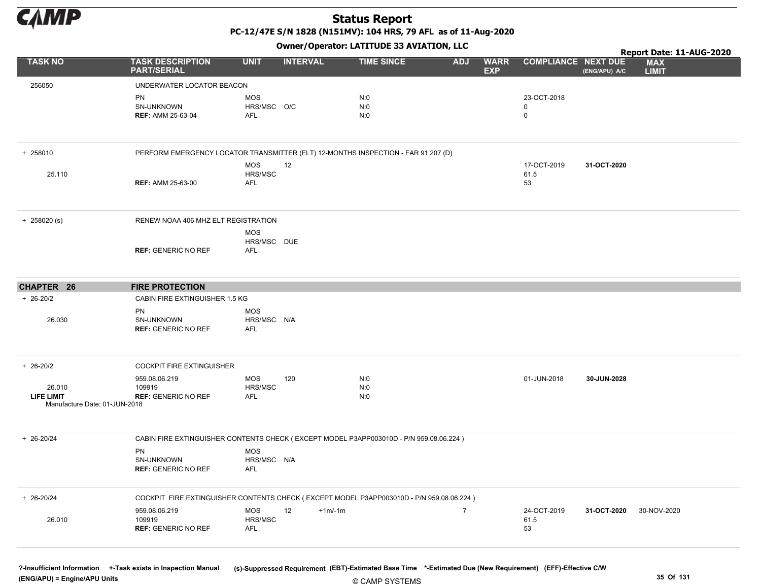# Status Report

**PC-12/47E S/N 1828 (N151MV): 104 HRS, 79 AFL as of 11-Aug-2020**

**Owner/Operator: LATITUDE 33 AVIATION, LLC**

**Report Date: 11-AUG-2020**

| TASK NO | TASK DESCRIPTION PART/SERIAL | UNIT | INTERVAL | | TIME SINCE | ADJ | WARR EXP | COMPLIANCE | NEXT DUE (ENG/APU) A/C | MAX LIMIT |
|---|---|---|---|---|---|---|---|---|---|---|
| 256050 | UNDERWATER LOCATOR BEACON | | | | | | | | | |
| | PN | MOS | | | N:0 | | | 23-OCT-2018 | | |
| | SN-UNKNOWN | HRS/MSC | O/C | | N:0 | | | 0 | | |
| | **REF:** AMM 25-63-04 | AFL | | | N:0 | | | 0 | | |
| + 258010 | PERFORM EMERGENCY LOCATOR TRANSMITTER (ELT) 12-MONTHS INSPECTION - FAR 91.207 (D) | | | | | | | | | |
| | | MOS | 12 | | | | | 17-OCT-2019 | **31-OCT-2020** | |
| 25.110 | | HRS/MSC | | | | | | 61.5 | | |
| | **REF:** AMM 25-63-00 | AFL | | | | | | 53 | | |
| + 258020 (s) | RENEW NOAA 406 MHZ ELT REGISTRATION | | | | | | | | | |
| | | MOS | | | | | | | | |
| | | HRS/MSC | DUE | | | | | | | |
| | **REF:** GENERIC NO REF | AFL | | | | | | | | |
| **CHAPTER 26** | **FIRE PROTECTION** | | | | | | | | | |
| + 26-20/2 | CABIN FIRE EXTINGUISHER 1.5 KG | | | | | | | | | |
| | PN | MOS | | | | | | | | |
| 26.030 | SN-UNKNOWN | HRS/MSC | N/A | | | | | | | |
| | **REF:** GENERIC NO REF | AFL | | | | | | | | |
| + 26-20/2 | COCKPIT FIRE EXTINGUISHER | | | | | | | | | |
| | 959.08.06.219 | MOS | 120 | | N:0 | | | 01-JUN-2018 | **30-JUN-2028** | |
| 26.010 | 109919 | HRS/MSC | | | N:0 | | | | | |
| **LIFE LIMIT** Manufacture Date: 01-JUN-2018 | **REF:** GENERIC NO REF | AFL | | | N:0 | | | | | |
| + 26-20/24 | CABIN FIRE EXTINGUISHER CONTENTS CHECK ( EXCEPT MODEL P3APP003010D - P/N 959.08.06.224 ) | | | | | | | | | |
| | PN | MOS | | | | | | | | |
| | SN-UNKNOWN | HRS/MSC | N/A | | | | | | | |
| | **REF:** GENERIC NO REF | AFL | | | | | | | | |
| + 26-20/24 | COCKPIT FIRE EXTINGUISHER CONTENTS CHECK ( EXCEPT MODEL P3APP003010D - P/N 959.08.06.224 ) | | | | | | | | | |
| | 959.08.06.219 | MOS | 12 | +1m/-1m | | 7 | | 24-OCT-2019 | **31-OCT-2020** | 30-NOV-2020 |
| 26.010 | 109919 | HRS/MSC | | | | | | 61.5 | | |
| | **REF:** GENERIC NO REF | AFL | | | | | | 53 | | |

?-Insufficient Information +-Task exists in Inspection Manual (s)-Suppressed Requirement (EBT)-Estimated Base Time *-Estimated Due (New Requirement) (EFF)-Effective C/W (ENG/APU) = Engine/APU Units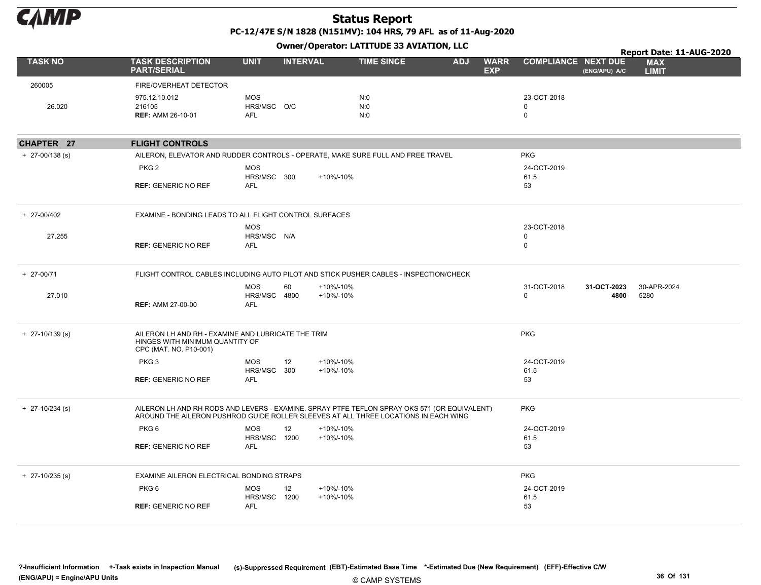# Status Report

**PC-12/47E S/N 1828 (N151MV): 104 HRS, 79 AFL as of 11-Aug-2020**

**Owner/Operator: LATITUDE 33 AVIATION, LLC**

**Report Date: 11-AUG-2020**

| TASK NO | TASK DESCRIPTION PART/SERIAL | UNIT | INTERVAL | | TIME SINCE | ADJ | WARR EXP | COMPLIANCE | NEXT DUE (ENG/APU) A/C | MAX LIMIT |
|---|---|---|---|---|---|---|---|---|---|---|
| 260005 | FIRE/OVERHEAT DETECTOR | | | | | | | | | |
| | 975.12.10.012 | MOS | | | N:0 | | | 23-OCT-2018 | | |
| 26.020 | 216105 | HRS/MSC | O/C | | N:0 | | | 0 | | |
| | **REF:** AMM 26-10-01 | AFL | | | N:0 | | | 0 | | |
| **CHAPTER 27** | **FLIGHT CONTROLS** | | | | | | | | | |
| + 27-00/138 (s) | AILERON, ELEVATOR AND RUDDER CONTROLS - OPERATE, MAKE SURE FULL AND FREE TRAVEL | | | | | | | PKG | | |
| | PKG 2 | MOS | | | | | | 24-OCT-2019 | | |
| | | HRS/MSC | 300 | +10%/-10% | | | | 61.5 | | |
| | **REF:** GENERIC NO REF | AFL | | | | | | 53 | | |
| + 27-00/402 | EXAMINE - BONDING LEADS TO ALL FLIGHT CONTROL SURFACES | | | | | | | | | |
| | | MOS | | | | | | 23-OCT-2018 | | |
| 27.255 | | HRS/MSC | N/A | | | | | 0 | | |
| | **REF:** GENERIC NO REF | AFL | | | | | | 0 | | |
| + 27-00/71 | FLIGHT CONTROL CABLES INCLUDING AUTO PILOT AND STICK PUSHER CABLES - INSPECTION/CHECK | | | | | | | | | |
| | | MOS | 60 | +10%/-10% | | | | 31-OCT-2018 | **31-OCT-2023** | 30-APR-2024 |
| 27.010 | | HRS/MSC | 4800 | +10%/-10% | | | | 0 | **4800** | 5280 |
| | **REF:** AMM 27-00-00 | AFL | | | | | | | | |
| + 27-10/139 (s) | AILERON LH AND RH - EXAMINE AND LUBRICATE THE TRIM HINGES WITH MINIMUM QUANTITY OF CPC (MAT. NO. P10-001) | | | | | | | PKG | | |
| | PKG 3 | MOS | 12 | +10%/-10% | | | | 24-OCT-2019 | | |
| | | HRS/MSC | 300 | +10%/-10% | | | | 61.5 | | |
| | **REF:** GENERIC NO REF | AFL | | | | | | 53 | | |
| + 27-10/234 (s) | AILERON LH AND RH RODS AND LEVERS - EXAMINE. SPRAY PTFE TEFLON SPRAY OKS 571 (OR EQUIVALENT) AROUND THE AILERON PUSHROD GUIDE ROLLER SLEEVES AT ALL THREE LOCATIONS IN EACH WING | | | | | | | PKG | | |
| | PKG 6 | MOS | 12 | +10%/-10% | | | | 24-OCT-2019 | | |
| | | HRS/MSC | 1200 | +10%/-10% | | | | 61.5 | | |
| | **REF:** GENERIC NO REF | AFL | | | | | | 53 | | |
| + 27-10/235 (s) | EXAMINE AILERON ELECTRICAL BONDING STRAPS | | | | | | | PKG | | |
| | PKG 6 | MOS | 12 | +10%/-10% | | | | 24-OCT-2019 | | |
| | | HRS/MSC | 1200 | +10%/-10% | | | | 61.5 | | |
| | **REF:** GENERIC NO REF | AFL | | | | | | 53 | | |

?-Insufficient Information +-Task exists in Inspection Manual (s)-Suppressed Requirement (EBT)-Estimated Base Time *-Estimated Due (New Requirement) (EFF)-Effective C/W (ENG/APU) = Engine/APU Units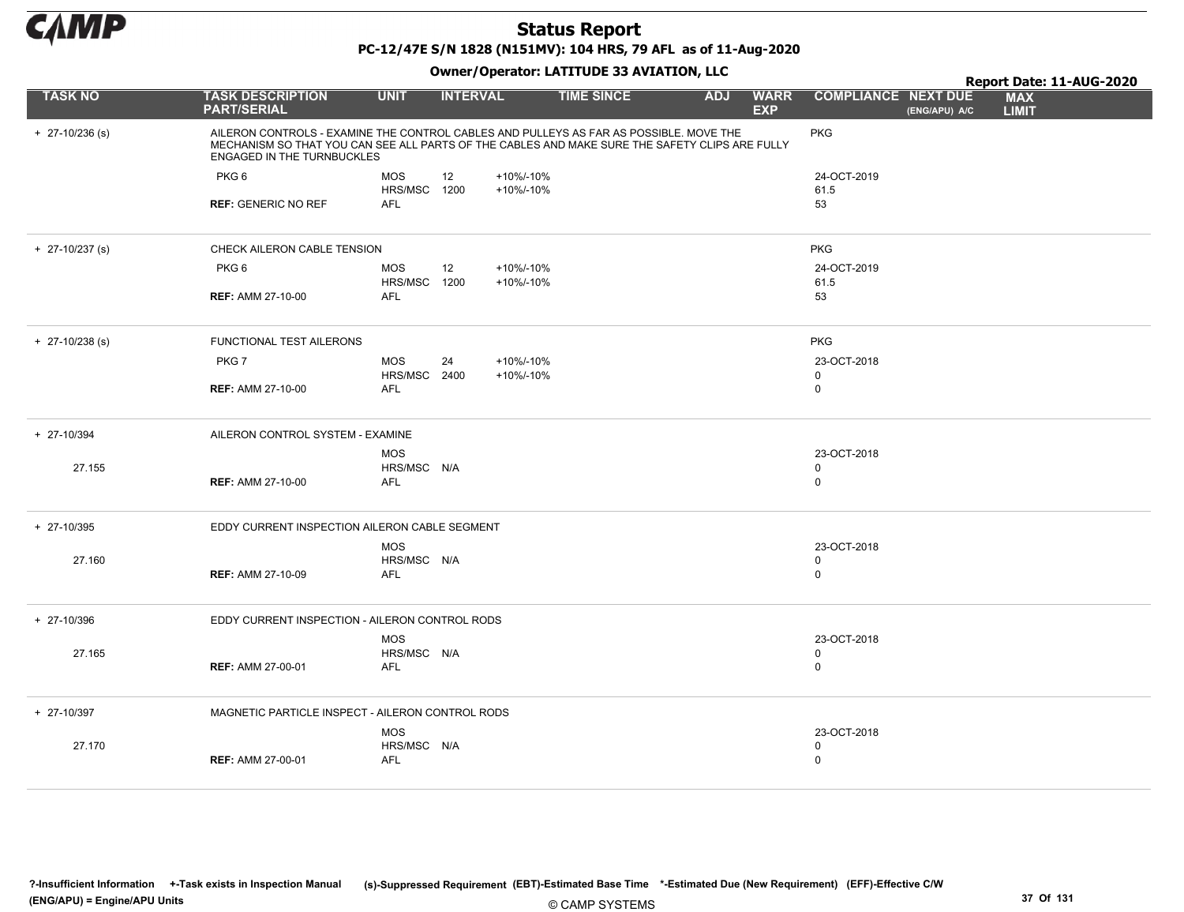# Status Report

**PC-12/47E S/N 1828 (N151MV): 104 HRS, 79 AFL as of 11-Aug-2020**

**Owner/Operator: LATITUDE 33 AVIATION, LLC**

**Report Date: 11-AUG-2020**

| TASK NO | TASK DESCRIPTION PART/SERIAL | UNIT | INTERVAL | | TIME SINCE | ADJ | WARR EXP | COMPLIANCE | NEXT DUE (ENG/APU) A/C | MAX LIMIT |
|---|---|---|---|---|---|---|---|---|---|---|
| + 27-10/236 (s) | AILERON CONTROLS - EXAMINE THE CONTROL CABLES AND PULLEYS AS FAR AS POSSIBLE. MOVE THE MECHANISM SO THAT YOU CAN SEE ALL PARTS OF THE CABLES AND MAKE SURE THE SAFETY CLIPS ARE FULLY ENGAGED IN THE TURNBUCKLES | | | | | | | PKG | | |
| | PKG 6 | MOS | 12 | +10%/-10% | | | | 24-OCT-2019 | | |
| | | HRS/MSC | 1200 | +10%/-10% | | | | 61.5 | | |
| | **REF:** GENERIC NO REF | AFL | | | | | | 53 | | |
| + 27-10/237 (s) | CHECK AILERON CABLE TENSION | | | | | | | PKG | | |
| | PKG 6 | MOS | 12 | +10%/-10% | | | | 24-OCT-2019 | | |
| | | HRS/MSC | 1200 | +10%/-10% | | | | 61.5 | | |
| | **REF:** AMM 27-10-00 | AFL | | | | | | 53 | | |
| + 27-10/238 (s) | FUNCTIONAL TEST AILERONS | | | | | | | PKG | | |
| | PKG 7 | MOS | 24 | +10%/-10% | | | | 23-OCT-2018 | | |
| | | HRS/MSC | 2400 | +10%/-10% | | | | 0 | | |
| | **REF:** AMM 27-10-00 | AFL | | | | | | 0 | | |
| + 27-10/394 | AILERON CONTROL SYSTEM - EXAMINE | | | | | | | | | |
| | | MOS | | | | | | 23-OCT-2018 | | |
| 27.155 | | HRS/MSC | N/A | | | | | 0 | | |
| | **REF:** AMM 27-10-00 | AFL | | | | | | 0 | | |
| + 27-10/395 | EDDY CURRENT INSPECTION AILERON CABLE SEGMENT | | | | | | | | | |
| | | MOS | | | | | | 23-OCT-2018 | | |
| 27.160 | | HRS/MSC | N/A | | | | | 0 | | |
| | **REF:** AMM 27-10-09 | AFL | | | | | | 0 | | |
| + 27-10/396 | EDDY CURRENT INSPECTION - AILERON CONTROL RODS | | | | | | | | | |
| | | MOS | | | | | | 23-OCT-2018 | | |
| 27.165 | | HRS/MSC | N/A | | | | | 0 | | |
| | **REF:** AMM 27-00-01 | AFL | | | | | | 0 | | |
| + 27-10/397 | MAGNETIC PARTICLE INSPECT - AILERON CONTROL RODS | | | | | | | | | |
| | | MOS | | | | | | 23-OCT-2018 | | |
| 27.170 | | HRS/MSC | N/A | | | | | 0 | | |
| | **REF:** AMM 27-00-01 | AFL | | | | | | 0 | | |

?-Insufficient Information +-Task exists in Inspection Manual (s)-Suppressed Requirement (EBT)-Estimated Base Time *-Estimated Due (New Requirement) (EFF)-Effective C/W (ENG/APU) = Engine/APU Units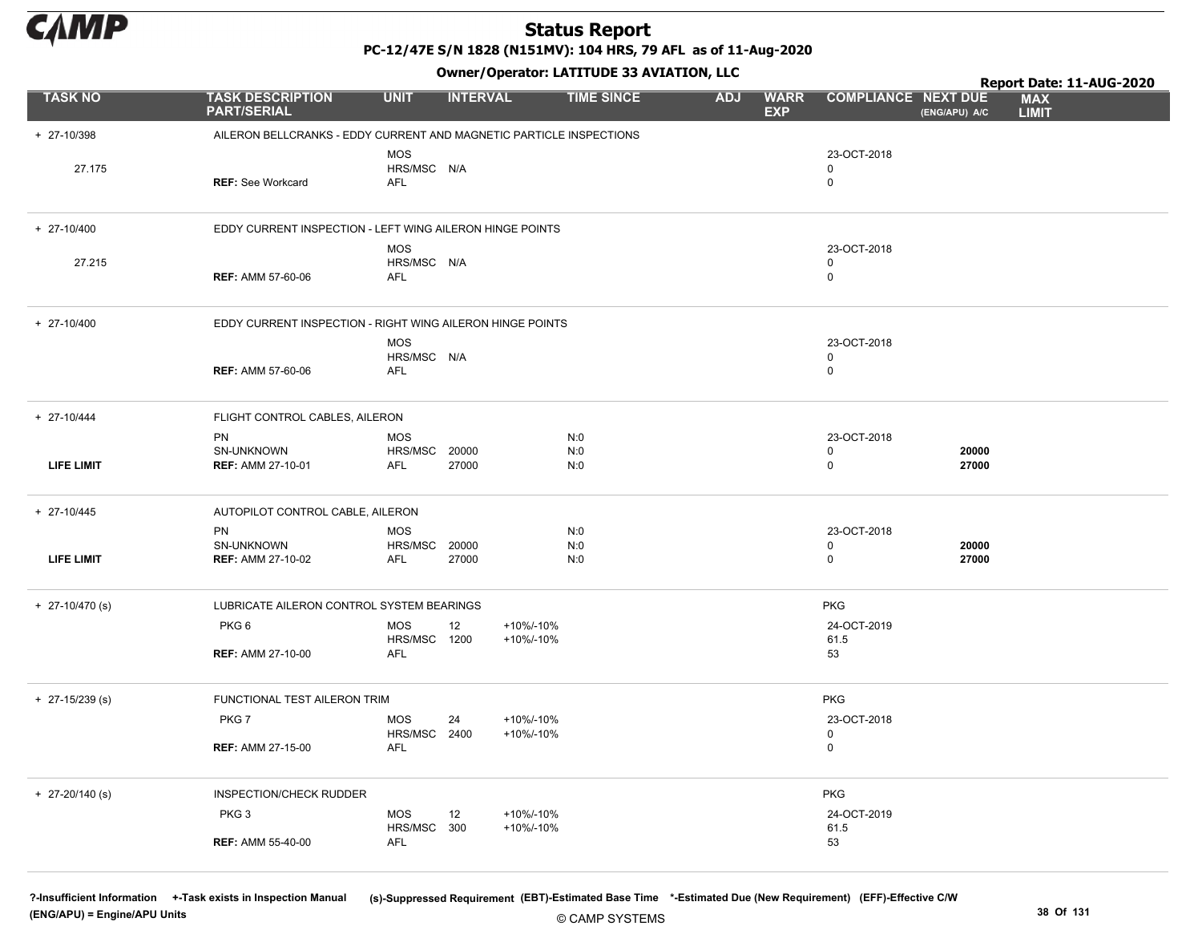# Status Report

**PC-12/47E S/N 1828 (N151MV): 104 HRS, 79 AFL as of 11-Aug-2020**

**Owner/Operator: LATITUDE 33 AVIATION, LLC**

**Report Date: 11-AUG-2020**

| TASK NO | TASK DESCRIPTION PART/SERIAL | UNIT | INTERVAL | | TIME SINCE | ADJ | WARR EXP | COMPLIANCE | NEXT DUE (ENG/APU) A/C | MAX LIMIT |
|---|---|---|---|---|---|---|---|---|---|---|
| + 27-10/398 | AILERON BELLCRANKS - EDDY CURRENT AND MAGNETIC PARTICLE INSPECTIONS | | | | | | | | | |
| | | MOS | | | | | | 23-OCT-2018 | | |
| 27.175 | | HRS/MSC | N/A | | | | | 0 | | |
| | **REF:** See Workcard | AFL | | | | | | 0 | | |
| + 27-10/400 | EDDY CURRENT INSPECTION - LEFT WING AILERON HINGE POINTS | | | | | | | | | |
| | | MOS | | | | | | 23-OCT-2018 | | |
| 27.215 | | HRS/MSC | N/A | | | | | 0 | | |
| | **REF:** AMM 57-60-06 | AFL | | | | | | 0 | | |
| + 27-10/400 | EDDY CURRENT INSPECTION - RIGHT WING AILERON HINGE POINTS | | | | | | | | | |
| | | MOS | | | | | | 23-OCT-2018 | | |
| | | HRS/MSC | N/A | | | | | 0 | | |
| | **REF:** AMM 57-60-06 | AFL | | | | | | 0 | | |
| + 27-10/444 | FLIGHT CONTROL CABLES, AILERON | | | | | | | | | |
| | PN | MOS | | | N:0 | | | 23-OCT-2018 | | |
| | SN-UNKNOWN | HRS/MSC | 20000 | | N:0 | | | 0 | **20000** | |
| **LIFE LIMIT** | **REF:** AMM 27-10-01 | AFL | 27000 | | N:0 | | | 0 | **27000** | |
| + 27-10/445 | AUTOPILOT CONTROL CABLE, AILERON | | | | | | | | | |
| | PN | MOS | | | N:0 | | | 23-OCT-2018 | | |
| | SN-UNKNOWN | HRS/MSC | 20000 | | N:0 | | | 0 | **20000** | |
| **LIFE LIMIT** | **REF:** AMM 27-10-02 | AFL | 27000 | | N:0 | | | 0 | **27000** | |
| + 27-10/470 (s) | LUBRICATE AILERON CONTROL SYSTEM BEARINGS | | | | | | | PKG | | |
| | PKG 6 | MOS | 12 | +10%/-10% | | | | 24-OCT-2019 | | |
| | | HRS/MSC | 1200 | +10%/-10% | | | | 61.5 | | |
| | **REF:** AMM 27-10-00 | AFL | | | | | | 53 | | |
| + 27-15/239 (s) | FUNCTIONAL TEST AILERON TRIM | | | | | | | PKG | | |
| | PKG 7 | MOS | 24 | +10%/-10% | | | | 23-OCT-2018 | | |
| | | HRS/MSC | 2400 | +10%/-10% | | | | 0 | | |
| | **REF:** AMM 27-15-00 | AFL | | | | | | 0 | | |
| + 27-20/140 (s) | INSPECTION/CHECK RUDDER | | | | | | | PKG | | |
| | PKG 3 | MOS | 12 | +10%/-10% | | | | 24-OCT-2019 | | |
| | | HRS/MSC | 300 | +10%/-10% | | | | 61.5 | | |
| | **REF:** AMM 55-40-00 | AFL | | | | | | 53 | | |

**?-Insufficient Information +-Task exists in Inspection Manual** (s)-Suppressed Requirement (EBT)-Estimated Base Time *-Estimated Due (New Requirement) (EFF)-Effective C/W
**(ENG/APU) = Engine/APU Units**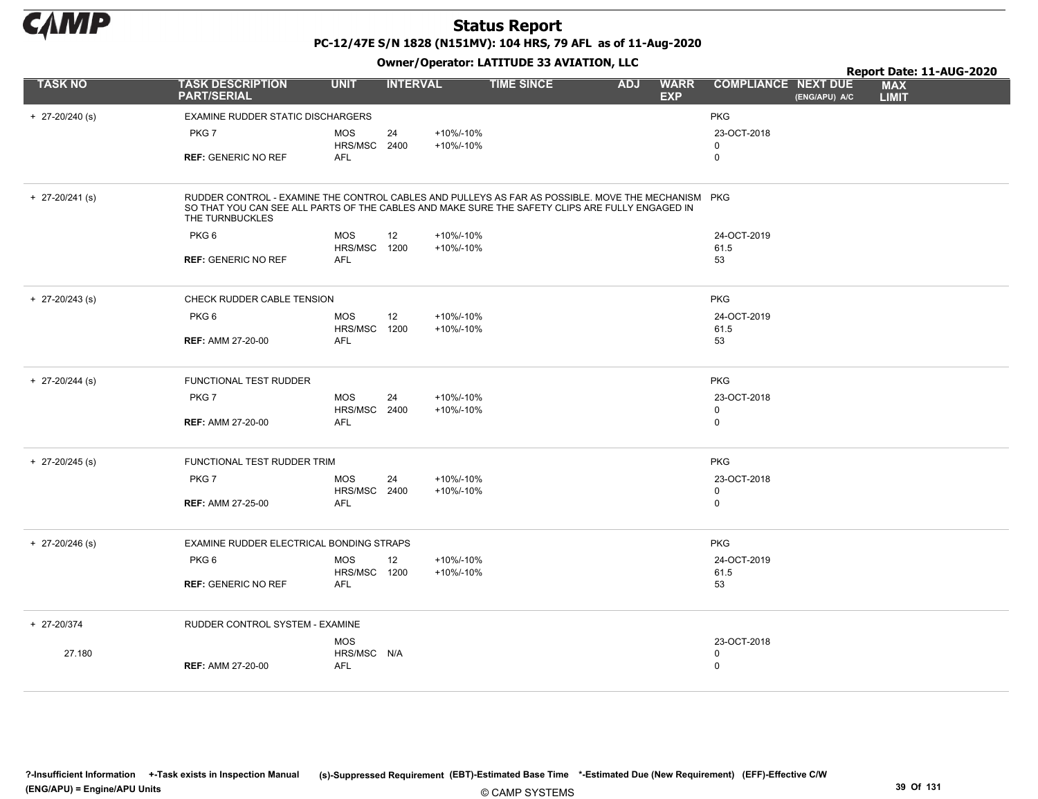# Status Report

**PC-12/47E S/N 1828 (N151MV): 104 HRS, 79 AFL as of 11-Aug-2020**

**Owner/Operator: LATITUDE 33 AVIATION, LLC**

**Report Date: 11-AUG-2020**

| TASK NO | TASK DESCRIPTION PART/SERIAL | UNIT | INTERVAL | | TIME SINCE | ADJ | WARR EXP | COMPLIANCE | NEXT DUE (ENG/APU) A/C | MAX LIMIT |
|---|---|---|---|---|---|---|---|---|---|---|
| + 27-20/240 (s) | EXAMINE RUDDER STATIC DISCHARGERS | | | | | | | PKG | | |
| | PKG 7 | MOS | 24 | +10%/-10% | | | | 23-OCT-2018 | | |
| | | HRS/MSC | 2400 | +10%/-10% | | | | 0 | | |
| | **REF:** GENERIC NO REF | AFL | | | | | | 0 | | |
| + 27-20/241 (s) | RUDDER CONTROL - EXAMINE THE CONTROL CABLES AND PULLEYS AS FAR AS POSSIBLE. MOVE THE MECHANISM SO THAT YOU CAN SEE ALL PARTS OF THE CABLES AND MAKE SURE THE SAFETY CLIPS ARE FULLY ENGAGED IN THE TURNBUCKLES | | | | | | | PKG | | |
| | PKG 6 | MOS | 12 | +10%/-10% | | | | 24-OCT-2019 | | |
| | | HRS/MSC | 1200 | +10%/-10% | | | | 61.5 | | |
| | **REF:** GENERIC NO REF | AFL | | | | | | 53 | | |
| + 27-20/243 (s) | CHECK RUDDER CABLE TENSION | | | | | | | PKG | | |
| | PKG 6 | MOS | 12 | +10%/-10% | | | | 24-OCT-2019 | | |
| | | HRS/MSC | 1200 | +10%/-10% | | | | 61.5 | | |
| | **REF:** AMM 27-20-00 | AFL | | | | | | 53 | | |
| + 27-20/244 (s) | FUNCTIONAL TEST RUDDER | | | | | | | PKG | | |
| | PKG 7 | MOS | 24 | +10%/-10% | | | | 23-OCT-2018 | | |
| | | HRS/MSC | 2400 | +10%/-10% | | | | 0 | | |
| | **REF:** AMM 27-20-00 | AFL | | | | | | 0 | | |
| + 27-20/245 (s) | FUNCTIONAL TEST RUDDER TRIM | | | | | | | PKG | | |
| | PKG 7 | MOS | 24 | +10%/-10% | | | | 23-OCT-2018 | | |
| | | HRS/MSC | 2400 | +10%/-10% | | | | 0 | | |
| | **REF:** AMM 27-25-00 | AFL | | | | | | 0 | | |
| + 27-20/246 (s) | EXAMINE RUDDER ELECTRICAL BONDING STRAPS | | | | | | | PKG | | |
| | PKG 6 | MOS | 12 | +10%/-10% | | | | 24-OCT-2019 | | |
| | | HRS/MSC | 1200 | +10%/-10% | | | | 61.5 | | |
| | **REF:** GENERIC NO REF | AFL | | | | | | 53 | | |
| + 27-20/374 | RUDDER CONTROL SYSTEM - EXAMINE | | | | | | | | | |
| | | MOS | | | | | | 23-OCT-2018 | | |
| 27.180 | | HRS/MSC | N/A | | | | | 0 | | |
| | **REF:** AMM 27-20-00 | AFL | | | | | | 0 | | |

?-Insufficient Information +-Task exists in Inspection Manual (s)-Suppressed Requirement (EBT)-Estimated Base Time *-Estimated Due (New Requirement) (EFF)-Effective C/W (ENG/APU) = Engine/APU Units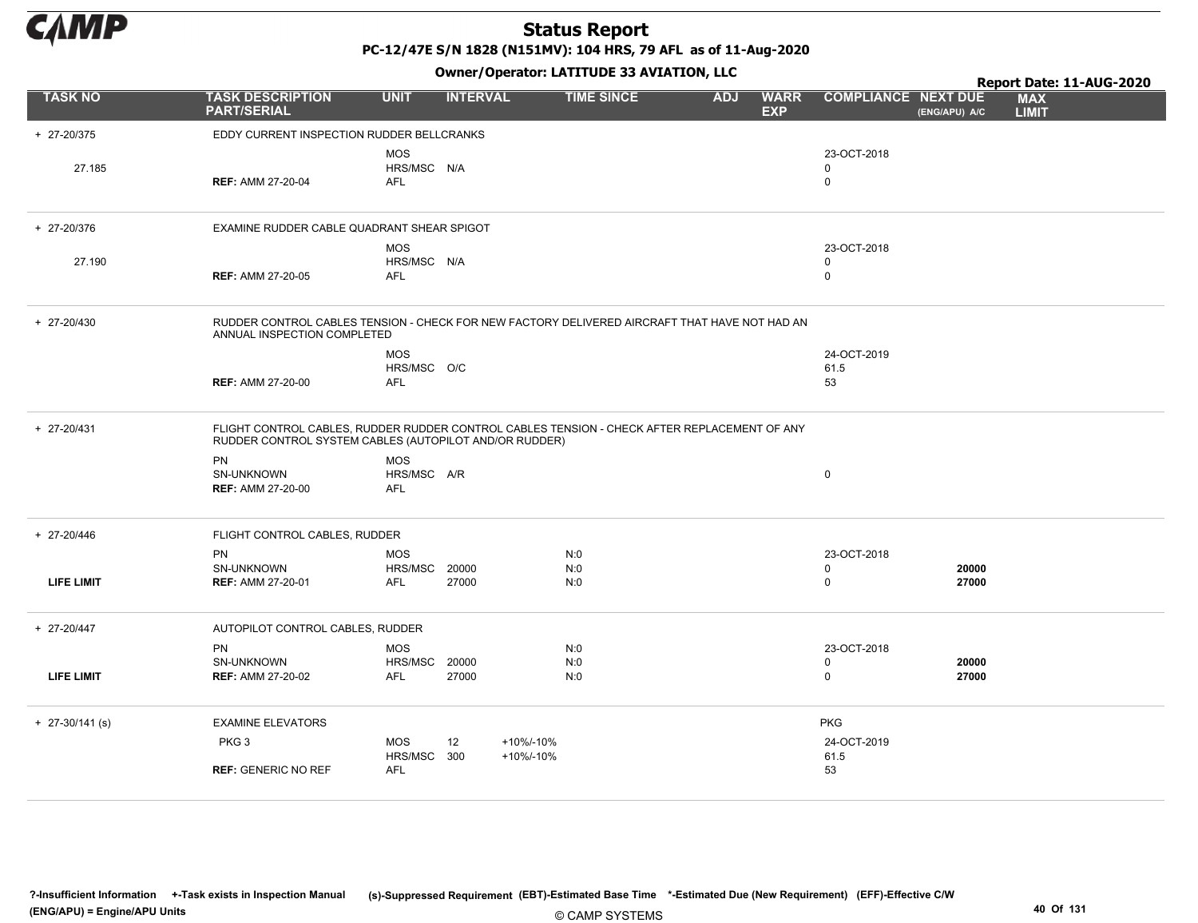# Status Report

**PC-12/47E S/N 1828 (N151MV): 104 HRS, 79 AFL as of 11-Aug-2020**

**Owner/Operator: LATITUDE 33 AVIATION, LLC**

**Report Date: 11-AUG-2020**

| TASK NO | TASK DESCRIPTION PART/SERIAL | UNIT | INTERVAL | | TIME SINCE | ADJ | WARR EXP | COMPLIANCE | NEXT DUE (ENG/APU) A/C | MAX LIMIT |
|---|---|---|---|---|---|---|---|---|---|---|
| + 27-20/375 | EDDY CURRENT INSPECTION RUDDER BELLCRANKS | | | | | | | | | |
| | | MOS | | | | | | 23-OCT-2018 | | |
| 27.185 | | HRS/MSC | N/A | | | | | 0 | | |
| | **REF:** AMM 27-20-04 | AFL | | | | | | 0 | | |
| + 27-20/376 | EXAMINE RUDDER CABLE QUADRANT SHEAR SPIGOT | | | | | | | | | |
| | | MOS | | | | | | 23-OCT-2018 | | |
| 27.190 | | HRS/MSC | N/A | | | | | 0 | | |
| | **REF:** AMM 27-20-05 | AFL | | | | | | 0 | | |
| + 27-20/430 | RUDDER CONTROL CABLES TENSION - CHECK FOR NEW FACTORY DELIVERED AIRCRAFT THAT HAVE NOT HAD AN ANNUAL INSPECTION COMPLETED | | | | | | | | | |
| | | MOS | | | | | | 24-OCT-2019 | | |
| | | HRS/MSC | O/C | | | | | 61.5 | | |
| | **REF:** AMM 27-20-00 | AFL | | | | | | 53 | | |
| + 27-20/431 | FLIGHT CONTROL CABLES, RUDDER RUDDER CONTROL CABLES TENSION - CHECK AFTER REPLACEMENT OF ANY RUDDER CONTROL SYSTEM CABLES (AUTOPILOT AND/OR RUDDER) | | | | | | | | | |
| | PN | MOS | | | | | | | | |
| | SN-UNKNOWN | HRS/MSC | A/R | | | | | 0 | | |
| | **REF:** AMM 27-20-00 | AFL | | | | | | | | |
| + 27-20/446 | FLIGHT CONTROL CABLES, RUDDER | | | | | | | | | |
| | PN | MOS | | | N:0 | | | 23-OCT-2018 | | |
| | SN-UNKNOWN | HRS/MSC | 20000 | | N:0 | | | 0 | **20000** | |
| **LIFE LIMIT** | **REF:** AMM 27-20-01 | AFL | 27000 | | N:0 | | | 0 | **27000** | |
| + 27-20/447 | AUTOPILOT CONTROL CABLES, RUDDER | | | | | | | | | |
| | PN | MOS | | | N:0 | | | 23-OCT-2018 | | |
| | SN-UNKNOWN | HRS/MSC | 20000 | | N:0 | | | 0 | **20000** | |
| **LIFE LIMIT** | **REF:** AMM 27-20-02 | AFL | 27000 | | N:0 | | | 0 | **27000** | |
| + 27-30/141 (s) | EXAMINE ELEVATORS | | | | | | | PKG | | |
| | PKG 3 | MOS | 12 | +10%/-10% | | | | 24-OCT-2019 | | |
| | | HRS/MSC | 300 | +10%/-10% | | | | 61.5 | | |
| | **REF:** GENERIC NO REF | AFL | | | | | | 53 | | |

**?-Insufficient Information** **+-Task exists in Inspection Manual** **(s)-Suppressed Requirement** **(EBT)-Estimated Base Time** **\*-Estimated Due (New Requirement)** **(EFF)-Effective C/W**
**(ENG/APU) = Engine/APU Units**

© CAMP SYSTEMS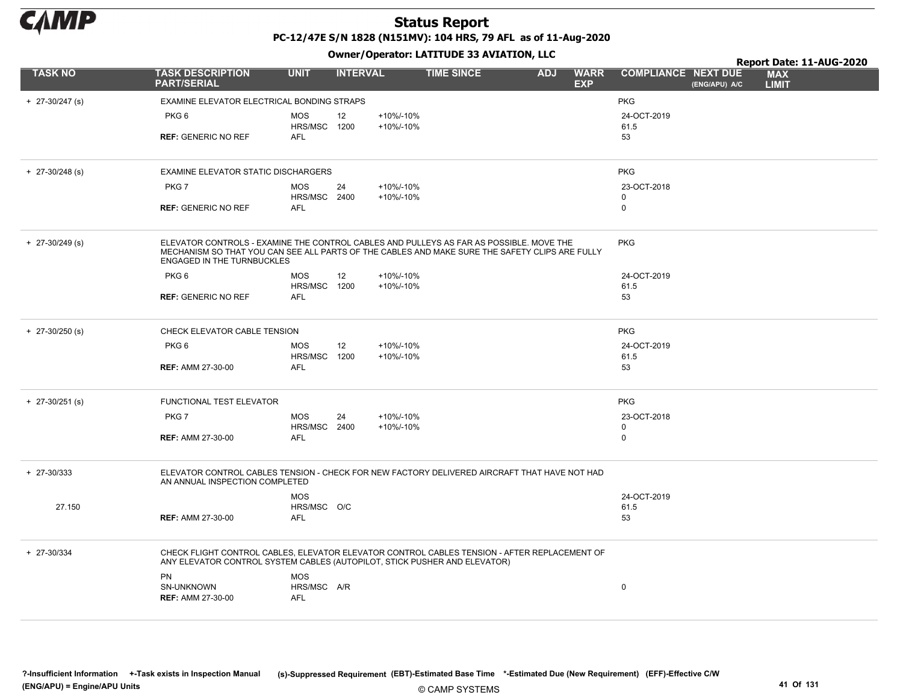# Status Report

**PC-12/47E S/N 1828 (N151MV): 104 HRS, 79 AFL as of 11-Aug-2020**

**Owner/Operator: LATITUDE 33 AVIATION, LLC**

**Report Date: 11-AUG-2020**

| TASK NO | TASK DESCRIPTION PART/SERIAL | UNIT | INTERVAL | | TIME SINCE | ADJ | WARR EXP | COMPLIANCE | NEXT DUE (ENG/APU) A/C | MAX LIMIT |
|---|---|---|---|---|---|---|---|---|---|---|
| + 27-30/247 (s) | EXAMINE ELEVATOR ELECTRICAL BONDING STRAPS | | | | | | | PKG | | |
| | PKG 6 | MOS | 12 | +10%/-10% | | | | 24-OCT-2019 | | |
| | | HRS/MSC | 1200 | +10%/-10% | | | | 61.5 | | |
| | **REF:** GENERIC NO REF | AFL | | | | | | 53 | | |
| + 27-30/248 (s) | EXAMINE ELEVATOR STATIC DISCHARGERS | | | | | | | PKG | | |
| | PKG 7 | MOS | 24 | +10%/-10% | | | | 23-OCT-2018 | | |
| | | HRS/MSC | 2400 | +10%/-10% | | | | 0 | | |
| | **REF:** GENERIC NO REF | AFL | | | | | | 0 | | |
| + 27-30/249 (s) | ELEVATOR CONTROLS - EXAMINE THE CONTROL CABLES AND PULLEYS AS FAR AS POSSIBLE. MOVE THE MECHANISM SO THAT YOU CAN SEE ALL PARTS OF THE CABLES AND MAKE SURE THE SAFETY CLIPS ARE FULLY ENGAGED IN THE TURNBUCKLES | | | | | | | PKG | | |
| | PKG 6 | MOS | 12 | +10%/-10% | | | | 24-OCT-2019 | | |
| | | HRS/MSC | 1200 | +10%/-10% | | | | 61.5 | | |
| | **REF:** GENERIC NO REF | AFL | | | | | | 53 | | |
| + 27-30/250 (s) | CHECK ELEVATOR CABLE TENSION | | | | | | | PKG | | |
| | PKG 6 | MOS | 12 | +10%/-10% | | | | 24-OCT-2019 | | |
| | | HRS/MSC | 1200 | +10%/-10% | | | | 61.5 | | |
| | **REF:** AMM 27-30-00 | AFL | | | | | | 53 | | |
| + 27-30/251 (s) | FUNCTIONAL TEST ELEVATOR | | | | | | | PKG | | |
| | PKG 7 | MOS | 24 | +10%/-10% | | | | 23-OCT-2018 | | |
| | | HRS/MSC | 2400 | +10%/-10% | | | | 0 | | |
| | **REF:** AMM 27-30-00 | AFL | | | | | | 0 | | |
| + 27-30/333 | ELEVATOR CONTROL CABLES TENSION - CHECK FOR NEW FACTORY DELIVERED AIRCRAFT THAT HAVE NOT HAD AN ANNUAL INSPECTION COMPLETED | | | | | | | | | |
| | | MOS | | | | | | 24-OCT-2019 | | |
| 27.150 | | HRS/MSC | O/C | | | | | 61.5 | | |
| | **REF:** AMM 27-30-00 | AFL | | | | | | 53 | | |
| + 27-30/334 | CHECK FLIGHT CONTROL CABLES, ELEVATOR ELEVATOR CONTROL CABLES TENSION - AFTER REPLACEMENT OF ANY ELEVATOR CONTROL SYSTEM CABLES (AUTOPILOT, STICK PUSHER AND ELEVATOR) | | | | | | | | | |
| | PN | MOS | | | | | | | | |
| | SN-UNKNOWN | HRS/MSC | A/R | | | | | 0 | | |
| | **REF:** AMM 27-30-00 | AFL | | | | | | | | |

**?-Insufficient Information +-Task exists in Inspection Manual (s)-Suppressed Requirement (EBT)-Estimated Base Time \*-Estimated Due (New Requirement) (EFF)-Effective C/W**
**(ENG/APU) = Engine/APU Units**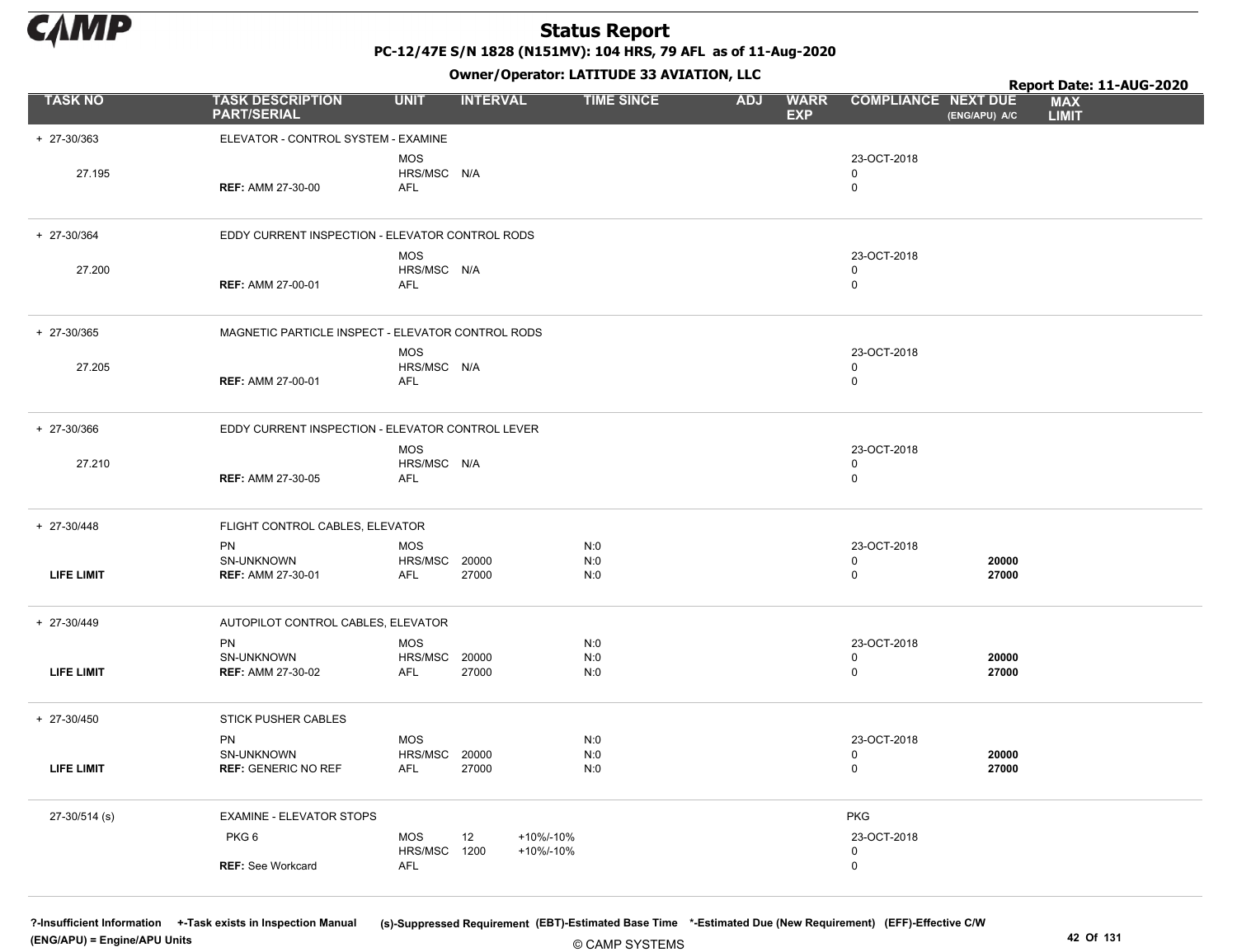# Status Report

**PC-12/47E S/N 1828 (N151MV): 104 HRS, 79 AFL as of 11-Aug-2020**

**Owner/Operator: LATITUDE 33 AVIATION, LLC**

**Report Date: 11-AUG-2020**

| TASK NO | TASK DESCRIPTION PART/SERIAL | UNIT | INTERVAL | | TIME SINCE | ADJ | WARR EXP | COMPLIANCE | NEXT DUE (ENG/APU) A/C | MAX LIMIT |
|---|---|---|---|---|---|---|---|---|---|---|
| + 27-30/363 | ELEVATOR - CONTROL SYSTEM - EXAMINE | | | | | | | | | |
| | | MOS | | | | | | 23-OCT-2018 | | |
| 27.195 | | HRS/MSC | N/A | | | | | 0 | | |
| | **REF:** AMM 27-30-00 | AFL | | | | | | 0 | | |
| + 27-30/364 | EDDY CURRENT INSPECTION - ELEVATOR CONTROL RODS | | | | | | | | | |
| | | MOS | | | | | | 23-OCT-2018 | | |
| 27.200 | | HRS/MSC | N/A | | | | | 0 | | |
| | **REF:** AMM 27-00-01 | AFL | | | | | | 0 | | |
| + 27-30/365 | MAGNETIC PARTICLE INSPECT - ELEVATOR CONTROL RODS | | | | | | | | | |
| | | MOS | | | | | | 23-OCT-2018 | | |
| 27.205 | | HRS/MSC | N/A | | | | | 0 | | |
| | **REF:** AMM 27-00-01 | AFL | | | | | | 0 | | |
| + 27-30/366 | EDDY CURRENT INSPECTION - ELEVATOR CONTROL LEVER | | | | | | | | | |
| | | MOS | | | | | | 23-OCT-2018 | | |
| 27.210 | | HRS/MSC | N/A | | | | | 0 | | |
| | **REF:** AMM 27-30-05 | AFL | | | | | | 0 | | |
| + 27-30/448 | FLIGHT CONTROL CABLES, ELEVATOR | | | | | | | | | |
| | PN | MOS | | | N:0 | | | 23-OCT-2018 | | |
| | SN-UNKNOWN | HRS/MSC | 20000 | | N:0 | | | 0 | **20000** | |
| **LIFE LIMIT** | **REF:** AMM 27-30-01 | AFL | 27000 | | N:0 | | | 0 | **27000** | |
| + 27-30/449 | AUTOPILOT CONTROL CABLES, ELEVATOR | | | | | | | | | |
| | PN | MOS | | | N:0 | | | 23-OCT-2018 | | |
| | SN-UNKNOWN | HRS/MSC | 20000 | | N:0 | | | 0 | **20000** | |
| **LIFE LIMIT** | **REF:** AMM 27-30-02 | AFL | 27000 | | N:0 | | | 0 | **27000** | |
| + 27-30/450 | STICK PUSHER CABLES | | | | | | | | | |
| | PN | MOS | | | N:0 | | | 23-OCT-2018 | | |
| | SN-UNKNOWN | HRS/MSC | 20000 | | N:0 | | | 0 | **20000** | |
| **LIFE LIMIT** | **REF:** GENERIC NO REF | AFL | 27000 | | N:0 | | | 0 | **27000** | |
| 27-30/514 (s) | EXAMINE - ELEVATOR STOPS | | | | | | | PKG | | |
| | PKG 6 | MOS | 12 | +10%/-10% | | | | 23-OCT-2018 | | |
| | | HRS/MSC | 1200 | +10%/-10% | | | | 0 | | |
| | **REF:** See Workcard | AFL | | | | | | 0 | | |

**?-Insufficient Information +-Task exists in Inspection Manual (s)-Suppressed Requirement (EBT)-Estimated Base Time \*-Estimated Due (New Requirement) (EFF)-Effective C/W (ENG/APU) = Engine/APU Units**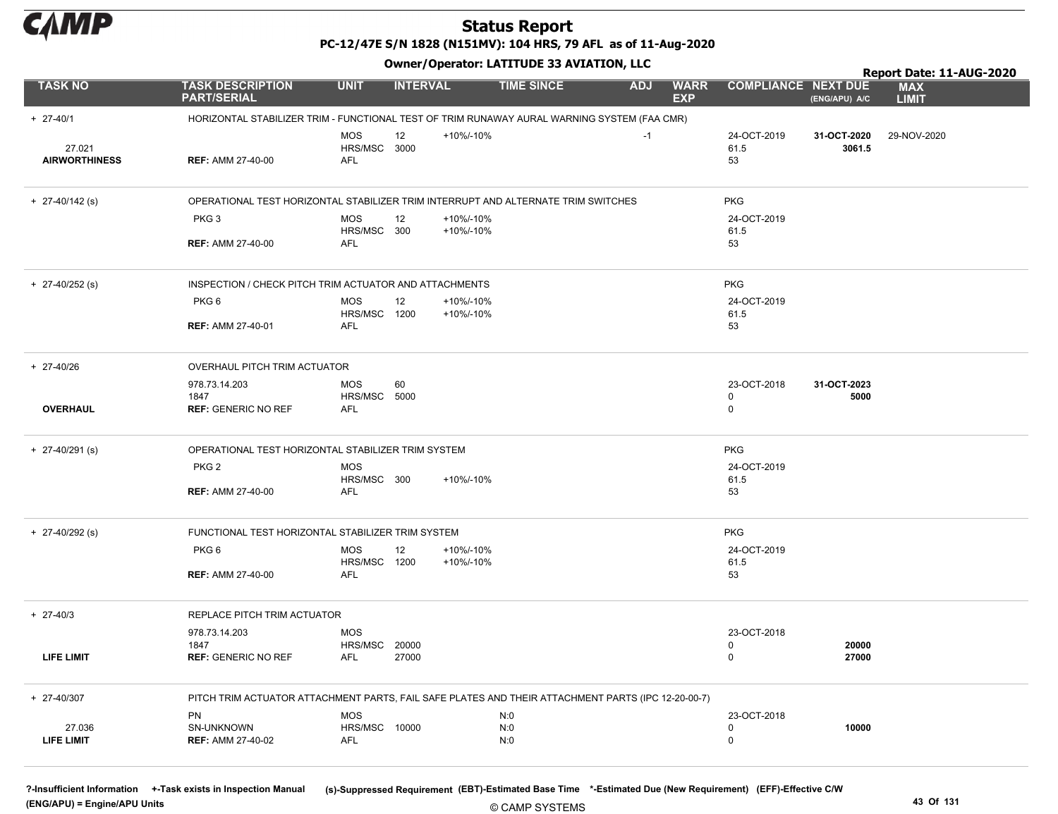# Status Report

**PC-12/47E S/N 1828 (N151MV): 104 HRS, 79 AFL as of 11-Aug-2020**

**Owner/Operator: LATITUDE 33 AVIATION, LLC**

**Report Date: 11-AUG-2020**

| TASK NO | TASK DESCRIPTION PART/SERIAL | UNIT | INTERVAL | | TIME SINCE | ADJ | WARR EXP | COMPLIANCE | NEXT DUE (ENG/APU) A/C | MAX LIMIT |
|---|---|---|---|---|---|---|---|---|---|---|
| + 27-40/1 | HORIZONTAL STABILIZER TRIM - FUNCTIONAL TEST OF TRIM RUNAWAY AURAL WARNING SYSTEM (FAA CMR) | | | | | | | | | |
| | | MOS | 12 | +10%/-10% | | -1 | | 24-OCT-2019 | **31-OCT-2020** | 29-NOV-2020 |
| 27.021 | | HRS/MSC | 3000 | | | | | 61.5 | **3061.5** | |
| **AIRWORTHINESS** | **REF:** AMM 27-40-00 | AFL | | | | | | 53 | | |
| + 27-40/142 (s) | OPERATIONAL TEST HORIZONTAL STABILIZER TRIM INTERRUPT AND ALTERNATE TRIM SWITCHES | | | | | | | PKG | | |
| | PKG 3 | MOS | 12 | +10%/-10% | | | | 24-OCT-2019 | | |
| | | HRS/MSC | 300 | +10%/-10% | | | | 61.5 | | |
| | **REF:** AMM 27-40-00 | AFL | | | | | | 53 | | |
| + 27-40/252 (s) | INSPECTION / CHECK PITCH TRIM ACTUATOR AND ATTACHMENTS | | | | | | | PKG | | |
| | PKG 6 | MOS | 12 | +10%/-10% | | | | 24-OCT-2019 | | |
| | | HRS/MSC | 1200 | +10%/-10% | | | | 61.5 | | |
| | **REF:** AMM 27-40-01 | AFL | | | | | | 53 | | |
| + 27-40/26 | OVERHAUL PITCH TRIM ACTUATOR | | | | | | | | | |
| | 978.73.14.203 | MOS | 60 | | | | | 23-OCT-2018 | **31-OCT-2023** | |
| | 1847 | HRS/MSC | 5000 | | | | | 0 | **5000** | |
| **OVERHAUL** | **REF:** GENERIC NO REF | AFL | | | | | | 0 | | |
| + 27-40/291 (s) | OPERATIONAL TEST HORIZONTAL STABILIZER TRIM SYSTEM | | | | | | | PKG | | |
| | PKG 2 | MOS | | | | | | 24-OCT-2019 | | |
| | | HRS/MSC | 300 | +10%/-10% | | | | 61.5 | | |
| | **REF:** AMM 27-40-00 | AFL | | | | | | 53 | | |
| + 27-40/292 (s) | FUNCTIONAL TEST HORIZONTAL STABILIZER TRIM SYSTEM | | | | | | | PKG | | |
| | PKG 6 | MOS | 12 | +10%/-10% | | | | 24-OCT-2019 | | |
| | | HRS/MSC | 1200 | +10%/-10% | | | | 61.5 | | |
| | **REF:** AMM 27-40-00 | AFL | | | | | | 53 | | |
| + 27-40/3 | REPLACE PITCH TRIM ACTUATOR | | | | | | | | | |
| | 978.73.14.203 | MOS | | | | | | 23-OCT-2018 | | |
| | 1847 | HRS/MSC | 20000 | | | | | 0 | **20000** | |
| **LIFE LIMIT** | **REF:** GENERIC NO REF | AFL | 27000 | | | | | 0 | **27000** | |
| + 27-40/307 | PITCH TRIM ACTUATOR ATTACHMENT PARTS, FAIL SAFE PLATES AND THEIR ATTACHMENT PARTS (IPC 12-20-00-7) | | | | | | | | | |
| | PN | MOS | | | N:0 | | | 23-OCT-2018 | | |
| 27.036 | SN-UNKNOWN | HRS/MSC | 10000 | | N:0 | | | 0 | **10000** | |
| **LIFE LIMIT** | **REF:** AMM 27-40-02 | AFL | | | N:0 | | | 0 | | |

**?-Insufficient Information** **+-Task exists in Inspection Manual** **(s)-Suppressed Requirement** **(EBT)-Estimated Base Time** **\*-Estimated Due (New Requirement)** **(EFF)-Effective C/W**
**(ENG/APU) = Engine/APU Units**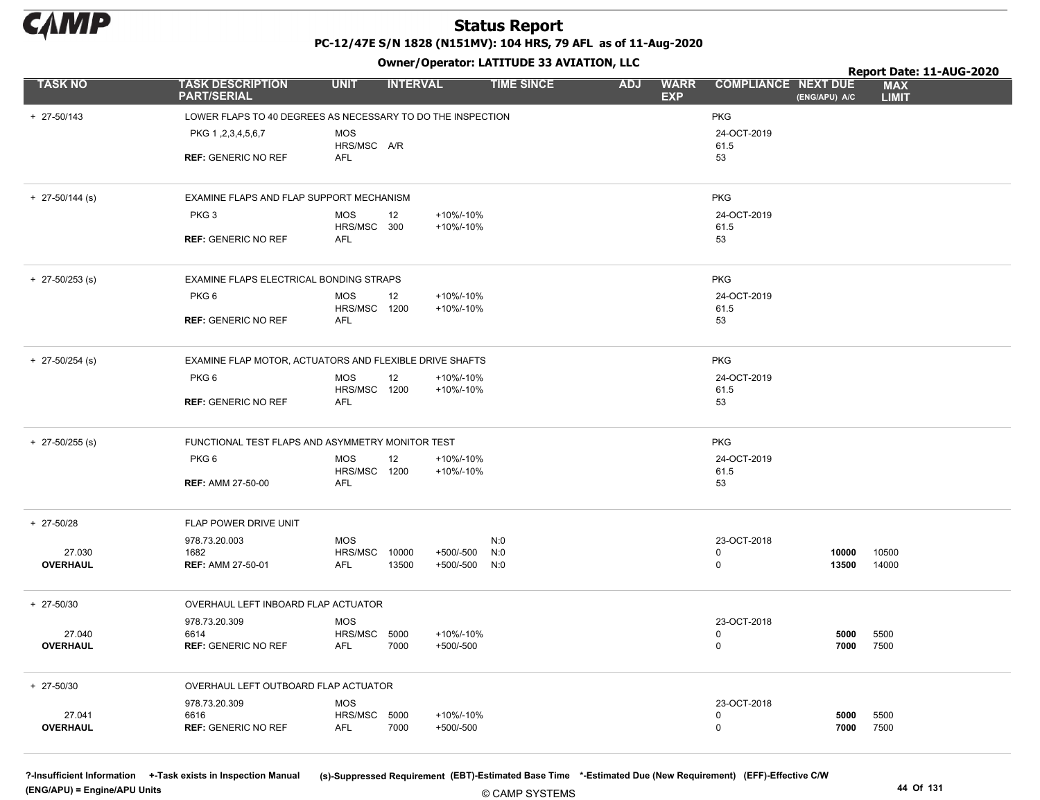# Status Report

**PC-12/47E S/N 1828 (N151MV): 104 HRS, 79 AFL as of 11-Aug-2020**

**Owner/Operator: LATITUDE 33 AVIATION, LLC**

**Report Date: 11-AUG-2020**

| TASK NO | TASK DESCRIPTION PART/SERIAL | UNIT | INTERVAL | | TIME SINCE | ADJ | WARR EXP | COMPLIANCE | NEXT DUE (ENG/APU) A/C | MAX LIMIT |
|---|---|---|---|---|---|---|---|---|---|---|
| + 27-50/143 | LOWER FLAPS TO 40 DEGREES AS NECESSARY TO DO THE INSPECTION | | | | | | | PKG | | |
| | PKG 1 ,2,3,4,5,6,7 | MOS | | | | | | 24-OCT-2019 | | |
| | | HRS/MSC | A/R | | | | | 61.5 | | |
| | **REF:** GENERIC NO REF | AFL | | | | | | 53 | | |
| + 27-50/144 (s) | EXAMINE FLAPS AND FLAP SUPPORT MECHANISM | | | | | | | PKG | | |
| | PKG 3 | MOS | 12 | +10%/-10% | | | | 24-OCT-2019 | | |
| | | HRS/MSC | 300 | +10%/-10% | | | | 61.5 | | |
| | **REF:** GENERIC NO REF | AFL | | | | | | 53 | | |
| + 27-50/253 (s) | EXAMINE FLAPS ELECTRICAL BONDING STRAPS | | | | | | | PKG | | |
| | PKG 6 | MOS | 12 | +10%/-10% | | | | 24-OCT-2019 | | |
| | | HRS/MSC | 1200 | +10%/-10% | | | | 61.5 | | |
| | **REF:** GENERIC NO REF | AFL | | | | | | 53 | | |
| + 27-50/254 (s) | EXAMINE FLAP MOTOR, ACTUATORS AND FLEXIBLE DRIVE SHAFTS | | | | | | | PKG | | |
| | PKG 6 | MOS | 12 | +10%/-10% | | | | 24-OCT-2019 | | |
| | | HRS/MSC | 1200 | +10%/-10% | | | | 61.5 | | |
| | **REF:** GENERIC NO REF | AFL | | | | | | 53 | | |
| + 27-50/255 (s) | FUNCTIONAL TEST FLAPS AND ASYMMETRY MONITOR TEST | | | | | | | PKG | | |
| | PKG 6 | MOS | 12 | +10%/-10% | | | | 24-OCT-2019 | | |
| | | HRS/MSC | 1200 | +10%/-10% | | | | 61.5 | | |
| | **REF:** AMM 27-50-00 | AFL | | | | | | 53 | | |
| + 27-50/28 | FLAP POWER DRIVE UNIT | | | | | | | | | |
| | 978.73.20.003 | MOS | | | N:0 | | | 23-OCT-2018 | | |
| 27.030 | 1682 | HRS/MSC | 10000 | +500/-500 | N:0 | | | 0 | **10000** | 10500 |
| **OVERHAUL** | **REF:** AMM 27-50-01 | AFL | 13500 | +500/-500 | N:0 | | | 0 | **13500** | 14000 |
| + 27-50/30 | OVERHAUL LEFT INBOARD FLAP ACTUATOR | | | | | | | | | |
| | 978.73.20.309 | MOS | | | | | | 23-OCT-2018 | | |
| 27.040 | 6614 | HRS/MSC | 5000 | +10%/-10% | | | | 0 | **5000** | 5500 |
| **OVERHAUL** | **REF:** GENERIC NO REF | AFL | 7000 | +500/-500 | | | | 0 | **7000** | 7500 |
| + 27-50/30 | OVERHAUL LEFT OUTBOARD FLAP ACTUATOR | | | | | | | | | |
| | 978.73.20.309 | MOS | | | | | | 23-OCT-2018 | | |
| 27.041 | 6616 | HRS/MSC | 5000 | +10%/-10% | | | | 0 | **5000** | 5500 |
| **OVERHAUL** | **REF:** GENERIC NO REF | AFL | 7000 | +500/-500 | | | | 0 | **7000** | 7500 |

**?-Insufficient Information** **+-Task exists in Inspection Manual** **(s)-Suppressed Requirement** **(EBT)-Estimated Base Time** **\*-Estimated Due (New Requirement)** **(EFF)-Effective C/W**
**(ENG/APU) = Engine/APU Units**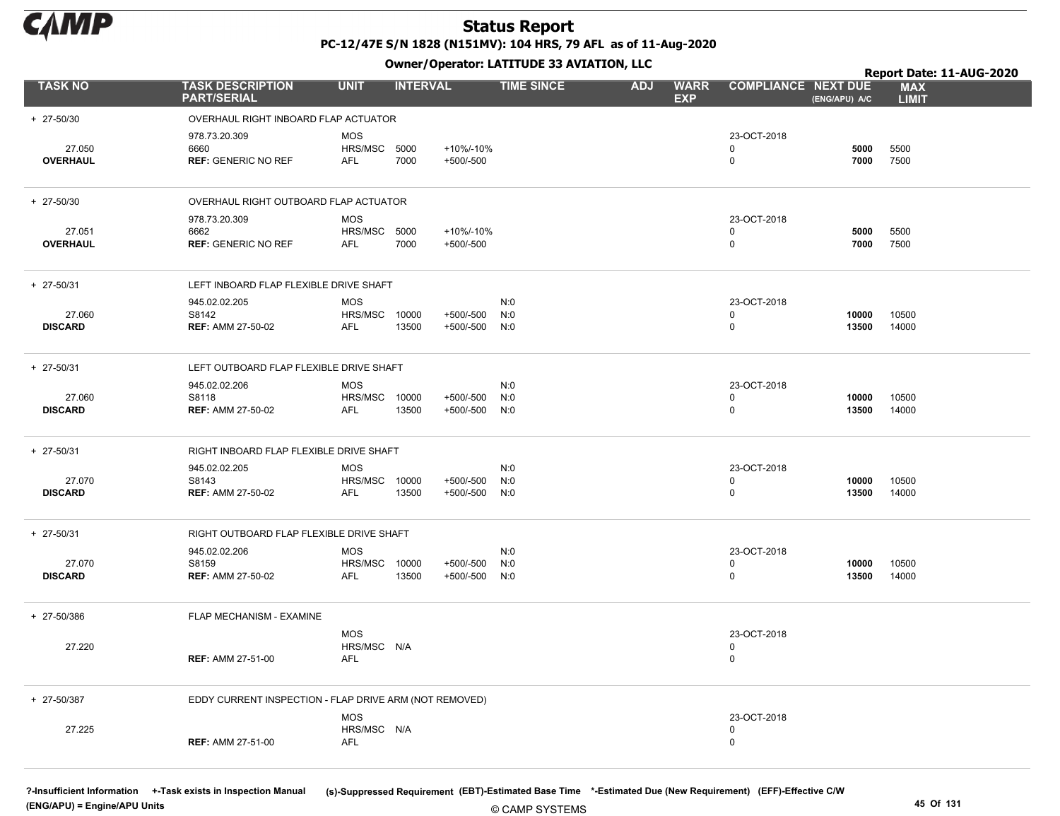# Status Report

**PC-12/47E S/N 1828 (N151MV): 104 HRS, 79 AFL as of 11-Aug-2020**

**Owner/Operator: LATITUDE 33 AVIATION, LLC**

**Report Date: 11-AUG-2020**

| TASK NO | TASK DESCRIPTION PART/SERIAL | UNIT | INTERVAL | | TIME SINCE | ADJ | WARR EXP | COMPLIANCE | NEXT DUE (ENG/APU) A/C | MAX LIMIT |
|---|---|---|---|---|---|---|---|---|---|---|
| + 27-50/30 | OVERHAUL RIGHT INBOARD FLAP ACTUATOR | | | | | | | | | |
| | 978.73.20.309 | MOS | | | | | | 23-OCT-2018 | | |
| 27.050 | 6660 | HRS/MSC | 5000 | +10%/-10% | | | | 0 | **5000** | 5500 |
| **OVERHAUL** | **REF:** GENERIC NO REF | AFL | 7000 | +500/-500 | | | | 0 | **7000** | 7500 |
| + 27-50/30 | OVERHAUL RIGHT OUTBOARD FLAP ACTUATOR | | | | | | | | | |
| | 978.73.20.309 | MOS | | | | | | 23-OCT-2018 | | |
| 27.051 | 6662 | HRS/MSC | 5000 | +10%/-10% | | | | 0 | **5000** | 5500 |
| **OVERHAUL** | **REF:** GENERIC NO REF | AFL | 7000 | +500/-500 | | | | 0 | **7000** | 7500 |
| + 27-50/31 | LEFT INBOARD FLAP FLEXIBLE DRIVE SHAFT | | | | | | | | | |
| | 945.02.02.205 | MOS | | | N:0 | | | 23-OCT-2018 | | |
| 27.060 | S8142 | HRS/MSC | 10000 | +500/-500 | N:0 | | | 0 | **10000** | 10500 |
| **DISCARD** | **REF:** AMM 27-50-02 | AFL | 13500 | +500/-500 | N:0 | | | 0 | **13500** | 14000 |
| + 27-50/31 | LEFT OUTBOARD FLAP FLEXIBLE DRIVE SHAFT | | | | | | | | | |
| | 945.02.02.206 | MOS | | | N:0 | | | 23-OCT-2018 | | |
| 27.060 | S8118 | HRS/MSC | 10000 | +500/-500 | N:0 | | | 0 | **10000** | 10500 |
| **DISCARD** | **REF:** AMM 27-50-02 | AFL | 13500 | +500/-500 | N:0 | | | 0 | **13500** | 14000 |
| + 27-50/31 | RIGHT INBOARD FLAP FLEXIBLE DRIVE SHAFT | | | | | | | | | |
| | 945.02.02.205 | MOS | | | N:0 | | | 23-OCT-2018 | | |
| 27.070 | S8143 | HRS/MSC | 10000 | +500/-500 | N:0 | | | 0 | **10000** | 10500 |
| **DISCARD** | **REF:** AMM 27-50-02 | AFL | 13500 | +500/-500 | N:0 | | | 0 | **13500** | 14000 |
| + 27-50/31 | RIGHT OUTBOARD FLAP FLEXIBLE DRIVE SHAFT | | | | | | | | | |
| | 945.02.02.206 | MOS | | | N:0 | | | 23-OCT-2018 | | |
| 27.070 | S8159 | HRS/MSC | 10000 | +500/-500 | N:0 | | | 0 | **10000** | 10500 |
| **DISCARD** | **REF:** AMM 27-50-02 | AFL | 13500 | +500/-500 | N:0 | | | 0 | **13500** | 14000 |
| + 27-50/386 | FLAP MECHANISM - EXAMINE | | | | | | | | | |
| | | MOS | | | | | | 23-OCT-2018 | | |
| 27.220 | | HRS/MSC | N/A | | | | | 0 | | |
| | **REF:** AMM 27-51-00 | AFL | | | | | | 0 | | |
| + 27-50/387 | EDDY CURRENT INSPECTION - FLAP DRIVE ARM (NOT REMOVED) | | | | | | | | | |
| | | MOS | | | | | | 23-OCT-2018 | | |
| 27.225 | | HRS/MSC | N/A | | | | | 0 | | |
| | **REF:** AMM 27-51-00 | AFL | | | | | | 0 | | |

**?-Insufficient Information +-Task exists in Inspection Manual (s)-Suppressed Requirement (EBT)-Estimated Base Time \*-Estimated Due (New Requirement) (EFF)-Effective C/W (ENG/APU) = Engine/APU Units**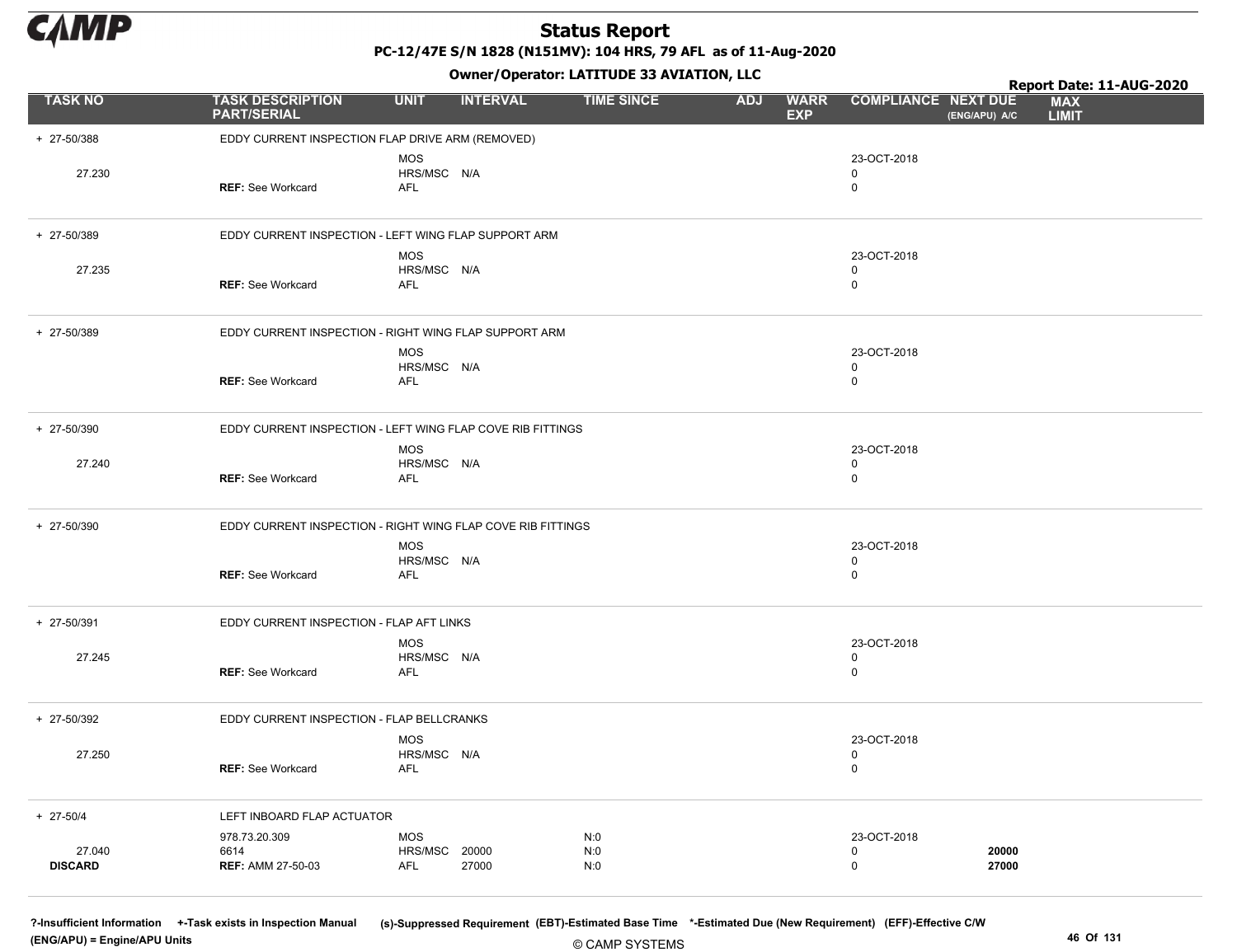# Status Report

**PC-12/47E S/N 1828 (N151MV): 104 HRS, 79 AFL as of 11-Aug-2020**

**Owner/Operator: LATITUDE 33 AVIATION, LLC**

**Report Date: 11-AUG-2020**

| TASK NO | TASK DESCRIPTION PART/SERIAL | UNIT | INTERVAL | TIME SINCE | ADJ | WARR EXP | COMPLIANCE | NEXT DUE (ENG/APU) A/C | MAX LIMIT |
|---|---|---|---|---|---|---|---|---|---|
| + 27-50/388 | EDDY CURRENT INSPECTION FLAP DRIVE ARM (REMOVED) | | | | | | | | |
| | | MOS | | | | | 23-OCT-2018 | | |
| 27.230 | | HRS/MSC | N/A | | | | 0 | | |
| | **REF:** See Workcard | AFL | | | | | 0 | | |
| + 27-50/389 | EDDY CURRENT INSPECTION - LEFT WING FLAP SUPPORT ARM | | | | | | | | |
| | | MOS | | | | | 23-OCT-2018 | | |
| 27.235 | | HRS/MSC | N/A | | | | 0 | | |
| | **REF:** See Workcard | AFL | | | | | 0 | | |
| + 27-50/389 | EDDY CURRENT INSPECTION - RIGHT WING FLAP SUPPORT ARM | | | | | | | | |
| | | MOS | | | | | 23-OCT-2018 | | |
| | | HRS/MSC | N/A | | | | 0 | | |
| | **REF:** See Workcard | AFL | | | | | 0 | | |
| + 27-50/390 | EDDY CURRENT INSPECTION - LEFT WING FLAP COVE RIB FITTINGS | | | | | | | | |
| | | MOS | | | | | 23-OCT-2018 | | |
| 27.240 | | HRS/MSC | N/A | | | | 0 | | |
| | **REF:** See Workcard | AFL | | | | | 0 | | |
| + 27-50/390 | EDDY CURRENT INSPECTION - RIGHT WING FLAP COVE RIB FITTINGS | | | | | | | | |
| | | MOS | | | | | 23-OCT-2018 | | |
| | | HRS/MSC | N/A | | | | 0 | | |
| | **REF:** See Workcard | AFL | | | | | 0 | | |
| + 27-50/391 | EDDY CURRENT INSPECTION - FLAP AFT LINKS | | | | | | | | |
| | | MOS | | | | | 23-OCT-2018 | | |
| 27.245 | | HRS/MSC | N/A | | | | 0 | | |
| | **REF:** See Workcard | AFL | | | | | 0 | | |
| + 27-50/392 | EDDY CURRENT INSPECTION - FLAP BELLCRANKS | | | | | | | | |
| | | MOS | | | | | 23-OCT-2018 | | |
| 27.250 | | HRS/MSC | N/A | | | | 0 | | |
| | **REF:** See Workcard | AFL | | | | | 0 | | |
| + 27-50/4 | LEFT INBOARD FLAP ACTUATOR | | | | | | | | |
| | 978.73.20.309 | MOS | | N:0 | | | 23-OCT-2018 | | |
| 27.040 | 6614 | HRS/MSC | 20000 | N:0 | | | 0 | **20000** | |
| **DISCARD** | **REF:** AMM 27-50-03 | AFL | 27000 | N:0 | | | 0 | **27000** | |

**?-Insufficient Information** **+-Task exists in Inspection Manual** **(s)-Suppressed Requirement** **(EBT)-Estimated Base Time** **\*-Estimated Due (New Requirement)** **(EFF)-Effective C/W**
**(ENG/APU) = Engine/APU Units**

© CAMP SYSTEMS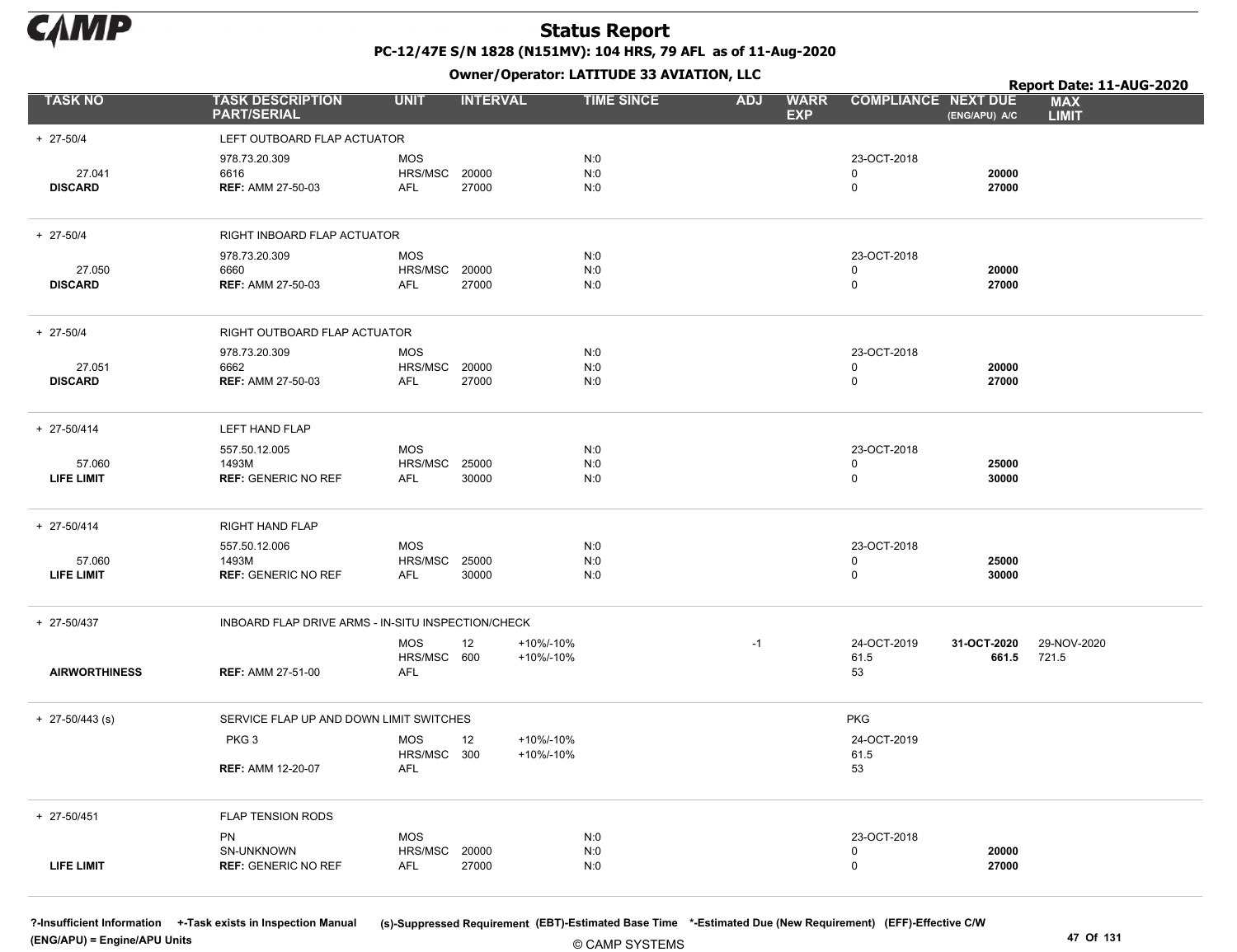# Status Report

**PC-12/47E S/N 1828 (N151MV): 104 HRS, 79 AFL as of 11-Aug-2020**

**Owner/Operator: LATITUDE 33 AVIATION, LLC**

**Report Date: 11-AUG-2020**

| TASK NO | TASK DESCRIPTION PART/SERIAL | UNIT | INTERVAL | | TIME SINCE | ADJ | WARR EXP | COMPLIANCE | NEXT DUE (ENG/APU) A/C | MAX LIMIT |
|---|---|---|---|---|---|---|---|---|---|---|
| + 27-50/4 | LEFT OUTBOARD FLAP ACTUATOR | | | | | | | | | |
| | 978.73.20.309 | MOS | | | N:0 | | | 23-OCT-2018 | | |
| 27.041 | 6616 | HRS/MSC | 20000 | | N:0 | | | 0 | **20000** | |
| **DISCARD** | **REF:** AMM 27-50-03 | AFL | 27000 | | N:0 | | | 0 | **27000** | |
| + 27-50/4 | RIGHT INBOARD FLAP ACTUATOR | | | | | | | | | |
| | 978.73.20.309 | MOS | | | N:0 | | | 23-OCT-2018 | | |
| 27.050 | 6660 | HRS/MSC | 20000 | | N:0 | | | 0 | **20000** | |
| **DISCARD** | **REF:** AMM 27-50-03 | AFL | 27000 | | N:0 | | | 0 | **27000** | |
| + 27-50/4 | RIGHT OUTBOARD FLAP ACTUATOR | | | | | | | | | |
| | 978.73.20.309 | MOS | | | N:0 | | | 23-OCT-2018 | | |
| 27.051 | 6662 | HRS/MSC | 20000 | | N:0 | | | 0 | **20000** | |
| **DISCARD** | **REF:** AMM 27-50-03 | AFL | 27000 | | N:0 | | | 0 | **27000** | |
| + 27-50/414 | LEFT HAND FLAP | | | | | | | | | |
| | 557.50.12.005 | MOS | | | N:0 | | | 23-OCT-2018 | | |
| 57.060 | 1493M | HRS/MSC | 25000 | | N:0 | | | 0 | **25000** | |
| **LIFE LIMIT** | **REF:** GENERIC NO REF | AFL | 30000 | | N:0 | | | 0 | **30000** | |
| + 27-50/414 | RIGHT HAND FLAP | | | | | | | | | |
| | 557.50.12.006 | MOS | | | N:0 | | | 23-OCT-2018 | | |
| 57.060 | 1493M | HRS/MSC | 25000 | | N:0 | | | 0 | **25000** | |
| **LIFE LIMIT** | **REF:** GENERIC NO REF | AFL | 30000 | | N:0 | | | 0 | **30000** | |
| + 27-50/437 | INBOARD FLAP DRIVE ARMS - IN-SITU INSPECTION/CHECK | | | | | | | | | |
| | | MOS | 12 | +10%/-10% | | -1 | | 24-OCT-2019 | **31-OCT-2020** | 29-NOV-2020 |
| | | HRS/MSC | 600 | +10%/-10% | | | | 61.5 | **661.5** | 721.5 |
| **AIRWORTHINESS** | **REF:** AMM 27-51-00 | AFL | | | | | | 53 | | |
| + 27-50/443 (s) | SERVICE FLAP UP AND DOWN LIMIT SWITCHES | | | | | | | PKG | | |
| | PKG 3 | MOS | 12 | +10%/-10% | | | | 24-OCT-2019 | | |
| | | HRS/MSC | 300 | +10%/-10% | | | | 61.5 | | |
| | **REF:** AMM 12-20-07 | AFL | | | | | | 53 | | |
| + 27-50/451 | FLAP TENSION RODS | | | | | | | | | |
| | PN | MOS | | | N:0 | | | 23-OCT-2018 | | |
| | SN-UNKNOWN | HRS/MSC | 20000 | | N:0 | | | 0 | **20000** | |
| **LIFE LIMIT** | **REF:** GENERIC NO REF | AFL | 27000 | | N:0 | | | 0 | **27000** | |

**?-Insufficient Information +-Task exists in Inspection Manual (s)-Suppressed Requirement (EBT)-Estimated Base Time \*-Estimated Due (New Requirement) (EFF)-Effective C/W**
**(ENG/APU) = Engine/APU Units**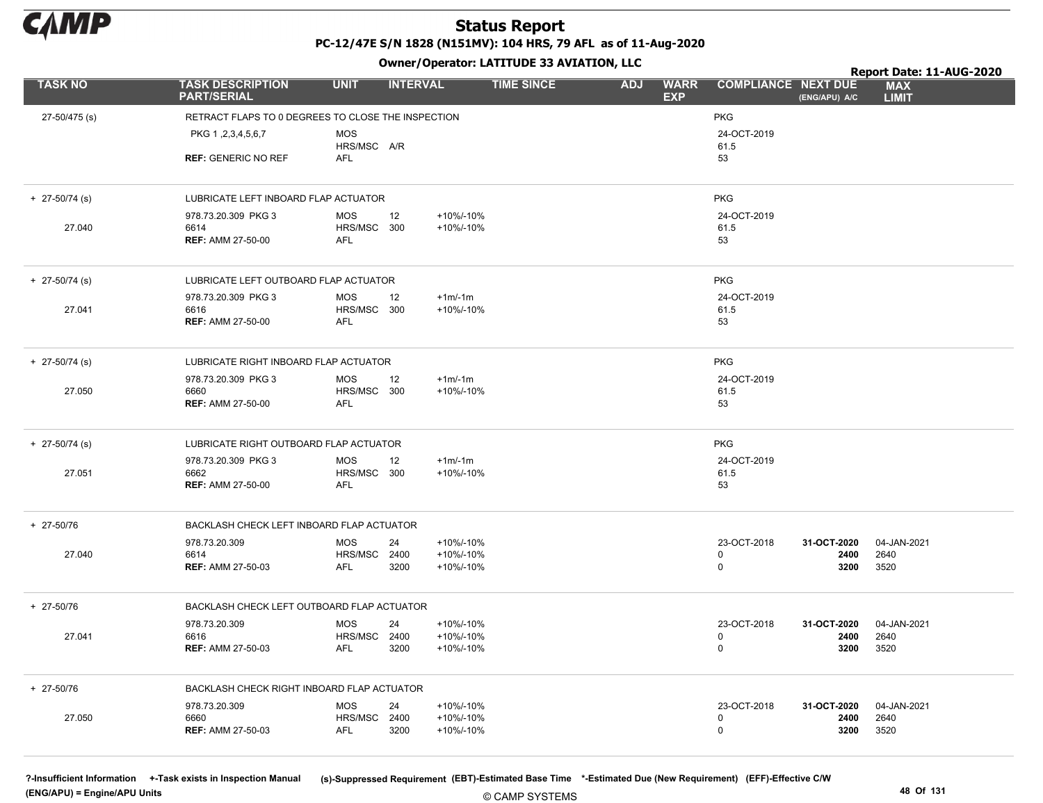# Status Report

**PC-12/47E S/N 1828 (N151MV): 104 HRS, 79 AFL as of 11-Aug-2020**

**Owner/Operator: LATITUDE 33 AVIATION, LLC**

**Report Date: 11-AUG-2020**

| TASK NO | TASK DESCRIPTION PART/SERIAL | UNIT | INTERVAL | | TIME SINCE | ADJ | WARR EXP | COMPLIANCE | NEXT DUE (ENG/APU) A/C | MAX LIMIT |
|---|---|---|---|---|---|---|---|---|---|---|
| 27-50/475 (s) | RETRACT FLAPS TO 0 DEGREES TO CLOSE THE INSPECTION | | | | | | | PKG | | |
| | PKG 1 ,2,3,4,5,6,7 | MOS | | | | | | 24-OCT-2019 | | |
| | | HRS/MSC | A/R | | | | | 61.5 | | |
| | **REF:** GENERIC NO REF | AFL | | | | | | 53 | | |
| + 27-50/74 (s) | LUBRICATE LEFT INBOARD FLAP ACTUATOR | | | | | | | PKG | | |
| | 978.73.20.309 PKG 3 | MOS | 12 | +10%/-10% | | | | 24-OCT-2019 | | |
| 27.040 | 6614 | HRS/MSC | 300 | +10%/-10% | | | | 61.5 | | |
| | **REF:** AMM 27-50-00 | AFL | | | | | | 53 | | |
| + 27-50/74 (s) | LUBRICATE LEFT OUTBOARD FLAP ACTUATOR | | | | | | | PKG | | |
| | 978.73.20.309 PKG 3 | MOS | 12 | +1m/-1m | | | | 24-OCT-2019 | | |
| 27.041 | 6616 | HRS/MSC | 300 | +10%/-10% | | | | 61.5 | | |
| | **REF:** AMM 27-50-00 | AFL | | | | | | 53 | | |
| + 27-50/74 (s) | LUBRICATE RIGHT INBOARD FLAP ACTUATOR | | | | | | | PKG | | |
| | 978.73.20.309 PKG 3 | MOS | 12 | +1m/-1m | | | | 24-OCT-2019 | | |
| 27.050 | 6660 | HRS/MSC | 300 | +10%/-10% | | | | 61.5 | | |
| | **REF:** AMM 27-50-00 | AFL | | | | | | 53 | | |
| + 27-50/74 (s) | LUBRICATE RIGHT OUTBOARD FLAP ACTUATOR | | | | | | | PKG | | |
| | 978.73.20.309 PKG 3 | MOS | 12 | +1m/-1m | | | | 24-OCT-2019 | | |
| 27.051 | 6662 | HRS/MSC | 300 | +10%/-10% | | | | 61.5 | | |
| | **REF:** AMM 27-50-00 | AFL | | | | | | 53 | | |
| + 27-50/76 | BACKLASH CHECK LEFT INBOARD FLAP ACTUATOR | | | | | | | | | |
| | 978.73.20.309 | MOS | 24 | +10%/-10% | | | | 23-OCT-2018 | **31-OCT-2020** | 04-JAN-2021 |
| 27.040 | 6614 | HRS/MSC | 2400 | +10%/-10% | | | | 0 | **2400** | 2640 |
| | **REF:** AMM 27-50-03 | AFL | 3200 | +10%/-10% | | | | 0 | **3200** | 3520 |
| + 27-50/76 | BACKLASH CHECK LEFT OUTBOARD FLAP ACTUATOR | | | | | | | | | |
| | 978.73.20.309 | MOS | 24 | +10%/-10% | | | | 23-OCT-2018 | **31-OCT-2020** | 04-JAN-2021 |
| 27.041 | 6616 | HRS/MSC | 2400 | +10%/-10% | | | | 0 | **2400** | 2640 |
| | **REF:** AMM 27-50-03 | AFL | 3200 | +10%/-10% | | | | 0 | **3200** | 3520 |
| + 27-50/76 | BACKLASH CHECK RIGHT INBOARD FLAP ACTUATOR | | | | | | | | | |
| | 978.73.20.309 | MOS | 24 | +10%/-10% | | | | 23-OCT-2018 | **31-OCT-2020** | 04-JAN-2021 |
| 27.050 | 6660 | HRS/MSC | 2400 | +10%/-10% | | | | 0 | **2400** | 2640 |
| | **REF:** AMM 27-50-03 | AFL | 3200 | +10%/-10% | | | | 0 | **3200** | 3520 |

**?-Insufficient Information** **+-Task exists in Inspection Manual** **(s)-Suppressed Requirement** **(EBT)-Estimated Base Time** **\*-Estimated Due (New Requirement)** **(EFF)-Effective C/W**
**(ENG/APU) = Engine/APU Units**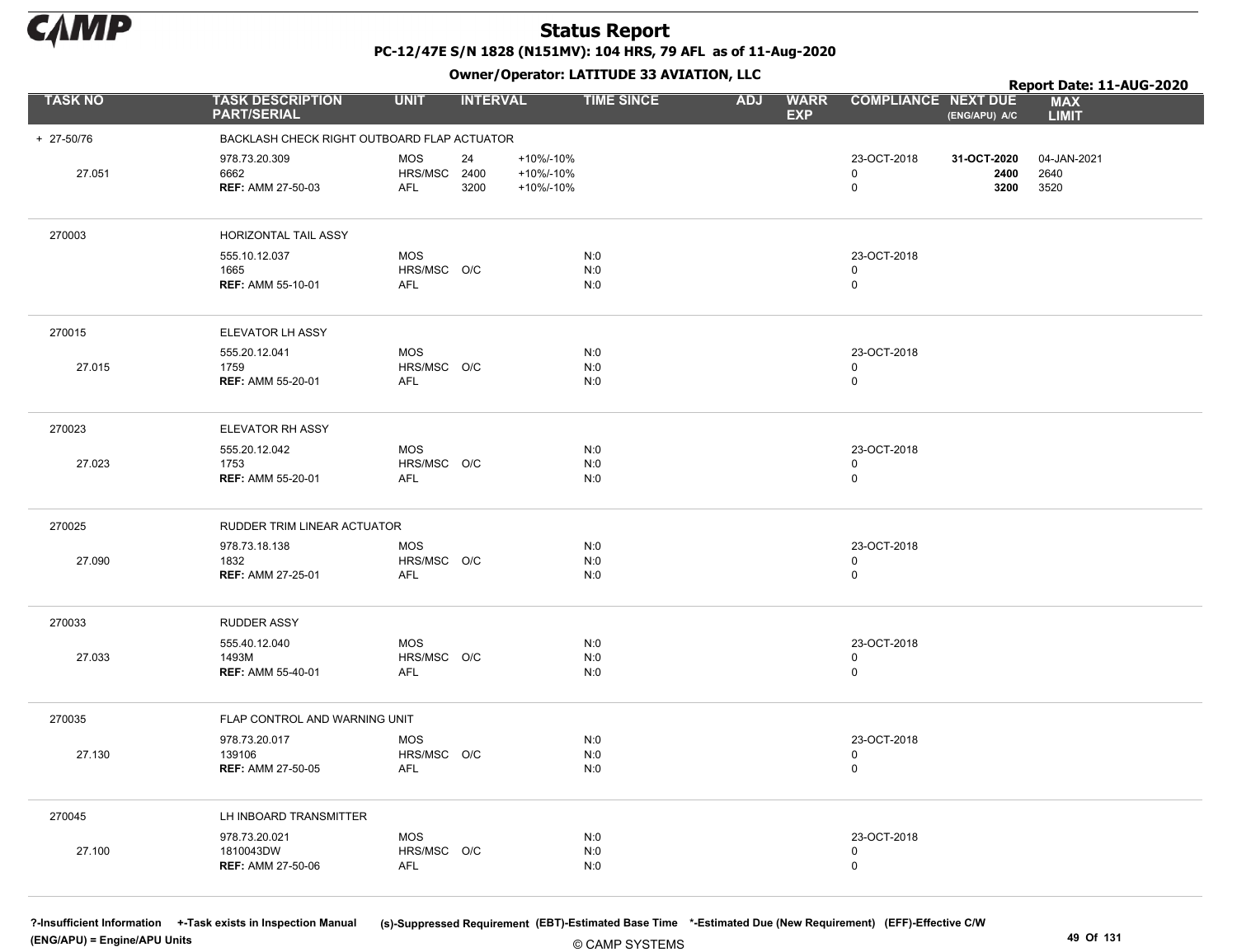# Status Report

**PC-12/47E S/N 1828 (N151MV): 104 HRS, 79 AFL as of 11-Aug-2020**

**Owner/Operator: LATITUDE 33 AVIATION, LLC**

**Report Date: 11-AUG-2020**

| TASK NO | TASK DESCRIPTION PART/SERIAL | UNIT | INTERVAL | | TIME SINCE | ADJ | WARR EXP | COMPLIANCE | NEXT DUE (ENG/APU) A/C | MAX LIMIT |
|---|---|---|---|---|---|---|---|---|---|---|
| + 27-50/76 | BACKLASH CHECK RIGHT OUTBOARD FLAP ACTUATOR | | | | | | | | | |
| | 978.73.20.309 | MOS | 24 | +10%/-10% | | | | 23-OCT-2018 | **31-OCT-2020** | 04-JAN-2021 |
| 27.051 | 6662 | HRS/MSC | 2400 | +10%/-10% | | | | 0 | **2400** | 2640 |
| | **REF:** AMM 27-50-03 | AFL | 3200 | +10%/-10% | | | | 0 | **3200** | 3520 |
| 270003 | HORIZONTAL TAIL ASSY | | | | | | | | | |
| | 555.10.12.037 | MOS | | | N:0 | | | 23-OCT-2018 | | |
| | 1665 | HRS/MSC | O/C | | N:0 | | | 0 | | |
| | **REF:** AMM 55-10-01 | AFL | | | N:0 | | | 0 | | |
| 270015 | ELEVATOR LH ASSY | | | | | | | | | |
| | 555.20.12.041 | MOS | | | N:0 | | | 23-OCT-2018 | | |
| 27.015 | 1759 | HRS/MSC | O/C | | N:0 | | | 0 | | |
| | **REF:** AMM 55-20-01 | AFL | | | N:0 | | | 0 | | |
| 270023 | ELEVATOR RH ASSY | | | | | | | | | |
| | 555.20.12.042 | MOS | | | N:0 | | | 23-OCT-2018 | | |
| 27.023 | 1753 | HRS/MSC | O/C | | N:0 | | | 0 | | |
| | **REF:** AMM 55-20-01 | AFL | | | N:0 | | | 0 | | |
| 270025 | RUDDER TRIM LINEAR ACTUATOR | | | | | | | | | |
| | 978.73.18.138 | MOS | | | N:0 | | | 23-OCT-2018 | | |
| 27.090 | 1832 | HRS/MSC | O/C | | N:0 | | | 0 | | |
| | **REF:** AMM 27-25-01 | AFL | | | N:0 | | | 0 | | |
| 270033 | RUDDER ASSY | | | | | | | | | |
| | 555.40.12.040 | MOS | | | N:0 | | | 23-OCT-2018 | | |
| 27.033 | 1493M | HRS/MSC | O/C | | N:0 | | | 0 | | |
| | **REF:** AMM 55-40-01 | AFL | | | N:0 | | | 0 | | |
| 270035 | FLAP CONTROL AND WARNING UNIT | | | | | | | | | |
| | 978.73.20.017 | MOS | | | N:0 | | | 23-OCT-2018 | | |
| 27.130 | 139106 | HRS/MSC | O/C | | N:0 | | | 0 | | |
| | **REF:** AMM 27-50-05 | AFL | | | N:0 | | | 0 | | |
| 270045 | LH INBOARD TRANSMITTER | | | | | | | | | |
| | 978.73.20.021 | MOS | | | N:0 | | | 23-OCT-2018 | | |
| 27.100 | 1810043DW | HRS/MSC | O/C | | N:0 | | | 0 | | |
| | **REF:** AMM 27-50-06 | AFL | | | N:0 | | | 0 | | |

?-Insufficient Information +-Task exists in Inspection Manual (s)-Suppressed Requirement (EBT)-Estimated Base Time *-Estimated Due (New Requirement) (EFF)-Effective C/W
(ENG/APU) = Engine/APU Units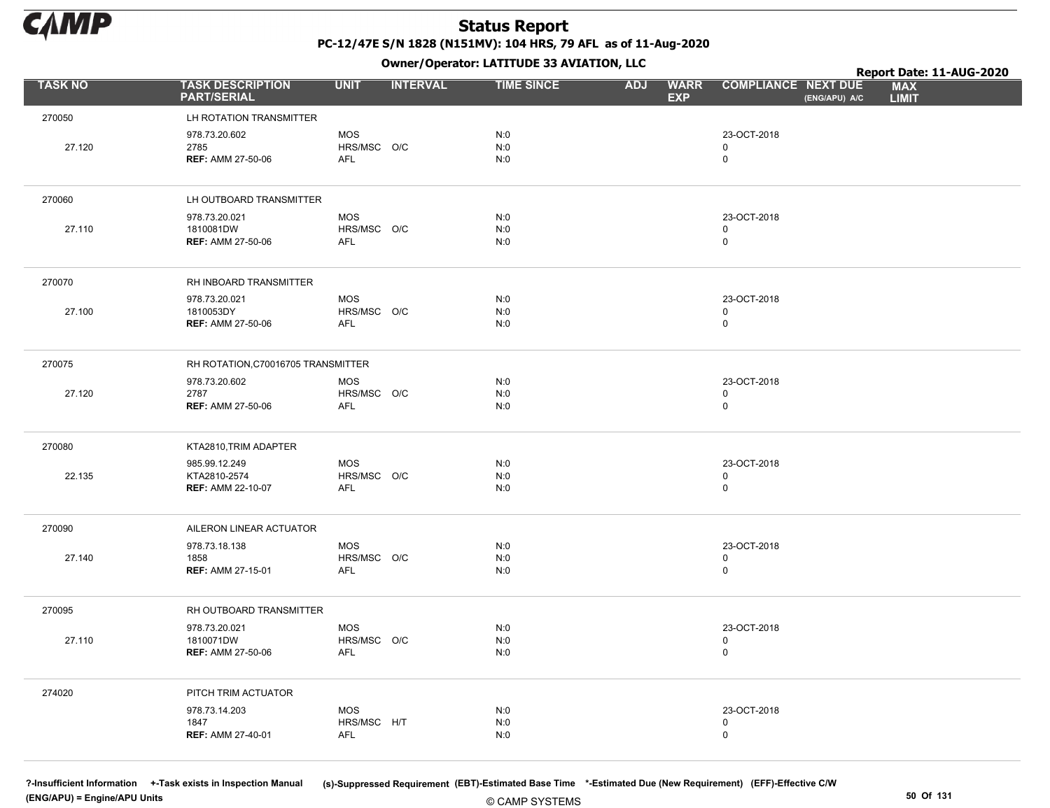# Status Report

**PC-12/47E S/N 1828 (N151MV): 104 HRS, 79 AFL as of 11-Aug-2020**

**Owner/Operator: LATITUDE 33 AVIATION, LLC**

**Report Date: 11-AUG-2020**

| TASK NO | TASK DESCRIPTION PART/SERIAL | UNIT | INTERVAL | TIME SINCE | ADJ | WARR EXP | COMPLIANCE | NEXT DUE (ENG/APU) A/C | MAX LIMIT |
|---|---|---|---|---|---|---|---|---|---|
| 270050 | LH ROTATION TRANSMITTER | | | | | | | | |
| | 978.73.20.602 | MOS | | N:0 | | | 23-OCT-2018 | | |
| 27.120 | 2785 | HRS/MSC | O/C | N:0 | | | 0 | | |
| | **REF:** AMM 27-50-06 | AFL | | N:0 | | | 0 | | |
| 270060 | LH OUTBOARD TRANSMITTER | | | | | | | | |
| | 978.73.20.021 | MOS | | N:0 | | | 23-OCT-2018 | | |
| 27.110 | 1810081DW | HRS/MSC | O/C | N:0 | | | 0 | | |
| | **REF:** AMM 27-50-06 | AFL | | N:0 | | | 0 | | |
| 270070 | RH INBOARD TRANSMITTER | | | | | | | | |
| | 978.73.20.021 | MOS | | N:0 | | | 23-OCT-2018 | | |
| 27.100 | 1810053DY | HRS/MSC | O/C | N:0 | | | 0 | | |
| | **REF:** AMM 27-50-06 | AFL | | N:0 | | | 0 | | |
| 270075 | RH ROTATION,C70016705 TRANSMITTER | | | | | | | | |
| | 978.73.20.602 | MOS | | N:0 | | | 23-OCT-2018 | | |
| 27.120 | 2787 | HRS/MSC | O/C | N:0 | | | 0 | | |
| | **REF:** AMM 27-50-06 | AFL | | N:0 | | | 0 | | |
| 270080 | KTA2810,TRIM ADAPTER | | | | | | | | |
| | 985.99.12.249 | MOS | | N:0 | | | 23-OCT-2018 | | |
| 22.135 | KTA2810-2574 | HRS/MSC | O/C | N:0 | | | 0 | | |
| | **REF:** AMM 22-10-07 | AFL | | N:0 | | | 0 | | |
| 270090 | AILERON LINEAR ACTUATOR | | | | | | | | |
| | 978.73.18.138 | MOS | | N:0 | | | 23-OCT-2018 | | |
| 27.140 | 1858 | HRS/MSC | O/C | N:0 | | | 0 | | |
| | **REF:** AMM 27-15-01 | AFL | | N:0 | | | 0 | | |
| 270095 | RH OUTBOARD TRANSMITTER | | | | | | | | |
| | 978.73.20.021 | MOS | | N:0 | | | 23-OCT-2018 | | |
| 27.110 | 1810071DW | HRS/MSC | O/C | N:0 | | | 0 | | |
| | **REF:** AMM 27-50-06 | AFL | | N:0 | | | 0 | | |
| 274020 | PITCH TRIM ACTUATOR | | | | | | | | |
| | 978.73.14.203 | MOS | | N:0 | | | 23-OCT-2018 | | |
| | 1847 | HRS/MSC | H/T | N:0 | | | 0 | | |
| | **REF:** AMM 27-40-01 | AFL | | N:0 | | | 0 | | |

?-Insufficient Information +-Task exists in Inspection Manual (s)-Suppressed Requirement (EBT)-Estimated Base Time *-Estimated Due (New Requirement) (EFF)-Effective C/W
(ENG/APU) = Engine/APU Units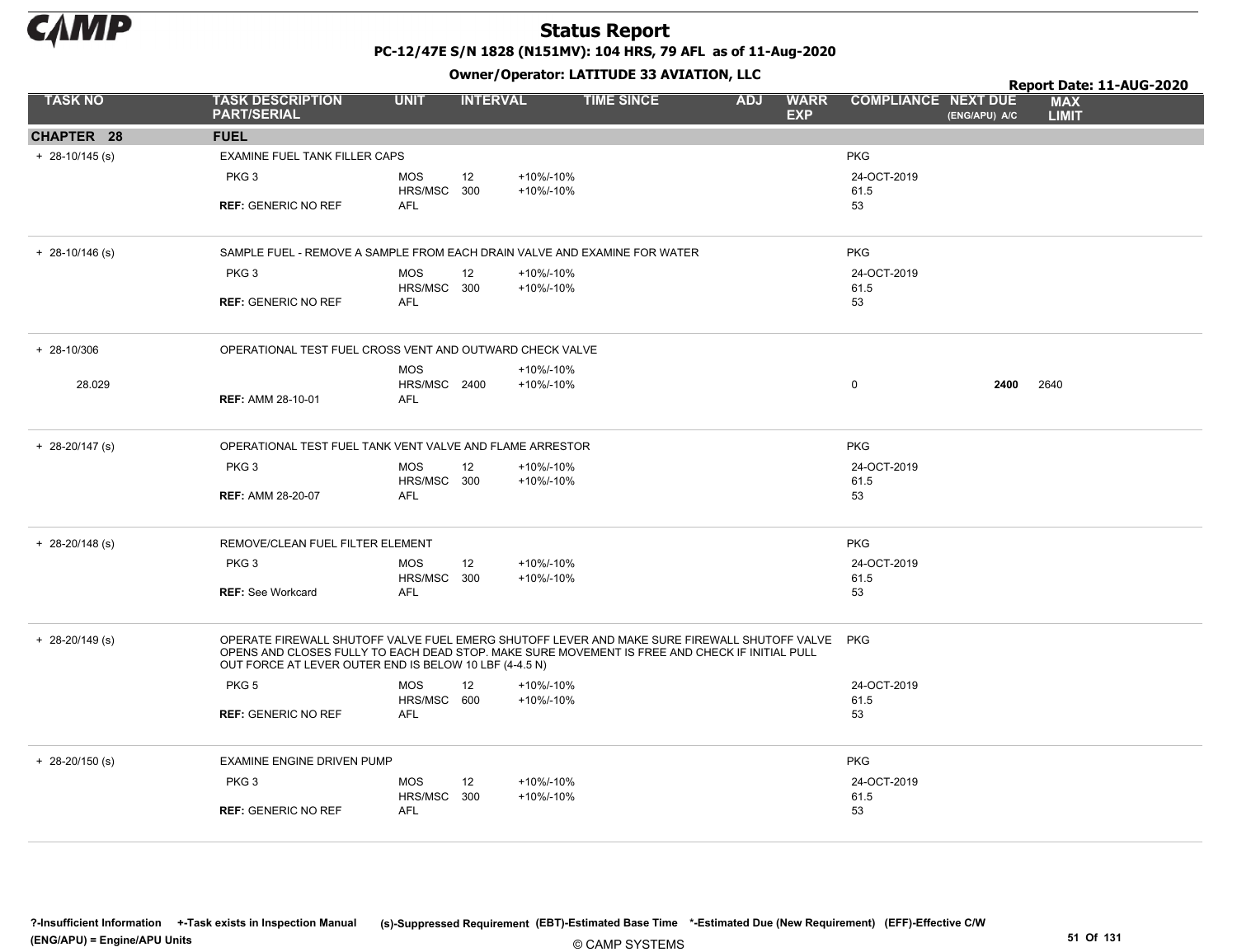# Status Report

**PC-12/47E S/N 1828 (N151MV): 104 HRS, 79 AFL as of 11-Aug-2020**

**Owner/Operator: LATITUDE 33 AVIATION, LLC**

**Report Date: 11-AUG-2020**

| TASK NO | TASK DESCRIPTION PART/SERIAL | UNIT | INTERVAL | | TIME SINCE | ADJ | WARR EXP | COMPLIANCE | NEXT DUE (ENG/APU) A/C | MAX LIMIT |
|---|---|---|---|---|---|---|---|---|---|---|
| **CHAPTER 28** | **FUEL** | | | | | | | | | |
| + 28-10/145 (s) | EXAMINE FUEL TANK FILLER CAPS | | | | | | | PKG | | |
| | PKG 3 | MOS | 12 | +10%/-10% | | | | 24-OCT-2019 | | |
| | | HRS/MSC | 300 | +10%/-10% | | | | 61.5 | | |
| | **REF:** GENERIC NO REF | AFL | | | | | | 53 | | |
| + 28-10/146 (s) | SAMPLE FUEL - REMOVE A SAMPLE FROM EACH DRAIN VALVE AND EXAMINE FOR WATER | | | | | | | PKG | | |
| | PKG 3 | MOS | 12 | +10%/-10% | | | | 24-OCT-2019 | | |
| | | HRS/MSC | 300 | +10%/-10% | | | | 61.5 | | |
| | **REF:** GENERIC NO REF | AFL | | | | | | 53 | | |
| + 28-10/306 | OPERATIONAL TEST FUEL CROSS VENT AND OUTWARD CHECK VALVE | | | | | | | | | |
| | | MOS | | +10%/-10% | | | | | | |
| 28.029 | | HRS/MSC | 2400 | +10%/-10% | | | | 0 | **2400** | 2640 |
| | **REF:** AMM 28-10-01 | AFL | | | | | | | | |
| + 28-20/147 (s) | OPERATIONAL TEST FUEL TANK VENT VALVE AND FLAME ARRESTOR | | | | | | | PKG | | |
| | PKG 3 | MOS | 12 | +10%/-10% | | | | 24-OCT-2019 | | |
| | | HRS/MSC | 300 | +10%/-10% | | | | 61.5 | | |
| | **REF:** AMM 28-20-07 | AFL | | | | | | 53 | | |
| + 28-20/148 (s) | REMOVE/CLEAN FUEL FILTER ELEMENT | | | | | | | PKG | | |
| | PKG 3 | MOS | 12 | +10%/-10% | | | | 24-OCT-2019 | | |
| | | HRS/MSC | 300 | +10%/-10% | | | | 61.5 | | |
| | **REF:** See Workcard | AFL | | | | | | 53 | | |
| + 28-20/149 (s) | OPERATE FIREWALL SHUTOFF VALVE FUEL EMERG SHUTOFF LEVER AND MAKE SURE FIREWALL SHUTOFF VALVE OPENS AND CLOSES FULLY TO EACH DEAD STOP. MAKE SURE MOVEMENT IS FREE AND CHECK IF INITIAL PULL OUT FORCE AT LEVER OUTER END IS BELOW 10 LBF (4-4.5 N) | | | | | | | PKG | | |
| | PKG 5 | MOS | 12 | +10%/-10% | | | | 24-OCT-2019 | | |
| | | HRS/MSC | 600 | +10%/-10% | | | | 61.5 | | |
| | **REF:** GENERIC NO REF | AFL | | | | | | 53 | | |
| + 28-20/150 (s) | EXAMINE ENGINE DRIVEN PUMP | | | | | | | PKG | | |
| | PKG 3 | MOS | 12 | +10%/-10% | | | | 24-OCT-2019 | | |
| | | HRS/MSC | 300 | +10%/-10% | | | | 61.5 | | |
| | **REF:** GENERIC NO REF | AFL | | | | | | 53 | | |

?-Insufficient Information +-Task exists in Inspection Manual (s)-Suppressed Requirement (EBT)-Estimated Base Time *-Estimated Due (New Requirement) (EFF)-Effective C/W
(ENG/APU) = Engine/APU Units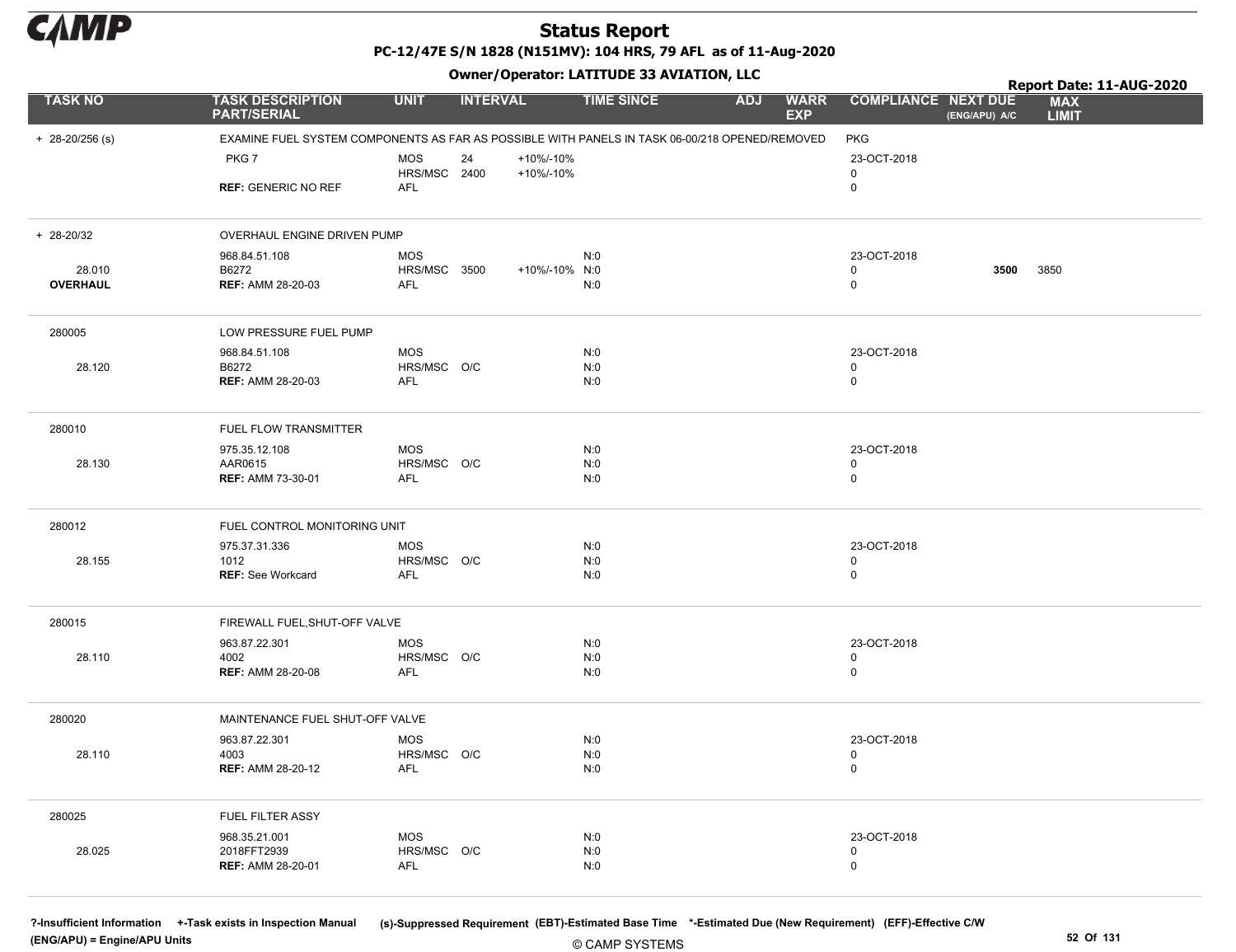# Status Report

**PC-12/47E S/N 1828 (N151MV): 104 HRS, 79 AFL as of 11-Aug-2020**

**Owner/Operator: LATITUDE 33 AVIATION, LLC**

**Report Date: 11-AUG-2020**

| TASK NO | TASK DESCRIPTION PART/SERIAL | UNIT | INTERVAL | | TIME SINCE | ADJ | WARR EXP | COMPLIANCE | NEXT DUE (ENG/APU) A/C | MAX LIMIT |
|---|---|---|---|---|---|---|---|---|---|---|
| + 28-20/256 (s) | EXAMINE FUEL SYSTEM COMPONENTS AS FAR AS POSSIBLE WITH PANELS IN TASK 06-00/218 OPENED/REMOVED | | | | | | | PKG | | |
| | PKG 7 | MOS | 24 | +10%/-10% | | | | 23-OCT-2018 | | |
| | | HRS/MSC | 2400 | +10%/-10% | | | | 0 | | |
| | **REF:** GENERIC NO REF | AFL | | | | | | 0 | | |
| + 28-20/32 | OVERHAUL ENGINE DRIVEN PUMP | | | | | | | | | |
| | 968.84.51.108 | MOS | | | N:0 | | | 23-OCT-2018 | | |
| 28.010 | B6272 | HRS/MSC | 3500 | +10%/-10% | N:0 | | | 0 | **3500** | 3850 |
| **OVERHAUL** | **REF:** AMM 28-20-03 | AFL | | | N:0 | | | 0 | | |
| 280005 | LOW PRESSURE FUEL PUMP | | | | | | | | | |
| | 968.84.51.108 | MOS | | | N:0 | | | 23-OCT-2018 | | |
| 28.120 | B6272 | HRS/MSC | O/C | | N:0 | | | 0 | | |
| | **REF:** AMM 28-20-03 | AFL | | | N:0 | | | 0 | | |
| 280010 | FUEL FLOW TRANSMITTER | | | | | | | | | |
| | 975.35.12.108 | MOS | | | N:0 | | | 23-OCT-2018 | | |
| 28.130 | AAR0615 | HRS/MSC | O/C | | N:0 | | | 0 | | |
| | **REF:** AMM 73-30-01 | AFL | | | N:0 | | | 0 | | |
| 280012 | FUEL CONTROL MONITORING UNIT | | | | | | | | | |
| | 975.37.31.336 | MOS | | | N:0 | | | 23-OCT-2018 | | |
| 28.155 | 1012 | HRS/MSC | O/C | | N:0 | | | 0 | | |
| | **REF:** See Workcard | AFL | | | N:0 | | | 0 | | |
| 280015 | FIREWALL FUEL,SHUT-OFF VALVE | | | | | | | | | |
| | 963.87.22.301 | MOS | | | N:0 | | | 23-OCT-2018 | | |
| 28.110 | 4002 | HRS/MSC | O/C | | N:0 | | | 0 | | |
| | **REF:** AMM 28-20-08 | AFL | | | N:0 | | | 0 | | |
| 280020 | MAINTENANCE FUEL SHUT-OFF VALVE | | | | | | | | | |
| | 963.87.22.301 | MOS | | | N:0 | | | 23-OCT-2018 | | |
| 28.110 | 4003 | HRS/MSC | O/C | | N:0 | | | 0 | | |
| | **REF:** AMM 28-20-12 | AFL | | | N:0 | | | 0 | | |
| 280025 | FUEL FILTER ASSY | | | | | | | | | |
| | 968.35.21.001 | MOS | | | N:0 | | | 23-OCT-2018 | | |
| 28.025 | 2018FFT2939 | HRS/MSC | O/C | | N:0 | | | 0 | | |
| | **REF:** AMM 28-20-01 | AFL | | | N:0 | | | 0 | | |

?-Insufficient Information +-Task exists in Inspection Manual (s)-Suppressed Requirement (EBT)-Estimated Base Time *-Estimated Due (New Requirement) (EFF)-Effective C/W (ENG/APU) = Engine/APU Units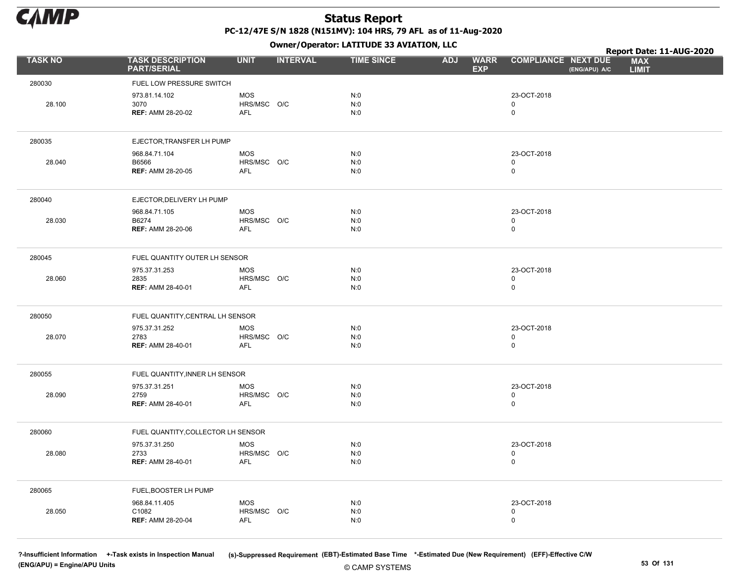# Status Report

**PC-12/47E S/N 1828 (N151MV): 104 HRS, 79 AFL as of 11-Aug-2020**

**Owner/Operator: LATITUDE 33 AVIATION, LLC**

**Report Date: 11-AUG-2020**

| TASK NO | TASK DESCRIPTION PART/SERIAL | UNIT | INTERVAL | TIME SINCE | ADJ | WARR EXP | COMPLIANCE | NEXT DUE (ENG/APU) A/C | MAX LIMIT |
|---|---|---|---|---|---|---|---|---|---|
| 280030 | FUEL LOW PRESSURE SWITCH | | | | | | | | |
| | 973.81.14.102 | MOS | | N:0 | | | 23-OCT-2018 | | |
| 28.100 | 3070 | HRS/MSC | O/C | N:0 | | | 0 | | |
| | **REF:** AMM 28-20-02 | AFL | | N:0 | | | 0 | | |
| 280035 | EJECTOR,TRANSFER LH PUMP | | | | | | | | |
| | 968.84.71.104 | MOS | | N:0 | | | 23-OCT-2018 | | |
| 28.040 | B6566 | HRS/MSC | O/C | N:0 | | | 0 | | |
| | **REF:** AMM 28-20-05 | AFL | | N:0 | | | 0 | | |
| 280040 | EJECTOR,DELIVERY LH PUMP | | | | | | | | |
| | 968.84.71.105 | MOS | | N:0 | | | 23-OCT-2018 | | |
| 28.030 | B6274 | HRS/MSC | O/C | N:0 | | | 0 | | |
| | **REF:** AMM 28-20-06 | AFL | | N:0 | | | 0 | | |
| 280045 | FUEL QUANTITY OUTER LH SENSOR | | | | | | | | |
| | 975.37.31.253 | MOS | | N:0 | | | 23-OCT-2018 | | |
| 28.060 | 2835 | HRS/MSC | O/C | N:0 | | | 0 | | |
| | **REF:** AMM 28-40-01 | AFL | | N:0 | | | 0 | | |
| 280050 | FUEL QUANTITY,CENTRAL LH SENSOR | | | | | | | | |
| | 975.37.31.252 | MOS | | N:0 | | | 23-OCT-2018 | | |
| 28.070 | 2783 | HRS/MSC | O/C | N:0 | | | 0 | | |
| | **REF:** AMM 28-40-01 | AFL | | N:0 | | | 0 | | |
| 280055 | FUEL QUANTITY,INNER LH SENSOR | | | | | | | | |
| | 975.37.31.251 | MOS | | N:0 | | | 23-OCT-2018 | | |
| 28.090 | 2759 | HRS/MSC | O/C | N:0 | | | 0 | | |
| | **REF:** AMM 28-40-01 | AFL | | N:0 | | | 0 | | |
| 280060 | FUEL QUANTITY,COLLECTOR LH SENSOR | | | | | | | | |
| | 975.37.31.250 | MOS | | N:0 | | | 23-OCT-2018 | | |
| 28.080 | 2733 | HRS/MSC | O/C | N:0 | | | 0 | | |
| | **REF:** AMM 28-40-01 | AFL | | N:0 | | | 0 | | |
| 280065 | FUEL,BOOSTER LH PUMP | | | | | | | | |
| | 968.84.11.405 | MOS | | N:0 | | | 23-OCT-2018 | | |
| 28.050 | C1082 | HRS/MSC | O/C | N:0 | | | 0 | | |
| | **REF:** AMM 28-20-04 | AFL | | N:0 | | | 0 | | |

**?-Insufficient Information** **+-Task exists in Inspection Manual** **(s)-Suppressed Requirement** **(EBT)-Estimated Base Time** **\*-Estimated Due (New Requirement)** **(EFF)-Effective C/W**
**(ENG/APU) = Engine/APU Units**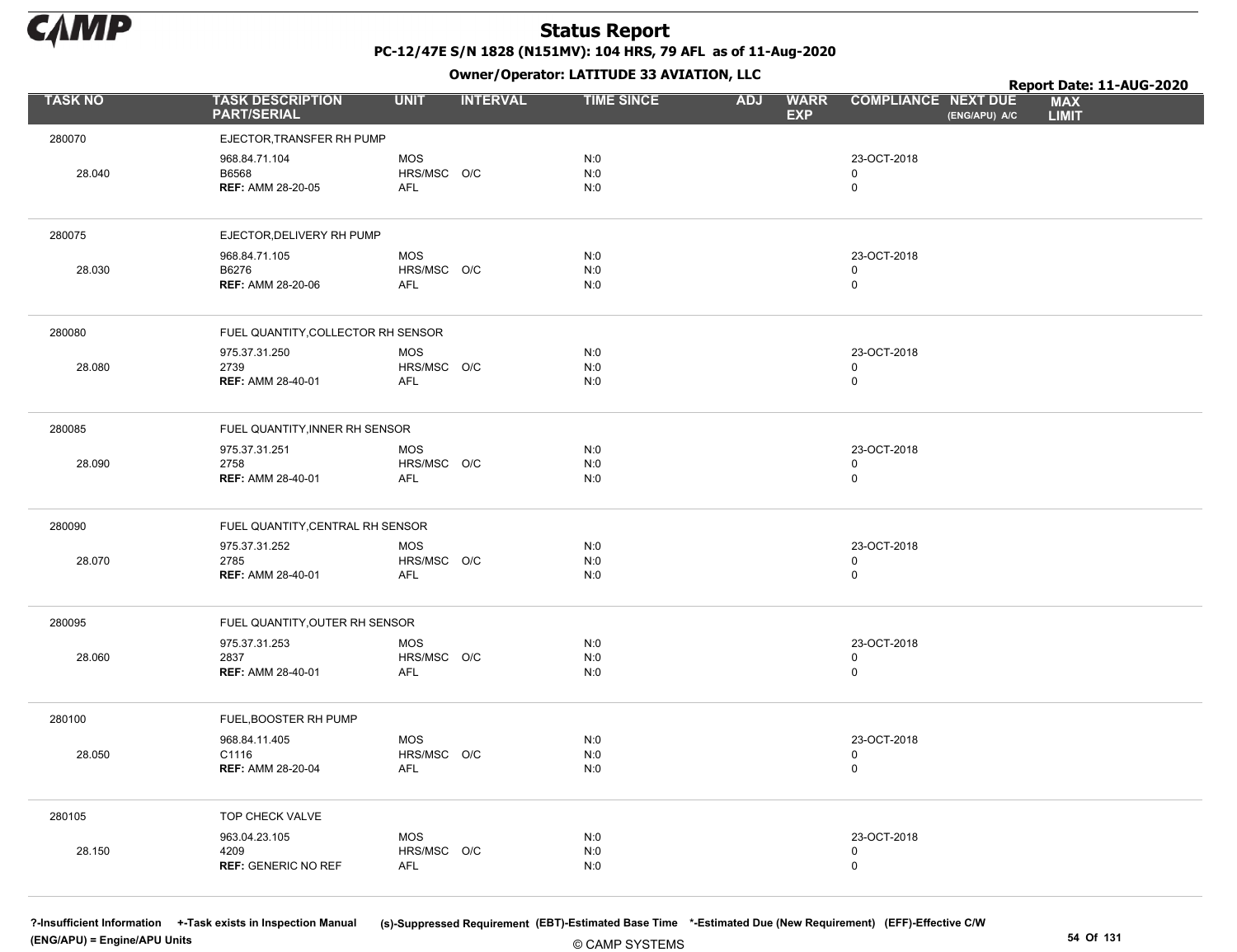# Status Report

**PC-12/47E S/N 1828 (N151MV): 104 HRS, 79 AFL as of 11-Aug-2020**

**Owner/Operator: LATITUDE 33 AVIATION, LLC**

**Report Date: 11-AUG-2020**

| TASK NO | TASK DESCRIPTION PART/SERIAL | UNIT | INTERVAL | TIME SINCE | ADJ | WARR EXP | COMPLIANCE | NEXT DUE (ENG/APU) A/C | MAX LIMIT |
|---|---|---|---|---|---|---|---|---|---|
| 280070 | EJECTOR,TRANSFER RH PUMP | | | | | | | | |
| | 968.84.71.104 | MOS | | N:0 | | | 23-OCT-2018 | | |
| 28.040 | B6568 | HRS/MSC | O/C | N:0 | | | 0 | | |
| | **REF:** AMM 28-20-05 | AFL | | N:0 | | | 0 | | |
| 280075 | EJECTOR,DELIVERY RH PUMP | | | | | | | | |
| | 968.84.71.105 | MOS | | N:0 | | | 23-OCT-2018 | | |
| 28.030 | B6276 | HRS/MSC | O/C | N:0 | | | 0 | | |
| | **REF:** AMM 28-20-06 | AFL | | N:0 | | | 0 | | |
| 280080 | FUEL QUANTITY,COLLECTOR RH SENSOR | | | | | | | | |
| | 975.37.31.250 | MOS | | N:0 | | | 23-OCT-2018 | | |
| 28.080 | 2739 | HRS/MSC | O/C | N:0 | | | 0 | | |
| | **REF:** AMM 28-40-01 | AFL | | N:0 | | | 0 | | |
| 280085 | FUEL QUANTITY,INNER RH SENSOR | | | | | | | | |
| | 975.37.31.251 | MOS | | N:0 | | | 23-OCT-2018 | | |
| 28.090 | 2758 | HRS/MSC | O/C | N:0 | | | 0 | | |
| | **REF:** AMM 28-40-01 | AFL | | N:0 | | | 0 | | |
| 280090 | FUEL QUANTITY,CENTRAL RH SENSOR | | | | | | | | |
| | 975.37.31.252 | MOS | | N:0 | | | 23-OCT-2018 | | |
| 28.070 | 2785 | HRS/MSC | O/C | N:0 | | | 0 | | |
| | **REF:** AMM 28-40-01 | AFL | | N:0 | | | 0 | | |
| 280095 | FUEL QUANTITY,OUTER RH SENSOR | | | | | | | | |
| | 975.37.31.253 | MOS | | N:0 | | | 23-OCT-2018 | | |
| 28.060 | 2837 | HRS/MSC | O/C | N:0 | | | 0 | | |
| | **REF:** AMM 28-40-01 | AFL | | N:0 | | | 0 | | |
| 280100 | FUEL,BOOSTER RH PUMP | | | | | | | | |
| | 968.84.11.405 | MOS | | N:0 | | | 23-OCT-2018 | | |
| 28.050 | C1116 | HRS/MSC | O/C | N:0 | | | 0 | | |
| | **REF:** AMM 28-20-04 | AFL | | N:0 | | | 0 | | |
| 280105 | TOP CHECK VALVE | | | | | | | | |
| | 963.04.23.105 | MOS | | N:0 | | | 23-OCT-2018 | | |
| 28.150 | 4209 | HRS/MSC | O/C | N:0 | | | 0 | | |
| | **REF:** GENERIC NO REF | AFL | | N:0 | | | 0 | | |

?-Insufficient Information +-Task exists in Inspection Manual (s)-Suppressed Requirement (EBT)-Estimated Base Time *-Estimated Due (New Requirement) (EFF)-Effective C/W (ENG/APU) = Engine/APU Units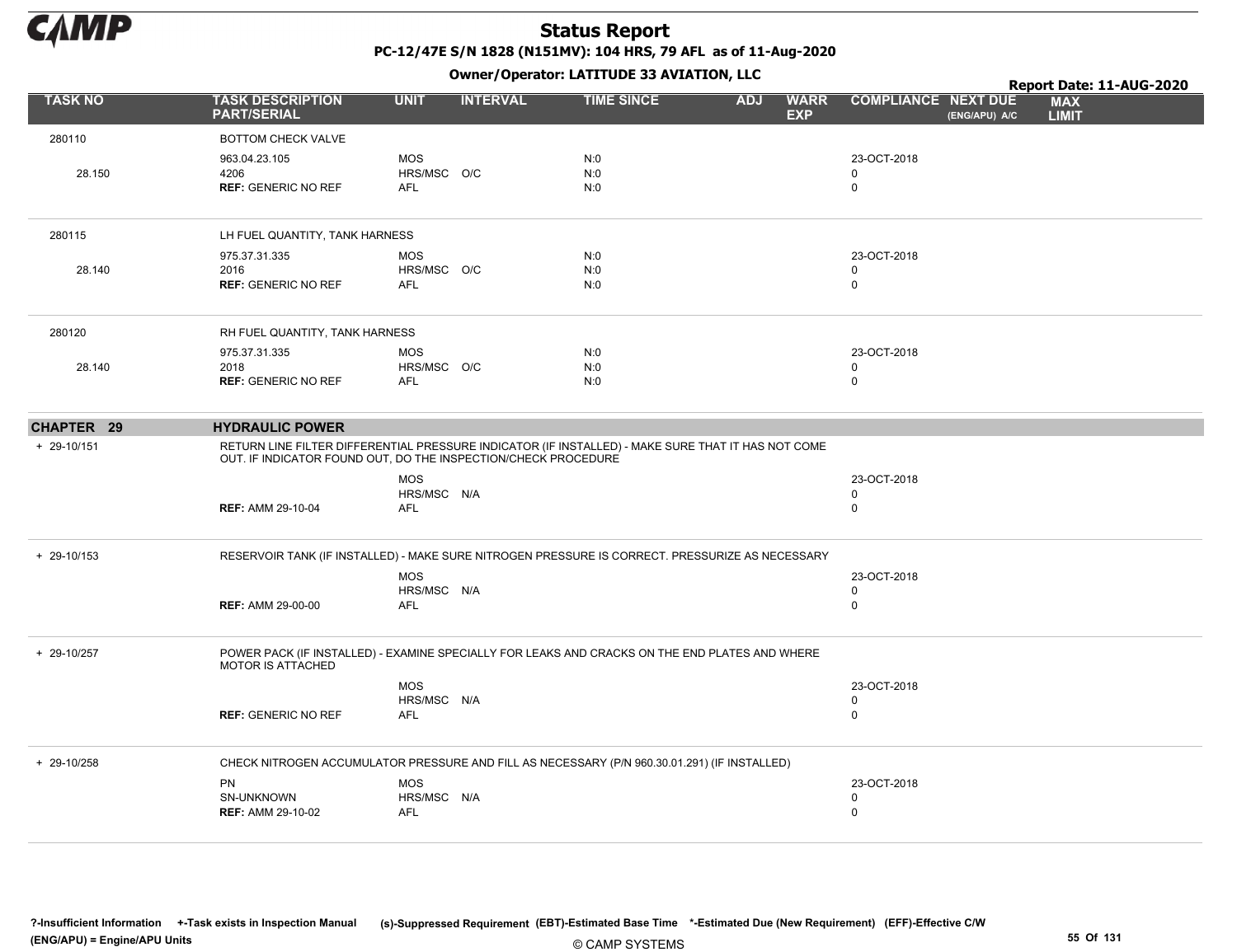# Status Report

**PC-12/47E S/N 1828 (N151MV): 104 HRS, 79 AFL as of 11-Aug-2020**

**Owner/Operator: LATITUDE 33 AVIATION, LLC**

**Report Date: 11-AUG-2020**

| TASK NO | TASK DESCRIPTION PART/SERIAL | UNIT | INTERVAL | TIME SINCE | ADJ | WARR EXP | COMPLIANCE | NEXT DUE (ENG/APU) A/C | MAX LIMIT |
|---|---|---|---|---|---|---|---|---|---|
| 280110 | BOTTOM CHECK VALVE | | | | | | | | |
| | 963.04.23.105 | MOS | | N:0 | | | 23-OCT-2018 | | |
| 28.150 | 4206 | HRS/MSC | O/C | N:0 | | | 0 | | |
| | **REF:** GENERIC NO REF | AFL | | N:0 | | | 0 | | |
| 280115 | LH FUEL QUANTITY, TANK HARNESS | | | | | | | | |
| | 975.37.31.335 | MOS | | N:0 | | | 23-OCT-2018 | | |
| 28.140 | 2016 | HRS/MSC | O/C | N:0 | | | 0 | | |
| | **REF:** GENERIC NO REF | AFL | | N:0 | | | 0 | | |
| 280120 | RH FUEL QUANTITY, TANK HARNESS | | | | | | | | |
| | 975.37.31.335 | MOS | | N:0 | | | 23-OCT-2018 | | |
| 28.140 | 2018 | HRS/MSC | O/C | N:0 | | | 0 | | |
| | **REF:** GENERIC NO REF | AFL | | N:0 | | | 0 | | |
| **CHAPTER 29** | **HYDRAULIC POWER** | | | | | | | | |
| + 29-10/151 | RETURN LINE FILTER DIFFERENTIAL PRESSURE INDICATOR (IF INSTALLED) - MAKE SURE THAT IT HAS NOT COME OUT. IF INDICATOR FOUND OUT, DO THE INSPECTION/CHECK PROCEDURE | | | | | | | | |
| | | MOS | | | | | 23-OCT-2018 | | |
| | | HRS/MSC | N/A | | | | 0 | | |
| | **REF:** AMM 29-10-04 | AFL | | | | | 0 | | |
| + 29-10/153 | RESERVOIR TANK (IF INSTALLED) - MAKE SURE NITROGEN PRESSURE IS CORRECT. PRESSURIZE AS NECESSARY | | | | | | | | |
| | | MOS | | | | | 23-OCT-2018 | | |
| | | HRS/MSC | N/A | | | | 0 | | |
| | **REF:** AMM 29-00-00 | AFL | | | | | 0 | | |
| + 29-10/257 | POWER PACK (IF INSTALLED) - EXAMINE SPECIALLY FOR LEAKS AND CRACKS ON THE END PLATES AND WHERE MOTOR IS ATTACHED | | | | | | | | |
| | | MOS | | | | | 23-OCT-2018 | | |
| | | HRS/MSC | N/A | | | | 0 | | |
| | **REF:** GENERIC NO REF | AFL | | | | | 0 | | |
| + 29-10/258 | CHECK NITROGEN ACCUMULATOR PRESSURE AND FILL AS NECESSARY (P/N 960.30.01.291) (IF INSTALLED) | | | | | | | | |
| | PN | MOS | | | | | 23-OCT-2018 | | |
| | SN-UNKNOWN | HRS/MSC | N/A | | | | 0 | | |
| | **REF:** AMM 29-10-02 | AFL | | | | | 0 | | |

?-Insufficient Information +-Task exists in Inspection Manual (s)-Suppressed Requirement (EBT)-Estimated Base Time *-Estimated Due (New Requirement) (EFF)-Effective C/W (ENG/APU) = Engine/APU Units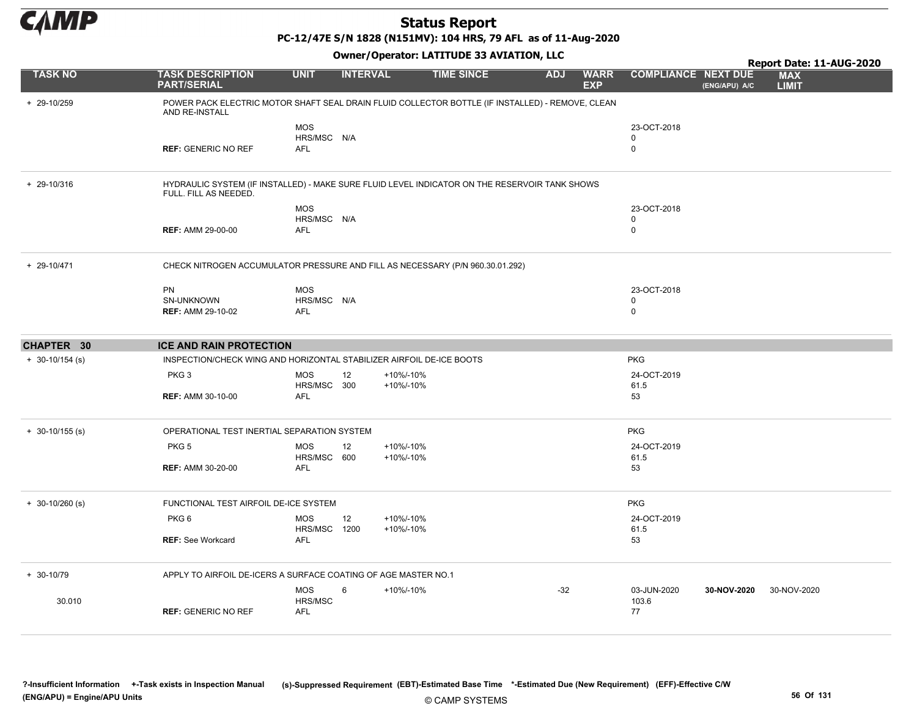# Status Report

**PC-12/47E S/N 1828 (N151MV): 104 HRS, 79 AFL as of 11-Aug-2020**

**Owner/Operator: LATITUDE 33 AVIATION, LLC**

**Report Date: 11-AUG-2020**

| TASK NO | TASK DESCRIPTION PART/SERIAL | UNIT | INTERVAL | | TIME SINCE | ADJ | WARR EXP | COMPLIANCE | NEXT DUE (ENG/APU) A/C | MAX LIMIT |
|---|---|---|---|---|---|---|---|---|---|---|
| + 29-10/259 | POWER PACK ELECTRIC MOTOR SHAFT SEAL DRAIN FLUID COLLECTOR BOTTLE (IF INSTALLED) - REMOVE, CLEAN AND RE-INSTALL | | | | | | | | | |
| | | MOS | | | | | | 23-OCT-2018 | | |
| | | HRS/MSC | N/A | | | | | 0 | | |
| | **REF:** GENERIC NO REF | AFL | | | | | | 0 | | |
| + 29-10/316 | HYDRAULIC SYSTEM (IF INSTALLED) - MAKE SURE FLUID LEVEL INDICATOR ON THE RESERVOIR TANK SHOWS FULL. FILL AS NEEDED. | | | | | | | | | |
| | | MOS | | | | | | 23-OCT-2018 | | |
| | | HRS/MSC | N/A | | | | | 0 | | |
| | **REF:** AMM 29-00-00 | AFL | | | | | | 0 | | |
| + 29-10/471 | CHECK NITROGEN ACCUMULATOR PRESSURE AND FILL AS NECESSARY (P/N 960.30.01.292) | | | | | | | | | |
| | PN | MOS | | | | | | 23-OCT-2018 | | |
| | SN-UNKNOWN | HRS/MSC | N/A | | | | | 0 | | |
| | **REF:** AMM 29-10-02 | AFL | | | | | | 0 | | |
| **CHAPTER 30** | **ICE AND RAIN PROTECTION** | | | | | | | | | |
| + 30-10/154 (s) | INSPECTION/CHECK WING AND HORIZONTAL STABILIZER AIRFOIL DE-ICE BOOTS | | | | | | | PKG | | |
| | PKG 3 | MOS | 12 | +10%/-10% | | | | 24-OCT-2019 | | |
| | | HRS/MSC | 300 | +10%/-10% | | | | 61.5 | | |
| | **REF:** AMM 30-10-00 | AFL | | | | | | 53 | | |
| + 30-10/155 (s) | OPERATIONAL TEST INERTIAL SEPARATION SYSTEM | | | | | | | PKG | | |
| | PKG 5 | MOS | 12 | +10%/-10% | | | | 24-OCT-2019 | | |
| | | HRS/MSC | 600 | +10%/-10% | | | | 61.5 | | |
| | **REF:** AMM 30-20-00 | AFL | | | | | | 53 | | |
| + 30-10/260 (s) | FUNCTIONAL TEST AIRFOIL DE-ICE SYSTEM | | | | | | | PKG | | |
| | PKG 6 | MOS | 12 | +10%/-10% | | | | 24-OCT-2019 | | |
| | | HRS/MSC | 1200 | +10%/-10% | | | | 61.5 | | |
| | **REF:** See Workcard | AFL | | | | | | 53 | | |
| + 30-10/79 | APPLY TO AIRFOIL DE-ICERS A SURFACE COATING OF AGE MASTER NO.1 | | | | | | | | | |
| | | MOS | 6 | +10%/-10% | | -32 | | 03-JUN-2020 | **30-NOV-2020** | 30-NOV-2020 |
| 30.010 | | HRS/MSC | | | | | | 103.6 | | |
| | **REF:** GENERIC NO REF | AFL | | | | | | 77 | | |

?-Insufficient Information +-Task exists in Inspection Manual (s)-Suppressed Requirement (EBT)-Estimated Base Time *-Estimated Due (New Requirement) (EFF)-Effective C/W (ENG/APU) = Engine/APU Units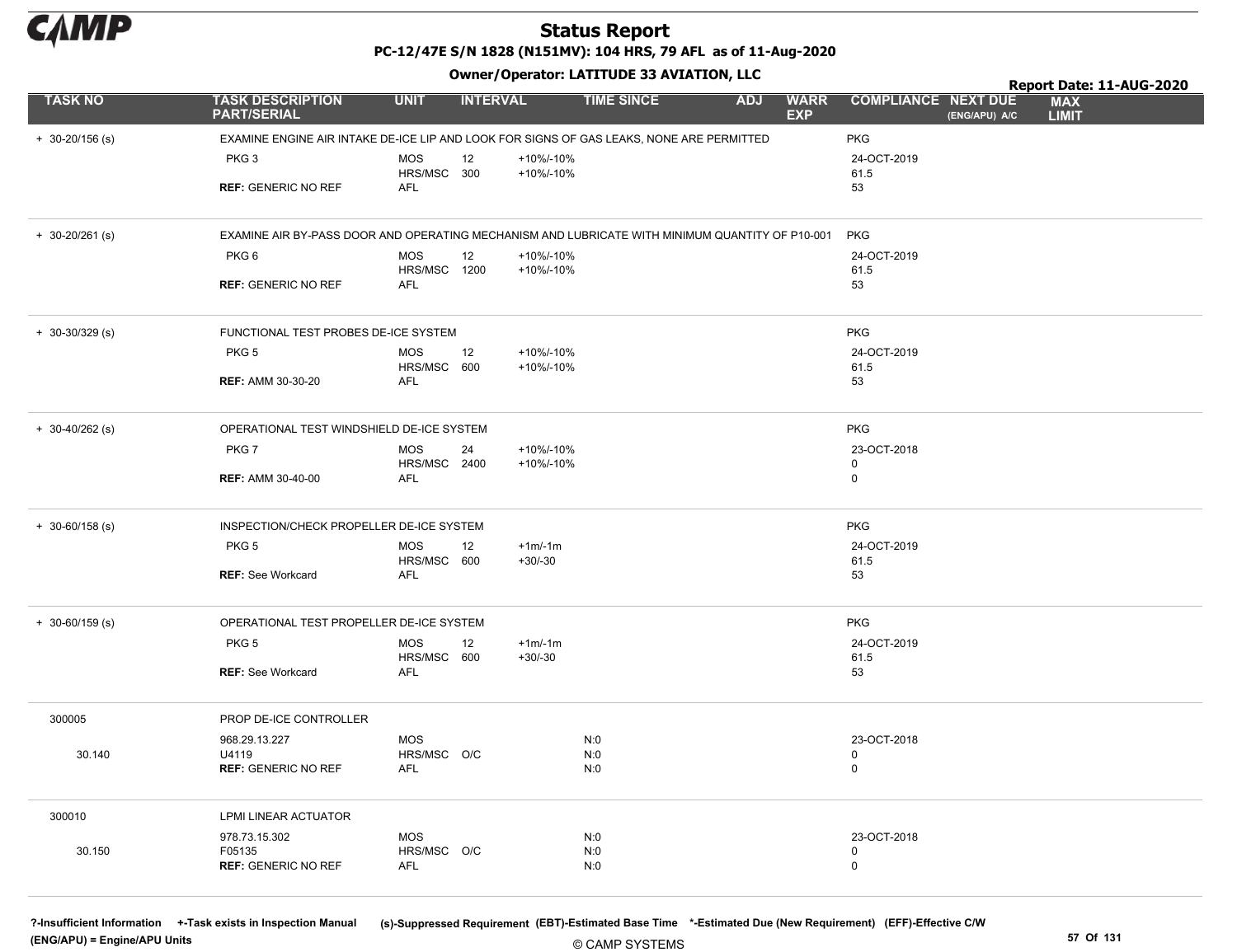# Status Report

**PC-12/47E S/N 1828 (N151MV): 104 HRS, 79 AFL as of 11-Aug-2020**

**Owner/Operator: LATITUDE 33 AVIATION, LLC**

**Report Date: 11-AUG-2020**

| TASK NO | TASK DESCRIPTION PART/SERIAL | UNIT | INTERVAL | | TIME SINCE | ADJ | WARR EXP | COMPLIANCE | NEXT DUE (ENG/APU) A/C | MAX LIMIT |
|---|---|---|---|---|---|---|---|---|---|---|
| + 30-20/156 (s) | EXAMINE ENGINE AIR INTAKE DE-ICE LIP AND LOOK FOR SIGNS OF GAS LEAKS, NONE ARE PERMITTED | | | | | | | PKG | | |
| | PKG 3 | MOS | 12 | +10%/-10% | | | | 24-OCT-2019 | | |
| | | HRS/MSC | 300 | +10%/-10% | | | | 61.5 | | |
| | **REF:** GENERIC NO REF | AFL | | | | | | 53 | | |
| + 30-20/261 (s) | EXAMINE AIR BY-PASS DOOR AND OPERATING MECHANISM AND LUBRICATE WITH MINIMUM QUANTITY OF P10-001 | | | | | | | PKG | | |
| | PKG 6 | MOS | 12 | +10%/-10% | | | | 24-OCT-2019 | | |
| | | HRS/MSC | 1200 | +10%/-10% | | | | 61.5 | | |
| | **REF:** GENERIC NO REF | AFL | | | | | | 53 | | |
| + 30-30/329 (s) | FUNCTIONAL TEST PROBES DE-ICE SYSTEM | | | | | | | PKG | | |
| | PKG 5 | MOS | 12 | +10%/-10% | | | | 24-OCT-2019 | | |
| | | HRS/MSC | 600 | +10%/-10% | | | | 61.5 | | |
| | **REF:** AMM 30-30-20 | AFL | | | | | | 53 | | |
| + 30-40/262 (s) | OPERATIONAL TEST WINDSHIELD DE-ICE SYSTEM | | | | | | | PKG | | |
| | PKG 7 | MOS | 24 | +10%/-10% | | | | 23-OCT-2018 | | |
| | | HRS/MSC | 2400 | +10%/-10% | | | | 0 | | |
| | **REF:** AMM 30-40-00 | AFL | | | | | | 0 | | |
| + 30-60/158 (s) | INSPECTION/CHECK PROPELLER DE-ICE SYSTEM | | | | | | | PKG | | |
| | PKG 5 | MOS | 12 | +1m/-1m | | | | 24-OCT-2019 | | |
| | | HRS/MSC | 600 | +30/-30 | | | | 61.5 | | |
| | **REF:** See Workcard | AFL | | | | | | 53 | | |
| + 30-60/159 (s) | OPERATIONAL TEST PROPELLER DE-ICE SYSTEM | | | | | | | PKG | | |
| | PKG 5 | MOS | 12 | +1m/-1m | | | | 24-OCT-2019 | | |
| | | HRS/MSC | 600 | +30/-30 | | | | 61.5 | | |
| | **REF:** See Workcard | AFL | | | | | | 53 | | |
| 300005 | PROP DE-ICE CONTROLLER | | | | | | | | | |
| | 968.29.13.227 | MOS | | | N:0 | | | 23-OCT-2018 | | |
| 30.140 | U4119 | HRS/MSC | O/C | | N:0 | | | 0 | | |
| | **REF:** GENERIC NO REF | AFL | | | N:0 | | | 0 | | |
| 300010 | LPMI LINEAR ACTUATOR | | | | | | | | | |
| | 978.73.15.302 | MOS | | | N:0 | | | 23-OCT-2018 | | |
| 30.150 | F05135 | HRS/MSC | O/C | | N:0 | | | 0 | | |
| | **REF:** GENERIC NO REF | AFL | | | N:0 | | | 0 | | |

?-Insufficient Information +-Task exists in Inspection Manual (s)-Suppressed Requirement (EBT)-Estimated Base Time *-Estimated Due (New Requirement) (EFF)-Effective C/W (ENG/APU) = Engine/APU Units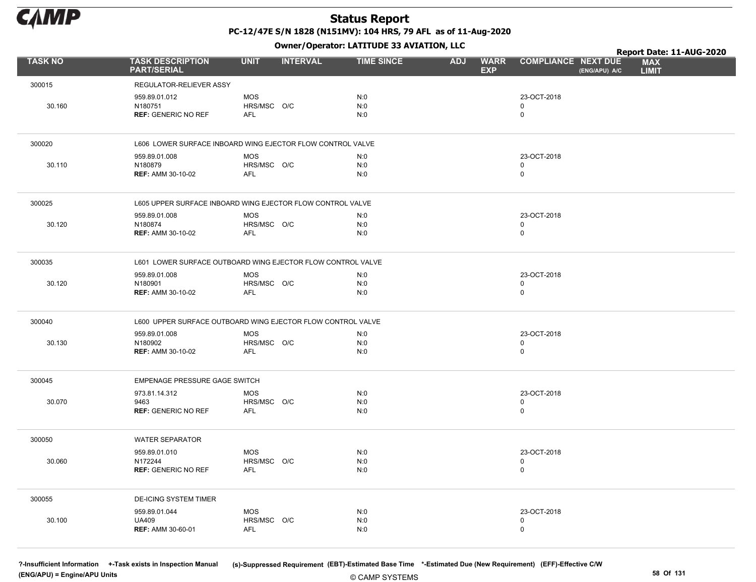# Status Report

**PC-12/47E S/N 1828 (N151MV): 104 HRS, 79 AFL as of 11-Aug-2020**

**Owner/Operator: LATITUDE 33 AVIATION, LLC**

**Report Date: 11-AUG-2020**

| TASK NO | TASK DESCRIPTION PART/SERIAL | UNIT | INTERVAL | TIME SINCE | ADJ | WARR EXP | COMPLIANCE | NEXT DUE (ENG/APU) A/C | MAX LIMIT |
|---|---|---|---|---|---|---|---|---|---|
| 300015 | REGULATOR-RELIEVER ASSY | | | | | | | | |
| | 959.89.01.012 | MOS | | N:0 | | | 23-OCT-2018 | | |
| 30.160 | N180751 | HRS/MSC | O/C | N:0 | | | 0 | | |
| | **REF:** GENERIC NO REF | AFL | | N:0 | | | 0 | | |
| 300020 | L606 LOWER SURFACE INBOARD WING EJECTOR FLOW CONTROL VALVE | | | | | | | | |
| | 959.89.01.008 | MOS | | N:0 | | | 23-OCT-2018 | | |
| 30.110 | N180879 | HRS/MSC | O/C | N:0 | | | 0 | | |
| | **REF:** AMM 30-10-02 | AFL | | N:0 | | | 0 | | |
| 300025 | L605 UPPER SURFACE INBOARD WING EJECTOR FLOW CONTROL VALVE | | | | | | | | |
| | 959.89.01.008 | MOS | | N:0 | | | 23-OCT-2018 | | |
| 30.120 | N180874 | HRS/MSC | O/C | N:0 | | | 0 | | |
| | **REF:** AMM 30-10-02 | AFL | | N:0 | | | 0 | | |
| 300035 | L601 LOWER SURFACE OUTBOARD WING EJECTOR FLOW CONTROL VALVE | | | | | | | | |
| | 959.89.01.008 | MOS | | N:0 | | | 23-OCT-2018 | | |
| 30.120 | N180901 | HRS/MSC | O/C | N:0 | | | 0 | | |
| | **REF:** AMM 30-10-02 | AFL | | N:0 | | | 0 | | |
| 300040 | L600 UPPER SURFACE OUTBOARD WING EJECTOR FLOW CONTROL VALVE | | | | | | | | |
| | 959.89.01.008 | MOS | | N:0 | | | 23-OCT-2018 | | |
| 30.130 | N180902 | HRS/MSC | O/C | N:0 | | | 0 | | |
| | **REF:** AMM 30-10-02 | AFL | | N:0 | | | 0 | | |
| 300045 | EMPENAGE PRESSURE GAGE SWITCH | | | | | | | | |
| | 973.81.14.312 | MOS | | N:0 | | | 23-OCT-2018 | | |
| 30.070 | 9463 | HRS/MSC | O/C | N:0 | | | 0 | | |
| | **REF:** GENERIC NO REF | AFL | | N:0 | | | 0 | | |
| 300050 | WATER SEPARATOR | | | | | | | | |
| | 959.89.01.010 | MOS | | N:0 | | | 23-OCT-2018 | | |
| 30.060 | N172244 | HRS/MSC | O/C | N:0 | | | 0 | | |
| | **REF:** GENERIC NO REF | AFL | | N:0 | | | 0 | | |
| 300055 | DE-ICING SYSTEM TIMER | | | | | | | | |
| | 959.89.01.044 | MOS | | N:0 | | | 23-OCT-2018 | | |
| 30.100 | UA409 | HRS/MSC | O/C | N:0 | | | 0 | | |
| | **REF:** AMM 30-60-01 | AFL | | N:0 | | | 0 | | |

?-Insufficient Information +-Task exists in Inspection Manual (s)-Suppressed Requirement (EBT)-Estimated Base Time *-Estimated Due (New Requirement) (EFF)-Effective C/W
(ENG/APU) = Engine/APU Units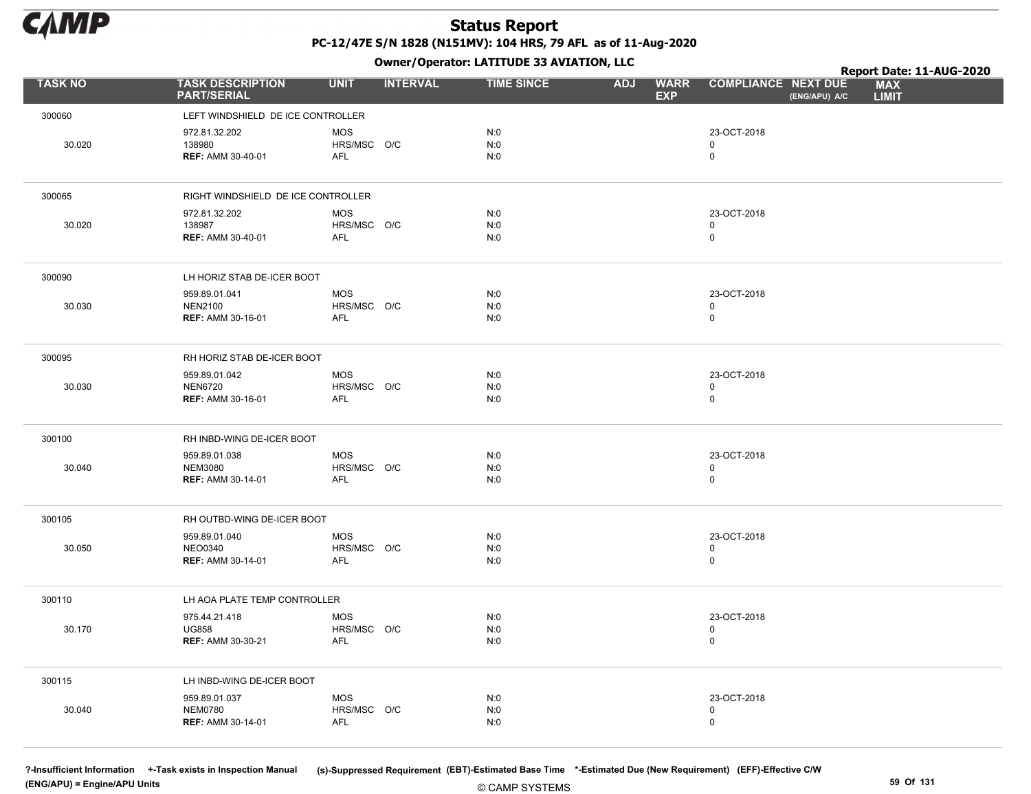# Status Report

**PC-12/47E S/N 1828 (N151MV): 104 HRS, 79 AFL as of 11-Aug-2020**

**Owner/Operator: LATITUDE 33 AVIATION, LLC**

**Report Date: 11-AUG-2020**

| TASK NO | TASK DESCRIPTION PART/SERIAL | UNIT | INTERVAL | TIME SINCE | ADJ | WARR EXP | COMPLIANCE | NEXT DUE (ENG/APU) A/C | MAX LIMIT |
|---|---|---|---|---|---|---|---|---|---|
| 300060 | LEFT WINDSHIELD DE ICE CONTROLLER | | | | | | | | |
| | 972.81.32.202 | MOS | | N:0 | | | 23-OCT-2018 | | |
| 30.020 | 138980 | HRS/MSC | O/C | N:0 | | | 0 | | |
| | **REF:** AMM 30-40-01 | AFL | | N:0 | | | 0 | | |
| 300065 | RIGHT WINDSHIELD DE ICE CONTROLLER | | | | | | | | |
| | 972.81.32.202 | MOS | | N:0 | | | 23-OCT-2018 | | |
| 30.020 | 138987 | HRS/MSC | O/C | N:0 | | | 0 | | |
| | **REF:** AMM 30-40-01 | AFL | | N:0 | | | 0 | | |
| 300090 | LH HORIZ STAB DE-ICER BOOT | | | | | | | | |
| | 959.89.01.041 | MOS | | N:0 | | | 23-OCT-2018 | | |
| 30.030 | NEN2100 | HRS/MSC | O/C | N:0 | | | 0 | | |
| | **REF:** AMM 30-16-01 | AFL | | N:0 | | | 0 | | |
| 300095 | RH HORIZ STAB DE-ICER BOOT | | | | | | | | |
| | 959.89.01.042 | MOS | | N:0 | | | 23-OCT-2018 | | |
| 30.030 | NEN6720 | HRS/MSC | O/C | N:0 | | | 0 | | |
| | **REF:** AMM 30-16-01 | AFL | | N:0 | | | 0 | | |
| 300100 | RH INBD-WING DE-ICER BOOT | | | | | | | | |
| | 959.89.01.038 | MOS | | N:0 | | | 23-OCT-2018 | | |
| 30.040 | NEM3080 | HRS/MSC | O/C | N:0 | | | 0 | | |
| | **REF:** AMM 30-14-01 | AFL | | N:0 | | | 0 | | |
| 300105 | RH OUTBD-WING DE-ICER BOOT | | | | | | | | |
| | 959.89.01.040 | MOS | | N:0 | | | 23-OCT-2018 | | |
| 30.050 | NEO0340 | HRS/MSC | O/C | N:0 | | | 0 | | |
| | **REF:** AMM 30-14-01 | AFL | | N:0 | | | 0 | | |
| 300110 | LH AOA PLATE TEMP CONTROLLER | | | | | | | | |
| | 975.44.21.418 | MOS | | N:0 | | | 23-OCT-2018 | | |
| 30.170 | UG858 | HRS/MSC | O/C | N:0 | | | 0 | | |
| | **REF:** AMM 30-30-21 | AFL | | N:0 | | | 0 | | |
| 300115 | LH INBD-WING DE-ICER BOOT | | | | | | | | |
| | 959.89.01.037 | MOS | | N:0 | | | 23-OCT-2018 | | |
| 30.040 | NEM0780 | HRS/MSC | O/C | N:0 | | | 0 | | |
| | **REF:** AMM 30-14-01 | AFL | | N:0 | | | 0 | | |

?-Insufficient Information +-Task exists in Inspection Manual (s)-Suppressed Requirement (EBT)-Estimated Base Time *-Estimated Due (New Requirement) (EFF)-Effective C/W
(ENG/APU) = Engine/APU Units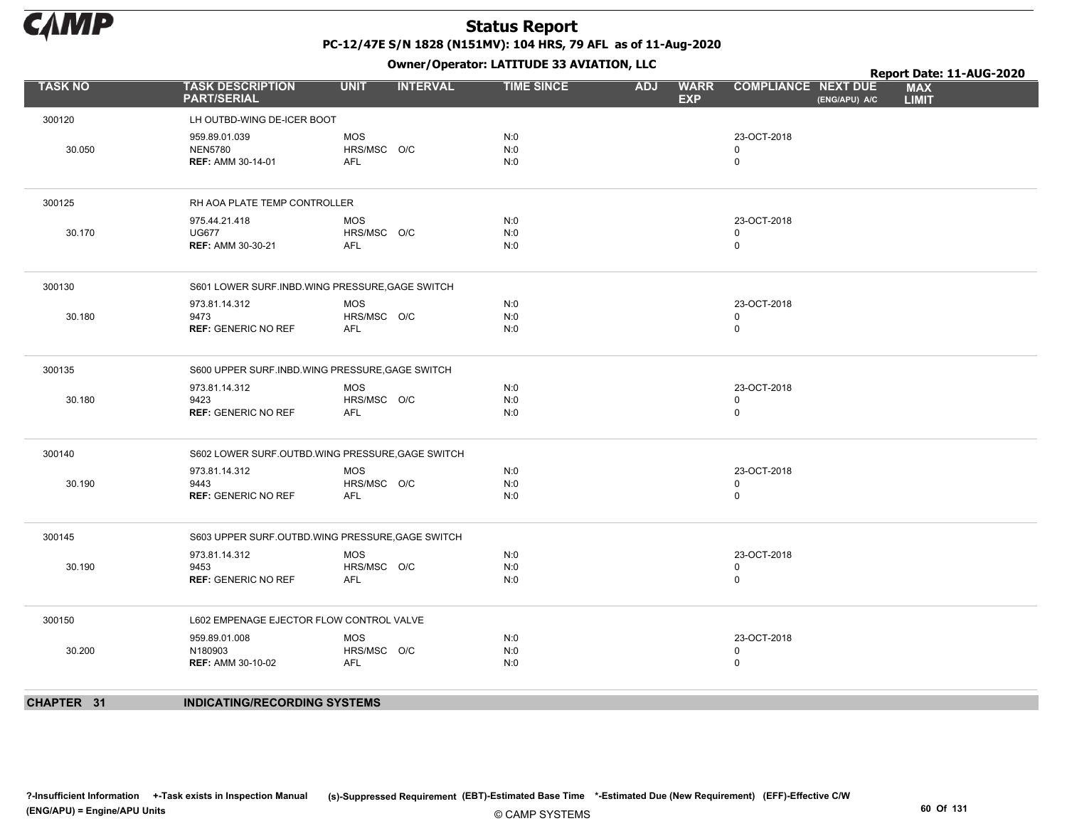| TASK NO | TASK DESCRIPTION PART/SERIAL | UNIT | INTERVAL | TIME SINCE | ADJ | WARR EXP | COMPLIANCE | NEXT DUE (ENG/APU) A/C | MAX LIMIT |
|---|---|---|---|---|---|---|---|---|---|
| 300120 | LH OUTBD-WING DE-ICER BOOT | | | | | | | | |
| | 959.89.01.039 | MOS | | N:0 | | | 23-OCT-2018 | | |
| 30.050 | NEN5780 | HRS/MSC | O/C | N:0 | | | 0 | | |
| | **REF:** AMM 30-14-01 | AFL | | N:0 | | | 0 | | |
| 300125 | RH AOA PLATE TEMP CONTROLLER | | | | | | | | |
| | 975.44.21.418 | MOS | | N:0 | | | 23-OCT-2018 | | |
| 30.170 | UG677 | HRS/MSC | O/C | N:0 | | | 0 | | |
| | **REF:** AMM 30-30-21 | AFL | | N:0 | | | 0 | | |
| 300130 | S601 LOWER SURF.INBD.WING PRESSURE,GAGE SWITCH | | | | | | | | |
| | 973.81.14.312 | MOS | | N:0 | | | 23-OCT-2018 | | |
| 30.180 | 9473 | HRS/MSC | O/C | N:0 | | | 0 | | |
| | **REF:** GENERIC NO REF | AFL | | N:0 | | | 0 | | |
| 300135 | S600 UPPER SURF.INBD.WING PRESSURE,GAGE SWITCH | | | | | | | | |
| | 973.81.14.312 | MOS | | N:0 | | | 23-OCT-2018 | | |
| 30.180 | 9423 | HRS/MSC | O/C | N:0 | | | 0 | | |
| | **REF:** GENERIC NO REF | AFL | | N:0 | | | 0 | | |
| 300140 | S602 LOWER SURF.OUTBD.WING PRESSURE,GAGE SWITCH | | | | | | | | |
| | 973.81.14.312 | MOS | | N:0 | | | 23-OCT-2018 | | |
| 30.190 | 9443 | HRS/MSC | O/C | N:0 | | | 0 | | |
| | **REF:** GENERIC NO REF | AFL | | N:0 | | | 0 | | |
| 300145 | S603 UPPER SURF.OUTBD.WING PRESSURE,GAGE SWITCH | | | | | | | | |
| | 973.81.14.312 | MOS | | N:0 | | | 23-OCT-2018 | | |
| 30.190 | 9453 | HRS/MSC | O/C | N:0 | | | 0 | | |
| | **REF:** GENERIC NO REF | AFL | | N:0 | | | 0 | | |
| 300150 | L602 EMPENAGE EJECTOR FLOW CONTROL VALVE | | | | | | | | |
| | 959.89.01.008 | MOS | | N:0 | | | 23-OCT-2018 | | |
| 30.200 | N180903 | HRS/MSC | O/C | N:0 | | | 0 | | |
| | **REF:** AMM 30-10-02 | AFL | | N:0 | | | 0 | | |

## CHAPTER 31 INDICATING/RECORDING SYSTEMS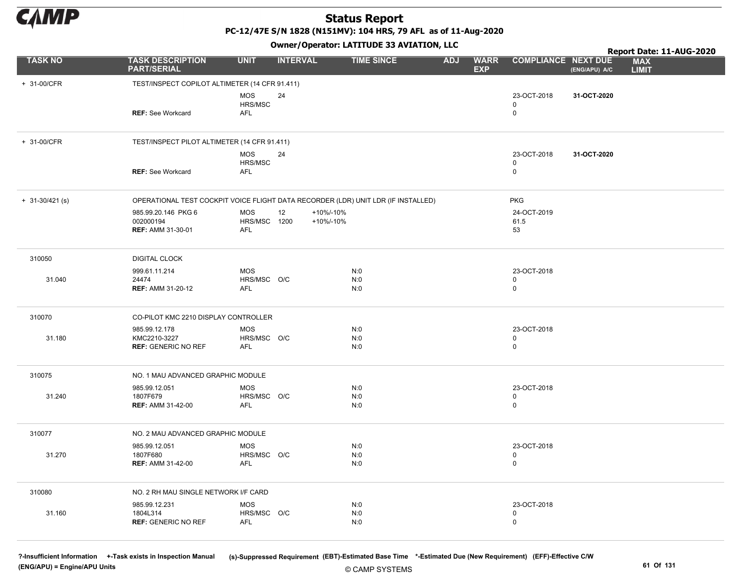# Status Report

**PC-12/47E S/N 1828 (N151MV): 104 HRS, 79 AFL as of 11-Aug-2020**

**Owner/Operator: LATITUDE 33 AVIATION, LLC**

**Report Date: 11-AUG-2020**

| TASK NO | TASK DESCRIPTION PART/SERIAL | UNIT | INTERVAL | | TIME SINCE | ADJ | WARR EXP | COMPLIANCE | NEXT DUE (ENG/APU) A/C | MAX LIMIT |
|---|---|---|---|---|---|---|---|---|---|---|
| + 31-00/CFR | TEST/INSPECT COPILOT ALTIMETER (14 CFR 91.411) | | | | | | | | | |
| | | MOS | 24 | | | | | 23-OCT-2018 | **31-OCT-2020** | |
| | | HRS/MSC | | | | | | 0 | | |
| | **REF:** See Workcard | AFL | | | | | | 0 | | |
| + 31-00/CFR | TEST/INSPECT PILOT ALTIMETER (14 CFR 91.411) | | | | | | | | | |
| | | MOS | 24 | | | | | 23-OCT-2018 | **31-OCT-2020** | |
| | | HRS/MSC | | | | | | 0 | | |
| | **REF:** See Workcard | AFL | | | | | | 0 | | |
| + 31-30/421 (s) | OPERATIONAL TEST COCKPIT VOICE FLIGHT DATA RECORDER (LDR) UNIT LDR (IF INSTALLED) | | | | | | | PKG | | |
| | 985.99.20.146 PKG 6 | MOS | 12 | +10%/-10% | | | | 24-OCT-2019 | | |
| | 002000194 | HRS/MSC | 1200 | +10%/-10% | | | | 61.5 | | |
| | **REF:** AMM 31-30-01 | AFL | | | | | | 53 | | |
| 310050 | DIGITAL CLOCK | | | | | | | | | |
| | 999.61.11.214 | MOS | | | N:0 | | | 23-OCT-2018 | | |
| 31.040 | 24474 | HRS/MSC | O/C | | N:0 | | | 0 | | |
| | **REF:** AMM 31-20-12 | AFL | | | N:0 | | | 0 | | |
| 310070 | CO-PILOT KMC 2210 DISPLAY CONTROLLER | | | | | | | | | |
| | 985.99.12.178 | MOS | | | N:0 | | | 23-OCT-2018 | | |
| 31.180 | KMC2210-3227 | HRS/MSC | O/C | | N:0 | | | 0 | | |
| | **REF:** GENERIC NO REF | AFL | | | N:0 | | | 0 | | |
| 310075 | NO. 1 MAU ADVANCED GRAPHIC MODULE | | | | | | | | | |
| | 985.99.12.051 | MOS | | | N:0 | | | 23-OCT-2018 | | |
| 31.240 | 1807F679 | HRS/MSC | O/C | | N:0 | | | 0 | | |
| | **REF:** AMM 31-42-00 | AFL | | | N:0 | | | 0 | | |
| 310077 | NO. 2 MAU ADVANCED GRAPHIC MODULE | | | | | | | | | |
| | 985.99.12.051 | MOS | | | N:0 | | | 23-OCT-2018 | | |
| 31.270 | 1807F680 | HRS/MSC | O/C | | N:0 | | | 0 | | |
| | **REF:** AMM 31-42-00 | AFL | | | N:0 | | | 0 | | |
| 310080 | NO. 2 RH MAU SINGLE NETWORK I/F CARD | | | | | | | | | |
| | 985.99.12.231 | MOS | | | N:0 | | | 23-OCT-2018 | | |
| 31.160 | 1804L314 | HRS/MSC | O/C | | N:0 | | | 0 | | |
| | **REF:** GENERIC NO REF | AFL | | | N:0 | | | 0 | | |

?-Insufficient Information +-Task exists in Inspection Manual (s)-Suppressed Requirement (EBT)-Estimated Base Time *-Estimated Due (New Requirement) (EFF)-Effective C/W
(ENG/APU) = Engine/APU Units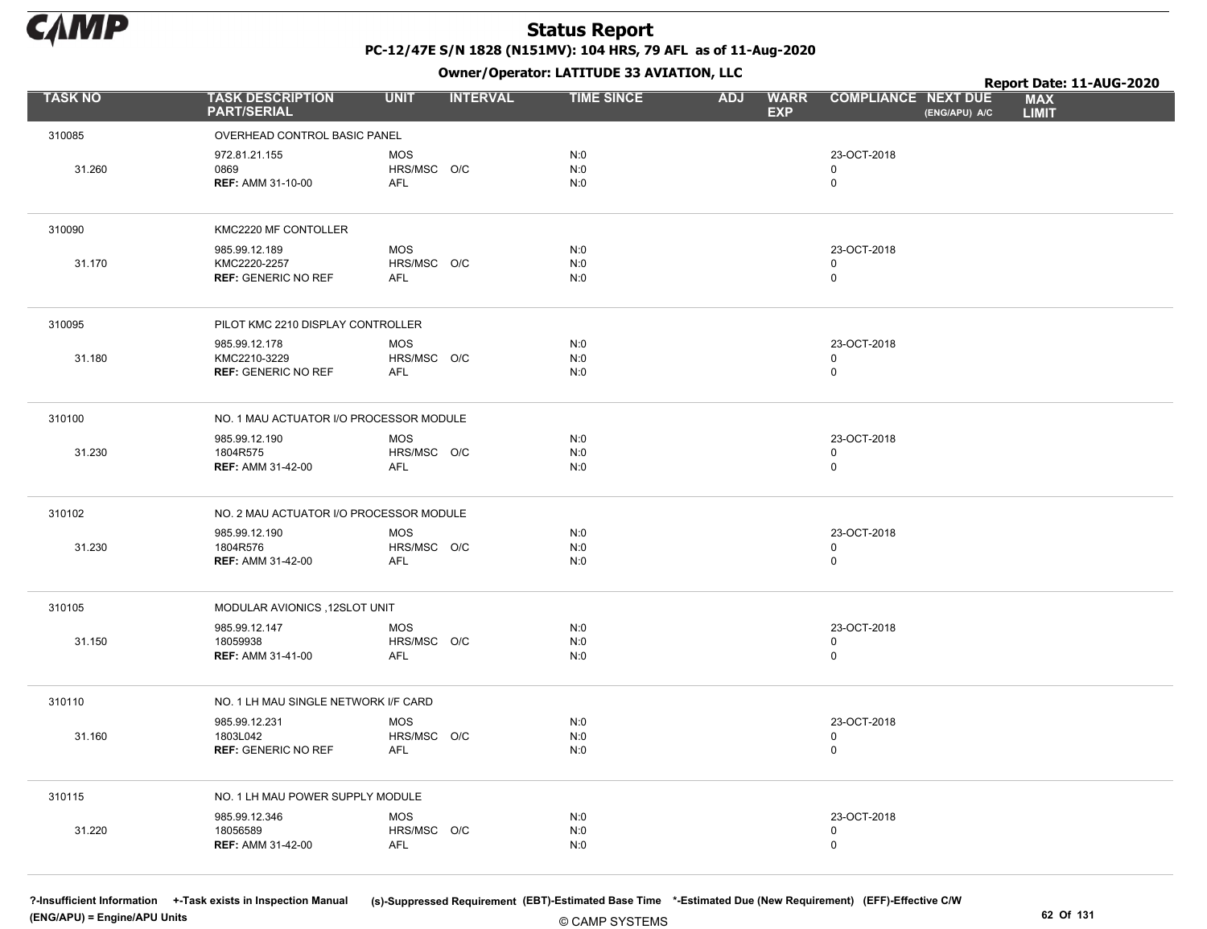# Status Report

**PC-12/47E S/N 1828 (N151MV): 104 HRS, 79 AFL as of 11-Aug-2020**

**Owner/Operator: LATITUDE 33 AVIATION, LLC**

**Report Date: 11-AUG-2020**

| TASK NO | TASK DESCRIPTION PART/SERIAL | UNIT | INTERVAL | TIME SINCE | ADJ | WARR EXP | COMPLIANCE | NEXT DUE (ENG/APU) A/C | MAX LIMIT |
|---|---|---|---|---|---|---|---|---|---|
| 310085 | OVERHEAD CONTROL BASIC PANEL | | | | | | | | |
| | 972.81.21.155 | MOS | | N:0 | | | 23-OCT-2018 | | |
| 31.260 | 0869 | HRS/MSC | O/C | N:0 | | | 0 | | |
| | **REF:** AMM 31-10-00 | AFL | | N:0 | | | 0 | | |
| 310090 | KMC2220 MF CONTOLLER | | | | | | | | |
| | 985.99.12.189 | MOS | | N:0 | | | 23-OCT-2018 | | |
| 31.170 | KMC2220-2257 | HRS/MSC | O/C | N:0 | | | 0 | | |
| | **REF:** GENERIC NO REF | AFL | | N:0 | | | 0 | | |
| 310095 | PILOT KMC 2210 DISPLAY CONTROLLER | | | | | | | | |
| | 985.99.12.178 | MOS | | N:0 | | | 23-OCT-2018 | | |
| 31.180 | KMC2210-3229 | HRS/MSC | O/C | N:0 | | | 0 | | |
| | **REF:** GENERIC NO REF | AFL | | N:0 | | | 0 | | |
| 310100 | NO. 1 MAU ACTUATOR I/O PROCESSOR MODULE | | | | | | | | |
| | 985.99.12.190 | MOS | | N:0 | | | 23-OCT-2018 | | |
| 31.230 | 1804R575 | HRS/MSC | O/C | N:0 | | | 0 | | |
| | **REF:** AMM 31-42-00 | AFL | | N:0 | | | 0 | | |
| 310102 | NO. 2 MAU ACTUATOR I/O PROCESSOR MODULE | | | | | | | | |
| | 985.99.12.190 | MOS | | N:0 | | | 23-OCT-2018 | | |
| 31.230 | 1804R576 | HRS/MSC | O/C | N:0 | | | 0 | | |
| | **REF:** AMM 31-42-00 | AFL | | N:0 | | | 0 | | |
| 310105 | MODULAR AVIONICS ,12SLOT UNIT | | | | | | | | |
| | 985.99.12.147 | MOS | | N:0 | | | 23-OCT-2018 | | |
| 31.150 | 18059938 | HRS/MSC | O/C | N:0 | | | 0 | | |
| | **REF:** AMM 31-41-00 | AFL | | N:0 | | | 0 | | |
| 310110 | NO. 1 LH MAU SINGLE NETWORK I/F CARD | | | | | | | | |
| | 985.99.12.231 | MOS | | N:0 | | | 23-OCT-2018 | | |
| 31.160 | 1803L042 | HRS/MSC | O/C | N:0 | | | 0 | | |
| | **REF:** GENERIC NO REF | AFL | | N:0 | | | 0 | | |
| 310115 | NO. 1 LH MAU POWER SUPPLY MODULE | | | | | | | | |
| | 985.99.12.346 | MOS | | N:0 | | | 23-OCT-2018 | | |
| 31.220 | 18056589 | HRS/MSC | O/C | N:0 | | | 0 | | |
| | **REF:** AMM 31-42-00 | AFL | | N:0 | | | 0 | | |

?-Insufficient Information +-Task exists in Inspection Manual (s)-Suppressed Requirement (EBT)-Estimated Base Time *-Estimated Due (New Requirement) (EFF)-Effective C/W (ENG/APU) = Engine/APU Units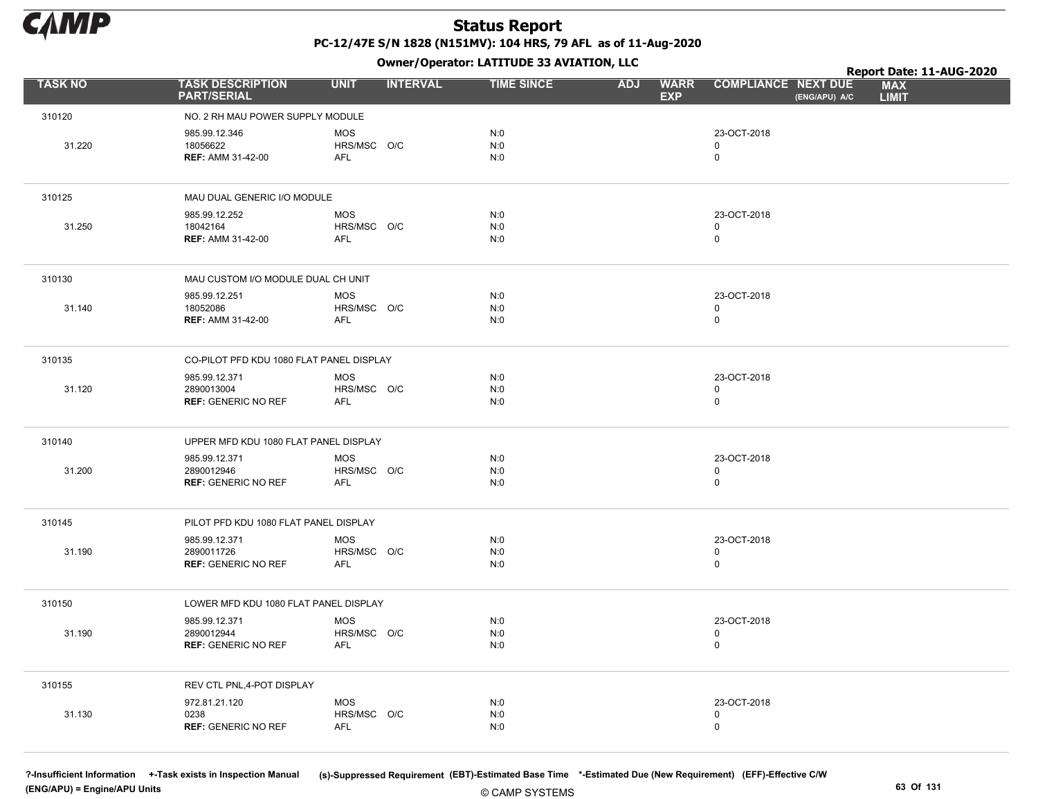# Status Report

**PC-12/47E S/N 1828 (N151MV): 104 HRS, 79 AFL as of 11-Aug-2020**

**Owner/Operator: LATITUDE 33 AVIATION, LLC**

**Report Date: 11-AUG-2020**

| TASK NO | TASK DESCRIPTION PART/SERIAL | UNIT | INTERVAL | TIME SINCE | ADJ | WARR EXP | COMPLIANCE | NEXT DUE (ENG/APU) A/C | MAX LIMIT |
|---|---|---|---|---|---|---|---|---|---|
| 310120 | NO. 2 RH MAU POWER SUPPLY MODULE | | | | | | | | |
| | 985.99.12.346 | MOS | | N:0 | | | 23-OCT-2018 | | |
| 31.220 | 18056622 | HRS/MSC | O/C | N:0 | | | 0 | | |
| | **REF:** AMM 31-42-00 | AFL | | N:0 | | | 0 | | |
| 310125 | MAU DUAL GENERIC I/O MODULE | | | | | | | | |
| | 985.99.12.252 | MOS | | N:0 | | | 23-OCT-2018 | | |
| 31.250 | 18042164 | HRS/MSC | O/C | N:0 | | | 0 | | |
| | **REF:** AMM 31-42-00 | AFL | | N:0 | | | 0 | | |
| 310130 | MAU CUSTOM I/O MODULE DUAL CH UNIT | | | | | | | | |
| | 985.99.12.251 | MOS | | N:0 | | | 23-OCT-2018 | | |
| 31.140 | 18052086 | HRS/MSC | O/C | N:0 | | | 0 | | |
| | **REF:** AMM 31-42-00 | AFL | | N:0 | | | 0 | | |
| 310135 | CO-PILOT PFD KDU 1080 FLAT PANEL DISPLAY | | | | | | | | |
| | 985.99.12.371 | MOS | | N:0 | | | 23-OCT-2018 | | |
| 31.120 | 2890013004 | HRS/MSC | O/C | N:0 | | | 0 | | |
| | **REF:** GENERIC NO REF | AFL | | N:0 | | | 0 | | |
| 310140 | UPPER MFD KDU 1080 FLAT PANEL DISPLAY | | | | | | | | |
| | 985.99.12.371 | MOS | | N:0 | | | 23-OCT-2018 | | |
| 31.200 | 2890012946 | HRS/MSC | O/C | N:0 | | | 0 | | |
| | **REF:** GENERIC NO REF | AFL | | N:0 | | | 0 | | |
| 310145 | PILOT PFD KDU 1080 FLAT PANEL DISPLAY | | | | | | | | |
| | 985.99.12.371 | MOS | | N:0 | | | 23-OCT-2018 | | |
| 31.190 | 2890011726 | HRS/MSC | O/C | N:0 | | | 0 | | |
| | **REF:** GENERIC NO REF | AFL | | N:0 | | | 0 | | |
| 310150 | LOWER MFD KDU 1080 FLAT PANEL DISPLAY | | | | | | | | |
| | 985.99.12.371 | MOS | | N:0 | | | 23-OCT-2018 | | |
| 31.190 | 2890012944 | HRS/MSC | O/C | N:0 | | | 0 | | |
| | **REF:** GENERIC NO REF | AFL | | N:0 | | | 0 | | |
| 310155 | REV CTL PNL,4-POT DISPLAY | | | | | | | | |
| | 972.81.21.120 | MOS | | N:0 | | | 23-OCT-2018 | | |
| 31.130 | 0238 | HRS/MSC | O/C | N:0 | | | 0 | | |
| | **REF:** GENERIC NO REF | AFL | | N:0 | | | 0 | | |

?-Insufficient Information +-Task exists in Inspection Manual (s)-Suppressed Requirement (EBT)-Estimated Base Time *-Estimated Due (New Requirement) (EFF)-Effective C/W
(ENG/APU) = Engine/APU Units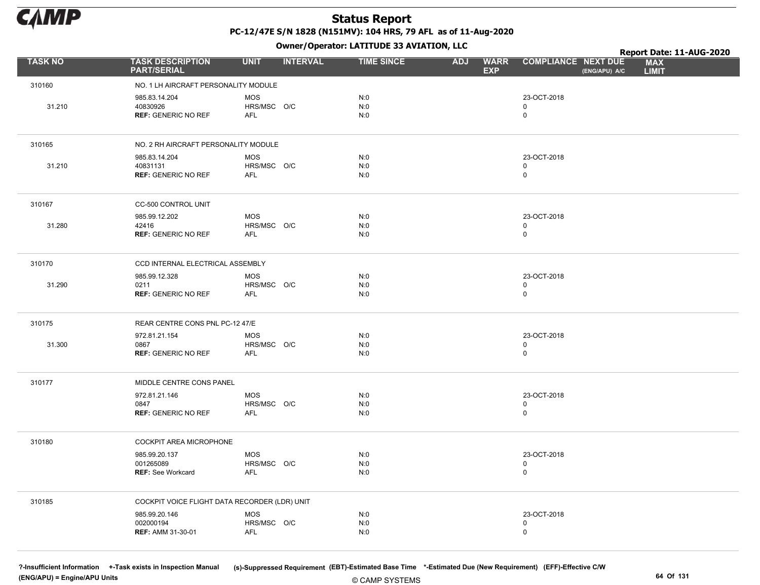# Status Report

**PC-12/47E S/N 1828 (N151MV): 104 HRS, 79 AFL as of 11-Aug-2020**

**Owner/Operator: LATITUDE 33 AVIATION, LLC**

**Report Date: 11-AUG-2020**

| TASK NO | TASK DESCRIPTION PART/SERIAL | UNIT | INTERVAL | TIME SINCE | ADJ | WARR EXP | COMPLIANCE | NEXT DUE (ENG/APU) A/C | MAX LIMIT |
|---|---|---|---|---|---|---|---|---|---|
| 310160 | NO. 1 LH AIRCRAFT PERSONALITY MODULE | | | | | | | | |
| | 985.83.14.204 | MOS | | N:0 | | | 23-OCT-2018 | | |
| 31.210 | 40830926 | HRS/MSC | O/C | N:0 | | | 0 | | |
| | **REF:** GENERIC NO REF | AFL | | N:0 | | | 0 | | |
| 310165 | NO. 2 RH AIRCRAFT PERSONALITY MODULE | | | | | | | | |
| | 985.83.14.204 | MOS | | N:0 | | | 23-OCT-2018 | | |
| 31.210 | 40831131 | HRS/MSC | O/C | N:0 | | | 0 | | |
| | **REF:** GENERIC NO REF | AFL | | N:0 | | | 0 | | |
| 310167 | CC-500 CONTROL UNIT | | | | | | | | |
| | 985.99.12.202 | MOS | | N:0 | | | 23-OCT-2018 | | |
| 31.280 | 42416 | HRS/MSC | O/C | N:0 | | | 0 | | |
| | **REF:** GENERIC NO REF | AFL | | N:0 | | | 0 | | |
| 310170 | CCD INTERNAL ELECTRICAL ASSEMBLY | | | | | | | | |
| | 985.99.12.328 | MOS | | N:0 | | | 23-OCT-2018 | | |
| 31.290 | 0211 | HRS/MSC | O/C | N:0 | | | 0 | | |
| | **REF:** GENERIC NO REF | AFL | | N:0 | | | 0 | | |
| 310175 | REAR CENTRE CONS PNL PC-12 47/E | | | | | | | | |
| | 972.81.21.154 | MOS | | N:0 | | | 23-OCT-2018 | | |
| 31.300 | 0867 | HRS/MSC | O/C | N:0 | | | 0 | | |
| | **REF:** GENERIC NO REF | AFL | | N:0 | | | 0 | | |
| 310177 | MIDDLE CENTRE CONS PANEL | | | | | | | | |
| | 972.81.21.146 | MOS | | N:0 | | | 23-OCT-2018 | | |
| | 0847 | HRS/MSC | O/C | N:0 | | | 0 | | |
| | **REF:** GENERIC NO REF | AFL | | N:0 | | | 0 | | |
| 310180 | COCKPIT AREA MICROPHONE | | | | | | | | |
| | 985.99.20.137 | MOS | | N:0 | | | 23-OCT-2018 | | |
| | 001265089 | HRS/MSC | O/C | N:0 | | | 0 | | |
| | **REF:** See Workcard | AFL | | N:0 | | | 0 | | |
| 310185 | COCKPIT VOICE FLIGHT DATA RECORDER (LDR) UNIT | | | | | | | | |
| | 985.99.20.146 | MOS | | N:0 | | | 23-OCT-2018 | | |
| | 002000194 | HRS/MSC | O/C | N:0 | | | 0 | | |
| | **REF:** AMM 31-30-01 | AFL | | N:0 | | | 0 | | |

?-Insufficient Information +-Task exists in Inspection Manual (s)-Suppressed Requirement (EBT)-Estimated Base Time *-Estimated Due (New Requirement) (EFF)-Effective C/W
(ENG/APU) = Engine/APU Units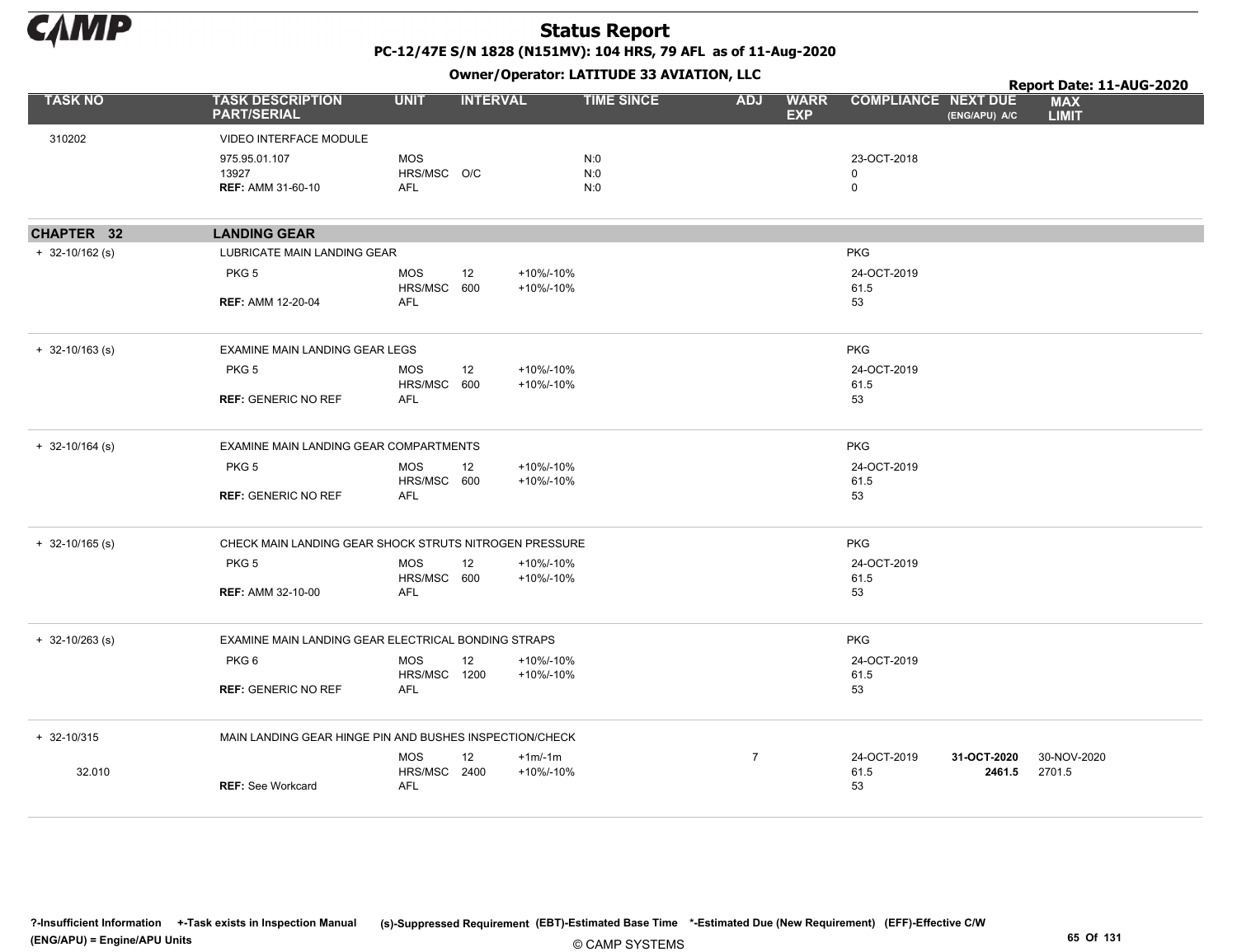# Status Report

**PC-12/47E S/N 1828 (N151MV): 104 HRS, 79 AFL as of 11-Aug-2020**

**Owner/Operator: LATITUDE 33 AVIATION, LLC**

**Report Date: 11-AUG-2020**

| TASK NO | TASK DESCRIPTION PART/SERIAL | UNIT | INTERVAL | | TIME SINCE | ADJ | WARR EXP | COMPLIANCE | NEXT DUE (ENG/APU) A/C | MAX LIMIT |
|---|---|---|---|---|---|---|---|---|---|---|
| 310202 | VIDEO INTERFACE MODULE | | | | | | | | | |
| | 975.95.01.107 | MOS | | | N:0 | | | 23-OCT-2018 | | |
| | 13927 | HRS/MSC | O/C | | N:0 | | | 0 | | |
| | **REF:** AMM 31-60-10 | AFL | | | N:0 | | | 0 | | |
| **CHAPTER 32** | **LANDING GEAR** | | | | | | | | | |
| + 32-10/162 (s) | LUBRICATE MAIN LANDING GEAR | | | | | | | PKG | | |
| | PKG 5 | MOS | 12 | +10%/-10% | | | | 24-OCT-2019 | | |
| | | HRS/MSC | 600 | +10%/-10% | | | | 61.5 | | |
| | **REF:** AMM 12-20-04 | AFL | | | | | | 53 | | |
| + 32-10/163 (s) | EXAMINE MAIN LANDING GEAR LEGS | | | | | | | PKG | | |
| | PKG 5 | MOS | 12 | +10%/-10% | | | | 24-OCT-2019 | | |
| | | HRS/MSC | 600 | +10%/-10% | | | | 61.5 | | |
| | **REF:** GENERIC NO REF | AFL | | | | | | 53 | | |
| + 32-10/164 (s) | EXAMINE MAIN LANDING GEAR COMPARTMENTS | | | | | | | PKG | | |
| | PKG 5 | MOS | 12 | +10%/-10% | | | | 24-OCT-2019 | | |
| | | HRS/MSC | 600 | +10%/-10% | | | | 61.5 | | |
| | **REF:** GENERIC NO REF | AFL | | | | | | 53 | | |
| + 32-10/165 (s) | CHECK MAIN LANDING GEAR SHOCK STRUTS NITROGEN PRESSURE | | | | | | | PKG | | |
| | PKG 5 | MOS | 12 | +10%/-10% | | | | 24-OCT-2019 | | |
| | | HRS/MSC | 600 | +10%/-10% | | | | 61.5 | | |
| | **REF:** AMM 32-10-00 | AFL | | | | | | 53 | | |
| + 32-10/263 (s) | EXAMINE MAIN LANDING GEAR ELECTRICAL BONDING STRAPS | | | | | | | PKG | | |
| | PKG 6 | MOS | 12 | +10%/-10% | | | | 24-OCT-2019 | | |
| | | HRS/MSC | 1200 | +10%/-10% | | | | 61.5 | | |
| | **REF:** GENERIC NO REF | AFL | | | | | | 53 | | |
| + 32-10/315 | MAIN LANDING GEAR HINGE PIN AND BUSHES INSPECTION/CHECK | | | | | | | | | |
| | | MOS | 12 | +1m/-1m | | 7 | | 24-OCT-2019 | **31-OCT-2020** | 30-NOV-2020 |
| 32.010 | | HRS/MSC | 2400 | +10%/-10% | | | | 61.5 | **2461.5** | 2701.5 |
| | **REF:** See Workcard | AFL | | | | | | 53 | | |

?-Insufficient Information +-Task exists in Inspection Manual (s)-Suppressed Requirement (EBT)-Estimated Base Time *-Estimated Due (New Requirement) (EFF)-Effective C/W (ENG/APU) = Engine/APU Units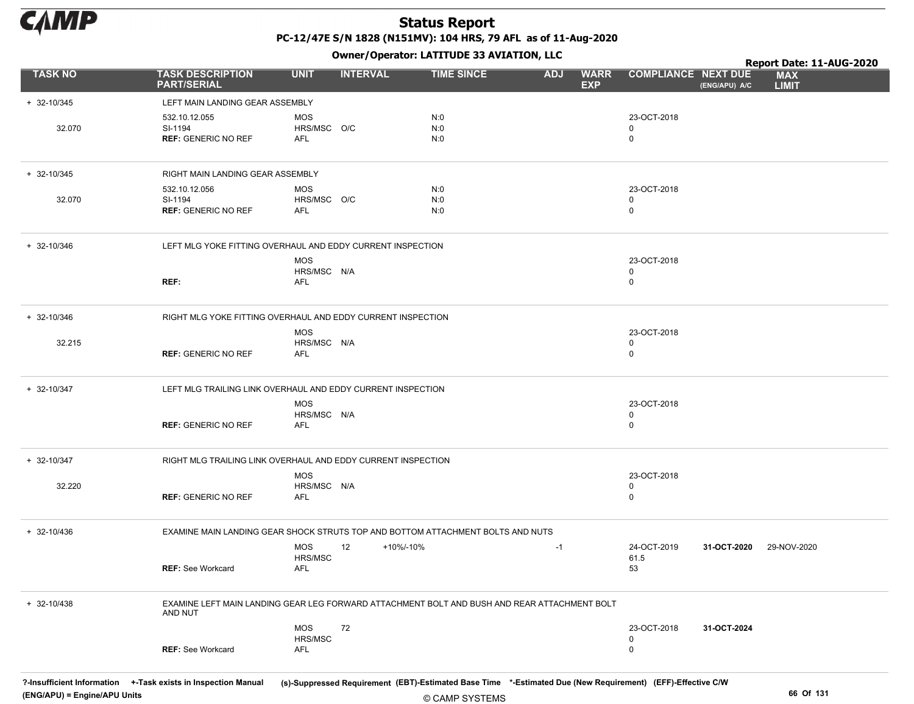# Status Report

**PC-12/47E S/N 1828 (N151MV): 104 HRS, 79 AFL as of 11-Aug-2020**

**Owner/Operator: LATITUDE 33 AVIATION, LLC**

**Report Date: 11-AUG-2020**

| TASK NO | TASK DESCRIPTION PART/SERIAL | UNIT | INTERVAL | | TIME SINCE | ADJ | WARR EXP | COMPLIANCE | NEXT DUE (ENG/APU) A/C | MAX LIMIT |
|---|---|---|---|---|---|---|---|---|---|---|
| + 32-10/345 | LEFT MAIN LANDING GEAR ASSEMBLY | | | | | | | | | |
| | 532.10.12.055 | MOS | | | N:0 | | | 23-OCT-2018 | | |
| 32.070 | SI-1194 | HRS/MSC | O/C | | N:0 | | | 0 | | |
| | **REF:** GENERIC NO REF | AFL | | | N:0 | | | 0 | | |
| + 32-10/345 | RIGHT MAIN LANDING GEAR ASSEMBLY | | | | | | | | | |
| | 532.10.12.056 | MOS | | | N:0 | | | 23-OCT-2018 | | |
| 32.070 | SI-1194 | HRS/MSC | O/C | | N:0 | | | 0 | | |
| | **REF:** GENERIC NO REF | AFL | | | N:0 | | | 0 | | |
| + 32-10/346 | LEFT MLG YOKE FITTING OVERHAUL AND EDDY CURRENT INSPECTION | | | | | | | | | |
| | | MOS | | | | | | 23-OCT-2018 | | |
| | | HRS/MSC | N/A | | | | | 0 | | |
| | **REF:** | AFL | | | | | | 0 | | |
| + 32-10/346 | RIGHT MLG YOKE FITTING OVERHAUL AND EDDY CURRENT INSPECTION | | | | | | | | | |
| | | MOS | | | | | | 23-OCT-2018 | | |
| 32.215 | | HRS/MSC | N/A | | | | | 0 | | |
| | **REF:** GENERIC NO REF | AFL | | | | | | 0 | | |
| + 32-10/347 | LEFT MLG TRAILING LINK OVERHAUL AND EDDY CURRENT INSPECTION | | | | | | | | | |
| | | MOS | | | | | | 23-OCT-2018 | | |
| | | HRS/MSC | N/A | | | | | 0 | | |
| | **REF:** GENERIC NO REF | AFL | | | | | | 0 | | |
| + 32-10/347 | RIGHT MLG TRAILING LINK OVERHAUL AND EDDY CURRENT INSPECTION | | | | | | | | | |
| | | MOS | | | | | | 23-OCT-2018 | | |
| 32.220 | | HRS/MSC | N/A | | | | | 0 | | |
| | **REF:** GENERIC NO REF | AFL | | | | | | 0 | | |
| + 32-10/436 | EXAMINE MAIN LANDING GEAR SHOCK STRUTS TOP AND BOTTOM ATTACHMENT BOLTS AND NUTS | | | | | | | | | |
| | | MOS | 12 | +10%/-10% | | -1 | | 24-OCT-2019 | **31-OCT-2020** | 29-NOV-2020 |
| | | HRS/MSC | | | | | | 61.5 | | |
| | **REF:** See Workcard | AFL | | | | | | 53 | | |
| + 32-10/438 | EXAMINE LEFT MAIN LANDING GEAR LEG FORWARD ATTACHMENT BOLT AND BUSH AND REAR ATTACHMENT BOLT AND NUT | | | | | | | | | |
| | | MOS | 72 | | | | | 23-OCT-2018 | **31-OCT-2024** | |
| | | HRS/MSC | | | | | | 0 | | |
| | **REF:** See Workcard | AFL | | | | | | 0 | | |

**?-Insufficient Information** **+-Task exists in Inspection Manual** **(s)-Suppressed Requirement** **(EBT)-Estimated Base Time** **\*-Estimated Due (New Requirement)** **(EFF)-Effective C/W**
**(ENG/APU) = Engine/APU Units**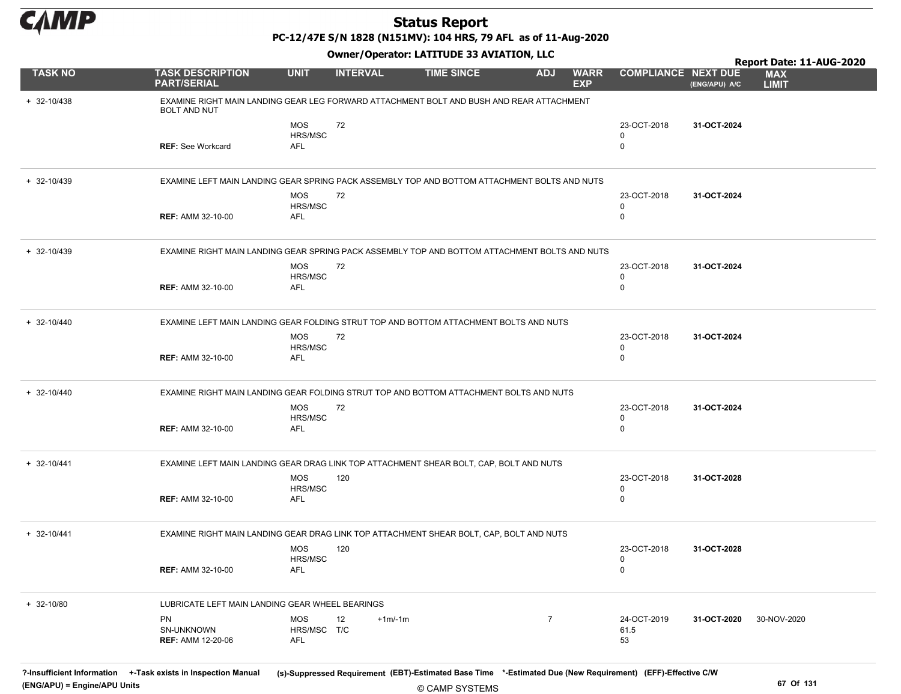# Status Report

**PC-12/47E S/N 1828 (N151MV): 104 HRS, 79 AFL as of 11-Aug-2020**

**Owner/Operator: LATITUDE 33 AVIATION, LLC**

**Report Date: 11-AUG-2020**

| TASK NO | TASK DESCRIPTION PART/SERIAL | UNIT | INTERVAL | | TIME SINCE | ADJ | WARR EXP | COMPLIANCE | NEXT DUE (ENG/APU) A/C | MAX LIMIT |
|---|---|---|---|---|---|---|---|---|---|---|
| + 32-10/438 | EXAMINE RIGHT MAIN LANDING GEAR LEG FORWARD ATTACHMENT BOLT AND BUSH AND REAR ATTACHMENT BOLT AND NUT | | | | | | | | | |
| | | MOS | 72 | | | | | 23-OCT-2018 | **31-OCT-2024** | |
| | | HRS/MSC | | | | | | 0 | | |
| | **REF:** See Workcard | AFL | | | | | | 0 | | |
| + 32-10/439 | EXAMINE LEFT MAIN LANDING GEAR SPRING PACK ASSEMBLY TOP AND BOTTOM ATTACHMENT BOLTS AND NUTS | | | | | | | | | |
| | | MOS | 72 | | | | | 23-OCT-2018 | **31-OCT-2024** | |
| | | HRS/MSC | | | | | | 0 | | |
| | **REF:** AMM 32-10-00 | AFL | | | | | | 0 | | |
| + 32-10/439 | EXAMINE RIGHT MAIN LANDING GEAR SPRING PACK ASSEMBLY TOP AND BOTTOM ATTACHMENT BOLTS AND NUTS | | | | | | | | | |
| | | MOS | 72 | | | | | 23-OCT-2018 | **31-OCT-2024** | |
| | | HRS/MSC | | | | | | 0 | | |
| | **REF:** AMM 32-10-00 | AFL | | | | | | 0 | | |
| + 32-10/440 | EXAMINE LEFT MAIN LANDING GEAR FOLDING STRUT TOP AND BOTTOM ATTACHMENT BOLTS AND NUTS | | | | | | | | | |
| | | MOS | 72 | | | | | 23-OCT-2018 | **31-OCT-2024** | |
| | | HRS/MSC | | | | | | 0 | | |
| | **REF:** AMM 32-10-00 | AFL | | | | | | 0 | | |
| + 32-10/440 | EXAMINE RIGHT MAIN LANDING GEAR FOLDING STRUT TOP AND BOTTOM ATTACHMENT BOLTS AND NUTS | | | | | | | | | |
| | | MOS | 72 | | | | | 23-OCT-2018 | **31-OCT-2024** | |
| | | HRS/MSC | | | | | | 0 | | |
| | **REF:** AMM 32-10-00 | AFL | | | | | | 0 | | |
| + 32-10/441 | EXAMINE LEFT MAIN LANDING GEAR DRAG LINK TOP ATTACHMENT SHEAR BOLT, CAP, BOLT AND NUTS | | | | | | | | | |
| | | MOS | 120 | | | | | 23-OCT-2018 | **31-OCT-2028** | |
| | | HRS/MSC | | | | | | 0 | | |
| | **REF:** AMM 32-10-00 | AFL | | | | | | 0 | | |
| + 32-10/441 | EXAMINE RIGHT MAIN LANDING GEAR DRAG LINK TOP ATTACHMENT SHEAR BOLT, CAP, BOLT AND NUTS | | | | | | | | | |
| | | MOS | 120 | | | | | 23-OCT-2018 | **31-OCT-2028** | |
| | | HRS/MSC | | | | | | 0 | | |
| | **REF:** AMM 32-10-00 | AFL | | | | | | 0 | | |
| + 32-10/80 | LUBRICATE LEFT MAIN LANDING GEAR WHEEL BEARINGS | | | | | | | | | |
| | PN | MOS | 12 | +1m/-1m | | 7 | | 24-OCT-2019 | **31-OCT-2020** | 30-NOV-2020 |
| | SN-UNKNOWN | HRS/MSC | T/C | | | | | 61.5 | | |
| | **REF:** AMM 12-20-06 | AFL | | | | | | 53 | | |

?-Insufficient Information +-Task exists in Inspection Manual (s)-Suppressed Requirement (EBT)-Estimated Base Time *-Estimated Due (New Requirement) (EFF)-Effective C/W
(ENG/APU) = Engine/APU Units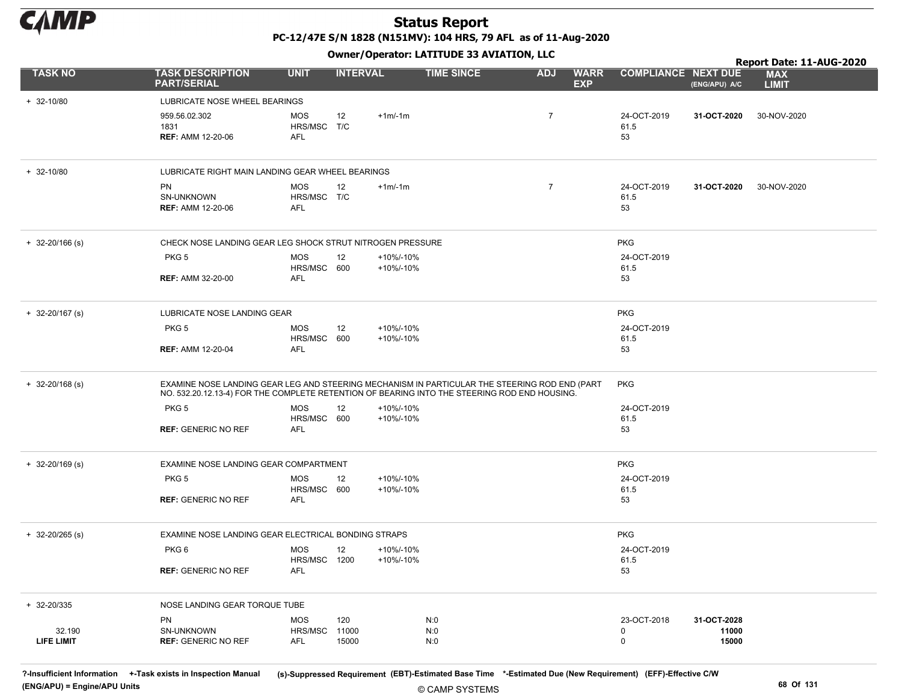# Status Report

**PC-12/47E S/N 1828 (N151MV): 104 HRS, 79 AFL as of 11-Aug-2020**

**Owner/Operator: LATITUDE 33 AVIATION, LLC**

**Report Date: 11-AUG-2020**

| TASK NO | TASK DESCRIPTION PART/SERIAL | UNIT | INTERVAL | | TIME SINCE | ADJ | WARR EXP | COMPLIANCE | NEXT DUE (ENG/APU) A/C | MAX LIMIT |
|---|---|---|---|---|---|---|---|---|---|---|
| + 32-10/80 | LUBRICATE NOSE WHEEL BEARINGS | | | | | | | | | |
| | 959.56.02.302 | MOS | 12 | +1m/-1m | | 7 | | 24-OCT-2019 | **31-OCT-2020** | 30-NOV-2020 |
| | 1831 | HRS/MSC | T/C | | | | | 61.5 | | |
| | **REF:** AMM 12-20-06 | AFL | | | | | | 53 | | |
| + 32-10/80 | LUBRICATE RIGHT MAIN LANDING GEAR WHEEL BEARINGS | | | | | | | | | |
| | PN | MOS | 12 | +1m/-1m | | 7 | | 24-OCT-2019 | **31-OCT-2020** | 30-NOV-2020 |
| | SN-UNKNOWN | HRS/MSC | T/C | | | | | 61.5 | | |
| | **REF:** AMM 12-20-06 | AFL | | | | | | 53 | | |
| + 32-20/166 (s) | CHECK NOSE LANDING GEAR LEG SHOCK STRUT NITROGEN PRESSURE | | | | | | | PKG | | |
| | PKG 5 | MOS | 12 | +10%/-10% | | | | 24-OCT-2019 | | |
| | | HRS/MSC | 600 | +10%/-10% | | | | 61.5 | | |
| | **REF:** AMM 32-20-00 | AFL | | | | | | 53 | | |
| + 32-20/167 (s) | LUBRICATE NOSE LANDING GEAR | | | | | | | PKG | | |
| | PKG 5 | MOS | 12 | +10%/-10% | | | | 24-OCT-2019 | | |
| | | HRS/MSC | 600 | +10%/-10% | | | | 61.5 | | |
| | **REF:** AMM 12-20-04 | AFL | | | | | | 53 | | |
| + 32-20/168 (s) | EXAMINE NOSE LANDING GEAR LEG AND STEERING MECHANISM IN PARTICULAR THE STEERING ROD END (PART NO. 532.20.12.13-4) FOR THE COMPLETE RETENTION OF BEARING INTO THE STEERING ROD END HOUSING. | | | | | | | PKG | | |
| | PKG 5 | MOS | 12 | +10%/-10% | | | | 24-OCT-2019 | | |
| | | HRS/MSC | 600 | +10%/-10% | | | | 61.5 | | |
| | **REF:** GENERIC NO REF | AFL | | | | | | 53 | | |
| + 32-20/169 (s) | EXAMINE NOSE LANDING GEAR COMPARTMENT | | | | | | | PKG | | |
| | PKG 5 | MOS | 12 | +10%/-10% | | | | 24-OCT-2019 | | |
| | | HRS/MSC | 600 | +10%/-10% | | | | 61.5 | | |
| | **REF:** GENERIC NO REF | AFL | | | | | | 53 | | |
| + 32-20/265 (s) | EXAMINE NOSE LANDING GEAR ELECTRICAL BONDING STRAPS | | | | | | | PKG | | |
| | PKG 6 | MOS | 12 | +10%/-10% | | | | 24-OCT-2019 | | |
| | | HRS/MSC | 1200 | +10%/-10% | | | | 61.5 | | |
| | **REF:** GENERIC NO REF | AFL | | | | | | 53 | | |
| + 32-20/335 | NOSE LANDING GEAR TORQUE TUBE | | | | | | | | | |
| | PN | MOS | 120 | | N:0 | | | 23-OCT-2018 | **31-OCT-2028** | |
| 32.190 | SN-UNKNOWN | HRS/MSC | 11000 | | N:0 | | | 0 | **11000** | |
| **LIFE LIMIT** | **REF:** GENERIC NO REF | AFL | 15000 | | N:0 | | | 0 | **15000** | |

**?-Insufficient Information** **+-Task exists in Inspection Manual** **(s)-Suppressed Requirement** **(EBT)-Estimated Base Time** **\*-Estimated Due (New Requirement)** **(EFF)-Effective C/W**
**(ENG/APU) = Engine/APU Units**

© CAMP SYSTEMS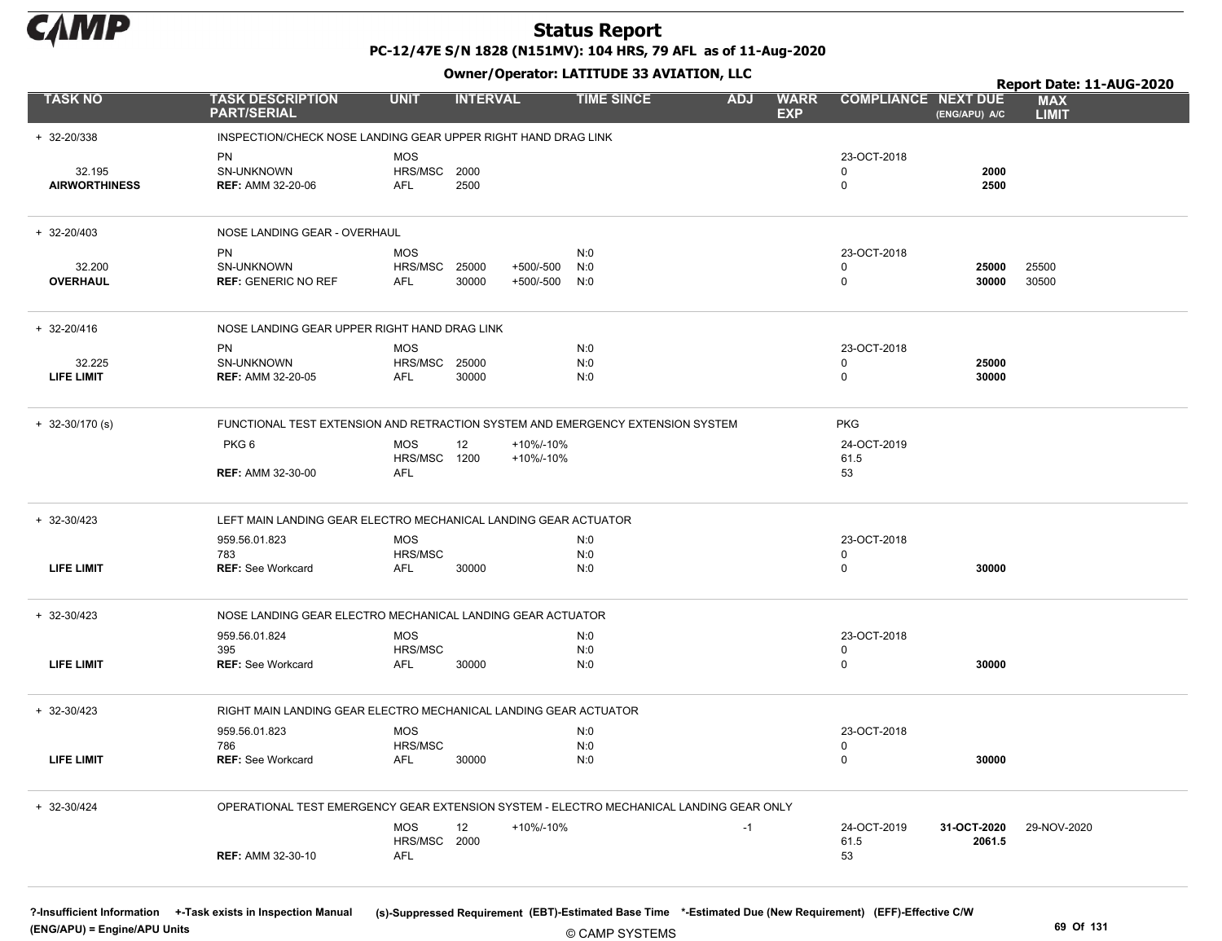# Status Report

**PC-12/47E S/N 1828 (N151MV): 104 HRS, 79 AFL as of 11-Aug-2020**

**Owner/Operator: LATITUDE 33 AVIATION, LLC**

**Report Date: 11-AUG-2020**

| TASK NO | TASK DESCRIPTION PART/SERIAL | UNIT | INTERVAL | | TIME SINCE | ADJ | WARR EXP | COMPLIANCE | NEXT DUE (ENG/APU) A/C | MAX LIMIT |
|---|---|---|---|---|---|---|---|---|---|---|
| + 32-20/338 | INSPECTION/CHECK NOSE LANDING GEAR UPPER RIGHT HAND DRAG LINK | | | | | | | | | |
| | PN | MOS | | | | | | 23-OCT-2018 | | |
| 32.195 | SN-UNKNOWN | HRS/MSC | 2000 | | | | | 0 | **2000** | |
| **AIRWORTHINESS** | **REF:** AMM 32-20-06 | AFL | 2500 | | | | | 0 | **2500** | |
| + 32-20/403 | NOSE LANDING GEAR - OVERHAUL | | | | | | | | | |
| | PN | MOS | | | N:0 | | | 23-OCT-2018 | | |
| 32.200 | SN-UNKNOWN | HRS/MSC | 25000 | +500/-500 | N:0 | | | 0 | **25000** | 25500 |
| **OVERHAUL** | **REF:** GENERIC NO REF | AFL | 30000 | +500/-500 | N:0 | | | 0 | **30000** | 30500 |
| + 32-20/416 | NOSE LANDING GEAR UPPER RIGHT HAND DRAG LINK | | | | | | | | | |
| | PN | MOS | | | N:0 | | | 23-OCT-2018 | | |
| 32.225 | SN-UNKNOWN | HRS/MSC | 25000 | | N:0 | | | 0 | **25000** | |
| **LIFE LIMIT** | **REF:** AMM 32-20-05 | AFL | 30000 | | N:0 | | | 0 | **30000** | |
| + 32-30/170 (s) | FUNCTIONAL TEST EXTENSION AND RETRACTION SYSTEM AND EMERGENCY EXTENSION SYSTEM | | | | | | | PKG | | |
| | PKG 6 | MOS | 12 | +10%/-10% | | | | 24-OCT-2019 | | |
| | | HRS/MSC | 1200 | +10%/-10% | | | | 61.5 | | |
| | **REF:** AMM 32-30-00 | AFL | | | | | | 53 | | |
| + 32-30/423 | LEFT MAIN LANDING GEAR ELECTRO MECHANICAL LANDING GEAR ACTUATOR | | | | | | | | | |
| | 959.56.01.823 | MOS | | | N:0 | | | 23-OCT-2018 | | |
| | 783 | HRS/MSC | | | N:0 | | | 0 | | |
| **LIFE LIMIT** | **REF:** See Workcard | AFL | 30000 | | N:0 | | | 0 | **30000** | |
| + 32-30/423 | NOSE LANDING GEAR ELECTRO MECHANICAL LANDING GEAR ACTUATOR | | | | | | | | | |
| | 959.56.01.824 | MOS | | | N:0 | | | 23-OCT-2018 | | |
| | 395 | HRS/MSC | | | N:0 | | | 0 | | |
| **LIFE LIMIT** | **REF:** See Workcard | AFL | 30000 | | N:0 | | | 0 | **30000** | |
| + 32-30/423 | RIGHT MAIN LANDING GEAR ELECTRO MECHANICAL LANDING GEAR ACTUATOR | | | | | | | | | |
| | 959.56.01.823 | MOS | | | N:0 | | | 23-OCT-2018 | | |
| | 786 | HRS/MSC | | | N:0 | | | 0 | | |
| **LIFE LIMIT** | **REF:** See Workcard | AFL | 30000 | | N:0 | | | 0 | **30000** | |
| + 32-30/424 | OPERATIONAL TEST EMERGENCY GEAR EXTENSION SYSTEM - ELECTRO MECHANICAL LANDING GEAR ONLY | | | | | | | | | |
| | | MOS | 12 | +10%/-10% | | -1 | | 24-OCT-2019 | **31-OCT-2020** | 29-NOV-2020 |
| | | HRS/MSC | 2000 | | | | | 61.5 | **2061.5** | |
| | **REF:** AMM 32-30-10 | AFL | | | | | | 53 | | |

?-Insufficient Information +-Task exists in Inspection Manual (s)-Suppressed Requirement (EBT)-Estimated Base Time *-Estimated Due (New Requirement) (EFF)-Effective C/W
(ENG/APU) = Engine/APU Units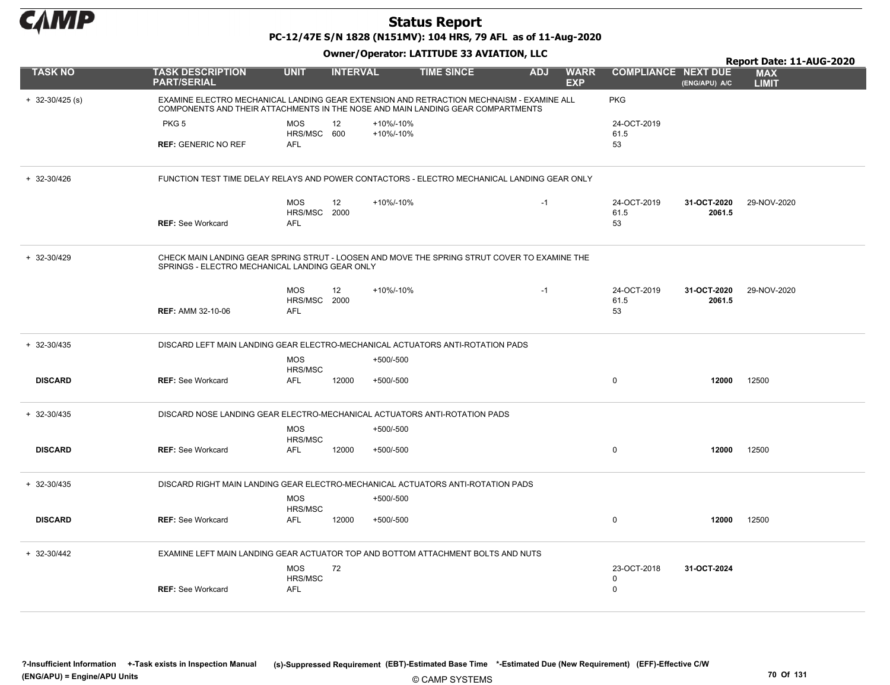# Status Report

**PC-12/47E S/N 1828 (N151MV): 104 HRS, 79 AFL as of 11-Aug-2020**

**Owner/Operator: LATITUDE 33 AVIATION, LLC**

**Report Date: 11-AUG-2020**

| TASK NO | TASK DESCRIPTION PART/SERIAL | UNIT | INTERVAL | | TIME SINCE | ADJ | WARR EXP | COMPLIANCE | NEXT DUE (ENG/APU) A/C | MAX LIMIT |
|---|---|---|---|---|---|---|---|---|---|---|
| + 32-30/425 (s) | EXAMINE ELECTRO MECHANICAL LANDING GEAR EXTENSION AND RETRACTION MECHNAISM - EXAMINE ALL COMPONENTS AND THEIR ATTACHMENTS IN THE NOSE AND MAIN LANDING GEAR COMPARTMENTS | | | | | | | PKG | | |
| | PKG 5 | MOS | 12 | +10%/-10% | | | | 24-OCT-2019 | | |
| | | HRS/MSC | 600 | +10%/-10% | | | | 61.5 | | |
| | **REF:** GENERIC NO REF | AFL | | | | | | 53 | | |
| + 32-30/426 | FUNCTION TEST TIME DELAY RELAYS AND POWER CONTACTORS - ELECTRO MECHANICAL LANDING GEAR ONLY | | | | | | | | | |
| | | MOS | 12 | +10%/-10% | | -1 | | 24-OCT-2019 | **31-OCT-2020** | 29-NOV-2020 |
| | | HRS/MSC | 2000 | | | | | 61.5 | **2061.5** | |
| | **REF:** See Workcard | AFL | | | | | | 53 | | |
| + 32-30/429 | CHECK MAIN LANDING GEAR SPRING STRUT - LOOSEN AND MOVE THE SPRING STRUT COVER TO EXAMINE THE SPRINGS - ELECTRO MECHANICAL LANDING GEAR ONLY | | | | | | | | | |
| | | MOS | 12 | +10%/-10% | | -1 | | 24-OCT-2019 | **31-OCT-2020** | 29-NOV-2020 |
| | | HRS/MSC | 2000 | | | | | 61.5 | **2061.5** | |
| | **REF:** AMM 32-10-06 | AFL | | | | | | 53 | | |
| + 32-30/435 | DISCARD LEFT MAIN LANDING GEAR ELECTRO-MECHANICAL ACTUATORS ANTI-ROTATION PADS | | | | | | | | | |
| | | MOS | | +500/-500 | | | | | | |
| | | HRS/MSC | | | | | | | | |
| **DISCARD** | **REF:** See Workcard | AFL | 12000 | +500/-500 | | | | 0 | **12000** | 12500 |
| + 32-30/435 | DISCARD NOSE LANDING GEAR ELECTRO-MECHANICAL ACTUATORS ANTI-ROTATION PADS | | | | | | | | | |
| | | MOS | | +500/-500 | | | | | | |
| | | HRS/MSC | | | | | | | | |
| **DISCARD** | **REF:** See Workcard | AFL | 12000 | +500/-500 | | | | 0 | **12000** | 12500 |
| + 32-30/435 | DISCARD RIGHT MAIN LANDING GEAR ELECTRO-MECHANICAL ACTUATORS ANTI-ROTATION PADS | | | | | | | | | |
| | | MOS | | +500/-500 | | | | | | |
| | | HRS/MSC | | | | | | | | |
| **DISCARD** | **REF:** See Workcard | AFL | 12000 | +500/-500 | | | | 0 | **12000** | 12500 |
| + 32-30/442 | EXAMINE LEFT MAIN LANDING GEAR ACTUATOR TOP AND BOTTOM ATTACHMENT BOLTS AND NUTS | | | | | | | | | |
| | | MOS | 72 | | | | | 23-OCT-2018 | **31-OCT-2024** | |
| | | HRS/MSC | | | | | | 0 | | |
| | **REF:** See Workcard | AFL | | | | | | 0 | | |

?-Insufficient Information +-Task exists in Inspection Manual (s)-Suppressed Requirement (EBT)-Estimated Base Time *-Estimated Due (New Requirement) (EFF)-Effective C/W (ENG/APU) = Engine/APU Units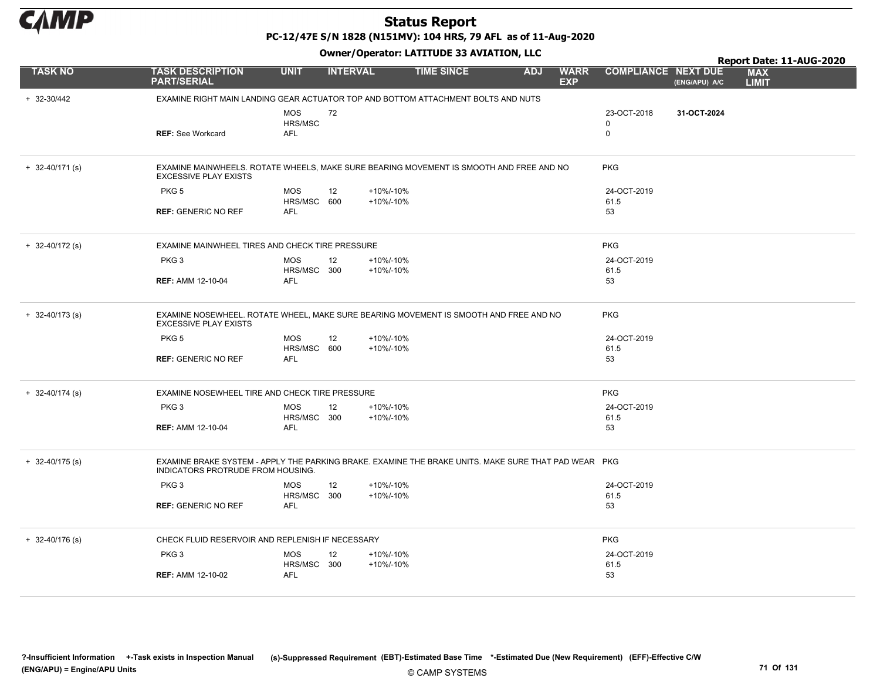# Status Report

**PC-12/47E S/N 1828 (N151MV): 104 HRS, 79 AFL as of 11-Aug-2020**

**Owner/Operator: LATITUDE 33 AVIATION, LLC**

**Report Date: 11-AUG-2020**

| TASK NO | TASK DESCRIPTION PART/SERIAL | UNIT | INTERVAL | | TIME SINCE | ADJ | WARR EXP | COMPLIANCE | NEXT DUE (ENG/APU) A/C | MAX LIMIT |
|---|---|---|---|---|---|---|---|---|---|---|
| + 32-30/442 | EXAMINE RIGHT MAIN LANDING GEAR ACTUATOR TOP AND BOTTOM ATTACHMENT BOLTS AND NUTS | | | | | | | | | |
| | | MOS | 72 | | | | | 23-OCT-2018 | **31-OCT-2024** | |
| | | HRS/MSC | | | | | | 0 | | |
| | **REF:** See Workcard | AFL | | | | | | 0 | | |
| + 32-40/171 (s) | EXAMINE MAINWHEELS. ROTATE WHEELS, MAKE SURE BEARING MOVEMENT IS SMOOTH AND FREE AND NO EXCESSIVE PLAY EXISTS | | | | | | | PKG | | |
| | PKG 5 | MOS | 12 | +10%/-10% | | | | 24-OCT-2019 | | |
| | | HRS/MSC | 600 | +10%/-10% | | | | 61.5 | | |
| | **REF:** GENERIC NO REF | AFL | | | | | | 53 | | |
| + 32-40/172 (s) | EXAMINE MAINWHEEL TIRES AND CHECK TIRE PRESSURE | | | | | | | PKG | | |
| | PKG 3 | MOS | 12 | +10%/-10% | | | | 24-OCT-2019 | | |
| | | HRS/MSC | 300 | +10%/-10% | | | | 61.5 | | |
| | **REF:** AMM 12-10-04 | AFL | | | | | | 53 | | |
| + 32-40/173 (s) | EXAMINE NOSEWHEEL. ROTATE WHEEL, MAKE SURE BEARING MOVEMENT IS SMOOTH AND FREE AND NO EXCESSIVE PLAY EXISTS | | | | | | | PKG | | |
| | PKG 5 | MOS | 12 | +10%/-10% | | | | 24-OCT-2019 | | |
| | | HRS/MSC | 600 | +10%/-10% | | | | 61.5 | | |
| | **REF:** GENERIC NO REF | AFL | | | | | | 53 | | |
| + 32-40/174 (s) | EXAMINE NOSEWHEEL TIRE AND CHECK TIRE PRESSURE | | | | | | | PKG | | |
| | PKG 3 | MOS | 12 | +10%/-10% | | | | 24-OCT-2019 | | |
| | | HRS/MSC | 300 | +10%/-10% | | | | 61.5 | | |
| | **REF:** AMM 12-10-04 | AFL | | | | | | 53 | | |
| + 32-40/175 (s) | EXAMINE BRAKE SYSTEM - APPLY THE PARKING BRAKE. EXAMINE THE BRAKE UNITS. MAKE SURE THAT PAD WEAR INDICATORS PROTRUDE FROM HOUSING. | | | | | | | PKG | | |
| | PKG 3 | MOS | 12 | +10%/-10% | | | | 24-OCT-2019 | | |
| | | HRS/MSC | 300 | +10%/-10% | | | | 61.5 | | |
| | **REF:** GENERIC NO REF | AFL | | | | | | 53 | | |
| + 32-40/176 (s) | CHECK FLUID RESERVOIR AND REPLENISH IF NECESSARY | | | | | | | PKG | | |
| | PKG 3 | MOS | 12 | +10%/-10% | | | | 24-OCT-2019 | | |
| | | HRS/MSC | 300 | +10%/-10% | | | | 61.5 | | |
| | **REF:** AMM 12-10-02 | AFL | | | | | | 53 | | |

**?-Insufficient Information** **+-Task exists in Inspection Manual** **(s)-Suppressed Requirement** **(EBT)-Estimated Base Time** **\*-Estimated Due (New Requirement)** **(EFF)-Effective C/W**
**(ENG/APU) = Engine/APU Units**

© CAMP SYSTEMS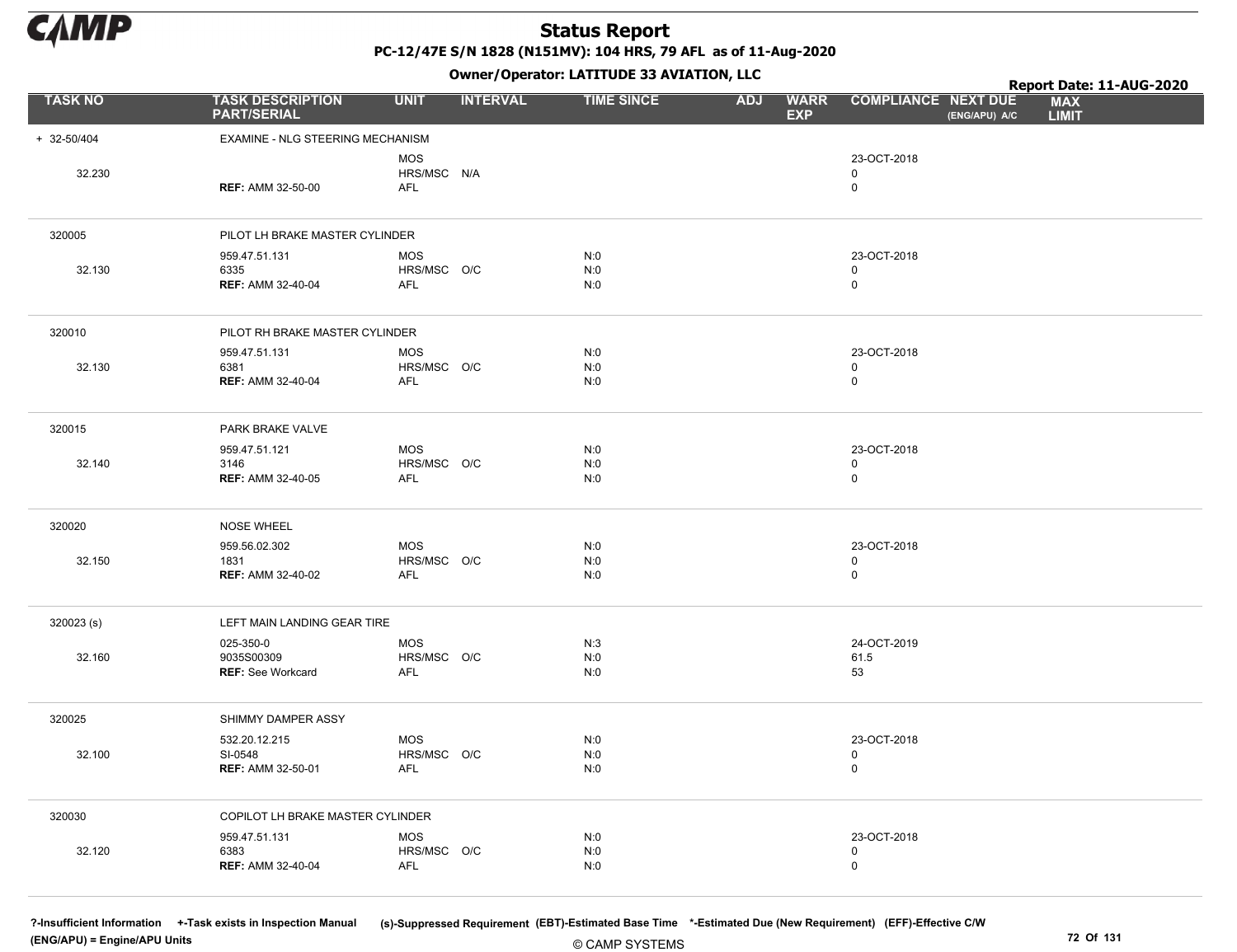# Status Report

**PC-12/47E S/N 1828 (N151MV): 104 HRS, 79 AFL as of 11-Aug-2020**

**Owner/Operator: LATITUDE 33 AVIATION, LLC**

**Report Date: 11-AUG-2020**

| TASK NO | TASK DESCRIPTION PART/SERIAL | UNIT | INTERVAL | TIME SINCE | ADJ | WARR EXP | COMPLIANCE | NEXT DUE (ENG/APU) A/C | MAX LIMIT |
|---|---|---|---|---|---|---|---|---|---|
| + 32-50/404 | EXAMINE - NLG STEERING MECHANISM | | | | | | | | |
| 32.230 | | MOS<br>HRS/MSC<br>AFL | N/A | | | | 23-OCT-2018<br>0<br>0 | | |
| | **REF:** AMM 32-50-00 | | | | | | | | |
| 320005 | PILOT LH BRAKE MASTER CYLINDER | | | | | | | | |
| 32.130 | 959.47.51.131<br>6335<br>**REF:** AMM 32-40-04 | MOS<br>HRS/MSC<br>AFL | O/C | N:0<br>N:0<br>N:0 | | | 23-OCT-2018<br>0<br>0 | | |
| 320010 | PILOT RH BRAKE MASTER CYLINDER | | | | | | | | |
| 32.130 | 959.47.51.131<br>6381<br>**REF:** AMM 32-40-04 | MOS<br>HRS/MSC<br>AFL | O/C | N:0<br>N:0<br>N:0 | | | 23-OCT-2018<br>0<br>0 | | |
| 320015 | PARK BRAKE VALVE | | | | | | | | |
| 32.140 | 959.47.51.121<br>3146<br>**REF:** AMM 32-40-05 | MOS<br>HRS/MSC<br>AFL | O/C | N:0<br>N:0<br>N:0 | | | 23-OCT-2018<br>0<br>0 | | |
| 320020 | NOSE WHEEL | | | | | | | | |
| 32.150 | 959.56.02.302<br>1831<br>**REF:** AMM 32-40-02 | MOS<br>HRS/MSC<br>AFL | O/C | N:0<br>N:0<br>N:0 | | | 23-OCT-2018<br>0<br>0 | | |
| 320023 (s) | LEFT MAIN LANDING GEAR TIRE | | | | | | | | |
| 32.160 | 025-350-0<br>9035S00309<br>**REF:** See Workcard | MOS<br>HRS/MSC<br>AFL | O/C | N:3<br>N:0<br>N:0 | | | 24-OCT-2019<br>61.5<br>53 | | |
| 320025 | SHIMMY DAMPER ASSY | | | | | | | | |
| 32.100 | 532.20.12.215<br>SI-0548<br>**REF:** AMM 32-50-01 | MOS<br>HRS/MSC<br>AFL | O/C | N:0<br>N:0<br>N:0 | | | 23-OCT-2018<br>0<br>0 | | |
| 320030 | COPILOT LH BRAKE MASTER CYLINDER | | | | | | | | |
| 32.120 | 959.47.51.131<br>6383<br>**REF:** AMM 32-40-04 | MOS<br>HRS/MSC<br>AFL | O/C | N:0<br>N:0<br>N:0 | | | 23-OCT-2018<br>0<br>0 | | |

**?-Insufficient Information** **+-Task exists in Inspection Manual** **(s)-Suppressed Requirement** **(EBT)-Estimated Base Time** **\*-Estimated Due (New Requirement)** **(EFF)-Effective C/W**
**(ENG/APU) = Engine/APU Units**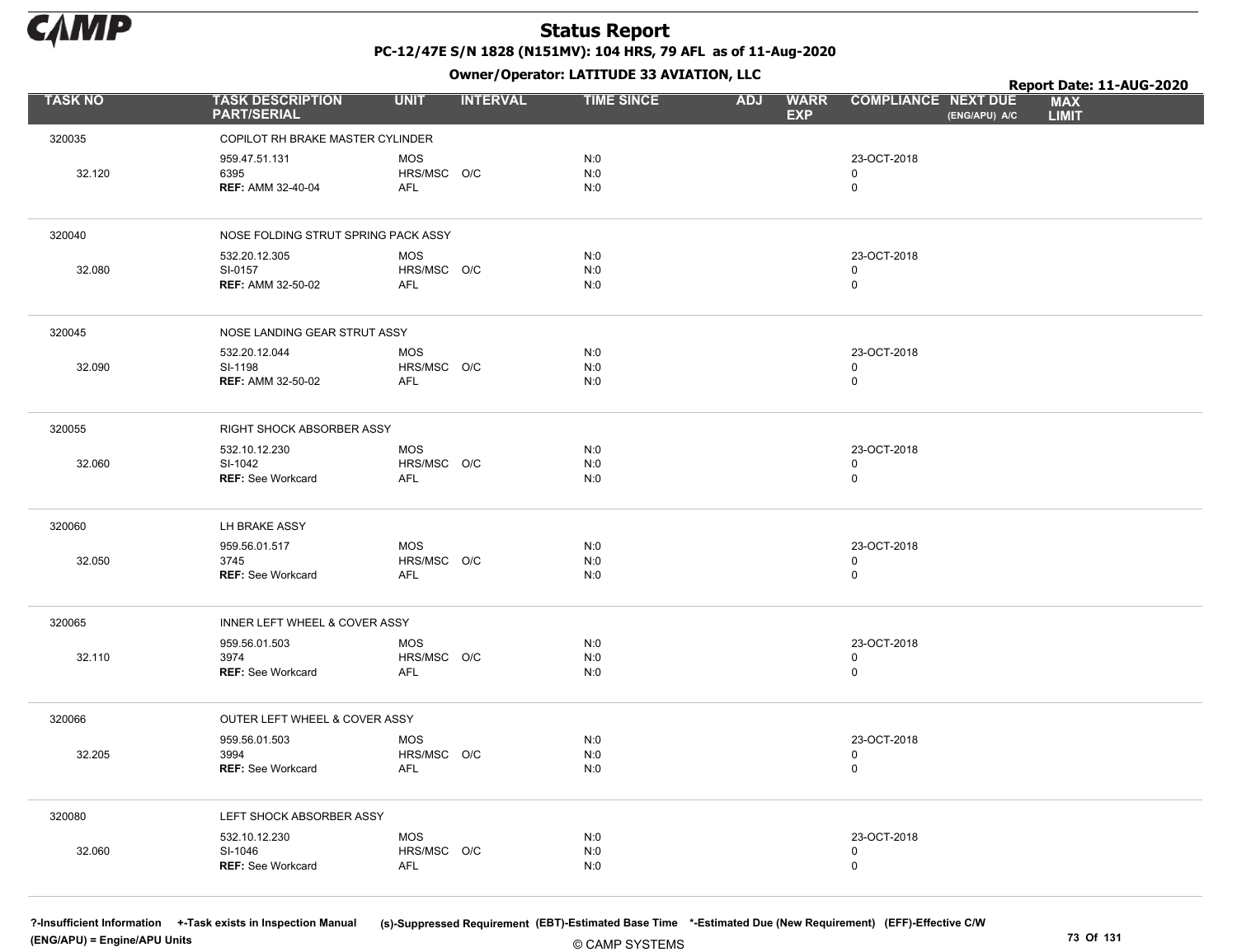# Status Report

**PC-12/47E S/N 1828 (N151MV): 104 HRS, 79 AFL as of 11-Aug-2020**

**Owner/Operator: LATITUDE 33 AVIATION, LLC**

**Report Date: 11-AUG-2020**

| TASK NO | TASK DESCRIPTION PART/SERIAL | UNIT | INTERVAL | TIME SINCE | ADJ | WARR EXP | COMPLIANCE | NEXT DUE (ENG/APU) A/C | MAX LIMIT |
|---|---|---|---|---|---|---|---|---|---|
| 320035 | COPILOT RH BRAKE MASTER CYLINDER | | | | | | | | |
| | 959.47.51.131 | MOS | | N:0 | | | 23-OCT-2018 | | |
| 32.120 | 6395 | HRS/MSC | O/C | N:0 | | | 0 | | |
| | **REF:** AMM 32-40-04 | AFL | | N:0 | | | 0 | | |
| 320040 | NOSE FOLDING STRUT SPRING PACK ASSY | | | | | | | | |
| | 532.20.12.305 | MOS | | N:0 | | | 23-OCT-2018 | | |
| 32.080 | SI-0157 | HRS/MSC | O/C | N:0 | | | 0 | | |
| | **REF:** AMM 32-50-02 | AFL | | N:0 | | | 0 | | |
| 320045 | NOSE LANDING GEAR STRUT ASSY | | | | | | | | |
| | 532.20.12.044 | MOS | | N:0 | | | 23-OCT-2018 | | |
| 32.090 | SI-1198 | HRS/MSC | O/C | N:0 | | | 0 | | |
| | **REF:** AMM 32-50-02 | AFL | | N:0 | | | 0 | | |
| 320055 | RIGHT SHOCK ABSORBER ASSY | | | | | | | | |
| | 532.10.12.230 | MOS | | N:0 | | | 23-OCT-2018 | | |
| 32.060 | SI-1042 | HRS/MSC | O/C | N:0 | | | 0 | | |
| | **REF:** See Workcard | AFL | | N:0 | | | 0 | | |
| 320060 | LH BRAKE ASSY | | | | | | | | |
| | 959.56.01.517 | MOS | | N:0 | | | 23-OCT-2018 | | |
| 32.050 | 3745 | HRS/MSC | O/C | N:0 | | | 0 | | |
| | **REF:** See Workcard | AFL | | N:0 | | | 0 | | |
| 320065 | INNER LEFT WHEEL & COVER ASSY | | | | | | | | |
| | 959.56.01.503 | MOS | | N:0 | | | 23-OCT-2018 | | |
| 32.110 | 3974 | HRS/MSC | O/C | N:0 | | | 0 | | |
| | **REF:** See Workcard | AFL | | N:0 | | | 0 | | |
| 320066 | OUTER LEFT WHEEL & COVER ASSY | | | | | | | | |
| | 959.56.01.503 | MOS | | N:0 | | | 23-OCT-2018 | | |
| 32.205 | 3994 | HRS/MSC | O/C | N:0 | | | 0 | | |
| | **REF:** See Workcard | AFL | | N:0 | | | 0 | | |
| 320080 | LEFT SHOCK ABSORBER ASSY | | | | | | | | |
| | 532.10.12.230 | MOS | | N:0 | | | 23-OCT-2018 | | |
| 32.060 | SI-1046 | HRS/MSC | O/C | N:0 | | | 0 | | |
| | **REF:** See Workcard | AFL | | N:0 | | | 0 | | |

**?-Insufficient Information** **+-Task exists in Inspection Manual** **(s)-Suppressed Requirement** **(EBT)-Estimated Base Time** **\*-Estimated Due (New Requirement)** **(EFF)-Effective C/W**
**(ENG/APU) = Engine/APU Units**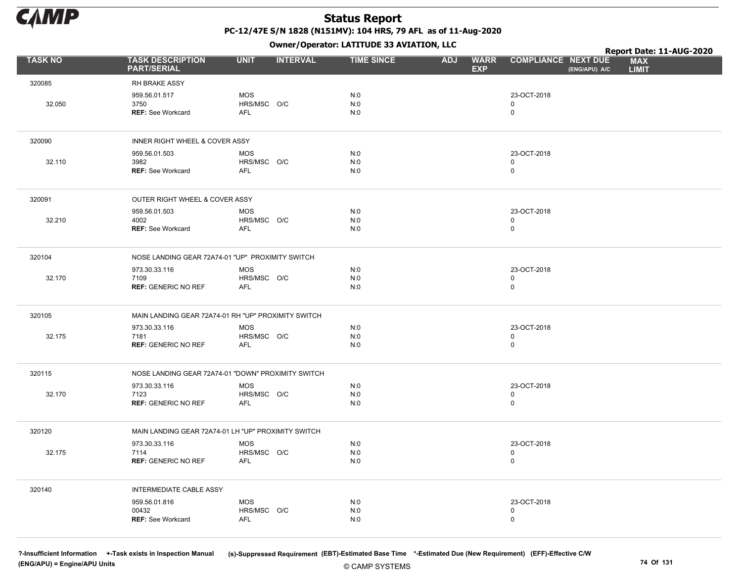# Status Report

**PC-12/47E S/N 1828 (N151MV): 104 HRS, 79 AFL as of 11-Aug-2020**

**Owner/Operator: LATITUDE 33 AVIATION, LLC**

**Report Date: 11-AUG-2020**

| TASK NO | TASK DESCRIPTION PART/SERIAL | UNIT | INTERVAL | TIME SINCE | ADJ | WARR EXP | COMPLIANCE | NEXT DUE (ENG/APU) A/C | MAX LIMIT |
|---|---|---|---|---|---|---|---|---|---|
| 320085 | RH BRAKE ASSY | | | | | | | | |
| | 959.56.01.517 | MOS | | N:0 | | | 23-OCT-2018 | | |
| 32.050 | 3750 | HRS/MSC | O/C | N:0 | | | 0 | | |
| | **REF:** See Workcard | AFL | | N:0 | | | 0 | | |
| 320090 | INNER RIGHT WHEEL & COVER ASSY | | | | | | | | |
| | 959.56.01.503 | MOS | | N:0 | | | 23-OCT-2018 | | |
| 32.110 | 3982 | HRS/MSC | O/C | N:0 | | | 0 | | |
| | **REF:** See Workcard | AFL | | N:0 | | | 0 | | |
| 320091 | OUTER RIGHT WHEEL & COVER ASSY | | | | | | | | |
| | 959.56.01.503 | MOS | | N:0 | | | 23-OCT-2018 | | |
| 32.210 | 4002 | HRS/MSC | O/C | N:0 | | | 0 | | |
| | **REF:** See Workcard | AFL | | N:0 | | | 0 | | |
| 320104 | NOSE LANDING GEAR 72A74-01 "UP" PROXIMITY SWITCH | | | | | | | | |
| | 973.30.33.116 | MOS | | N:0 | | | 23-OCT-2018 | | |
| 32.170 | 7109 | HRS/MSC | O/C | N:0 | | | 0 | | |
| | **REF:** GENERIC NO REF | AFL | | N:0 | | | 0 | | |
| 320105 | MAIN LANDING GEAR 72A74-01 RH "UP" PROXIMITY SWITCH | | | | | | | | |
| | 973.30.33.116 | MOS | | N:0 | | | 23-OCT-2018 | | |
| 32.175 | 7181 | HRS/MSC | O/C | N:0 | | | 0 | | |
| | **REF:** GENERIC NO REF | AFL | | N:0 | | | 0 | | |
| 320115 | NOSE LANDING GEAR 72A74-01 "DOWN" PROXIMITY SWITCH | | | | | | | | |
| | 973.30.33.116 | MOS | | N:0 | | | 23-OCT-2018 | | |
| 32.170 | 7123 | HRS/MSC | O/C | N:0 | | | 0 | | |
| | **REF:** GENERIC NO REF | AFL | | N:0 | | | 0 | | |
| 320120 | MAIN LANDING GEAR 72A74-01 LH "UP" PROXIMITY SWITCH | | | | | | | | |
| | 973.30.33.116 | MOS | | N:0 | | | 23-OCT-2018 | | |
| 32.175 | 7114 | HRS/MSC | O/C | N:0 | | | 0 | | |
| | **REF:** GENERIC NO REF | AFL | | N:0 | | | 0 | | |
| 320140 | INTERMEDIATE CABLE ASSY | | | | | | | | |
| | 959.56.01.816 | MOS | | N:0 | | | 23-OCT-2018 | | |
| | 00432 | HRS/MSC | O/C | N:0 | | | 0 | | |
| | **REF:** See Workcard | AFL | | N:0 | | | 0 | | |

**?-Insufficient Information** **+-Task exists in Inspection Manual** **(s)-Suppressed Requirement** **(EBT)-Estimated Base Time** **\*-Estimated Due (New Requirement)** **(EFF)-Effective C/W**
**(ENG/APU) = Engine/APU Units**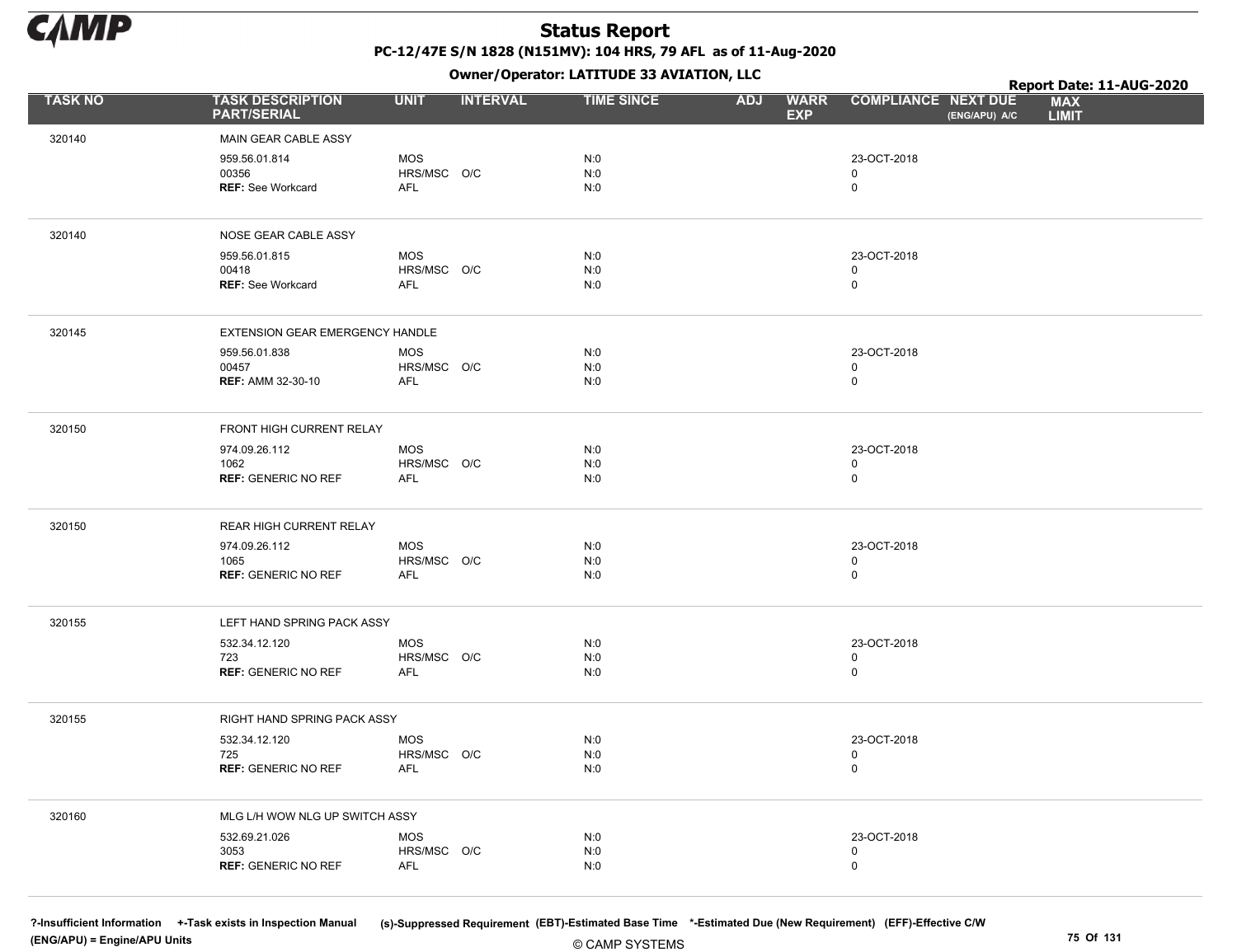# Status Report

**PC-12/47E S/N 1828 (N151MV): 104 HRS, 79 AFL as of 11-Aug-2020**

**Owner/Operator: LATITUDE 33 AVIATION, LLC**

**Report Date: 11-AUG-2020**

| TASK NO | TASK DESCRIPTION PART/SERIAL | UNIT | INTERVAL | TIME SINCE | ADJ | WARR EXP | COMPLIANCE | NEXT DUE (ENG/APU) A/C | MAX LIMIT |
|---|---|---|---|---|---|---|---|---|---|
| 320140 | MAIN GEAR CABLE ASSY | | | | | | | | |
| | 959.56.01.814 | MOS | | N:0 | | | 23-OCT-2018 | | |
| | 00356 | HRS/MSC | O/C | N:0 | | | 0 | | |
| | **REF:** See Workcard | AFL | | N:0 | | | 0 | | |
| 320140 | NOSE GEAR CABLE ASSY | | | | | | | | |
| | 959.56.01.815 | MOS | | N:0 | | | 23-OCT-2018 | | |
| | 00418 | HRS/MSC | O/C | N:0 | | | 0 | | |
| | **REF:** See Workcard | AFL | | N:0 | | | 0 | | |
| 320145 | EXTENSION GEAR EMERGENCY HANDLE | | | | | | | | |
| | 959.56.01.838 | MOS | | N:0 | | | 23-OCT-2018 | | |
| | 00457 | HRS/MSC | O/C | N:0 | | | 0 | | |
| | **REF:** AMM 32-30-10 | AFL | | N:0 | | | 0 | | |
| 320150 | FRONT HIGH CURRENT RELAY | | | | | | | | |
| | 974.09.26.112 | MOS | | N:0 | | | 23-OCT-2018 | | |
| | 1062 | HRS/MSC | O/C | N:0 | | | 0 | | |
| | **REF:** GENERIC NO REF | AFL | | N:0 | | | 0 | | |
| 320150 | REAR HIGH CURRENT RELAY | | | | | | | | |
| | 974.09.26.112 | MOS | | N:0 | | | 23-OCT-2018 | | |
| | 1065 | HRS/MSC | O/C | N:0 | | | 0 | | |
| | **REF:** GENERIC NO REF | AFL | | N:0 | | | 0 | | |
| 320155 | LEFT HAND SPRING PACK ASSY | | | | | | | | |
| | 532.34.12.120 | MOS | | N:0 | | | 23-OCT-2018 | | |
| | 723 | HRS/MSC | O/C | N:0 | | | 0 | | |
| | **REF:** GENERIC NO REF | AFL | | N:0 | | | 0 | | |
| 320155 | RIGHT HAND SPRING PACK ASSY | | | | | | | | |
| | 532.34.12.120 | MOS | | N:0 | | | 23-OCT-2018 | | |
| | 725 | HRS/MSC | O/C | N:0 | | | 0 | | |
| | **REF:** GENERIC NO REF | AFL | | N:0 | | | 0 | | |
| 320160 | MLG L/H WOW NLG UP SWITCH ASSY | | | | | | | | |
| | 532.69.21.026 | MOS | | N:0 | | | 23-OCT-2018 | | |
| | 3053 | HRS/MSC | O/C | N:0 | | | 0 | | |
| | **REF:** GENERIC NO REF | AFL | | N:0 | | | 0 | | |

**?-Insufficient Information** **+-Task exists in Inspection Manual** **(s)-Suppressed Requirement** **(EBT)-Estimated Base Time** **\*-Estimated Due (New Requirement)** **(EFF)-Effective C/W**
**(ENG/APU) = Engine/APU Units**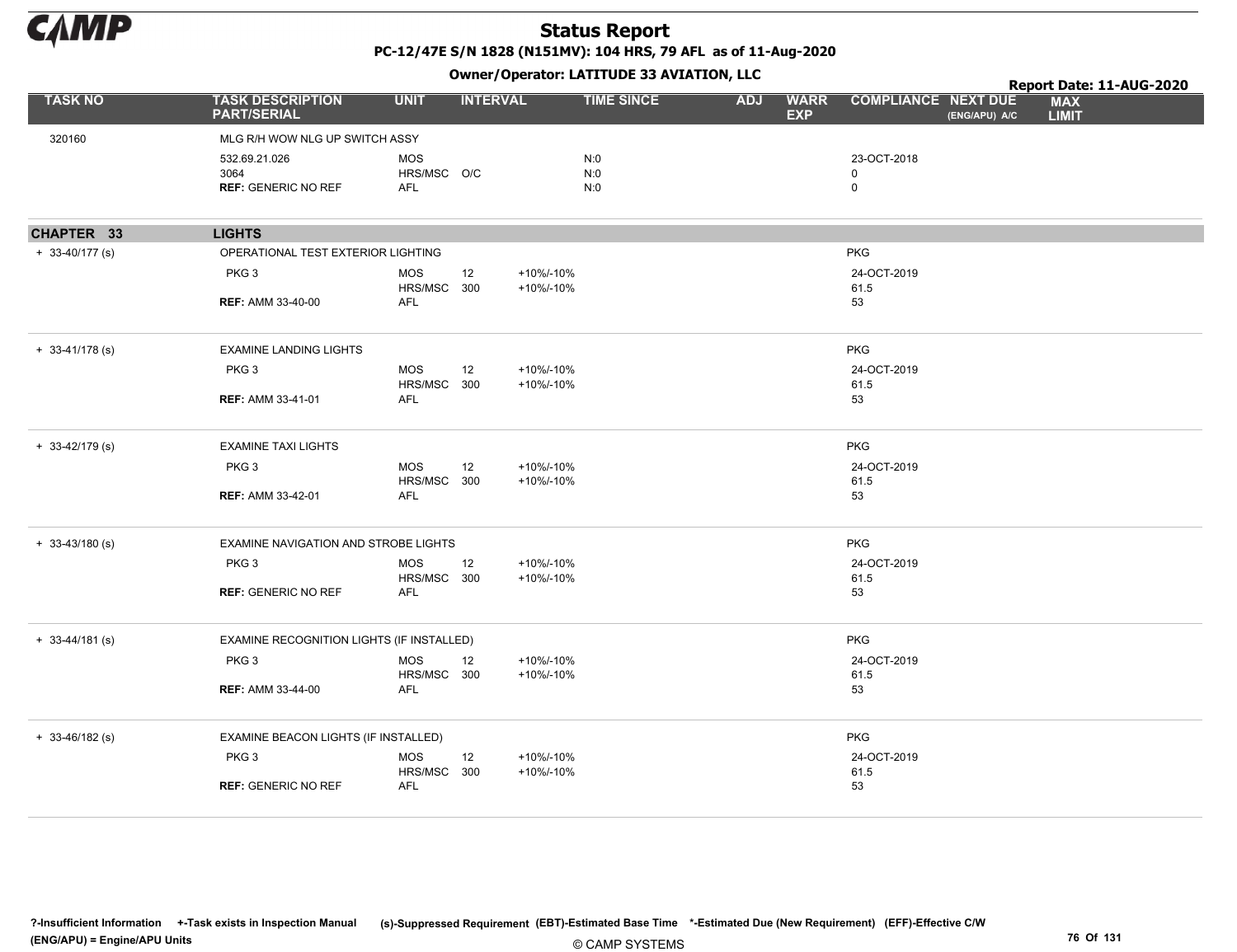# Status Report

**PC-12/47E S/N 1828 (N151MV): 104 HRS, 79 AFL as of 11-Aug-2020**

**Owner/Operator: LATITUDE 33 AVIATION, LLC**

**Report Date: 11-AUG-2020**

| TASK NO | TASK DESCRIPTION PART/SERIAL | UNIT | INTERVAL | | TIME SINCE | ADJ | WARR EXP | COMPLIANCE | NEXT DUE (ENG/APU) A/C | MAX LIMIT |
|---|---|---|---|---|---|---|---|---|---|---|
| 320160 | MLG R/H WOW NLG UP SWITCH ASSY | | | | | | | | | |
| | 532.69.21.026 | MOS | | | N:0 | | | 23-OCT-2018 | | |
| | 3064 | HRS/MSC | O/C | | N:0 | | | 0 | | |
| | **REF:** GENERIC NO REF | AFL | | | N:0 | | | 0 | | |
| **CHAPTER 33** | **LIGHTS** | | | | | | | | | |
| + 33-40/177 (s) | OPERATIONAL TEST EXTERIOR LIGHTING | | | | | | | PKG | | |
| | PKG 3 | MOS | 12 | +10%/-10% | | | | 24-OCT-2019 | | |
| | | HRS/MSC | 300 | +10%/-10% | | | | 61.5 | | |
| | **REF:** AMM 33-40-00 | AFL | | | | | | 53 | | |
| + 33-41/178 (s) | EXAMINE LANDING LIGHTS | | | | | | | PKG | | |
| | PKG 3 | MOS | 12 | +10%/-10% | | | | 24-OCT-2019 | | |
| | | HRS/MSC | 300 | +10%/-10% | | | | 61.5 | | |
| | **REF:** AMM 33-41-01 | AFL | | | | | | 53 | | |
| + 33-42/179 (s) | EXAMINE TAXI LIGHTS | | | | | | | PKG | | |
| | PKG 3 | MOS | 12 | +10%/-10% | | | | 24-OCT-2019 | | |
| | | HRS/MSC | 300 | +10%/-10% | | | | 61.5 | | |
| | **REF:** AMM 33-42-01 | AFL | | | | | | 53 | | |
| + 33-43/180 (s) | EXAMINE NAVIGATION AND STROBE LIGHTS | | | | | | | PKG | | |
| | PKG 3 | MOS | 12 | +10%/-10% | | | | 24-OCT-2019 | | |
| | | HRS/MSC | 300 | +10%/-10% | | | | 61.5 | | |
| | **REF:** GENERIC NO REF | AFL | | | | | | 53 | | |
| + 33-44/181 (s) | EXAMINE RECOGNITION LIGHTS (IF INSTALLED) | | | | | | | PKG | | |
| | PKG 3 | MOS | 12 | +10%/-10% | | | | 24-OCT-2019 | | |
| | | HRS/MSC | 300 | +10%/-10% | | | | 61.5 | | |
| | **REF:** AMM 33-44-00 | AFL | | | | | | 53 | | |
| + 33-46/182 (s) | EXAMINE BEACON LIGHTS (IF INSTALLED) | | | | | | | PKG | | |
| | PKG 3 | MOS | 12 | +10%/-10% | | | | 24-OCT-2019 | | |
| | | HRS/MSC | 300 | +10%/-10% | | | | 61.5 | | |
| | **REF:** GENERIC NO REF | AFL | | | | | | 53 | | |

?-Insufficient Information +-Task exists in Inspection Manual (s)-Suppressed Requirement (EBT)-Estimated Base Time *-Estimated Due (New Requirement) (EFF)-Effective C/W
(ENG/APU) = Engine/APU Units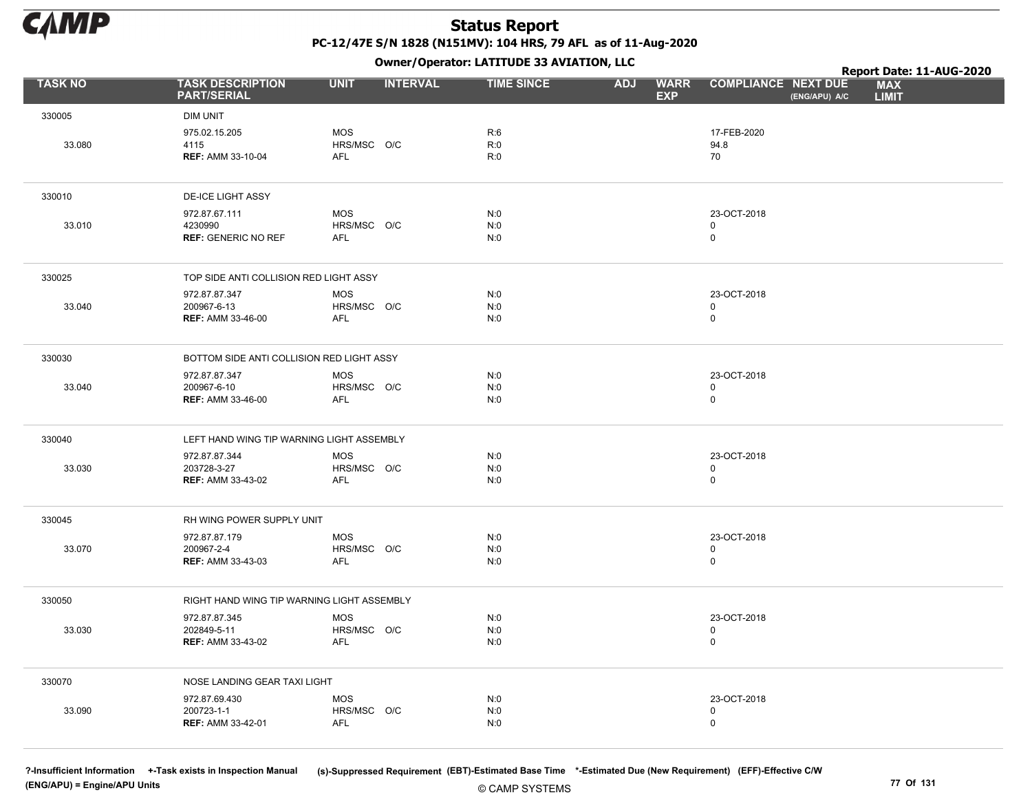# Status Report

**PC-12/47E S/N 1828 (N151MV): 104 HRS, 79 AFL as of 11-Aug-2020**

**Owner/Operator: LATITUDE 33 AVIATION, LLC**

**Report Date: 11-AUG-2020**

| TASK NO | TASK DESCRIPTION PART/SERIAL | UNIT | INTERVAL | TIME SINCE | ADJ | WARR EXP | COMPLIANCE | NEXT DUE (ENG/APU) A/C | MAX LIMIT |
|---|---|---|---|---|---|---|---|---|---|
| 330005 | DIM UNIT | | | | | | | | |
| | 975.02.15.205 | MOS | | R:6 | | | 17-FEB-2020 | | |
| 33.080 | 4115 | HRS/MSC | O/C | R:0 | | | 94.8 | | |
| | **REF:** AMM 33-10-04 | AFL | | R:0 | | | 70 | | |
| 330010 | DE-ICE LIGHT ASSY | | | | | | | | |
| | 972.87.67.111 | MOS | | N:0 | | | 23-OCT-2018 | | |
| 33.010 | 4230990 | HRS/MSC | O/C | N:0 | | | 0 | | |
| | **REF:** GENERIC NO REF | AFL | | N:0 | | | 0 | | |
| 330025 | TOP SIDE ANTI COLLISION RED LIGHT ASSY | | | | | | | | |
| | 972.87.87.347 | MOS | | N:0 | | | 23-OCT-2018 | | |
| 33.040 | 200967-6-13 | HRS/MSC | O/C | N:0 | | | 0 | | |
| | **REF:** AMM 33-46-00 | AFL | | N:0 | | | 0 | | |
| 330030 | BOTTOM SIDE ANTI COLLISION RED LIGHT ASSY | | | | | | | | |
| | 972.87.87.347 | MOS | | N:0 | | | 23-OCT-2018 | | |
| 33.040 | 200967-6-10 | HRS/MSC | O/C | N:0 | | | 0 | | |
| | **REF:** AMM 33-46-00 | AFL | | N:0 | | | 0 | | |
| 330040 | LEFT HAND WING TIP WARNING LIGHT ASSEMBLY | | | | | | | | |
| | 972.87.87.344 | MOS | | N:0 | | | 23-OCT-2018 | | |
| 33.030 | 203728-3-27 | HRS/MSC | O/C | N:0 | | | 0 | | |
| | **REF:** AMM 33-43-02 | AFL | | N:0 | | | 0 | | |
| 330045 | RH WING POWER SUPPLY UNIT | | | | | | | | |
| | 972.87.87.179 | MOS | | N:0 | | | 23-OCT-2018 | | |
| 33.070 | 200967-2-4 | HRS/MSC | O/C | N:0 | | | 0 | | |
| | **REF:** AMM 33-43-03 | AFL | | N:0 | | | 0 | | |
| 330050 | RIGHT HAND WING TIP WARNING LIGHT ASSEMBLY | | | | | | | | |
| | 972.87.87.345 | MOS | | N:0 | | | 23-OCT-2018 | | |
| 33.030 | 202849-5-11 | HRS/MSC | O/C | N:0 | | | 0 | | |
| | **REF:** AMM 33-43-02 | AFL | | N:0 | | | 0 | | |
| 330070 | NOSE LANDING GEAR TAXI LIGHT | | | | | | | | |
| | 972.87.69.430 | MOS | | N:0 | | | 23-OCT-2018 | | |
| 33.090 | 200723-1-1 | HRS/MSC | O/C | N:0 | | | 0 | | |
| | **REF:** AMM 33-42-01 | AFL | | N:0 | | | 0 | | |

?-Insufficient Information +-Task exists in Inspection Manual (s)-Suppressed Requirement (EBT)-Estimated Base Time *-Estimated Due (New Requirement) (EFF)-Effective C/W
(ENG/APU) = Engine/APU Units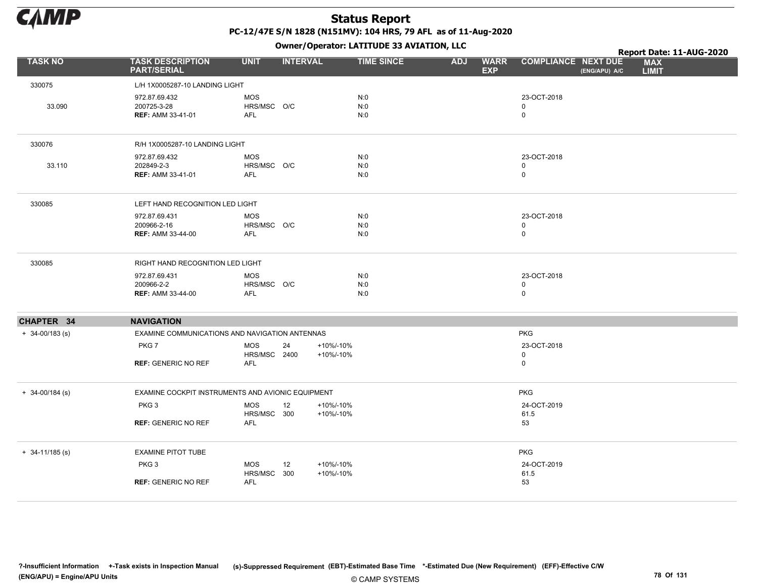# Status Report

**PC-12/47E S/N 1828 (N151MV): 104 HRS, 79 AFL as of 11-Aug-2020**

**Owner/Operator: LATITUDE 33 AVIATION, LLC**

**Report Date: 11-AUG-2020**

| TASK NO | TASK DESCRIPTION PART/SERIAL | UNIT | INTERVAL | | TIME SINCE | ADJ | WARR EXP | COMPLIANCE | NEXT DUE (ENG/APU) A/C | MAX LIMIT |
|---|---|---|---|---|---|---|---|---|---|---|
| 330075 | L/H 1X0005287-10 LANDING LIGHT | | | | | | | | | |
| | 972.87.69.432 | MOS | | | N:0 | | | 23-OCT-2018 | | |
| 33.090 | 200725-3-28 | HRS/MSC | O/C | | N:0 | | | 0 | | |
| | **REF:** AMM 33-41-01 | AFL | | | N:0 | | | 0 | | |
| 330076 | R/H 1X0005287-10 LANDING LIGHT | | | | | | | | | |
| | 972.87.69.432 | MOS | | | N:0 | | | 23-OCT-2018 | | |
| 33.110 | 202849-2-3 | HRS/MSC | O/C | | N:0 | | | 0 | | |
| | **REF:** AMM 33-41-01 | AFL | | | N:0 | | | 0 | | |
| 330085 | LEFT HAND RECOGNITION LED LIGHT | | | | | | | | | |
| | 972.87.69.431 | MOS | | | N:0 | | | 23-OCT-2018 | | |
| | 200966-2-16 | HRS/MSC | O/C | | N:0 | | | 0 | | |
| | **REF:** AMM 33-44-00 | AFL | | | N:0 | | | 0 | | |
| 330085 | RIGHT HAND RECOGNITION LED LIGHT | | | | | | | | | |
| | 972.87.69.431 | MOS | | | N:0 | | | 23-OCT-2018 | | |
| | 200966-2-2 | HRS/MSC | O/C | | N:0 | | | 0 | | |
| | **REF:** AMM 33-44-00 | AFL | | | N:0 | | | 0 | | |
| **CHAPTER 34** | **NAVIGATION** | | | | | | | | | |
| + 34-00/183 (s) | EXAMINE COMMUNICATIONS AND NAVIGATION ANTENNAS | | | | | | | PKG | | |
| | PKG 7 | MOS | 24 | +10%/-10% | | | | 23-OCT-2018 | | |
| | | HRS/MSC | 2400 | +10%/-10% | | | | 0 | | |
| | **REF:** GENERIC NO REF | AFL | | | | | | 0 | | |
| + 34-00/184 (s) | EXAMINE COCKPIT INSTRUMENTS AND AVIONIC EQUIPMENT | | | | | | | PKG | | |
| | PKG 3 | MOS | 12 | +10%/-10% | | | | 24-OCT-2019 | | |
| | | HRS/MSC | 300 | +10%/-10% | | | | 61.5 | | |
| | **REF:** GENERIC NO REF | AFL | | | | | | 53 | | |
| + 34-11/185 (s) | EXAMINE PITOT TUBE | | | | | | | PKG | | |
| | PKG 3 | MOS | 12 | +10%/-10% | | | | 24-OCT-2019 | | |
| | | HRS/MSC | 300 | +10%/-10% | | | | 61.5 | | |
| | **REF:** GENERIC NO REF | AFL | | | | | | 53 | | |

?-Insufficient Information +-Task exists in Inspection Manual (s)-Suppressed Requirement (EBT)-Estimated Base Time *-Estimated Due (New Requirement) (EFF)-Effective C/W
(ENG/APU) = Engine/APU Units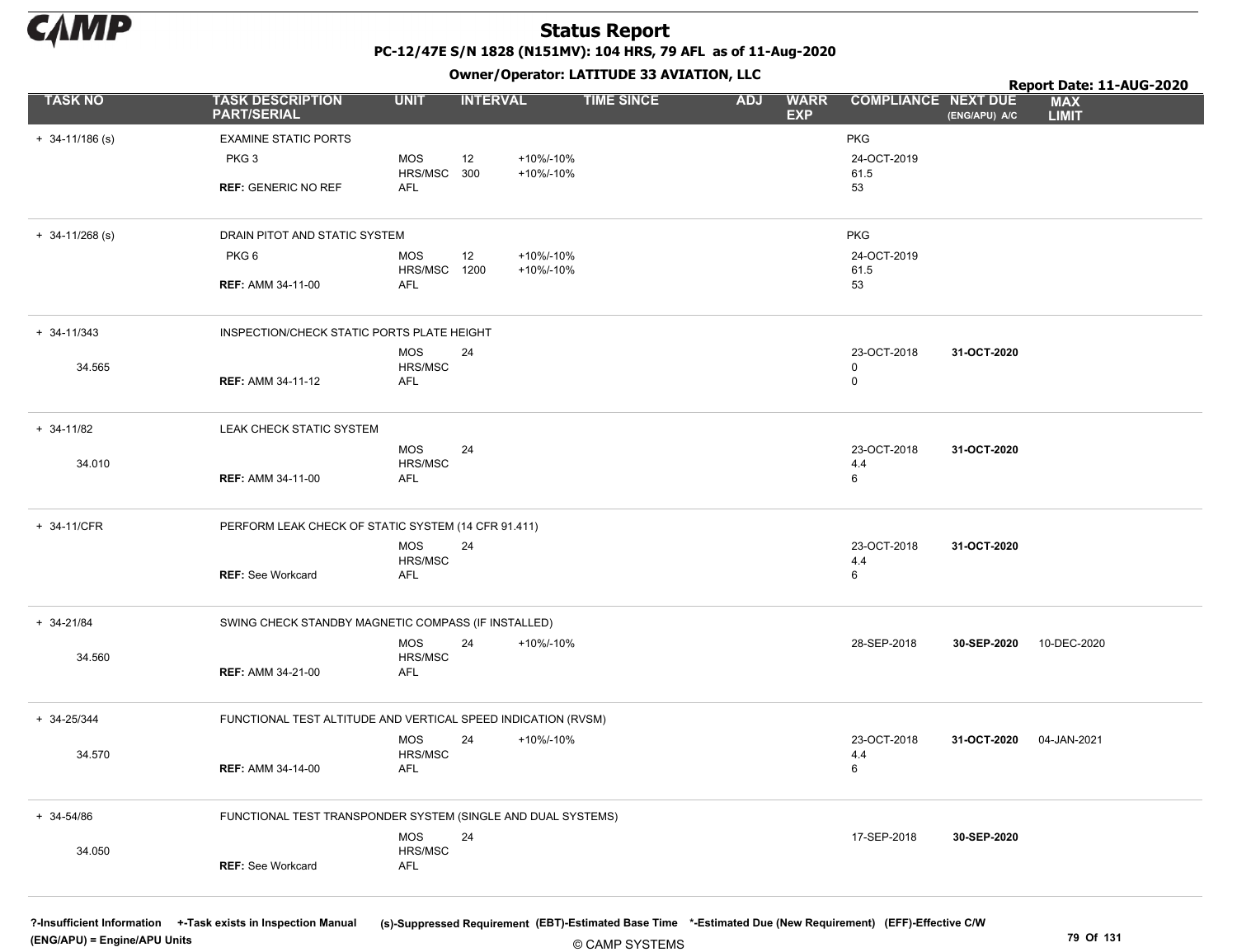# Status Report

**PC-12/47E S/N 1828 (N151MV): 104 HRS, 79 AFL as of 11-Aug-2020**

**Owner/Operator: LATITUDE 33 AVIATION, LLC**

**Report Date: 11-AUG-2020**

| TASK NO | TASK DESCRIPTION PART/SERIAL | UNIT | INTERVAL | | TIME SINCE | ADJ | WARR EXP | COMPLIANCE | NEXT DUE (ENG/APU) A/C | MAX LIMIT |
|---|---|---|---|---|---|---|---|---|---|---|
| + 34-11/186 (s) | EXAMINE STATIC PORTS | | | | | | | PKG | | |
| | PKG 3 | MOS | 12 | +10%/-10% | | | | 24-OCT-2019 | | |
| | | HRS/MSC | 300 | +10%/-10% | | | | 61.5 | | |
| | **REF:** GENERIC NO REF | AFL | | | | | | 53 | | |
| + 34-11/268 (s) | DRAIN PITOT AND STATIC SYSTEM | | | | | | | PKG | | |
| | PKG 6 | MOS | 12 | +10%/-10% | | | | 24-OCT-2019 | | |
| | | HRS/MSC | 1200 | +10%/-10% | | | | 61.5 | | |
| | **REF:** AMM 34-11-00 | AFL | | | | | | 53 | | |
| + 34-11/343 | INSPECTION/CHECK STATIC PORTS PLATE HEIGHT | | | | | | | | | |
| | | MOS | 24 | | | | | 23-OCT-2018 | **31-OCT-2020** | |
| 34.565 | | HRS/MSC | | | | | | 0 | | |
| | **REF:** AMM 34-11-12 | AFL | | | | | | 0 | | |
| + 34-11/82 | LEAK CHECK STATIC SYSTEM | | | | | | | | | |
| | | MOS | 24 | | | | | 23-OCT-2018 | **31-OCT-2020** | |
| 34.010 | | HRS/MSC | | | | | | 4.4 | | |
| | **REF:** AMM 34-11-00 | AFL | | | | | | 6 | | |
| + 34-11/CFR | PERFORM LEAK CHECK OF STATIC SYSTEM (14 CFR 91.411) | | | | | | | | | |
| | | MOS | 24 | | | | | 23-OCT-2018 | **31-OCT-2020** | |
| | | HRS/MSC | | | | | | 4.4 | | |
| | **REF:** See Workcard | AFL | | | | | | 6 | | |
| + 34-21/84 | SWING CHECK STANDBY MAGNETIC COMPASS (IF INSTALLED) | | | | | | | | | |
| | | MOS | 24 | +10%/-10% | | | | 28-SEP-2018 | **30-SEP-2020** | 10-DEC-2020 |
| 34.560 | | HRS/MSC | | | | | | | | |
| | **REF:** AMM 34-21-00 | AFL | | | | | | | | |
| + 34-25/344 | FUNCTIONAL TEST ALTITUDE AND VERTICAL SPEED INDICATION (RVSM) | | | | | | | | | |
| | | MOS | 24 | +10%/-10% | | | | 23-OCT-2018 | **31-OCT-2020** | 04-JAN-2021 |
| 34.570 | | HRS/MSC | | | | | | 4.4 | | |
| | **REF:** AMM 34-14-00 | AFL | | | | | | 6 | | |
| + 34-54/86 | FUNCTIONAL TEST TRANSPONDER SYSTEM (SINGLE AND DUAL SYSTEMS) | | | | | | | | | |
| | | MOS | 24 | | | | | 17-SEP-2018 | **30-SEP-2020** | |
| 34.050 | | HRS/MSC | | | | | | | | |
| | **REF:** See Workcard | AFL | | | | | | | | |

?-Insufficient Information +-Task exists in Inspection Manual (s)-Suppressed Requirement (EBT)-Estimated Base Time *-Estimated Due (New Requirement) (EFF)-Effective C/W
(ENG/APU) = Engine/APU Units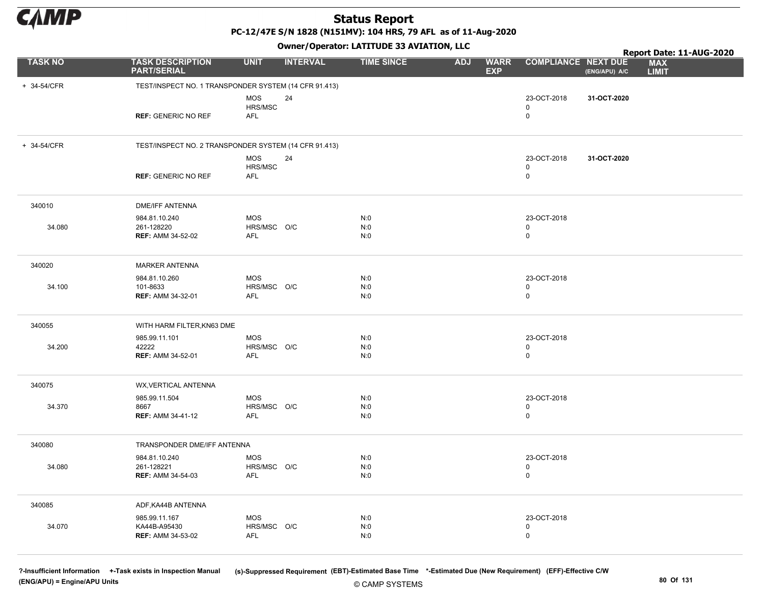# Status Report

PC-12/47E S/N 1828 (N151MV): 104 HRS, 79 AFL as of 11-Aug-2020

Owner/Operator: LATITUDE 33 AVIATION, LLC

Report Date: 11-AUG-2020

| TASK NO | TASK DESCRIPTION PART/SERIAL | UNIT | INTERVAL | TIME SINCE | ADJ | WARR EXP | COMPLIANCE | NEXT DUE (ENG/APU) A/C | MAX LIMIT |
|---|---|---|---|---|---|---|---|---|---|
| + 34-54/CFR | TEST/INSPECT NO. 1 TRANSPONDER SYSTEM (14 CFR 91.413) | | | | | | | | |
| | | MOS | 24 | | | | 23-OCT-2018 | **31-OCT-2020** | |
| | | HRS/MSC | | | | | 0 | | |
| | **REF:** GENERIC NO REF | AFL | | | | | 0 | | |
| + 34-54/CFR | TEST/INSPECT NO. 2 TRANSPONDER SYSTEM (14 CFR 91.413) | | | | | | | | |
| | | MOS | 24 | | | | 23-OCT-2018 | **31-OCT-2020** | |
| | | HRS/MSC | | | | | 0 | | |
| | **REF:** GENERIC NO REF | AFL | | | | | 0 | | |
| 340010 | DME/IFF ANTENNA | | | | | | | | |
| | 984.81.10.240 | MOS | | N:0 | | | 23-OCT-2018 | | |
| 34.080 | 261-128220 | HRS/MSC | O/C | N:0 | | | 0 | | |
| | **REF:** AMM 34-52-02 | AFL | | N:0 | | | 0 | | |
| 340020 | MARKER ANTENNA | | | | | | | | |
| | 984.81.10.260 | MOS | | N:0 | | | 23-OCT-2018 | | |
| 34.100 | 101-8633 | HRS/MSC | O/C | N:0 | | | 0 | | |
| | **REF:** AMM 34-32-01 | AFL | | N:0 | | | 0 | | |
| 340055 | WITH HARM FILTER,KN63 DME | | | | | | | | |
| | 985.99.11.101 | MOS | | N:0 | | | 23-OCT-2018 | | |
| 34.200 | 42222 | HRS/MSC | O/C | N:0 | | | 0 | | |
| | **REF:** AMM 34-52-01 | AFL | | N:0 | | | 0 | | |
| 340075 | WX,VERTICAL ANTENNA | | | | | | | | |
| | 985.99.11.504 | MOS | | N:0 | | | 23-OCT-2018 | | |
| 34.370 | 8667 | HRS/MSC | O/C | N:0 | | | 0 | | |
| | **REF:** AMM 34-41-12 | AFL | | N:0 | | | 0 | | |
| 340080 | TRANSPONDER DME/IFF ANTENNA | | | | | | | | |
| | 984.81.10.240 | MOS | | N:0 | | | 23-OCT-2018 | | |
| 34.080 | 261-128221 | HRS/MSC | O/C | N:0 | | | 0 | | |
| | **REF:** AMM 34-54-03 | AFL | | N:0 | | | 0 | | |
| 340085 | ADF,KA44B ANTENNA | | | | | | | | |
| | 985.99.11.167 | MOS | | N:0 | | | 23-OCT-2018 | | |
| 34.070 | KA44B-A95430 | HRS/MSC | O/C | N:0 | | | 0 | | |
| | **REF:** AMM 34-53-02 | AFL | | N:0 | | | 0 | | |

?-Insufficient Information +-Task exists in Inspection Manual (s)-Suppressed Requirement (EBT)-Estimated Base Time *-Estimated Due (New Requirement) (EFF)-Effective C/W (ENG/APU) = Engine/APU Units

© CAMP SYSTEMS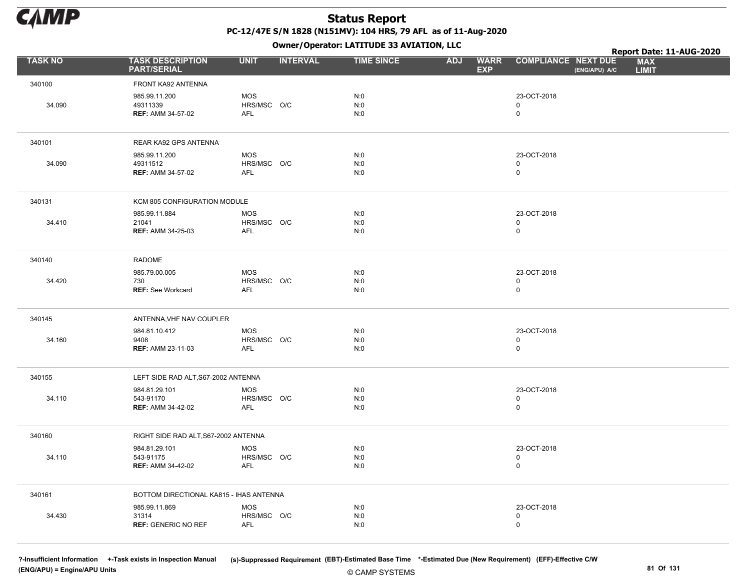# Status Report

**PC-12/47E S/N 1828 (N151MV): 104 HRS, 79 AFL as of 11-Aug-2020**

**Owner/Operator: LATITUDE 33 AVIATION, LLC**

**Report Date: 11-AUG-2020**

| TASK NO | TASK DESCRIPTION PART/SERIAL | UNIT | INTERVAL | TIME SINCE | ADJ | WARR EXP | COMPLIANCE | NEXT DUE (ENG/APU) A/C | MAX LIMIT |
|---|---|---|---|---|---|---|---|---|---|
| 340100 | FRONT KA92 ANTENNA | | | | | | | | |
| | 985.99.11.200 | MOS | | N:0 | | | 23-OCT-2018 | | |
| 34.090 | 49311339 | HRS/MSC | O/C | N:0 | | | 0 | | |
| | **REF:** AMM 34-57-02 | AFL | | N:0 | | | 0 | | |
| 340101 | REAR KA92 GPS ANTENNA | | | | | | | | |
| | 985.99.11.200 | MOS | | N:0 | | | 23-OCT-2018 | | |
| 34.090 | 49311512 | HRS/MSC | O/C | N:0 | | | 0 | | |
| | **REF:** AMM 34-57-02 | AFL | | N:0 | | | 0 | | |
| 340131 | KCM 805 CONFIGURATION MODULE | | | | | | | | |
| | 985.99.11.884 | MOS | | N:0 | | | 23-OCT-2018 | | |
| 34.410 | 21041 | HRS/MSC | O/C | N:0 | | | 0 | | |
| | **REF:** AMM 34-25-03 | AFL | | N:0 | | | 0 | | |
| 340140 | RADOME | | | | | | | | |
| | 985.79.00.005 | MOS | | N:0 | | | 23-OCT-2018 | | |
| 34.420 | 730 | HRS/MSC | O/C | N:0 | | | 0 | | |
| | **REF:** See Workcard | AFL | | N:0 | | | 0 | | |
| 340145 | ANTENNA,VHF NAV COUPLER | | | | | | | | |
| | 984.81.10.412 | MOS | | N:0 | | | 23-OCT-2018 | | |
| 34.160 | 9408 | HRS/MSC | O/C | N:0 | | | 0 | | |
| | **REF:** AMM 23-11-03 | AFL | | N:0 | | | 0 | | |
| 340155 | LEFT SIDE RAD ALT,S67-2002 ANTENNA | | | | | | | | |
| | 984.81.29.101 | MOS | | N:0 | | | 23-OCT-2018 | | |
| 34.110 | 543-91170 | HRS/MSC | O/C | N:0 | | | 0 | | |
| | **REF:** AMM 34-42-02 | AFL | | N:0 | | | 0 | | |
| 340160 | RIGHT SIDE RAD ALT,S67-2002 ANTENNA | | | | | | | | |
| | 984.81.29.101 | MOS | | N:0 | | | 23-OCT-2018 | | |
| 34.110 | 543-91175 | HRS/MSC | O/C | N:0 | | | 0 | | |
| | **REF:** AMM 34-42-02 | AFL | | N:0 | | | 0 | | |
| 340161 | BOTTOM DIRECTIONAL KA815 - IHAS ANTENNA | | | | | | | | |
| | 985.99.11.869 | MOS | | N:0 | | | 23-OCT-2018 | | |
| 34.430 | 31314 | HRS/MSC | O/C | N:0 | | | 0 | | |
| | **REF:** GENERIC NO REF | AFL | | N:0 | | | 0 | | |

**?-Insufficient Information** **+-Task exists in Inspection Manual** **(s)-Suppressed Requirement** **(EBT)-Estimated Base Time** **\*-Estimated Due (New Requirement)** **(EFF)-Effective C/W**
**(ENG/APU) = Engine/APU Units**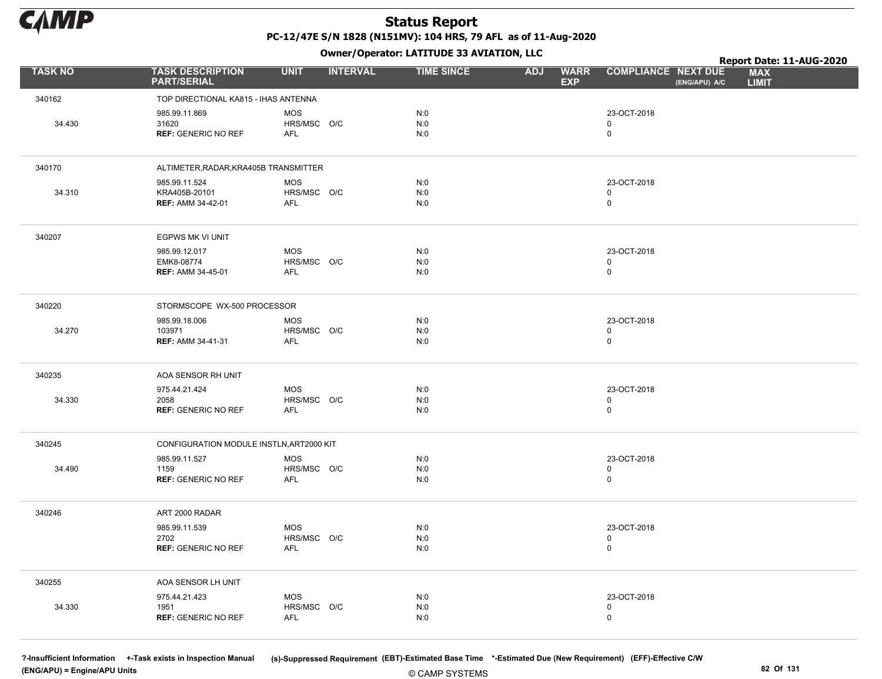# Status Report

**PC-12/47E S/N 1828 (N151MV): 104 HRS, 79 AFL as of 11-Aug-2020**

**Owner/Operator: LATITUDE 33 AVIATION, LLC**

**Report Date: 11-AUG-2020**

| TASK NO | TASK DESCRIPTION PART/SERIAL | UNIT | INTERVAL | TIME SINCE | ADJ | WARR EXP | COMPLIANCE | NEXT DUE (ENG/APU) A/C | MAX LIMIT |
|---|---|---|---|---|---|---|---|---|---|
| 340162 | TOP DIRECTIONAL KA815 - IHAS ANTENNA | | | | | | | | |
| | 985.99.11.869 | MOS | | N:0 | | | 23-OCT-2018 | | |
| 34.430 | 31620 | HRS/MSC | O/C | N:0 | | | 0 | | |
| | **REF:** GENERIC NO REF | AFL | | N:0 | | | 0 | | |
| 340170 | ALTIMETER,RADAR,KRA405B TRANSMITTER | | | | | | | | |
| | 985.99.11.524 | MOS | | N:0 | | | 23-OCT-2018 | | |
| 34.310 | KRA405B-20101 | HRS/MSC | O/C | N:0 | | | 0 | | |
| | **REF:** AMM 34-42-01 | AFL | | N:0 | | | 0 | | |
| 340207 | EGPWS MK VI UNIT | | | | | | | | |
| | 985.99.12.017 | MOS | | N:0 | | | 23-OCT-2018 | | |
| | EMK8-08774 | HRS/MSC | O/C | N:0 | | | 0 | | |
| | **REF:** AMM 34-45-01 | AFL | | N:0 | | | 0 | | |
| 340220 | STORMSCOPE WX-500 PROCESSOR | | | | | | | | |
| | 985.99.18.006 | MOS | | N:0 | | | 23-OCT-2018 | | |
| 34.270 | 103971 | HRS/MSC | O/C | N:0 | | | 0 | | |
| | **REF:** AMM 34-41-31 | AFL | | N:0 | | | 0 | | |
| 340235 | AOA SENSOR RH UNIT | | | | | | | | |
| | 975.44.21.424 | MOS | | N:0 | | | 23-OCT-2018 | | |
| 34.330 | 2058 | HRS/MSC | O/C | N:0 | | | 0 | | |
| | **REF:** GENERIC NO REF | AFL | | N:0 | | | 0 | | |
| 340245 | CONFIGURATION MODULE INSTLN,ART2000 KIT | | | | | | | | |
| | 985.99.11.527 | MOS | | N:0 | | | 23-OCT-2018 | | |
| 34.490 | 1159 | HRS/MSC | O/C | N:0 | | | 0 | | |
| | **REF:** GENERIC NO REF | AFL | | N:0 | | | 0 | | |
| 340246 | ART 2000 RADAR | | | | | | | | |
| | 985.99.11.539 | MOS | | N:0 | | | 23-OCT-2018 | | |
| | 2702 | HRS/MSC | O/C | N:0 | | | 0 | | |
| | **REF:** GENERIC NO REF | AFL | | N:0 | | | 0 | | |
| 340255 | AOA SENSOR LH UNIT | | | | | | | | |
| | 975.44.21.423 | MOS | | N:0 | | | 23-OCT-2018 | | |
| 34.330 | 1951 | HRS/MSC | O/C | N:0 | | | 0 | | |
| | **REF:** GENERIC NO REF | AFL | | N:0 | | | 0 | | |

?-Insufficient Information +-Task exists in Inspection Manual (s)-Suppressed Requirement (EBT)-Estimated Base Time *-Estimated Due (New Requirement) (EFF)-Effective C/W (ENG/APU) = Engine/APU Units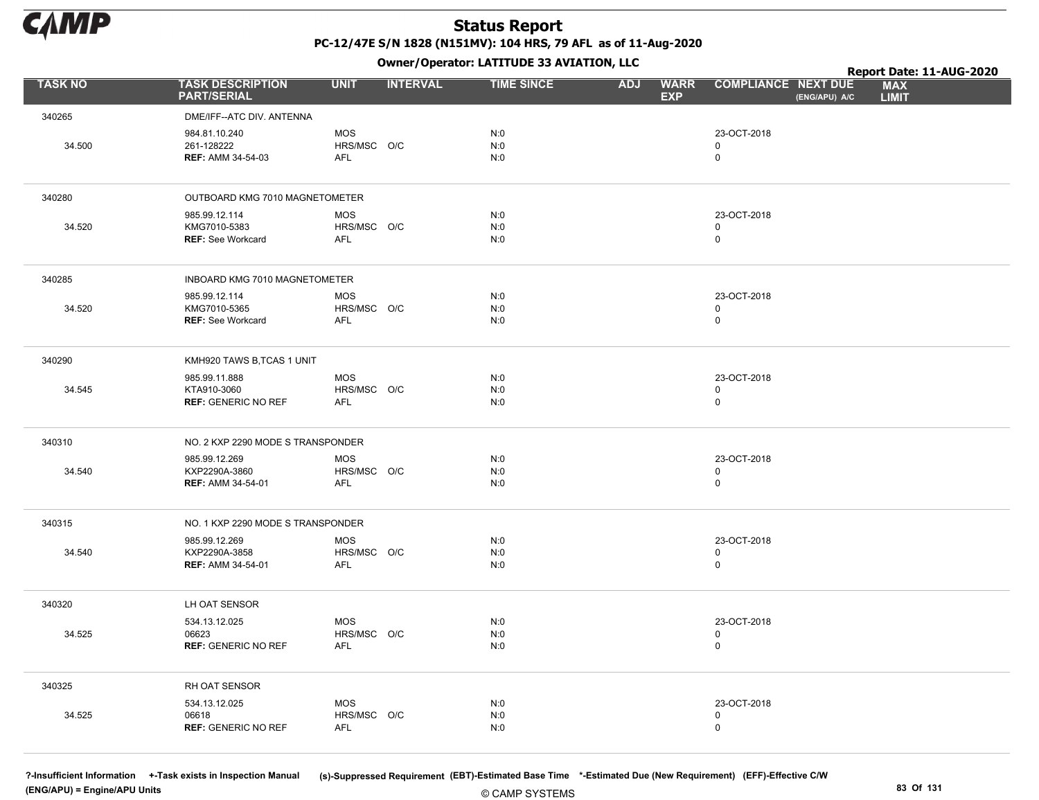# Status Report

**PC-12/47E S/N 1828 (N151MV): 104 HRS, 79 AFL as of 11-Aug-2020**

**Owner/Operator: LATITUDE 33 AVIATION, LLC**

**Report Date: 11-AUG-2020**

| TASK NO | TASK DESCRIPTION PART/SERIAL | UNIT | INTERVAL | TIME SINCE | ADJ | WARR EXP | COMPLIANCE | NEXT DUE (ENG/APU) A/C | MAX LIMIT |
|---|---|---|---|---|---|---|---|---|---|
| 340265 | DME/IFF--ATC DIV. ANTENNA | | | | | | | | |
| | 984.81.10.240 | MOS | | N:0 | | | 23-OCT-2018 | | |
| 34.500 | 261-128222 | HRS/MSC | O/C | N:0 | | | 0 | | |
| | **REF:** AMM 34-54-03 | AFL | | N:0 | | | 0 | | |
| 340280 | OUTBOARD KMG 7010 MAGNETOMETER | | | | | | | | |
| | 985.99.12.114 | MOS | | N:0 | | | 23-OCT-2018 | | |
| 34.520 | KMG7010-5383 | HRS/MSC | O/C | N:0 | | | 0 | | |
| | **REF:** See Workcard | AFL | | N:0 | | | 0 | | |
| 340285 | INBOARD KMG 7010 MAGNETOMETER | | | | | | | | |
| | 985.99.12.114 | MOS | | N:0 | | | 23-OCT-2018 | | |
| 34.520 | KMG7010-5365 | HRS/MSC | O/C | N:0 | | | 0 | | |
| | **REF:** See Workcard | AFL | | N:0 | | | 0 | | |
| 340290 | KMH920 TAWS B,TCAS 1 UNIT | | | | | | | | |
| | 985.99.11.888 | MOS | | N:0 | | | 23-OCT-2018 | | |
| 34.545 | KTA910-3060 | HRS/MSC | O/C | N:0 | | | 0 | | |
| | **REF:** GENERIC NO REF | AFL | | N:0 | | | 0 | | |
| 340310 | NO. 2 KXP 2290 MODE S TRANSPONDER | | | | | | | | |
| | 985.99.12.269 | MOS | | N:0 | | | 23-OCT-2018 | | |
| 34.540 | KXP2290A-3860 | HRS/MSC | O/C | N:0 | | | 0 | | |
| | **REF:** AMM 34-54-01 | AFL | | N:0 | | | 0 | | |
| 340315 | NO. 1 KXP 2290 MODE S TRANSPONDER | | | | | | | | |
| | 985.99.12.269 | MOS | | N:0 | | | 23-OCT-2018 | | |
| 34.540 | KXP2290A-3858 | HRS/MSC | O/C | N:0 | | | 0 | | |
| | **REF:** AMM 34-54-01 | AFL | | N:0 | | | 0 | | |
| 340320 | LH OAT SENSOR | | | | | | | | |
| | 534.13.12.025 | MOS | | N:0 | | | 23-OCT-2018 | | |
| 34.525 | 06623 | HRS/MSC | O/C | N:0 | | | 0 | | |
| | **REF:** GENERIC NO REF | AFL | | N:0 | | | 0 | | |
| 340325 | RH OAT SENSOR | | | | | | | | |
| | 534.13.12.025 | MOS | | N:0 | | | 23-OCT-2018 | | |
| 34.525 | 06618 | HRS/MSC | O/C | N:0 | | | 0 | | |
| | **REF:** GENERIC NO REF | AFL | | N:0 | | | 0 | | |

?-Insufficient Information +-Task exists in Inspection Manual (s)-Suppressed Requirement (EBT)-Estimated Base Time *-Estimated Due (New Requirement) (EFF)-Effective C/W (ENG/APU) = Engine/APU Units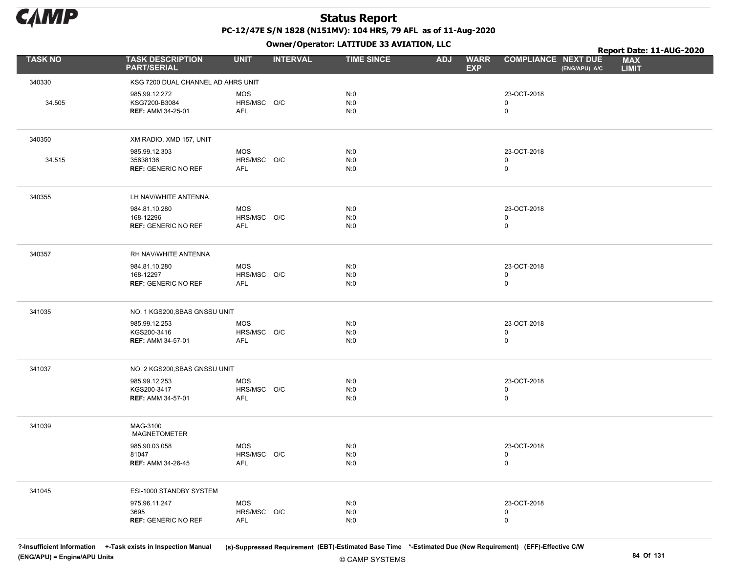# Status Report

**PC-12/47E S/N 1828 (N151MV): 104 HRS, 79 AFL as of 11-Aug-2020**

**Owner/Operator: LATITUDE 33 AVIATION, LLC**

**Report Date: 11-AUG-2020**

| TASK NO | TASK DESCRIPTION PART/SERIAL | UNIT | INTERVAL | TIME SINCE | ADJ | WARR EXP | COMPLIANCE | NEXT DUE (ENG/APU) A/C | MAX LIMIT |
|---|---|---|---|---|---|---|---|---|---|
| 340330 | KSG 7200 DUAL CHANNEL AD AHRS UNIT | | | | | | | | |
| | 985.99.12.272 | MOS | | N:0 | | | 23-OCT-2018 | | |
| 34.505 | KSG7200-B3084 | HRS/MSC | O/C | N:0 | | | 0 | | |
| | **REF:** AMM 34-25-01 | AFL | | N:0 | | | 0 | | |
| 340350 | XM RADIO, XMD 157, UNIT | | | | | | | | |
| | 985.99.12.303 | MOS | | N:0 | | | 23-OCT-2018 | | |
| 34.515 | 35638136 | HRS/MSC | O/C | N:0 | | | 0 | | |
| | **REF:** GENERIC NO REF | AFL | | N:0 | | | 0 | | |
| 340355 | LH NAV/WHITE ANTENNA | | | | | | | | |
| | 984.81.10.280 | MOS | | N:0 | | | 23-OCT-2018 | | |
| | 168-12296 | HRS/MSC | O/C | N:0 | | | 0 | | |
| | **REF:** GENERIC NO REF | AFL | | N:0 | | | 0 | | |
| 340357 | RH NAV/WHITE ANTENNA | | | | | | | | |
| | 984.81.10.280 | MOS | | N:0 | | | 23-OCT-2018 | | |
| | 168-12297 | HRS/MSC | O/C | N:0 | | | 0 | | |
| | **REF:** GENERIC NO REF | AFL | | N:0 | | | 0 | | |
| 341035 | NO. 1 KGS200,SBAS GNSSU UNIT | | | | | | | | |
| | 985.99.12.253 | MOS | | N:0 | | | 23-OCT-2018 | | |
| | KGS200-3416 | HRS/MSC | O/C | N:0 | | | 0 | | |
| | **REF:** AMM 34-57-01 | AFL | | N:0 | | | 0 | | |
| 341037 | NO. 2 KGS200,SBAS GNSSU UNIT | | | | | | | | |
| | 985.99.12.253 | MOS | | N:0 | | | 23-OCT-2018 | | |
| | KGS200-3417 | HRS/MSC | O/C | N:0 | | | 0 | | |
| | **REF:** AMM 34-57-01 | AFL | | N:0 | | | 0 | | |
| 341039 | MAG-3100 MAGNETOMETER | | | | | | | | |
| | 985.90.03.058 | MOS | | N:0 | | | 23-OCT-2018 | | |
| | 81047 | HRS/MSC | O/C | N:0 | | | 0 | | |
| | **REF:** AMM 34-26-45 | AFL | | N:0 | | | 0 | | |
| 341045 | ESI-1000 STANDBY SYSTEM | | | | | | | | |
| | 975.96.11.247 | MOS | | N:0 | | | 23-OCT-2018 | | |
| | 3695 | HRS/MSC | O/C | N:0 | | | 0 | | |
| | **REF:** GENERIC NO REF | AFL | | N:0 | | | 0 | | |

?-Insufficient Information +-Task exists in Inspection Manual (s)-Suppressed Requirement (EBT)-Estimated Base Time *-Estimated Due (New Requirement) (EFF)-Effective C/W (ENG/APU) = Engine/APU Units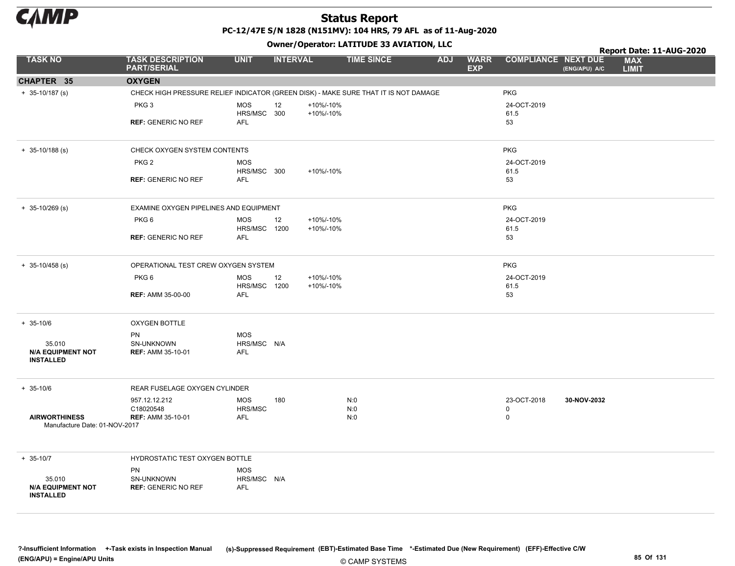# Status Report

**PC-12/47E S/N 1828 (N151MV): 104 HRS, 79 AFL as of 11-Aug-2020**

**Owner/Operator: LATITUDE 33 AVIATION, LLC**

**Report Date: 11-AUG-2020**

| TASK NO | TASK DESCRIPTION PART/SERIAL | UNIT | INTERVAL | | TIME SINCE | ADJ | WARR EXP | COMPLIANCE | NEXT DUE (ENG/APU) A/C | MAX LIMIT |
|---|---|---|---|---|---|---|---|---|---|---|
| **CHAPTER 35** | **OXYGEN** | | | | | | | | | |
| + 35-10/187 (s) | CHECK HIGH PRESSURE RELIEF INDICATOR (GREEN DISK) - MAKE SURE THAT IT IS NOT DAMAGE | | | | | | | PKG | | |
| | PKG 3 | MOS | 12 | +10%/-10% | | | | 24-OCT-2019 | | |
| | | HRS/MSC | 300 | +10%/-10% | | | | 61.5 | | |
| | **REF:** GENERIC NO REF | AFL | | | | | | 53 | | |
| + 35-10/188 (s) | CHECK OXYGEN SYSTEM CONTENTS | | | | | | | PKG | | |
| | PKG 2 | MOS | | | | | | 24-OCT-2019 | | |
| | | HRS/MSC | 300 | +10%/-10% | | | | 61.5 | | |
| | **REF:** GENERIC NO REF | AFL | | | | | | 53 | | |
| + 35-10/269 (s) | EXAMINE OXYGEN PIPELINES AND EQUIPMENT | | | | | | | PKG | | |
| | PKG 6 | MOS | 12 | +10%/-10% | | | | 24-OCT-2019 | | |
| | | HRS/MSC | 1200 | +10%/-10% | | | | 61.5 | | |
| | **REF:** GENERIC NO REF | AFL | | | | | | 53 | | |
| + 35-10/458 (s) | OPERATIONAL TEST CREW OXYGEN SYSTEM | | | | | | | PKG | | |
| | PKG 6 | MOS | 12 | +10%/-10% | | | | 24-OCT-2019 | | |
| | | HRS/MSC | 1200 | +10%/-10% | | | | 61.5 | | |
| | **REF:** AMM 35-00-00 | AFL | | | | | | 53 | | |
| + 35-10/6 | OXYGEN BOTTLE | | | | | | | | | |
| | PN | MOS | | | | | | | | |
| 35.010 | SN-UNKNOWN | HRS/MSC | N/A | | | | | | | |
| **N/A EQUIPMENT NOT INSTALLED** | **REF:** AMM 35-10-01 | AFL | | | | | | | | |
| + 35-10/6 | REAR FUSELAGE OXYGEN CYLINDER | | | | | | | | | |
| | 957.12.12.212 | MOS | 180 | | N:0 | | | 23-OCT-2018 | **30-NOV-2032** | |
| | C18020548 | HRS/MSC | | | N:0 | | | 0 | | |
| **AIRWORTHINESS** | **REF:** AMM 35-10-01 | AFL | | | N:0 | | | 0 | | |
| Manufacture Date: 01-NOV-2017 | | | | | | | | | | |
| + 35-10/7 | HYDROSTATIC TEST OXYGEN BOTTLE | | | | | | | | | |
| | PN | MOS | | | | | | | | |
| 35.010 | SN-UNKNOWN | HRS/MSC | N/A | | | | | | | |
| **N/A EQUIPMENT NOT INSTALLED** | **REF:** GENERIC NO REF | AFL | | | | | | | | |

**?-Insufficient Information** **+-Task exists in Inspection Manual** **(s)-Suppressed Requirement** **(EBT)-Estimated Base Time** **\*-Estimated Due (New Requirement)** **(EFF)-Effective C/W**
**(ENG/APU) = Engine/APU Units**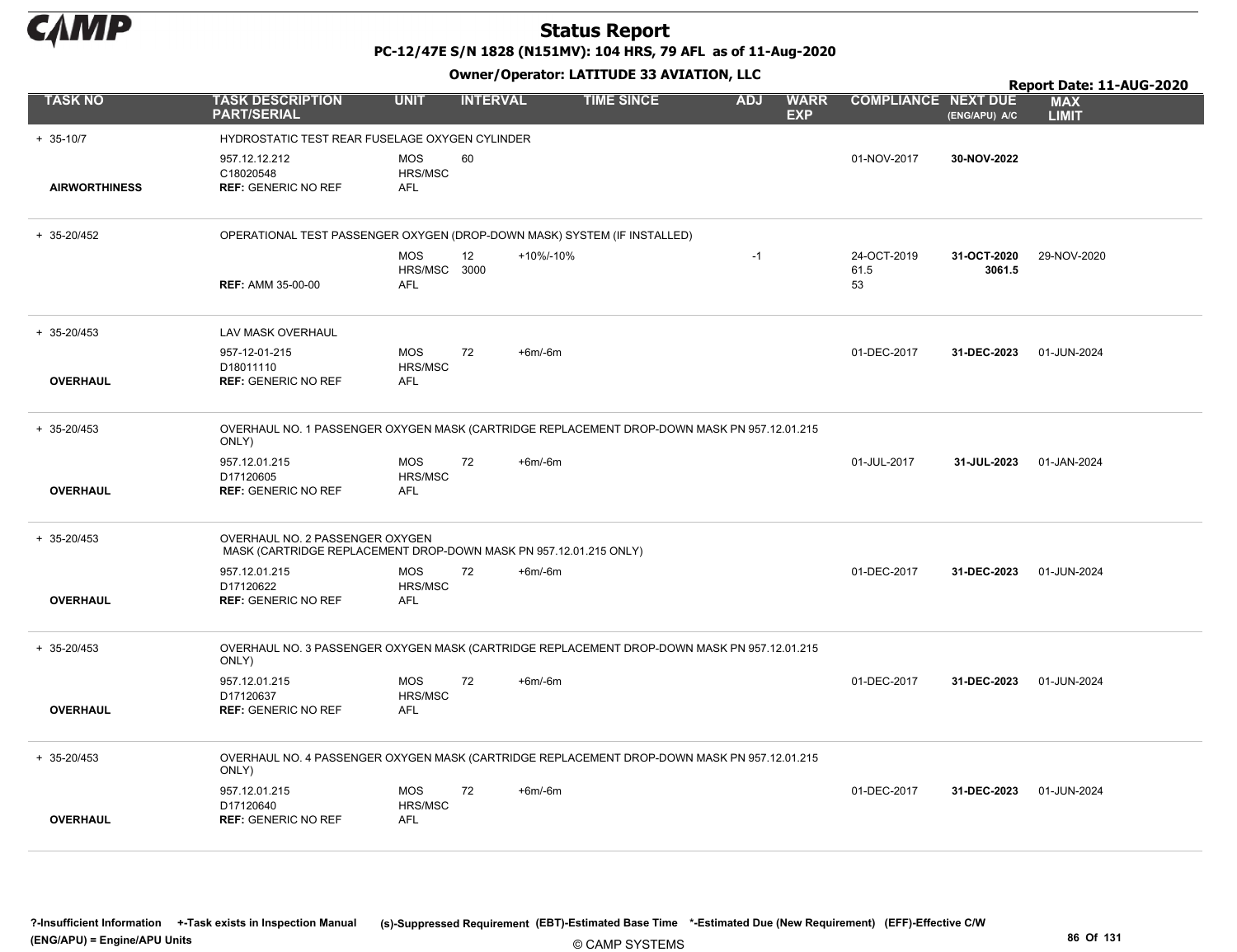# Status Report

**PC-12/47E S/N 1828 (N151MV): 104 HRS, 79 AFL as of 11-Aug-2020**

**Owner/Operator: LATITUDE 33 AVIATION, LLC**

**Report Date: 11-AUG-2020**

| TASK NO | TASK DESCRIPTION PART/SERIAL | UNIT | INTERVAL | | TIME SINCE | ADJ | WARR EXP | COMPLIANCE | NEXT DUE (ENG/APU) A/C | MAX LIMIT |
|---|---|---|---|---|---|---|---|---|---|---|
| + 35-10/7 | HYDROSTATIC TEST REAR FUSELAGE OXYGEN CYLINDER | | | | | | | | | |
| | 957.12.12.212 | MOS | 60 | | | | | 01-NOV-2017 | **30-NOV-2022** | |
| | C18020548 | HRS/MSC | | | | | | | | |
| **AIRWORTHINESS** | **REF:** GENERIC NO REF | AFL | | | | | | | | |
| + 35-20/452 | OPERATIONAL TEST PASSENGER OXYGEN (DROP-DOWN MASK) SYSTEM (IF INSTALLED) | | | | | | | | | |
| | | MOS | 12 | +10%/-10% | | -1 | | 24-OCT-2019 | **31-OCT-2020** | 29-NOV-2020 |
| | | HRS/MSC | 3000 | | | | | 61.5 | **3061.5** | |
| | **REF:** AMM 35-00-00 | AFL | | | | | | 53 | | |
| + 35-20/453 | LAV MASK OVERHAUL | | | | | | | | | |
| | 957-12-01-215 | MOS | 72 | +6m/-6m | | | | 01-DEC-2017 | **31-DEC-2023** | 01-JUN-2024 |
| | D18011110 | HRS/MSC | | | | | | | | |
| **OVERHAUL** | **REF:** GENERIC NO REF | AFL | | | | | | | | |
| + 35-20/453 | OVERHAUL NO. 1 PASSENGER OXYGEN MASK (CARTRIDGE REPLACEMENT DROP-DOWN MASK PN 957.12.01.215 ONLY) | | | | | | | | | |
| | 957.12.01.215 | MOS | 72 | +6m/-6m | | | | 01-JUL-2017 | **31-JUL-2023** | 01-JAN-2024 |
| | D17120605 | HRS/MSC | | | | | | | | |
| **OVERHAUL** | **REF:** GENERIC NO REF | AFL | | | | | | | | |
| + 35-20/453 | OVERHAUL NO. 2 PASSENGER OXYGEN MASK (CARTRIDGE REPLACEMENT DROP-DOWN MASK PN 957.12.01.215 ONLY) | | | | | | | | | |
| | 957.12.01.215 | MOS | 72 | +6m/-6m | | | | 01-DEC-2017 | **31-DEC-2023** | 01-JUN-2024 |
| | D17120622 | HRS/MSC | | | | | | | | |
| **OVERHAUL** | **REF:** GENERIC NO REF | AFL | | | | | | | | |
| + 35-20/453 | OVERHAUL NO. 3 PASSENGER OXYGEN MASK (CARTRIDGE REPLACEMENT DROP-DOWN MASK PN 957.12.01.215 ONLY) | | | | | | | | | |
| | 957.12.01.215 | MOS | 72 | +6m/-6m | | | | 01-DEC-2017 | **31-DEC-2023** | 01-JUN-2024 |
| | D17120637 | HRS/MSC | | | | | | | | |
| **OVERHAUL** | **REF:** GENERIC NO REF | AFL | | | | | | | | |
| + 35-20/453 | OVERHAUL NO. 4 PASSENGER OXYGEN MASK (CARTRIDGE REPLACEMENT DROP-DOWN MASK PN 957.12.01.215 ONLY) | | | | | | | | | |
| | 957.12.01.215 | MOS | 72 | +6m/-6m | | | | 01-DEC-2017 | **31-DEC-2023** | 01-JUN-2024 |
| | D17120640 | HRS/MSC | | | | | | | | |
| **OVERHAUL** | **REF:** GENERIC NO REF | AFL | | | | | | | | |

**?-Insufficient Information** **+-Task exists in Inspection Manual** **(s)-Suppressed Requirement** **(EBT)-Estimated Base Time** **\*-Estimated Due (New Requirement)** **(EFF)-Effective C/W**
**(ENG/APU) = Engine/APU Units**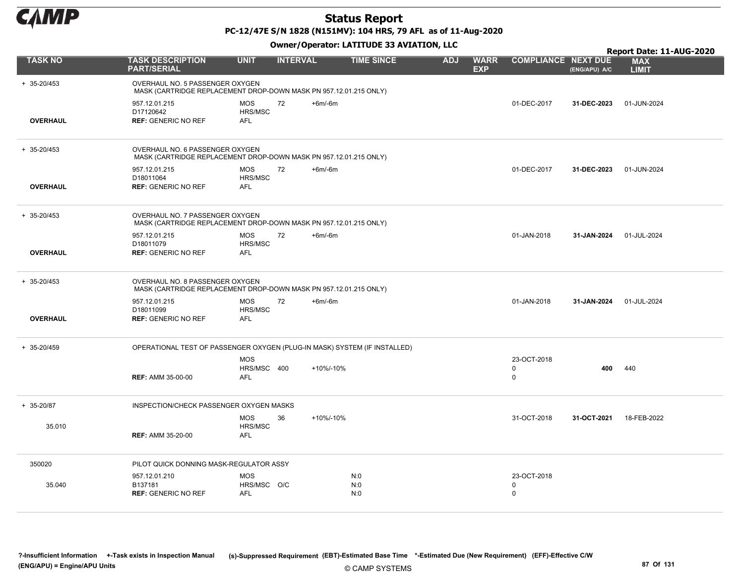# Status Report

**PC-12/47E S/N 1828 (N151MV): 104 HRS, 79 AFL as of 11-Aug-2020**

**Owner/Operator: LATITUDE 33 AVIATION, LLC**

**Report Date: 11-AUG-2020**

| TASK NO | TASK DESCRIPTION PART/SERIAL | UNIT | INTERVAL | | TIME SINCE | ADJ | WARR EXP | COMPLIANCE | NEXT DUE (ENG/APU) A/C | MAX LIMIT |
|---|---|---|---|---|---|---|---|---|---|---|
| + 35-20/453 | OVERHAUL NO. 5 PASSENGER OXYGEN MASK (CARTRIDGE REPLACEMENT DROP-DOWN MASK PN 957.12.01.215 ONLY) | | | | | | | | | |
| | 957.12.01.215 | MOS | 72 | +6m/-6m | | | | 01-DEC-2017 | **31-DEC-2023** | 01-JUN-2024 |
| | D17120642 | HRS/MSC | | | | | | | | |
| **OVERHAUL** | **REF:** GENERIC NO REF | AFL | | | | | | | | |
| + 35-20/453 | OVERHAUL NO. 6 PASSENGER OXYGEN MASK (CARTRIDGE REPLACEMENT DROP-DOWN MASK PN 957.12.01.215 ONLY) | | | | | | | | | |
| | 957.12.01.215 | MOS | 72 | +6m/-6m | | | | 01-DEC-2017 | **31-DEC-2023** | 01-JUN-2024 |
| | D18011064 | HRS/MSC | | | | | | | | |
| **OVERHAUL** | **REF:** GENERIC NO REF | AFL | | | | | | | | |
| + 35-20/453 | OVERHAUL NO. 7 PASSENGER OXYGEN MASK (CARTRIDGE REPLACEMENT DROP-DOWN MASK PN 957.12.01.215 ONLY) | | | | | | | | | |
| | 957.12.01.215 | MOS | 72 | +6m/-6m | | | | 01-JAN-2018 | **31-JAN-2024** | 01-JUL-2024 |
| | D18011079 | HRS/MSC | | | | | | | | |
| **OVERHAUL** | **REF:** GENERIC NO REF | AFL | | | | | | | | |
| + 35-20/453 | OVERHAUL NO. 8 PASSENGER OXYGEN MASK (CARTRIDGE REPLACEMENT DROP-DOWN MASK PN 957.12.01.215 ONLY) | | | | | | | | | |
| | 957.12.01.215 | MOS | 72 | +6m/-6m | | | | 01-JAN-2018 | **31-JAN-2024** | 01-JUL-2024 |
| | D18011099 | HRS/MSC | | | | | | | | |
| **OVERHAUL** | **REF:** GENERIC NO REF | AFL | | | | | | | | |
| + 35-20/459 | OPERATIONAL TEST OF PASSENGER OXYGEN (PLUG-IN MASK) SYSTEM (IF INSTALLED) | | | | | | | | | |
| | | MOS | | | | | | 23-OCT-2018 | | |
| | | HRS/MSC | 400 | +10%/-10% | | | | 0 | **400** | 440 |
| | **REF:** AMM 35-00-00 | AFL | | | | | | 0 | | |
| + 35-20/87 | INSPECTION/CHECK PASSENGER OXYGEN MASKS | | | | | | | | | |
| | | MOS | 36 | +10%/-10% | | | | 31-OCT-2018 | **31-OCT-2021** | 18-FEB-2022 |
| 35.010 | | HRS/MSC | | | | | | | | |
| | **REF:** AMM 35-20-00 | AFL | | | | | | | | |
| 350020 | PILOT QUICK DONNING MASK-REGULATOR ASSY | | | | | | | | | |
| | 957.12.01.210 | MOS | | | N:0 | | | 23-OCT-2018 | | |
| 35.040 | B137181 | HRS/MSC | O/C | | N:0 | | | 0 | | |
| | **REF:** GENERIC NO REF | AFL | | | N:0 | | | 0 | | |

**?-Insufficient Information** **+-Task exists in Inspection Manual** **(s)-Suppressed Requirement** **(EBT)-Estimated Base Time** **\*-Estimated Due (New Requirement)** **(EFF)-Effective C/W**
**(ENG/APU) = Engine/APU Units**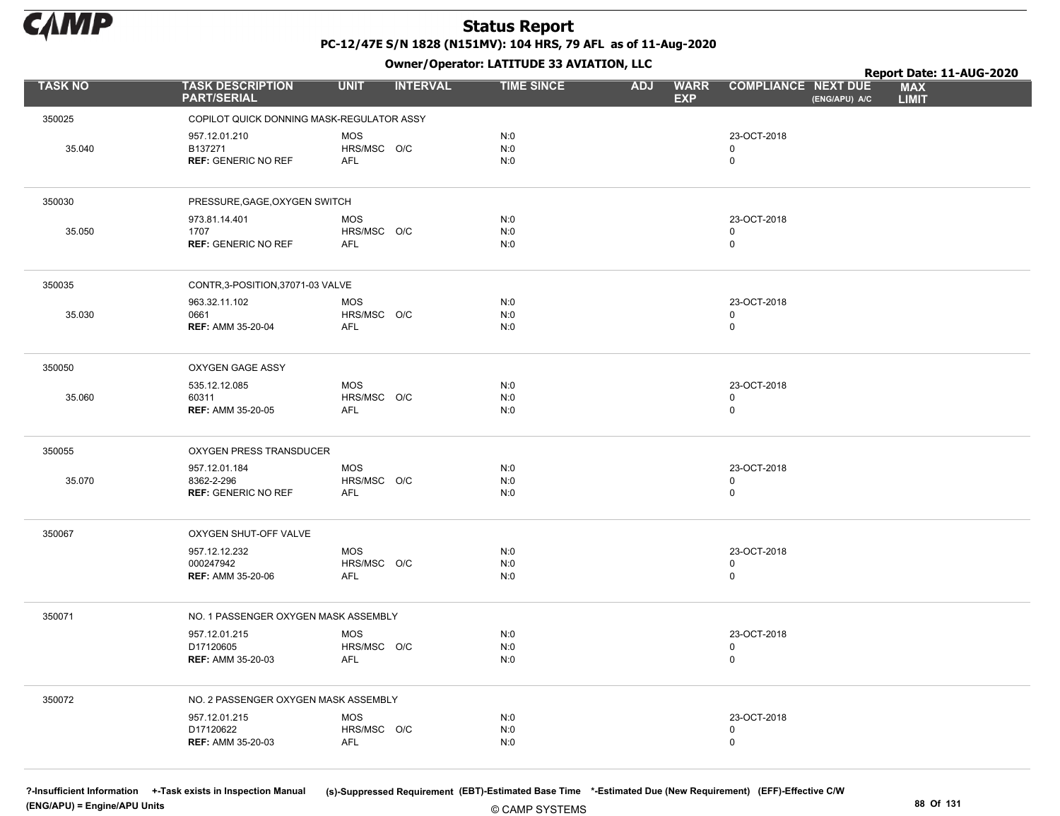# Status Report

**PC-12/47E S/N 1828 (N151MV): 104 HRS, 79 AFL as of 11-Aug-2020**

**Owner/Operator: LATITUDE 33 AVIATION, LLC**

**Report Date: 11-AUG-2020**

| TASK NO | TASK DESCRIPTION PART/SERIAL | UNIT | INTERVAL | TIME SINCE | ADJ | WARR EXP | COMPLIANCE | NEXT DUE (ENG/APU) A/C | MAX LIMIT |
|---|---|---|---|---|---|---|---|---|---|
| 350025 | COPILOT QUICK DONNING MASK-REGULATOR ASSY | | | | | | | | |
| | 957.12.01.210 | MOS | | N:0 | | | 23-OCT-2018 | | |
| 35.040 | B137271 | HRS/MSC | O/C | N:0 | | | 0 | | |
| | **REF:** GENERIC NO REF | AFL | | N:0 | | | 0 | | |
| 350030 | PRESSURE,GAGE,OXYGEN SWITCH | | | | | | | | |
| | 973.81.14.401 | MOS | | N:0 | | | 23-OCT-2018 | | |
| 35.050 | 1707 | HRS/MSC | O/C | N:0 | | | 0 | | |
| | **REF:** GENERIC NO REF | AFL | | N:0 | | | 0 | | |
| 350035 | CONTR,3-POSITION,37071-03 VALVE | | | | | | | | |
| | 963.32.11.102 | MOS | | N:0 | | | 23-OCT-2018 | | |
| 35.030 | 0661 | HRS/MSC | O/C | N:0 | | | 0 | | |
| | **REF:** AMM 35-20-04 | AFL | | N:0 | | | 0 | | |
| 350050 | OXYGEN GAGE ASSY | | | | | | | | |
| | 535.12.12.085 | MOS | | N:0 | | | 23-OCT-2018 | | |
| 35.060 | 60311 | HRS/MSC | O/C | N:0 | | | 0 | | |
| | **REF:** AMM 35-20-05 | AFL | | N:0 | | | 0 | | |
| 350055 | OXYGEN PRESS TRANSDUCER | | | | | | | | |
| | 957.12.01.184 | MOS | | N:0 | | | 23-OCT-2018 | | |
| 35.070 | 8362-2-296 | HRS/MSC | O/C | N:0 | | | 0 | | |
| | **REF:** GENERIC NO REF | AFL | | N:0 | | | 0 | | |
| 350067 | OXYGEN SHUT-OFF VALVE | | | | | | | | |
| | 957.12.12.232 | MOS | | N:0 | | | 23-OCT-2018 | | |
| | 000247942 | HRS/MSC | O/C | N:0 | | | 0 | | |
| | **REF:** AMM 35-20-06 | AFL | | N:0 | | | 0 | | |
| 350071 | NO. 1 PASSENGER OXYGEN MASK ASSEMBLY | | | | | | | | |
| | 957.12.01.215 | MOS | | N:0 | | | 23-OCT-2018 | | |
| | D17120605 | HRS/MSC | O/C | N:0 | | | 0 | | |
| | **REF:** AMM 35-20-03 | AFL | | N:0 | | | 0 | | |
| 350072 | NO. 2 PASSENGER OXYGEN MASK ASSEMBLY | | | | | | | | |
| | 957.12.01.215 | MOS | | N:0 | | | 23-OCT-2018 | | |
| | D17120622 | HRS/MSC | O/C | N:0 | | | 0 | | |
| | **REF:** AMM 35-20-03 | AFL | | N:0 | | | 0 | | |

**?-Insufficient Information +-Task exists in Inspection Manual (s)-Suppressed Requirement (EBT)-Estimated Base Time \*-Estimated Due (New Requirement) (EFF)-Effective C/W (ENG/APU) = Engine/APU Units**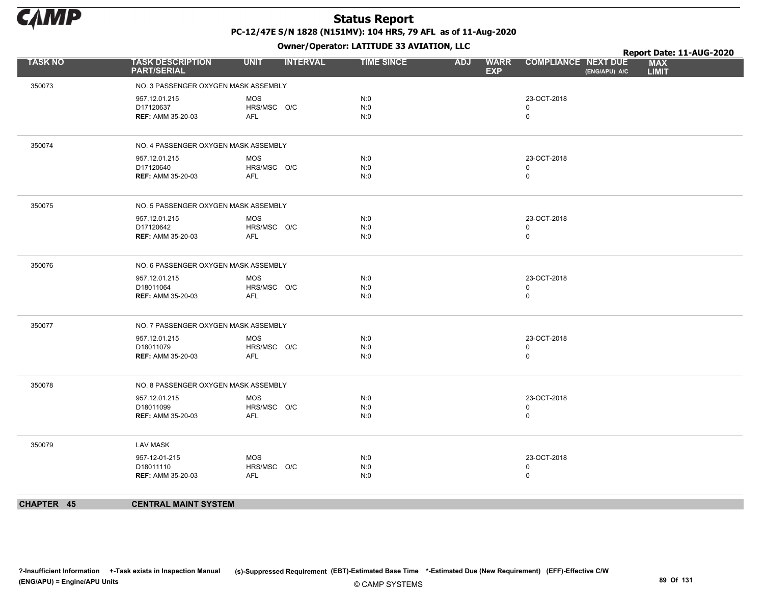# Status Report

PC-12/47E S/N 1828 (N151MV): 104 HRS, 79 AFL as of 11-Aug-2020

Owner/Operator: LATITUDE 33 AVIATION, LLC

Report Date: 11-AUG-2020

| TASK NO | TASK DESCRIPTION PART/SERIAL | UNIT | INTERVAL | TIME SINCE | ADJ | WARR EXP | COMPLIANCE | NEXT DUE (ENG/APU) A/C | MAX LIMIT |
|---|---|---|---|---|---|---|---|---|---|
| 350073 | NO. 3 PASSENGER OXYGEN MASK ASSEMBLY | | | | | | | | |
| | 957.12.01.215 | MOS | | N:0 | | | 23-OCT-2018 | | |
| | D17120637 | HRS/MSC | O/C | N:0 | | | 0 | | |
| | **REF:** AMM 35-20-03 | AFL | | N:0 | | | 0 | | |
| 350074 | NO. 4 PASSENGER OXYGEN MASK ASSEMBLY | | | | | | | | |
| | 957.12.01.215 | MOS | | N:0 | | | 23-OCT-2018 | | |
| | D17120640 | HRS/MSC | O/C | N:0 | | | 0 | | |
| | **REF:** AMM 35-20-03 | AFL | | N:0 | | | 0 | | |
| 350075 | NO. 5 PASSENGER OXYGEN MASK ASSEMBLY | | | | | | | | |
| | 957.12.01.215 | MOS | | N:0 | | | 23-OCT-2018 | | |
| | D17120642 | HRS/MSC | O/C | N:0 | | | 0 | | |
| | **REF:** AMM 35-20-03 | AFL | | N:0 | | | 0 | | |
| 350076 | NO. 6 PASSENGER OXYGEN MASK ASSEMBLY | | | | | | | | |
| | 957.12.01.215 | MOS | | N:0 | | | 23-OCT-2018 | | |
| | D18011064 | HRS/MSC | O/C | N:0 | | | 0 | | |
| | **REF:** AMM 35-20-03 | AFL | | N:0 | | | 0 | | |
| 350077 | NO. 7 PASSENGER OXYGEN MASK ASSEMBLY | | | | | | | | |
| | 957.12.01.215 | MOS | | N:0 | | | 23-OCT-2018 | | |
| | D18011079 | HRS/MSC | O/C | N:0 | | | 0 | | |
| | **REF:** AMM 35-20-03 | AFL | | N:0 | | | 0 | | |
| 350078 | NO. 8 PASSENGER OXYGEN MASK ASSEMBLY | | | | | | | | |
| | 957.12.01.215 | MOS | | N:0 | | | 23-OCT-2018 | | |
| | D18011099 | HRS/MSC | O/C | N:0 | | | 0 | | |
| | **REF:** AMM 35-20-03 | AFL | | N:0 | | | 0 | | |
| 350079 | LAV MASK | | | | | | | | |
| | 957-12-01-215 | MOS | | N:0 | | | 23-OCT-2018 | | |
| | D18011110 | HRS/MSC | O/C | N:0 | | | 0 | | |
| | **REF:** AMM 35-20-03 | AFL | | N:0 | | | 0 | | |

## CHAPTER 45 CENTRAL MAINT SYSTEM

?-Insufficient Information +-Task exists in Inspection Manual (s)-Suppressed Requirement (EBT)-Estimated Base Time *-Estimated Due (New Requirement) (EFF)-Effective C/W
(ENG/APU) = Engine/APU Units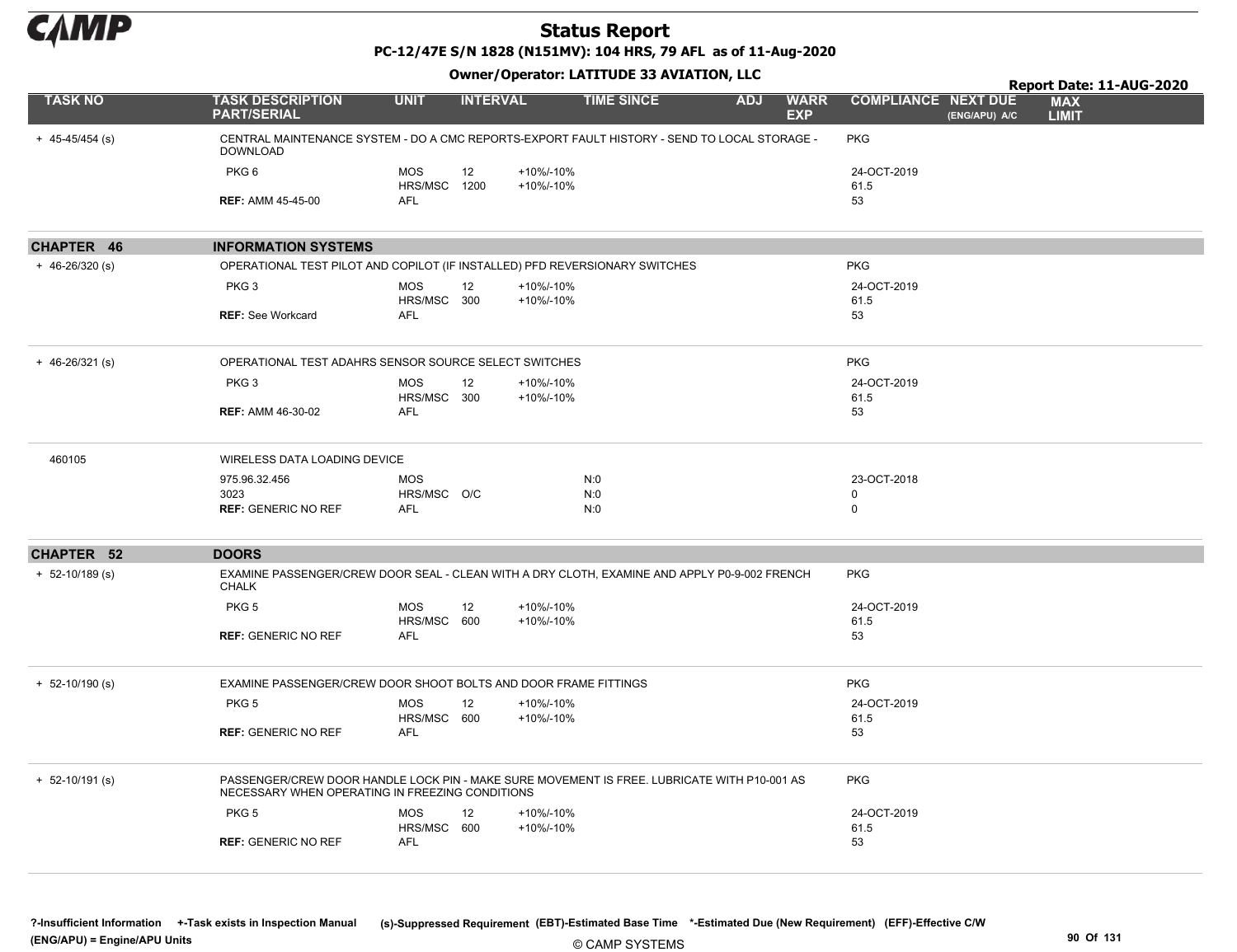# Status Report

**PC-12/47E S/N 1828 (N151MV): 104 HRS, 79 AFL as of 11-Aug-2020**

**Owner/Operator: LATITUDE 33 AVIATION, LLC**

**Report Date: 11-AUG-2020**

| TASK NO | TASK DESCRIPTION PART/SERIAL | UNIT | INTERVAL | | TIME SINCE | ADJ | WARR EXP | COMPLIANCE | NEXT DUE (ENG/APU) A/C | MAX LIMIT |
|---|---|---|---|---|---|---|---|---|---|---|
| + 45-45/454 (s) | CENTRAL MAINTENANCE SYSTEM - DO A CMC REPORTS-EXPORT FAULT HISTORY - SEND TO LOCAL STORAGE - DOWNLOAD | | | | | | | PKG | | |
| | PKG 6 | MOS | 12 | +10%/-10% | | | | 24-OCT-2019 | | |
| | | HRS/MSC | 1200 | +10%/-10% | | | | 61.5 | | |
| | **REF:** AMM 45-45-00 | AFL | | | | | | 53 | | |
| **CHAPTER 46** | **INFORMATION SYSTEMS** | | | | | | | | | |
| + 46-26/320 (s) | OPERATIONAL TEST PILOT AND COPILOT (IF INSTALLED) PFD REVERSIONARY SWITCHES | | | | | | | PKG | | |
| | PKG 3 | MOS | 12 | +10%/-10% | | | | 24-OCT-2019 | | |
| | | HRS/MSC | 300 | +10%/-10% | | | | 61.5 | | |
| | **REF:** See Workcard | AFL | | | | | | 53 | | |
| + 46-26/321 (s) | OPERATIONAL TEST ADAHRS SENSOR SOURCE SELECT SWITCHES | | | | | | | PKG | | |
| | PKG 3 | MOS | 12 | +10%/-10% | | | | 24-OCT-2019 | | |
| | | HRS/MSC | 300 | +10%/-10% | | | | 61.5 | | |
| | **REF:** AMM 46-30-02 | AFL | | | | | | 53 | | |
| 460105 | WIRELESS DATA LOADING DEVICE | | | | | | | | | |
| | 975.96.32.456 | MOS | | | N:0 | | | 23-OCT-2018 | | |
| | 3023 | HRS/MSC | O/C | | N:0 | | | 0 | | |
| | **REF:** GENERIC NO REF | AFL | | | N:0 | | | 0 | | |
| **CHAPTER 52** | **DOORS** | | | | | | | | | |
| + 52-10/189 (s) | EXAMINE PASSENGER/CREW DOOR SEAL - CLEAN WITH A DRY CLOTH, EXAMINE AND APPLY P0-9-002 FRENCH CHALK | | | | | | | PKG | | |
| | PKG 5 | MOS | 12 | +10%/-10% | | | | 24-OCT-2019 | | |
| | | HRS/MSC | 600 | +10%/-10% | | | | 61.5 | | |
| | **REF:** GENERIC NO REF | AFL | | | | | | 53 | | |
| + 52-10/190 (s) | EXAMINE PASSENGER/CREW DOOR SHOOT BOLTS AND DOOR FRAME FITTINGS | | | | | | | PKG | | |
| | PKG 5 | MOS | 12 | +10%/-10% | | | | 24-OCT-2019 | | |
| | | HRS/MSC | 600 | +10%/-10% | | | | 61.5 | | |
| | **REF:** GENERIC NO REF | AFL | | | | | | 53 | | |
| + 52-10/191 (s) | PASSENGER/CREW DOOR HANDLE LOCK PIN - MAKE SURE MOVEMENT IS FREE. LUBRICATE WITH P10-001 AS NECESSARY WHEN OPERATING IN FREEZING CONDITIONS | | | | | | | PKG | | |
| | PKG 5 | MOS | 12 | +10%/-10% | | | | 24-OCT-2019 | | |
| | | HRS/MSC | 600 | +10%/-10% | | | | 61.5 | | |
| | **REF:** GENERIC NO REF | AFL | | | | | | 53 | | |

?-Insufficient Information +-Task exists in Inspection Manual (s)-Suppressed Requirement (EBT)-Estimated Base Time *-Estimated Due (New Requirement) (EFF)-Effective C/W (ENG/APU) = Engine/APU Units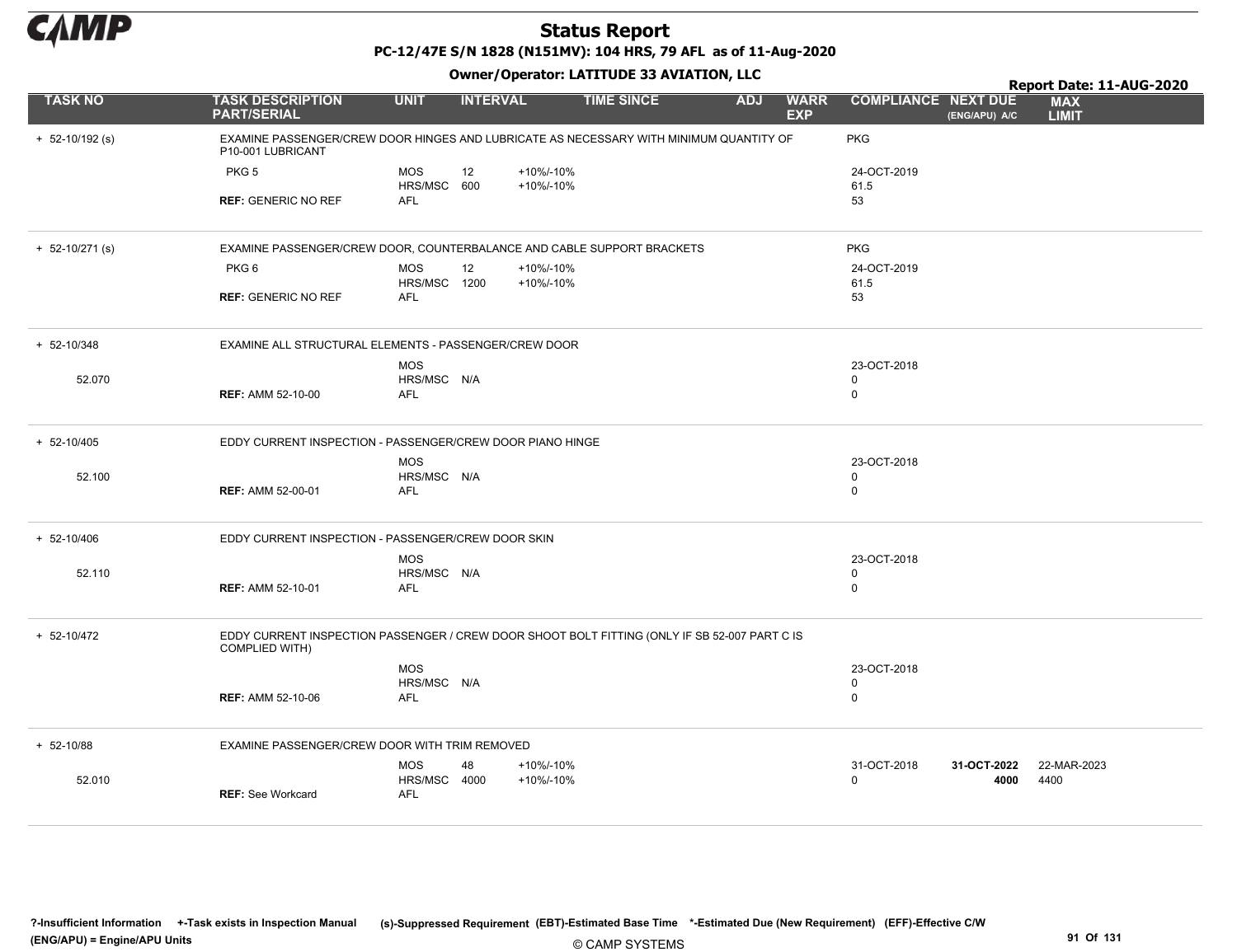# Status Report

**PC-12/47E S/N 1828 (N151MV): 104 HRS, 79 AFL as of 11-Aug-2020**

**Owner/Operator: LATITUDE 33 AVIATION, LLC**

**Report Date: 11-AUG-2020**

| TASK NO | TASK DESCRIPTION PART/SERIAL | UNIT | INTERVAL | | TIME SINCE | ADJ | WARR EXP | COMPLIANCE | NEXT DUE (ENG/APU) A/C | MAX LIMIT |
|---|---|---|---|---|---|---|---|---|---|---|
| + 52-10/192 (s) | EXAMINE PASSENGER/CREW DOOR HINGES AND LUBRICATE AS NECESSARY WITH MINIMUM QUANTITY OF P10-001 LUBRICANT | | | | | | | PKG | | |
| | PKG 5 | MOS | 12 | +10%/-10% | | | | 24-OCT-2019 | | |
| | | HRS/MSC | 600 | +10%/-10% | | | | 61.5 | | |
| | **REF:** GENERIC NO REF | AFL | | | | | | 53 | | |
| + 52-10/271 (s) | EXAMINE PASSENGER/CREW DOOR, COUNTERBALANCE AND CABLE SUPPORT BRACKETS | | | | | | | PKG | | |
| | PKG 6 | MOS | 12 | +10%/-10% | | | | 24-OCT-2019 | | |
| | | HRS/MSC | 1200 | +10%/-10% | | | | 61.5 | | |
| | **REF:** GENERIC NO REF | AFL | | | | | | 53 | | |
| + 52-10/348 | EXAMINE ALL STRUCTURAL ELEMENTS - PASSENGER/CREW DOOR | | | | | | | | | |
| | | MOS | | | | | | 23-OCT-2018 | | |
| 52.070 | | HRS/MSC | N/A | | | | | 0 | | |
| | **REF:** AMM 52-10-00 | AFL | | | | | | 0 | | |
| + 52-10/405 | EDDY CURRENT INSPECTION - PASSENGER/CREW DOOR PIANO HINGE | | | | | | | | | |
| | | MOS | | | | | | 23-OCT-2018 | | |
| 52.100 | | HRS/MSC | N/A | | | | | 0 | | |
| | **REF:** AMM 52-00-01 | AFL | | | | | | 0 | | |
| + 52-10/406 | EDDY CURRENT INSPECTION - PASSENGER/CREW DOOR SKIN | | | | | | | | | |
| | | MOS | | | | | | 23-OCT-2018 | | |
| 52.110 | | HRS/MSC | N/A | | | | | 0 | | |
| | **REF:** AMM 52-10-01 | AFL | | | | | | 0 | | |
| + 52-10/472 | EDDY CURRENT INSPECTION PASSENGER / CREW DOOR SHOOT BOLT FITTING (ONLY IF SB 52-007 PART C IS COMPLIED WITH) | | | | | | | | | |
| | | MOS | | | | | | 23-OCT-2018 | | |
| | | HRS/MSC | N/A | | | | | 0 | | |
| | **REF:** AMM 52-10-06 | AFL | | | | | | 0 | | |
| + 52-10/88 | EXAMINE PASSENGER/CREW DOOR WITH TRIM REMOVED | | | | | | | | | |
| | | MOS | 48 | +10%/-10% | | | | 31-OCT-2018 | **31-OCT-2022** | 22-MAR-2023 |
| 52.010 | | HRS/MSC | 4000 | +10%/-10% | | | | 0 | **4000** | 4400 |
| | **REF:** See Workcard | AFL | | | | | | | | |

?-Insufficient Information +-Task exists in Inspection Manual (s)-Suppressed Requirement (EBT)-Estimated Base Time *-Estimated Due (New Requirement) (EFF)-Effective C/W (ENG/APU) = Engine/APU Units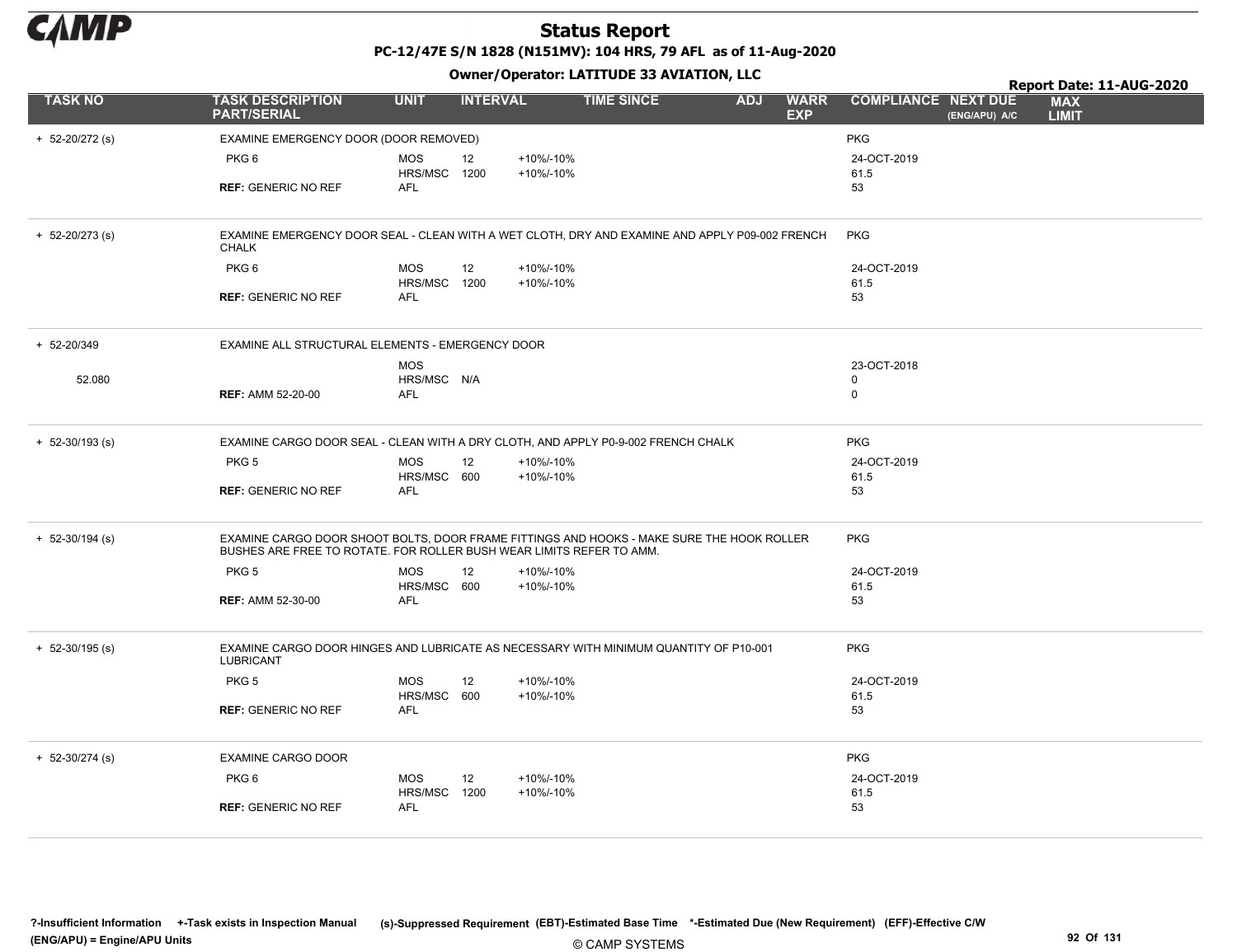# Status Report

**PC-12/47E S/N 1828 (N151MV): 104 HRS, 79 AFL as of 11-Aug-2020**

**Owner/Operator: LATITUDE 33 AVIATION, LLC**

**Report Date: 11-AUG-2020**

| TASK NO | TASK DESCRIPTION PART/SERIAL | UNIT | INTERVAL | | TIME SINCE | ADJ | WARR EXP | COMPLIANCE | NEXT DUE (ENG/APU) A/C | MAX LIMIT |
|---|---|---|---|---|---|---|---|---|---|---|
| + 52-20/272 (s) | EXAMINE EMERGENCY DOOR (DOOR REMOVED) | | | | | | | PKG | | |
| | PKG 6 | MOS | 12 | +10%/-10% | | | | 24-OCT-2019 | | |
| | | HRS/MSC | 1200 | +10%/-10% | | | | 61.5 | | |
| | **REF:** GENERIC NO REF | AFL | | | | | | 53 | | |
| + 52-20/273 (s) | EXAMINE EMERGENCY DOOR SEAL - CLEAN WITH A WET CLOTH, DRY AND EXAMINE AND APPLY P09-002 FRENCH CHALK | | | | | | | PKG | | |
| | PKG 6 | MOS | 12 | +10%/-10% | | | | 24-OCT-2019 | | |
| | | HRS/MSC | 1200 | +10%/-10% | | | | 61.5 | | |
| | **REF:** GENERIC NO REF | AFL | | | | | | 53 | | |
| + 52-20/349 | EXAMINE ALL STRUCTURAL ELEMENTS - EMERGENCY DOOR | | | | | | | | | |
| | | MOS | | | | | | 23-OCT-2018 | | |
| 52.080 | | HRS/MSC | N/A | | | | | 0 | | |
| | **REF:** AMM 52-20-00 | AFL | | | | | | 0 | | |
| + 52-30/193 (s) | EXAMINE CARGO DOOR SEAL - CLEAN WITH A DRY CLOTH, AND APPLY P0-9-002 FRENCH CHALK | | | | | | | PKG | | |
| | PKG 5 | MOS | 12 | +10%/-10% | | | | 24-OCT-2019 | | |
| | | HRS/MSC | 600 | +10%/-10% | | | | 61.5 | | |
| | **REF:** GENERIC NO REF | AFL | | | | | | 53 | | |
| + 52-30/194 (s) | EXAMINE CARGO DOOR SHOOT BOLTS, DOOR FRAME FITTINGS AND HOOKS - MAKE SURE THE HOOK ROLLER BUSHES ARE FREE TO ROTATE. FOR ROLLER BUSH WEAR LIMITS REFER TO AMM. | | | | | | | PKG | | |
| | PKG 5 | MOS | 12 | +10%/-10% | | | | 24-OCT-2019 | | |
| | | HRS/MSC | 600 | +10%/-10% | | | | 61.5 | | |
| | **REF:** AMM 52-30-00 | AFL | | | | | | 53 | | |
| + 52-30/195 (s) | EXAMINE CARGO DOOR HINGES AND LUBRICATE AS NECESSARY WITH MINIMUM QUANTITY OF P10-001 LUBRICANT | | | | | | | PKG | | |
| | PKG 5 | MOS | 12 | +10%/-10% | | | | 24-OCT-2019 | | |
| | | HRS/MSC | 600 | +10%/-10% | | | | 61.5 | | |
| | **REF:** GENERIC NO REF | AFL | | | | | | 53 | | |
| + 52-30/274 (s) | EXAMINE CARGO DOOR | | | | | | | PKG | | |
| | PKG 6 | MOS | 12 | +10%/-10% | | | | 24-OCT-2019 | | |
| | | HRS/MSC | 1200 | +10%/-10% | | | | 61.5 | | |
| | **REF:** GENERIC NO REF | AFL | | | | | | 53 | | |

**?-Insufficient Information +-Task exists in Inspection Manual (s)-Suppressed Requirement (EBT)-Estimated Base Time \*-Estimated Due (New Requirement) (EFF)-Effective C/W (ENG/APU) = Engine/APU Units**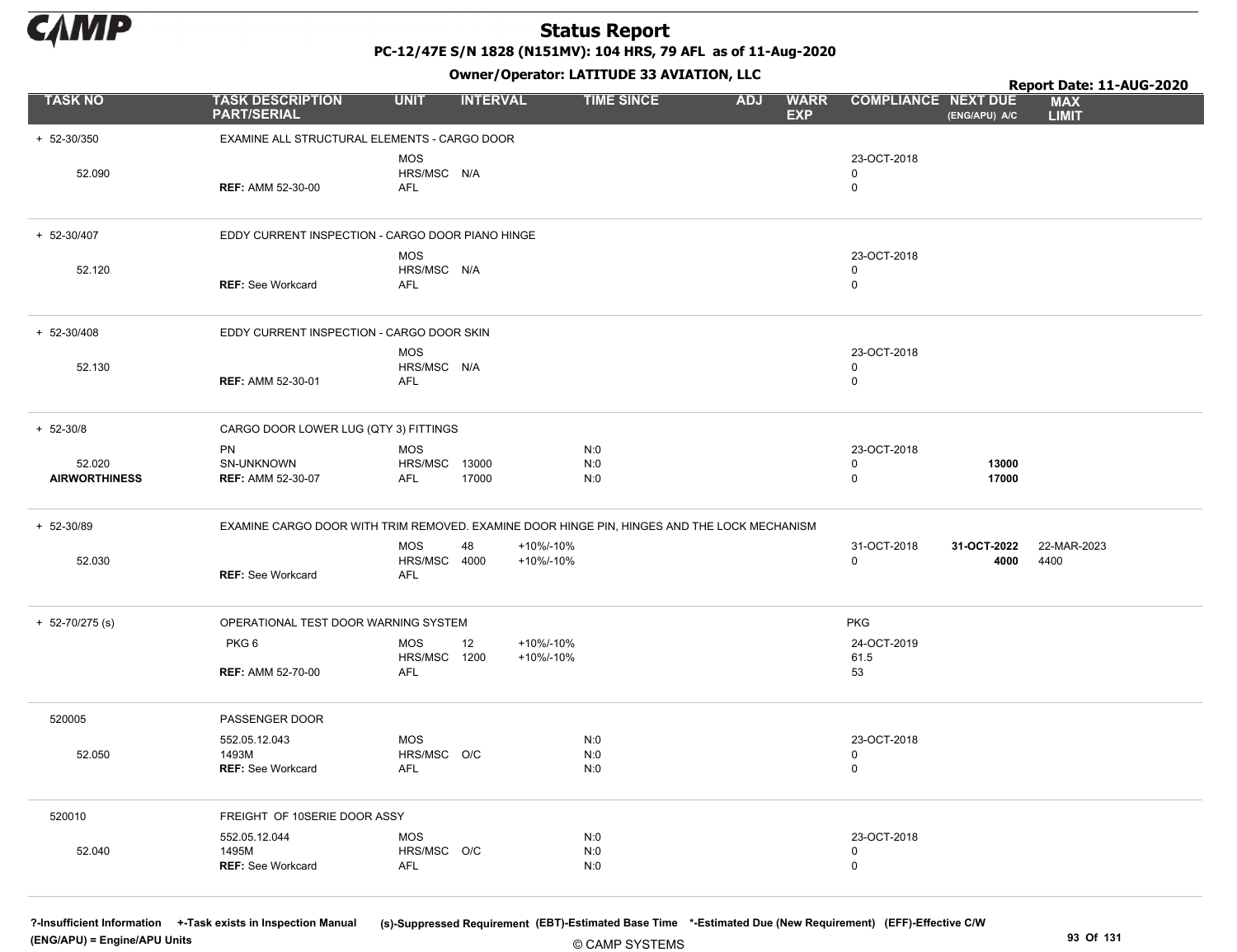# Status Report

**PC-12/47E S/N 1828 (N151MV): 104 HRS, 79 AFL as of 11-Aug-2020**

**Owner/Operator: LATITUDE 33 AVIATION, LLC**

**Report Date: 11-AUG-2020**

| TASK NO | TASK DESCRIPTION PART/SERIAL | UNIT | INTERVAL | | TIME SINCE | ADJ | WARR EXP | COMPLIANCE | NEXT DUE (ENG/APU) A/C | MAX LIMIT |
|---|---|---|---|---|---|---|---|---|---|---|
| + 52-30/350 | EXAMINE ALL STRUCTURAL ELEMENTS - CARGO DOOR | | | | | | | | | |
| | | MOS | | | | | | 23-OCT-2018 | | |
| 52.090 | | HRS/MSC | N/A | | | | | 0 | | |
| | **REF:** AMM 52-30-00 | AFL | | | | | | 0 | | |
| + 52-30/407 | EDDY CURRENT INSPECTION - CARGO DOOR PIANO HINGE | | | | | | | | | |
| | | MOS | | | | | | 23-OCT-2018 | | |
| 52.120 | | HRS/MSC | N/A | | | | | 0 | | |
| | **REF:** See Workcard | AFL | | | | | | 0 | | |
| + 52-30/408 | EDDY CURRENT INSPECTION - CARGO DOOR SKIN | | | | | | | | | |
| | | MOS | | | | | | 23-OCT-2018 | | |
| 52.130 | | HRS/MSC | N/A | | | | | 0 | | |
| | **REF:** AMM 52-30-01 | AFL | | | | | | 0 | | |
| + 52-30/8 | CARGO DOOR LOWER LUG (QTY 3) FITTINGS | | | | | | | | | |
| | PN | MOS | | | N:0 | | | 23-OCT-2018 | | |
| 52.020 | SN-UNKNOWN | HRS/MSC | 13000 | | N:0 | | | 0 | **13000** | |
| **AIRWORTHINESS** | **REF:** AMM 52-30-07 | AFL | 17000 | | N:0 | | | 0 | **17000** | |
| + 52-30/89 | EXAMINE CARGO DOOR WITH TRIM REMOVED. EXAMINE DOOR HINGE PIN, HINGES AND THE LOCK MECHANISM | | | | | | | | | |
| | | MOS | 48 | +10%/-10% | | | | 31-OCT-2018 | **31-OCT-2022** | 22-MAR-2023 |
| 52.030 | | HRS/MSC | 4000 | +10%/-10% | | | | 0 | **4000** | 4400 |
| | **REF:** See Workcard | AFL | | | | | | | | |
| + 52-70/275 (s) | OPERATIONAL TEST DOOR WARNING SYSTEM | | | | | | | PKG | | |
| | PKG 6 | MOS | 12 | +10%/-10% | | | | 24-OCT-2019 | | |
| | | HRS/MSC | 1200 | +10%/-10% | | | | 61.5 | | |
| | **REF:** AMM 52-70-00 | AFL | | | | | | 53 | | |
| 520005 | PASSENGER DOOR | | | | | | | | | |
| | 552.05.12.043 | MOS | | | N:0 | | | 23-OCT-2018 | | |
| 52.050 | 1493M | HRS/MSC | O/C | | N:0 | | | 0 | | |
| | **REF:** See Workcard | AFL | | | N:0 | | | 0 | | |
| 520010 | FREIGHT OF 10SERIE DOOR ASSY | | | | | | | | | |
| | 552.05.12.044 | MOS | | | N:0 | | | 23-OCT-2018 | | |
| 52.040 | 1495M | HRS/MSC | O/C | | N:0 | | | 0 | | |
| | **REF:** See Workcard | AFL | | | N:0 | | | 0 | | |

**?-Insufficient Information** **+-Task exists in Inspection Manual** **(s)-Suppressed Requirement** **(EBT)-Estimated Base Time** **\*-Estimated Due (New Requirement)** **(EFF)-Effective C/W**
**(ENG/APU) = Engine/APU Units**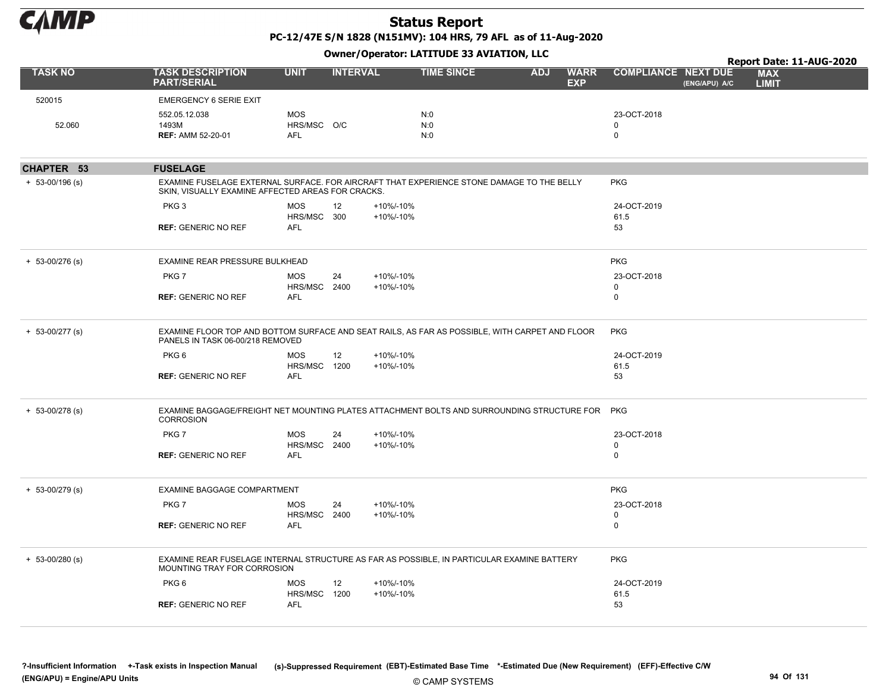# Status Report

**PC-12/47E S/N 1828 (N151MV): 104 HRS, 79 AFL as of 11-Aug-2020**

**Owner/Operator: LATITUDE 33 AVIATION, LLC**

**Report Date: 11-AUG-2020**

| TASK NO | TASK DESCRIPTION PART/SERIAL | UNIT | INTERVAL | | TIME SINCE | ADJ | WARR EXP | COMPLIANCE | NEXT DUE (ENG/APU) A/C | MAX LIMIT |
|---|---|---|---|---|---|---|---|---|---|---|
| 520015 | EMERGENCY 6 SERIE EXIT | | | | | | | | | |
| | 552.05.12.038 | MOS | | | N:0 | | | 23-OCT-2018 | | |
| 52.060 | 1493M | HRS/MSC | O/C | | N:0 | | | 0 | | |
| | **REF:** AMM 52-20-01 | AFL | | | N:0 | | | 0 | | |
| **CHAPTER 53** | **FUSELAGE** | | | | | | | | | |
| + 53-00/196 (s) | EXAMINE FUSELAGE EXTERNAL SURFACE. FOR AIRCRAFT THAT EXPERIENCE STONE DAMAGE TO THE BELLY SKIN, VISUALLY EXAMINE AFFECTED AREAS FOR CRACKS. | | | | | | | PKG | | |
| | PKG 3 | MOS | 12 | +10%/-10% | | | | 24-OCT-2019 | | |
| | | HRS/MSC | 300 | +10%/-10% | | | | 61.5 | | |
| | **REF:** GENERIC NO REF | AFL | | | | | | 53 | | |
| + 53-00/276 (s) | EXAMINE REAR PRESSURE BULKHEAD | | | | | | | PKG | | |
| | PKG 7 | MOS | 24 | +10%/-10% | | | | 23-OCT-2018 | | |
| | | HRS/MSC | 2400 | +10%/-10% | | | | 0 | | |
| | **REF:** GENERIC NO REF | AFL | | | | | | 0 | | |
| + 53-00/277 (s) | EXAMINE FLOOR TOP AND BOTTOM SURFACE AND SEAT RAILS, AS FAR AS POSSIBLE, WITH CARPET AND FLOOR PANELS IN TASK 06-00/218 REMOVED | | | | | | | PKG | | |
| | PKG 6 | MOS | 12 | +10%/-10% | | | | 24-OCT-2019 | | |
| | | HRS/MSC | 1200 | +10%/-10% | | | | 61.5 | | |
| | **REF:** GENERIC NO REF | AFL | | | | | | 53 | | |
| + 53-00/278 (s) | EXAMINE BAGGAGE/FREIGHT NET MOUNTING PLATES ATTACHMENT BOLTS AND SURROUNDING STRUCTURE FOR CORROSION | | | | | | | PKG | | |
| | PKG 7 | MOS | 24 | +10%/-10% | | | | 23-OCT-2018 | | |
| | | HRS/MSC | 2400 | +10%/-10% | | | | 0 | | |
| | **REF:** GENERIC NO REF | AFL | | | | | | 0 | | |
| + 53-00/279 (s) | EXAMINE BAGGAGE COMPARTMENT | | | | | | | PKG | | |
| | PKG 7 | MOS | 24 | +10%/-10% | | | | 23-OCT-2018 | | |
| | | HRS/MSC | 2400 | +10%/-10% | | | | 0 | | |
| | **REF:** GENERIC NO REF | AFL | | | | | | 0 | | |
| + 53-00/280 (s) | EXAMINE REAR FUSELAGE INTERNAL STRUCTURE AS FAR AS POSSIBLE, IN PARTICULAR EXAMINE BATTERY MOUNTING TRAY FOR CORROSION | | | | | | | PKG | | |
| | PKG 6 | MOS | 12 | +10%/-10% | | | | 24-OCT-2019 | | |
| | | HRS/MSC | 1200 | +10%/-10% | | | | 61.5 | | |
| | **REF:** GENERIC NO REF | AFL | | | | | | 53 | | |

?-Insufficient Information +-Task exists in Inspection Manual (s)-Suppressed Requirement (EBT)-Estimated Base Time *-Estimated Due (New Requirement) (EFF)-Effective C/W
(ENG/APU) = Engine/APU Units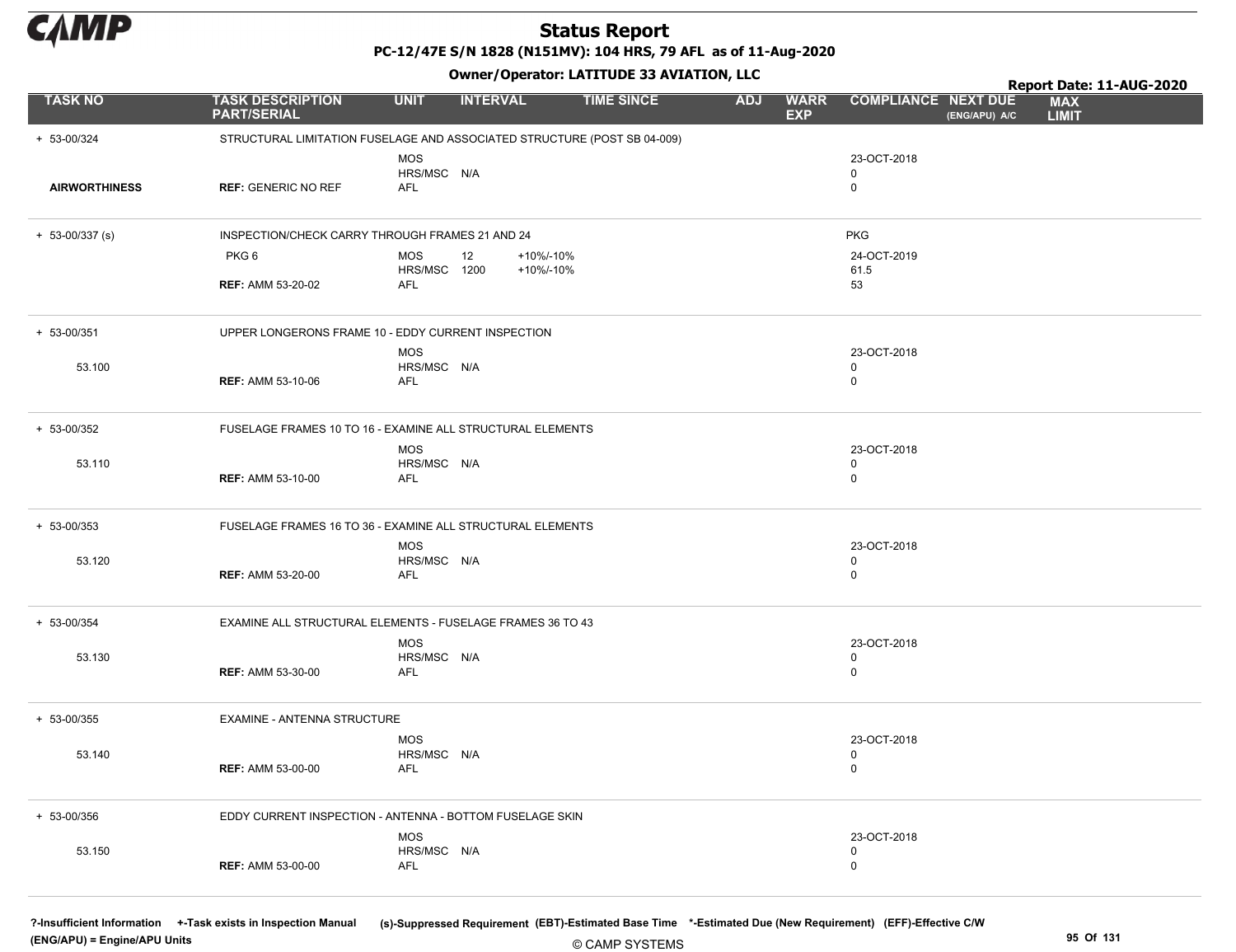# Status Report

**PC-12/47E S/N 1828 (N151MV): 104 HRS, 79 AFL as of 11-Aug-2020**

**Owner/Operator: LATITUDE 33 AVIATION, LLC**

**Report Date: 11-AUG-2020**

| TASK NO | TASK DESCRIPTION PART/SERIAL | UNIT | INTERVAL | | TIME SINCE | ADJ | WARR EXP | COMPLIANCE | NEXT DUE (ENG/APU) A/C | MAX LIMIT |
|---|---|---|---|---|---|---|---|---|---|---|
| + 53-00/324 | STRUCTURAL LIMITATION FUSELAGE AND ASSOCIATED STRUCTURE (POST SB 04-009) | | | | | | | | | |
| | | MOS | | | | | | 23-OCT-2018 | | |
| | | HRS/MSC | N/A | | | | | 0 | | |
| **AIRWORTHINESS** | **REF:** GENERIC NO REF | AFL | | | | | | 0 | | |
| + 53-00/337 (s) | INSPECTION/CHECK CARRY THROUGH FRAMES 21 AND 24 | | | | | | | PKG | | |
| | PKG 6 | MOS | 12 | +10%/-10% | | | | 24-OCT-2019 | | |
| | | HRS/MSC | 1200 | +10%/-10% | | | | 61.5 | | |
| | **REF:** AMM 53-20-02 | AFL | | | | | | 53 | | |
| + 53-00/351 | UPPER LONGERONS FRAME 10 - EDDY CURRENT INSPECTION | | | | | | | | | |
| | | MOS | | | | | | 23-OCT-2018 | | |
| 53.100 | | HRS/MSC | N/A | | | | | 0 | | |
| | **REF:** AMM 53-10-06 | AFL | | | | | | 0 | | |
| + 53-00/352 | FUSELAGE FRAMES 10 TO 16 - EXAMINE ALL STRUCTURAL ELEMENTS | | | | | | | | | |
| | | MOS | | | | | | 23-OCT-2018 | | |
| 53.110 | | HRS/MSC | N/A | | | | | 0 | | |
| | **REF:** AMM 53-10-00 | AFL | | | | | | 0 | | |
| + 53-00/353 | FUSELAGE FRAMES 16 TO 36 - EXAMINE ALL STRUCTURAL ELEMENTS | | | | | | | | | |
| | | MOS | | | | | | 23-OCT-2018 | | |
| 53.120 | | HRS/MSC | N/A | | | | | 0 | | |
| | **REF:** AMM 53-20-00 | AFL | | | | | | 0 | | |
| + 53-00/354 | EXAMINE ALL STRUCTURAL ELEMENTS - FUSELAGE FRAMES 36 TO 43 | | | | | | | | | |
| | | MOS | | | | | | 23-OCT-2018 | | |
| 53.130 | | HRS/MSC | N/A | | | | | 0 | | |
| | **REF:** AMM 53-30-00 | AFL | | | | | | 0 | | |
| + 53-00/355 | EXAMINE - ANTENNA STRUCTURE | | | | | | | | | |
| | | MOS | | | | | | 23-OCT-2018 | | |
| 53.140 | | HRS/MSC | N/A | | | | | 0 | | |
| | **REF:** AMM 53-00-00 | AFL | | | | | | 0 | | |
| + 53-00/356 | EDDY CURRENT INSPECTION - ANTENNA - BOTTOM FUSELAGE SKIN | | | | | | | | | |
| | | MOS | | | | | | 23-OCT-2018 | | |
| 53.150 | | HRS/MSC | N/A | | | | | 0 | | |
| | **REF:** AMM 53-00-00 | AFL | | | | | | 0 | | |

?-Insufficient Information +-Task exists in Inspection Manual (s)-Suppressed Requirement (EBT)-Estimated Base Time \*-Estimated Due (New Requirement) (EFF)-Effective C/W
(ENG/APU) = Engine/APU Units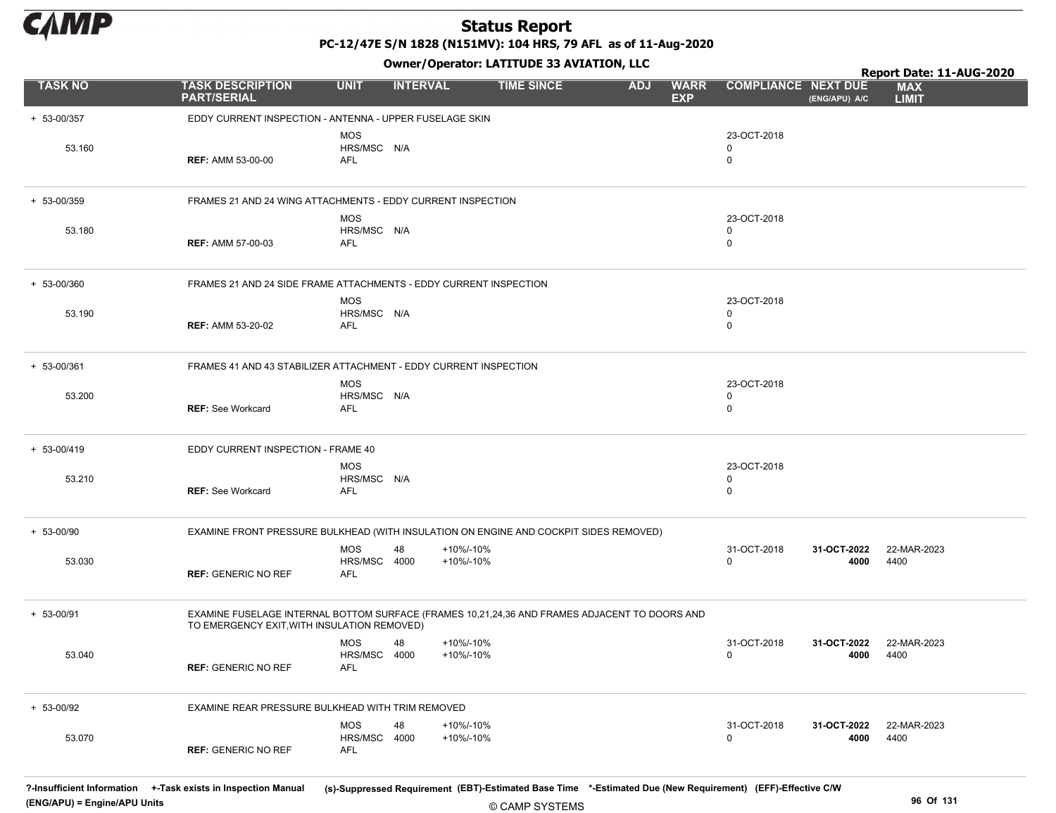# Status Report

**PC-12/47E S/N 1828 (N151MV): 104 HRS, 79 AFL as of 11-Aug-2020**

**Owner/Operator: LATITUDE 33 AVIATION, LLC**

**Report Date: 11-AUG-2020**

| TASK NO | TASK DESCRIPTION PART/SERIAL | UNIT | INTERVAL | | TIME SINCE | ADJ | WARR EXP | COMPLIANCE | NEXT DUE (ENG/APU) A/C | MAX LIMIT |
|---|---|---|---|---|---|---|---|---|---|---|
| + 53-00/357 | EDDY CURRENT INSPECTION - ANTENNA - UPPER FUSELAGE SKIN | | | | | | | | | |
| | | MOS | | | | | | 23-OCT-2018 | | |
| 53.160 | | HRS/MSC | N/A | | | | | 0 | | |
| | **REF:** AMM 53-00-00 | AFL | | | | | | 0 | | |
| + 53-00/359 | FRAMES 21 AND 24 WING ATTACHMENTS - EDDY CURRENT INSPECTION | | | | | | | | | |
| | | MOS | | | | | | 23-OCT-2018 | | |
| 53.180 | | HRS/MSC | N/A | | | | | 0 | | |
| | **REF:** AMM 57-00-03 | AFL | | | | | | 0 | | |
| + 53-00/360 | FRAMES 21 AND 24 SIDE FRAME ATTACHMENTS - EDDY CURRENT INSPECTION | | | | | | | | | |
| | | MOS | | | | | | 23-OCT-2018 | | |
| 53.190 | | HRS/MSC | N/A | | | | | 0 | | |
| | **REF:** AMM 53-20-02 | AFL | | | | | | 0 | | |
| + 53-00/361 | FRAMES 41 AND 43 STABILIZER ATTACHMENT - EDDY CURRENT INSPECTION | | | | | | | | | |
| | | MOS | | | | | | 23-OCT-2018 | | |
| 53.200 | | HRS/MSC | N/A | | | | | 0 | | |
| | **REF:** See Workcard | AFL | | | | | | 0 | | |
| + 53-00/419 | EDDY CURRENT INSPECTION - FRAME 40 | | | | | | | | | |
| | | MOS | | | | | | 23-OCT-2018 | | |
| 53.210 | | HRS/MSC | N/A | | | | | 0 | | |
| | **REF:** See Workcard | AFL | | | | | | 0 | | |
| + 53-00/90 | EXAMINE FRONT PRESSURE BULKHEAD (WITH INSULATION ON ENGINE AND COCKPIT SIDES REMOVED) | | | | | | | | | |
| | | MOS | 48 | +10%/-10% | | | | 31-OCT-2018 | **31-OCT-2022** | 22-MAR-2023 |
| 53.030 | | HRS/MSC | 4000 | +10%/-10% | | | | 0 | **4000** | 4400 |
| | **REF:** GENERIC NO REF | AFL | | | | | | | | |
| + 53-00/91 | EXAMINE FUSELAGE INTERNAL BOTTOM SURFACE (FRAMES 10,21,24,36 AND FRAMES ADJACENT TO DOORS AND TO EMERGENCY EXIT,WITH INSULATION REMOVED) | | | | | | | | | |
| | | MOS | 48 | +10%/-10% | | | | 31-OCT-2018 | **31-OCT-2022** | 22-MAR-2023 |
| 53.040 | | HRS/MSC | 4000 | +10%/-10% | | | | 0 | **4000** | 4400 |
| | **REF:** GENERIC NO REF | AFL | | | | | | | | |
| + 53-00/92 | EXAMINE REAR PRESSURE BULKHEAD WITH TRIM REMOVED | | | | | | | | | |
| | | MOS | 48 | +10%/-10% | | | | 31-OCT-2018 | **31-OCT-2022** | 22-MAR-2023 |
| 53.070 | | HRS/MSC | 4000 | +10%/-10% | | | | 0 | **4000** | 4400 |
| | **REF:** GENERIC NO REF | AFL | | | | | | | | |

?-Insufficient Information +-Task exists in Inspection Manual (s)-Suppressed Requirement (EBT)-Estimated Base Time *-Estimated Due (New Requirement) (EFF)-Effective C/W
(ENG/APU) = Engine/APU Units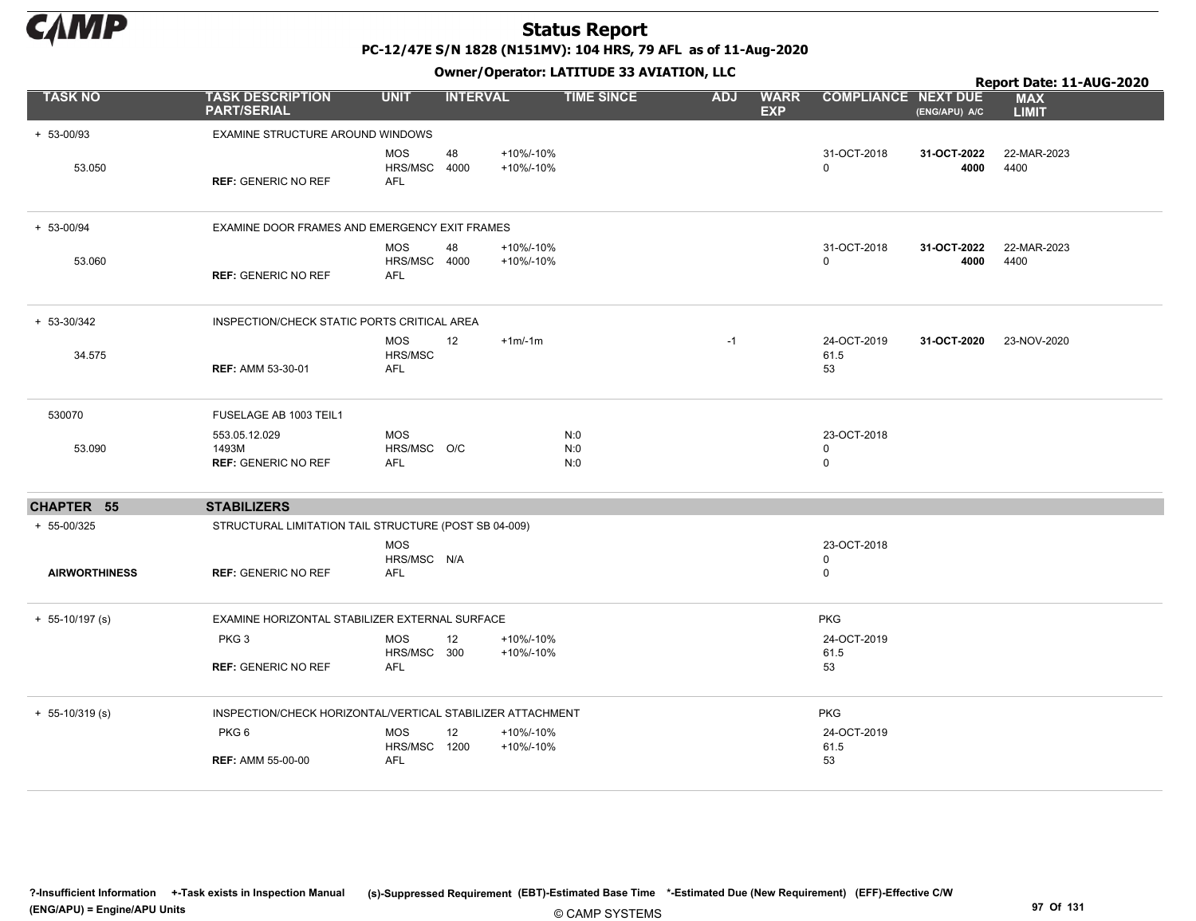# Status Report

**PC-12/47E S/N 1828 (N151MV): 104 HRS, 79 AFL as of 11-Aug-2020**

**Owner/Operator: LATITUDE 33 AVIATION, LLC**

**Report Date: 11-AUG-2020**

| TASK NO | TASK DESCRIPTION PART/SERIAL | UNIT | INTERVAL | | TIME SINCE | ADJ | WARR EXP | COMPLIANCE | NEXT DUE (ENG/APU) A/C | MAX LIMIT |
|---|---|---|---|---|---|---|---|---|---|---|
| + 53-00/93 | EXAMINE STRUCTURE AROUND WINDOWS | | | | | | | | | |
| | | MOS | 48 | +10%/-10% | | | | 31-OCT-2018 | **31-OCT-2022** | 22-MAR-2023 |
| 53.050 | | HRS/MSC | 4000 | +10%/-10% | | | | 0 | **4000** | 4400 |
| | **REF:** GENERIC NO REF | AFL | | | | | | | | |
| + 53-00/94 | EXAMINE DOOR FRAMES AND EMERGENCY EXIT FRAMES | | | | | | | | | |
| | | MOS | 48 | +10%/-10% | | | | 31-OCT-2018 | **31-OCT-2022** | 22-MAR-2023 |
| 53.060 | | HRS/MSC | 4000 | +10%/-10% | | | | 0 | **4000** | 4400 |
| | **REF:** GENERIC NO REF | AFL | | | | | | | | |
| + 53-30/342 | INSPECTION/CHECK STATIC PORTS CRITICAL AREA | | | | | | | | | |
| | | MOS | 12 | +1m/-1m | | -1 | | 24-OCT-2019 | **31-OCT-2020** | 23-NOV-2020 |
| 34.575 | | HRS/MSC | | | | | | 61.5 | | |
| | **REF:** AMM 53-30-01 | AFL | | | | | | 53 | | |
| 530070 | FUSELAGE AB 1003 TEIL1 | | | | | | | | | |
| | 553.05.12.029 | MOS | | | N:0 | | | 23-OCT-2018 | | |
| 53.090 | 1493M | HRS/MSC | O/C | | N:0 | | | 0 | | |
| | **REF:** GENERIC NO REF | AFL | | | N:0 | | | 0 | | |
| **CHAPTER 55** | **STABILIZERS** | | | | | | | | | |
| + 55-00/325 | STRUCTURAL LIMITATION TAIL STRUCTURE (POST SB 04-009) | | | | | | | | | |
| | | MOS | | | | | | 23-OCT-2018 | | |
| | | HRS/MSC | N/A | | | | | 0 | | |
| **AIRWORTHINESS** | **REF:** GENERIC NO REF | AFL | | | | | | 0 | | |
| + 55-10/197 (s) | EXAMINE HORIZONTAL STABILIZER EXTERNAL SURFACE | | | | | | | PKG | | |
| | PKG 3 | MOS | 12 | +10%/-10% | | | | 24-OCT-2019 | | |
| | | HRS/MSC | 300 | +10%/-10% | | | | 61.5 | | |
| | **REF:** GENERIC NO REF | AFL | | | | | | 53 | | |
| + 55-10/319 (s) | INSPECTION/CHECK HORIZONTAL/VERTICAL STABILIZER ATTACHMENT | | | | | | | PKG | | |
| | PKG 6 | MOS | 12 | +10%/-10% | | | | 24-OCT-2019 | | |
| | | HRS/MSC | 1200 | +10%/-10% | | | | 61.5 | | |
| | **REF:** AMM 55-00-00 | AFL | | | | | | 53 | | |

?-Insufficient Information +-Task exists in Inspection Manual (s)-Suppressed Requirement (EBT)-Estimated Base Time *-Estimated Due (New Requirement) (EFF)-Effective C/W (ENG/APU) = Engine/APU Units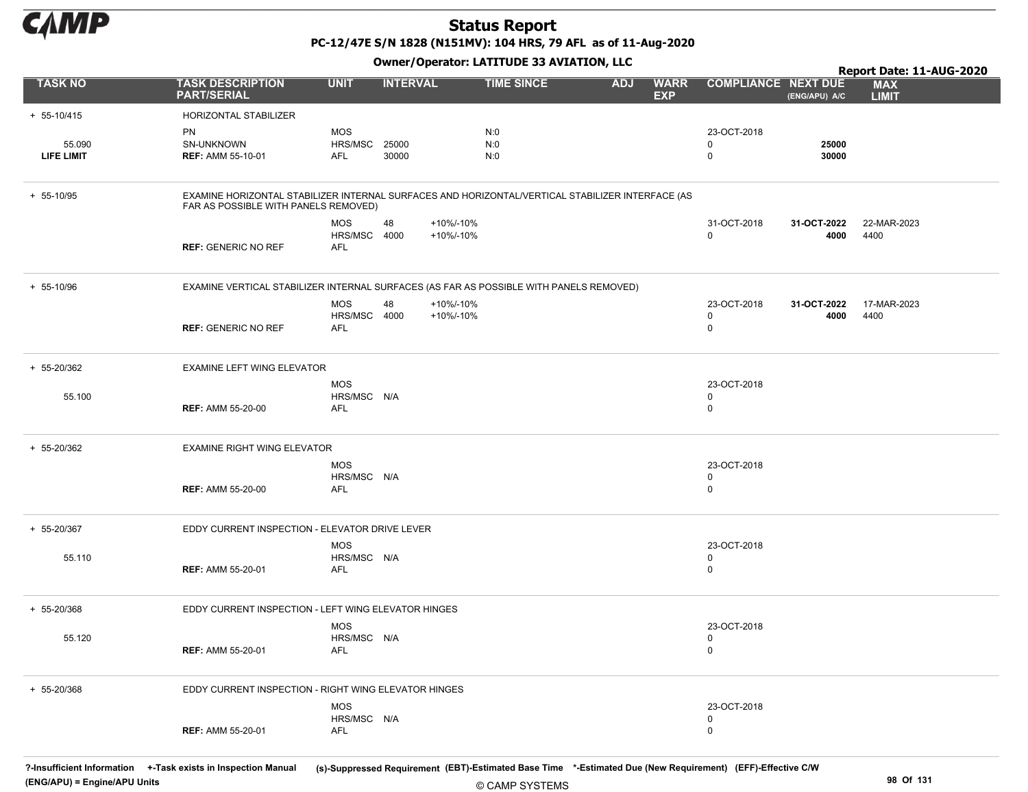# Status Report

**PC-12/47E S/N 1828 (N151MV): 104 HRS, 79 AFL as of 11-Aug-2020**

**Owner/Operator: LATITUDE 33 AVIATION, LLC**

**Report Date: 11-AUG-2020**

| TASK NO | TASK DESCRIPTION PART/SERIAL | UNIT | INTERVAL | | TIME SINCE | ADJ | WARR EXP | COMPLIANCE | NEXT DUE (ENG/APU) A/C | MAX LIMIT |
|---|---|---|---|---|---|---|---|---|---|---|
| + 55-10/415 | HORIZONTAL STABILIZER | | | | | | | | | |
| | PN | MOS | | | N:0 | | | 23-OCT-2018 | | |
| 55.090 | SN-UNKNOWN | HRS/MSC | 25000 | | N:0 | | | 0 | **25000** | |
| **LIFE LIMIT** | **REF:** AMM 55-10-01 | AFL | 30000 | | N:0 | | | 0 | **30000** | |
| + 55-10/95 | EXAMINE HORIZONTAL STABILIZER INTERNAL SURFACES AND HORIZONTAL/VERTICAL STABILIZER INTERFACE (AS FAR AS POSSIBLE WITH PANELS REMOVED) | | | | | | | | | |
| | | MOS | 48 | +10%/-10% | | | | 31-OCT-2018 | **31-OCT-2022** | 22-MAR-2023 |
| | | HRS/MSC | 4000 | +10%/-10% | | | | 0 | **4000** | 4400 |
| | **REF:** GENERIC NO REF | AFL | | | | | | | | |
| + 55-10/96 | EXAMINE VERTICAL STABILIZER INTERNAL SURFACES (AS FAR AS POSSIBLE WITH PANELS REMOVED) | | | | | | | | | |
| | | MOS | 48 | +10%/-10% | | | | 23-OCT-2018 | **31-OCT-2022** | 17-MAR-2023 |
| | | HRS/MSC | 4000 | +10%/-10% | | | | 0 | **4000** | 4400 |
| | **REF:** GENERIC NO REF | AFL | | | | | | 0 | | |
| + 55-20/362 | EXAMINE LEFT WING ELEVATOR | | | | | | | | | |
| | | MOS | | | | | | 23-OCT-2018 | | |
| 55.100 | | HRS/MSC | N/A | | | | | 0 | | |
| | **REF:** AMM 55-20-00 | AFL | | | | | | 0 | | |
| + 55-20/362 | EXAMINE RIGHT WING ELEVATOR | | | | | | | | | |
| | | MOS | | | | | | 23-OCT-2018 | | |
| | | HRS/MSC | N/A | | | | | 0 | | |
| | **REF:** AMM 55-20-00 | AFL | | | | | | 0 | | |
| + 55-20/367 | EDDY CURRENT INSPECTION - ELEVATOR DRIVE LEVER | | | | | | | | | |
| | | MOS | | | | | | 23-OCT-2018 | | |
| 55.110 | | HRS/MSC | N/A | | | | | 0 | | |
| | **REF:** AMM 55-20-01 | AFL | | | | | | 0 | | |
| + 55-20/368 | EDDY CURRENT INSPECTION - LEFT WING ELEVATOR HINGES | | | | | | | | | |
| | | MOS | | | | | | 23-OCT-2018 | | |
| 55.120 | | HRS/MSC | N/A | | | | | 0 | | |
| | **REF:** AMM 55-20-01 | AFL | | | | | | 0 | | |
| + 55-20/368 | EDDY CURRENT INSPECTION - RIGHT WING ELEVATOR HINGES | | | | | | | | | |
| | | MOS | | | | | | 23-OCT-2018 | | |
| | | HRS/MSC | N/A | | | | | 0 | | |
| | **REF:** AMM 55-20-01 | AFL | | | | | | 0 | | |

**?-Insufficient Information** **+-Task exists in Inspection Manual** **(s)-Suppressed Requirement** **(EBT)-Estimated Base Time** **\*-Estimated Due (New Requirement)** **(EFF)-Effective C/W**
**(ENG/APU) = Engine/APU Units**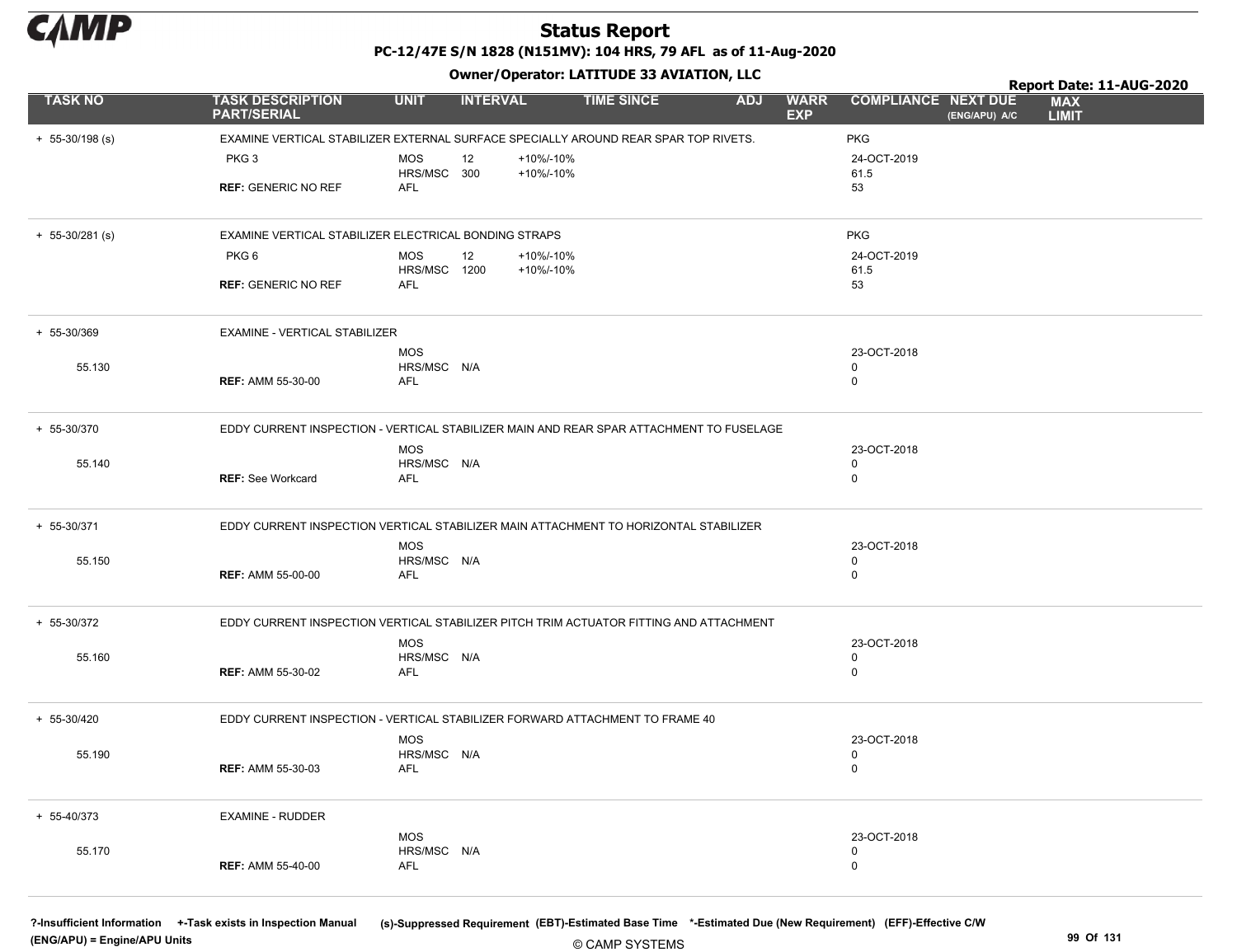# Status Report

**PC-12/47E S/N 1828 (N151MV): 104 HRS, 79 AFL as of 11-Aug-2020**

**Owner/Operator: LATITUDE 33 AVIATION, LLC**

**Report Date: 11-AUG-2020**

| TASK NO | TASK DESCRIPTION PART/SERIAL | UNIT | INTERVAL | | TIME SINCE | ADJ | WARR EXP | COMPLIANCE | NEXT DUE (ENG/APU) A/C | MAX LIMIT |
|---|---|---|---|---|---|---|---|---|---|---|
| + 55-30/198 (s) | EXAMINE VERTICAL STABILIZER EXTERNAL SURFACE SPECIALLY AROUND REAR SPAR TOP RIVETS. | | | | | | | PKG | | |
| | PKG 3 | MOS | 12 | +10%/-10% | | | | 24-OCT-2019 | | |
| | | HRS/MSC | 300 | +10%/-10% | | | | 61.5 | | |
| | **REF:** GENERIC NO REF | AFL | | | | | | 53 | | |
| + 55-30/281 (s) | EXAMINE VERTICAL STABILIZER ELECTRICAL BONDING STRAPS | | | | | | | PKG | | |
| | PKG 6 | MOS | 12 | +10%/-10% | | | | 24-OCT-2019 | | |
| | | HRS/MSC | 1200 | +10%/-10% | | | | 61.5 | | |
| | **REF:** GENERIC NO REF | AFL | | | | | | 53 | | |
| + 55-30/369 | EXAMINE - VERTICAL STABILIZER | | | | | | | | | |
| | | MOS | | | | | | 23-OCT-2018 | | |
| 55.130 | | HRS/MSC | N/A | | | | | 0 | | |
| | **REF:** AMM 55-30-00 | AFL | | | | | | 0 | | |
| + 55-30/370 | EDDY CURRENT INSPECTION - VERTICAL STABILIZER MAIN AND REAR SPAR ATTACHMENT TO FUSELAGE | | | | | | | | | |
| | | MOS | | | | | | 23-OCT-2018 | | |
| 55.140 | | HRS/MSC | N/A | | | | | 0 | | |
| | **REF:** See Workcard | AFL | | | | | | 0 | | |
| + 55-30/371 | EDDY CURRENT INSPECTION VERTICAL STABILIZER MAIN ATTACHMENT TO HORIZONTAL STABILIZER | | | | | | | | | |
| | | MOS | | | | | | 23-OCT-2018 | | |
| 55.150 | | HRS/MSC | N/A | | | | | 0 | | |
| | **REF:** AMM 55-00-00 | AFL | | | | | | 0 | | |
| + 55-30/372 | EDDY CURRENT INSPECTION VERTICAL STABILIZER PITCH TRIM ACTUATOR FITTING AND ATTACHMENT | | | | | | | | | |
| | | MOS | | | | | | 23-OCT-2018 | | |
| 55.160 | | HRS/MSC | N/A | | | | | 0 | | |
| | **REF:** AMM 55-30-02 | AFL | | | | | | 0 | | |
| + 55-30/420 | EDDY CURRENT INSPECTION - VERTICAL STABILIZER FORWARD ATTACHMENT TO FRAME 40 | | | | | | | | | |
| | | MOS | | | | | | 23-OCT-2018 | | |
| 55.190 | | HRS/MSC | N/A | | | | | 0 | | |
| | **REF:** AMM 55-30-03 | AFL | | | | | | 0 | | |
| + 55-40/373 | EXAMINE - RUDDER | | | | | | | | | |
| | | MOS | | | | | | 23-OCT-2018 | | |
| 55.170 | | HRS/MSC | N/A | | | | | 0 | | |
| | **REF:** AMM 55-40-00 | AFL | | | | | | 0 | | |

**?-Insufficient Information +-Task exists in Inspection Manual** (s)-Suppressed Requirement (EBT)-Estimated Base Time \*-Estimated Due (New Requirement) (EFF)-Effective C/W
**(ENG/APU) = Engine/APU Units**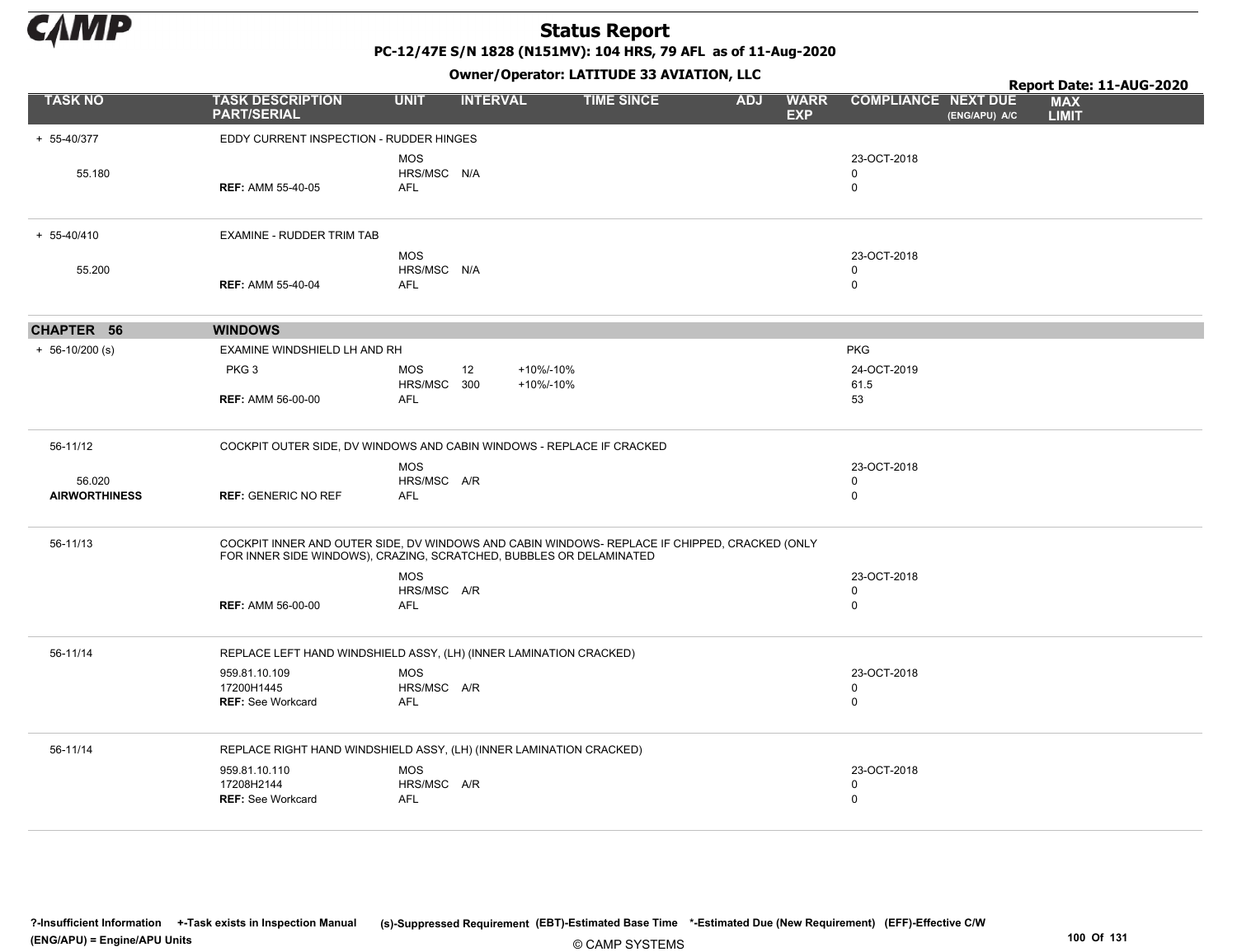# Status Report

**PC-12/47E S/N 1828 (N151MV): 104 HRS, 79 AFL as of 11-Aug-2020**

**Owner/Operator: LATITUDE 33 AVIATION, LLC**

**Report Date: 11-AUG-2020**

| TASK NO | TASK DESCRIPTION PART/SERIAL | UNIT | INTERVAL | | TIME SINCE | ADJ | WARR EXP | COMPLIANCE | NEXT DUE (ENG/APU) A/C | MAX LIMIT |
|---|---|---|---|---|---|---|---|---|---|---|
| + 55-40/377 | EDDY CURRENT INSPECTION - RUDDER HINGES | | | | | | | | | |
| | | MOS | | | | | | 23-OCT-2018 | | |
| 55.180 | | HRS/MSC | N/A | | | | | 0 | | |
| | **REF:** AMM 55-40-05 | AFL | | | | | | 0 | | |
| + 55-40/410 | EXAMINE - RUDDER TRIM TAB | | | | | | | | | |
| | | MOS | | | | | | 23-OCT-2018 | | |
| 55.200 | | HRS/MSC | N/A | | | | | 0 | | |
| | **REF:** AMM 55-40-04 | AFL | | | | | | 0 | | |
| **CHAPTER 56** | **WINDOWS** | | | | | | | | | |
| + 56-10/200 (s) | EXAMINE WINDSHIELD LH AND RH | | | | | | | PKG | | |
| | PKG 3 | MOS | 12 | +10%/-10% | | | | 24-OCT-2019 | | |
| | | HRS/MSC | 300 | +10%/-10% | | | | 61.5 | | |
| | **REF:** AMM 56-00-00 | AFL | | | | | | 53 | | |
| 56-11/12 | COCKPIT OUTER SIDE, DV WINDOWS AND CABIN WINDOWS - REPLACE IF CRACKED | | | | | | | | | |
| | | MOS | | | | | | 23-OCT-2018 | | |
| 56.020 | | HRS/MSC | A/R | | | | | 0 | | |
| **AIRWORTHINESS** | **REF:** GENERIC NO REF | AFL | | | | | | 0 | | |
| 56-11/13 | COCKPIT INNER AND OUTER SIDE, DV WINDOWS AND CABIN WINDOWS- REPLACE IF CHIPPED, CRACKED (ONLY FOR INNER SIDE WINDOWS), CRAZING, SCRATCHED, BUBBLES OR DELAMINATED | | | | | | | | | |
| | | MOS | | | | | | 23-OCT-2018 | | |
| | | HRS/MSC | A/R | | | | | 0 | | |
| | **REF:** AMM 56-00-00 | AFL | | | | | | 0 | | |
| 56-11/14 | REPLACE LEFT HAND WINDSHIELD ASSY, (LH) (INNER LAMINATION CRACKED) | | | | | | | | | |
| | 959.81.10.109 | MOS | | | | | | 23-OCT-2018 | | |
| | 17200H1445 | HRS/MSC | A/R | | | | | 0 | | |
| | **REF:** See Workcard | AFL | | | | | | 0 | | |
| 56-11/14 | REPLACE RIGHT HAND WINDSHIELD ASSY, (LH) (INNER LAMINATION CRACKED) | | | | | | | | | |
| | 959.81.10.110 | MOS | | | | | | 23-OCT-2018 | | |
| | 17208H2144 | HRS/MSC | A/R | | | | | 0 | | |
| | **REF:** See Workcard | AFL | | | | | | 0 | | |

?-Insufficient Information +-Task exists in Inspection Manual (s)-Suppressed Requirement (EBT)-Estimated Base Time *-Estimated Due (New Requirement) (EFF)-Effective C/W (ENG/APU) = Engine/APU Units

© CAMP SYSTEMS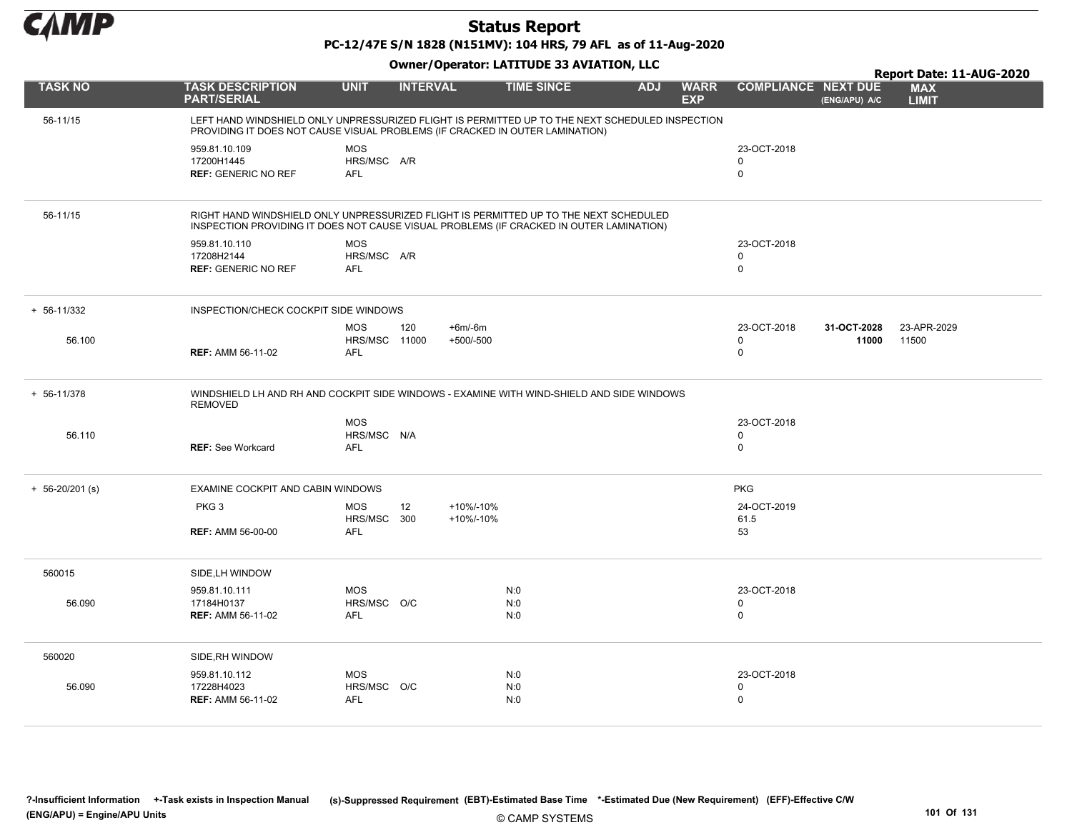# Status Report

**PC-12/47E S/N 1828 (N151MV): 104 HRS, 79 AFL as of 11-Aug-2020**

**Owner/Operator: LATITUDE 33 AVIATION, LLC**

**Report Date: 11-AUG-2020**

| TASK NO | TASK DESCRIPTION PART/SERIAL | UNIT | INTERVAL | | TIME SINCE | ADJ | WARR EXP | COMPLIANCE | NEXT DUE (ENG/APU) A/C | MAX LIMIT |
|---|---|---|---|---|---|---|---|---|---|---|
| 56-11/15 | LEFT HAND WINDSHIELD ONLY UNPRESSURIZED FLIGHT IS PERMITTED UP TO THE NEXT SCHEDULED INSPECTION PROVIDING IT DOES NOT CAUSE VISUAL PROBLEMS (IF CRACKED IN OUTER LAMINATION) | | | | | | | | | |
| | 959.81.10.109 | MOS | | | | | | 23-OCT-2018 | | |
| | 17200H1445 | HRS/MSC | A/R | | | | | 0 | | |
| | **REF:** GENERIC NO REF | AFL | | | | | | 0 | | |
| 56-11/15 | RIGHT HAND WINDSHIELD ONLY UNPRESSURIZED FLIGHT IS PERMITTED UP TO THE NEXT SCHEDULED INSPECTION PROVIDING IT DOES NOT CAUSE VISUAL PROBLEMS (IF CRACKED IN OUTER LAMINATION) | | | | | | | | | |
| | 959.81.10.110 | MOS | | | | | | 23-OCT-2018 | | |
| | 17208H2144 | HRS/MSC | A/R | | | | | 0 | | |
| | **REF:** GENERIC NO REF | AFL | | | | | | 0 | | |
| + 56-11/332 | INSPECTION/CHECK COCKPIT SIDE WINDOWS | | | | | | | | | |
| | | MOS | 120 | +6m/-6m | | | | 23-OCT-2018 | **31-OCT-2028** | 23-APR-2029 |
| 56.100 | | HRS/MSC | 11000 | +500/-500 | | | | 0 | **11000** | 11500 |
| | **REF:** AMM 56-11-02 | AFL | | | | | | 0 | | |
| + 56-11/378 | WINDSHIELD LH AND RH AND COCKPIT SIDE WINDOWS - EXAMINE WITH WIND-SHIELD AND SIDE WINDOWS REMOVED | | | | | | | | | |
| | | MOS | | | | | | 23-OCT-2018 | | |
| 56.110 | | HRS/MSC | N/A | | | | | 0 | | |
| | **REF:** See Workcard | AFL | | | | | | 0 | | |
| + 56-20/201 (s) | EXAMINE COCKPIT AND CABIN WINDOWS | | | | | | | PKG | | |
| | PKG 3 | MOS | 12 | +10%/-10% | | | | 24-OCT-2019 | | |
| | | HRS/MSC | 300 | +10%/-10% | | | | 61.5 | | |
| | **REF:** AMM 56-00-00 | AFL | | | | | | 53 | | |
| 560015 | SIDE,LH WINDOW | | | | | | | | | |
| | 959.81.10.111 | MOS | | | N:0 | | | 23-OCT-2018 | | |
| 56.090 | 17184H0137 | HRS/MSC | O/C | | N:0 | | | 0 | | |
| | **REF:** AMM 56-11-02 | AFL | | | N:0 | | | 0 | | |
| 560020 | SIDE,RH WINDOW | | | | | | | | | |
| | 959.81.10.112 | MOS | | | N:0 | | | 23-OCT-2018 | | |
| 56.090 | 17228H4023 | HRS/MSC | O/C | | N:0 | | | 0 | | |
| | **REF:** AMM 56-11-02 | AFL | | | N:0 | | | 0 | | |

?-Insufficient Information +-Task exists in Inspection Manual (s)-Suppressed Requirement (EBT)-Estimated Base Time *-Estimated Due (New Requirement) (EFF)-Effective C/W
(ENG/APU) = Engine/APU Units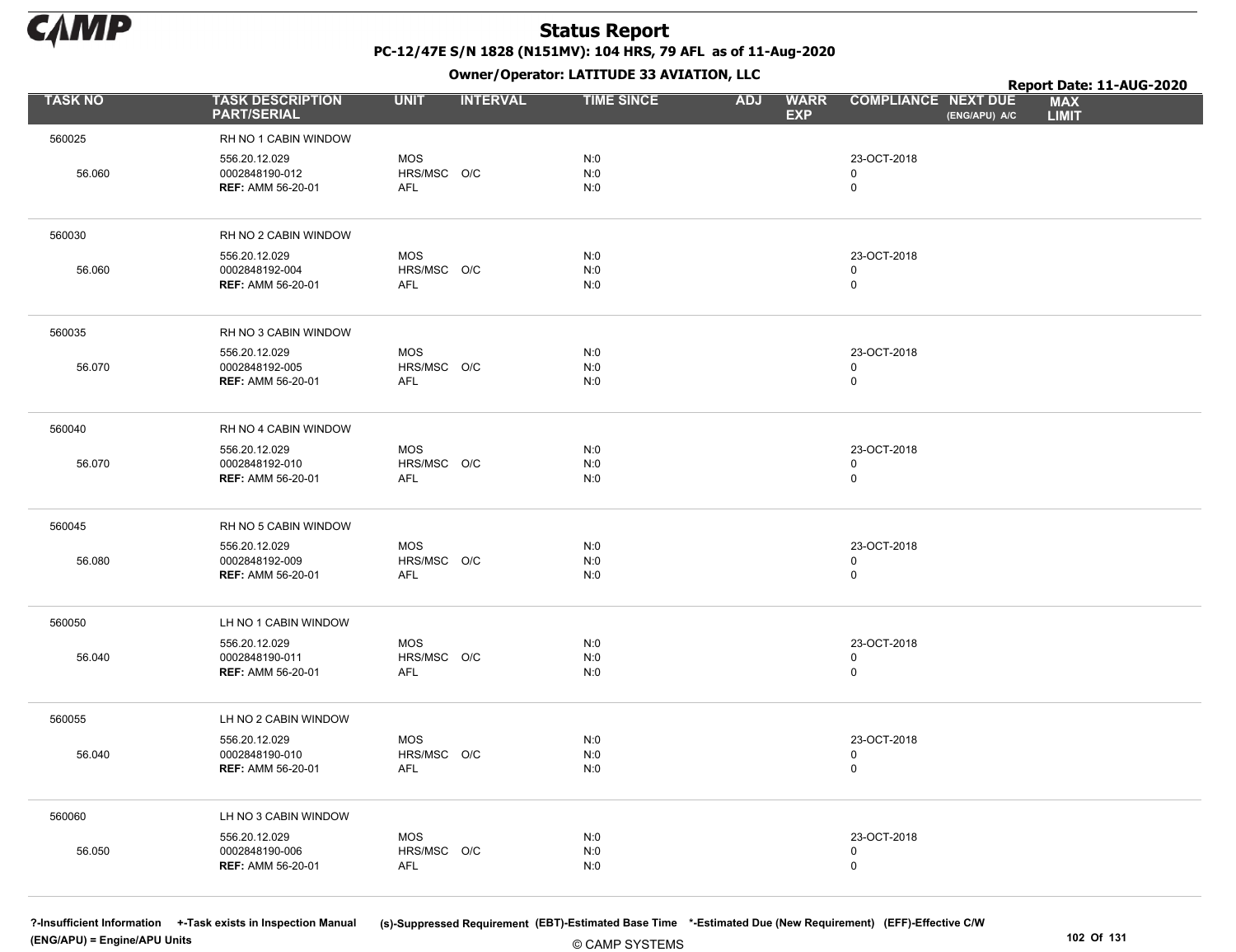# Status Report

**PC-12/47E S/N 1828 (N151MV): 104 HRS, 79 AFL as of 11-Aug-2020**

**Owner/Operator: LATITUDE 33 AVIATION, LLC**

**Report Date: 11-AUG-2020**

| TASK NO | TASK DESCRIPTION PART/SERIAL | UNIT | INTERVAL | TIME SINCE | ADJ | WARR EXP | COMPLIANCE | NEXT DUE (ENG/APU) A/C | MAX LIMIT |
|---|---|---|---|---|---|---|---|---|---|
| 560025 | RH NO 1 CABIN WINDOW | | | | | | | | |
| | 556.20.12.029 | MOS | | N:0 | | | 23-OCT-2018 | | |
| 56.060 | 0002848190-012 | HRS/MSC | O/C | N:0 | | | 0 | | |
| | **REF:** AMM 56-20-01 | AFL | | N:0 | | | 0 | | |
| 560030 | RH NO 2 CABIN WINDOW | | | | | | | | |
| | 556.20.12.029 | MOS | | N:0 | | | 23-OCT-2018 | | |
| 56.060 | 0002848192-004 | HRS/MSC | O/C | N:0 | | | 0 | | |
| | **REF:** AMM 56-20-01 | AFL | | N:0 | | | 0 | | |
| 560035 | RH NO 3 CABIN WINDOW | | | | | | | | |
| | 556.20.12.029 | MOS | | N:0 | | | 23-OCT-2018 | | |
| 56.070 | 0002848192-005 | HRS/MSC | O/C | N:0 | | | 0 | | |
| | **REF:** AMM 56-20-01 | AFL | | N:0 | | | 0 | | |
| 560040 | RH NO 4 CABIN WINDOW | | | | | | | | |
| | 556.20.12.029 | MOS | | N:0 | | | 23-OCT-2018 | | |
| 56.070 | 0002848192-010 | HRS/MSC | O/C | N:0 | | | 0 | | |
| | **REF:** AMM 56-20-01 | AFL | | N:0 | | | 0 | | |
| 560045 | RH NO 5 CABIN WINDOW | | | | | | | | |
| | 556.20.12.029 | MOS | | N:0 | | | 23-OCT-2018 | | |
| 56.080 | 0002848192-009 | HRS/MSC | O/C | N:0 | | | 0 | | |
| | **REF:** AMM 56-20-01 | AFL | | N:0 | | | 0 | | |
| 560050 | LH NO 1 CABIN WINDOW | | | | | | | | |
| | 556.20.12.029 | MOS | | N:0 | | | 23-OCT-2018 | | |
| 56.040 | 0002848190-011 | HRS/MSC | O/C | N:0 | | | 0 | | |
| | **REF:** AMM 56-20-01 | AFL | | N:0 | | | 0 | | |
| 560055 | LH NO 2 CABIN WINDOW | | | | | | | | |
| | 556.20.12.029 | MOS | | N:0 | | | 23-OCT-2018 | | |
| 56.040 | 0002848190-010 | HRS/MSC | O/C | N:0 | | | 0 | | |
| | **REF:** AMM 56-20-01 | AFL | | N:0 | | | 0 | | |
| 560060 | LH NO 3 CABIN WINDOW | | | | | | | | |
| | 556.20.12.029 | MOS | | N:0 | | | 23-OCT-2018 | | |
| 56.050 | 0002848190-006 | HRS/MSC | O/C | N:0 | | | 0 | | |
| | **REF:** AMM 56-20-01 | AFL | | N:0 | | | 0 | | |

?-Insufficient Information +-Task exists in Inspection Manual (s)-Suppressed Requirement (EBT)-Estimated Base Time *-Estimated Due (New Requirement) (EFF)-Effective C/W (ENG/APU) = Engine/APU Units

© CAMP SYSTEMS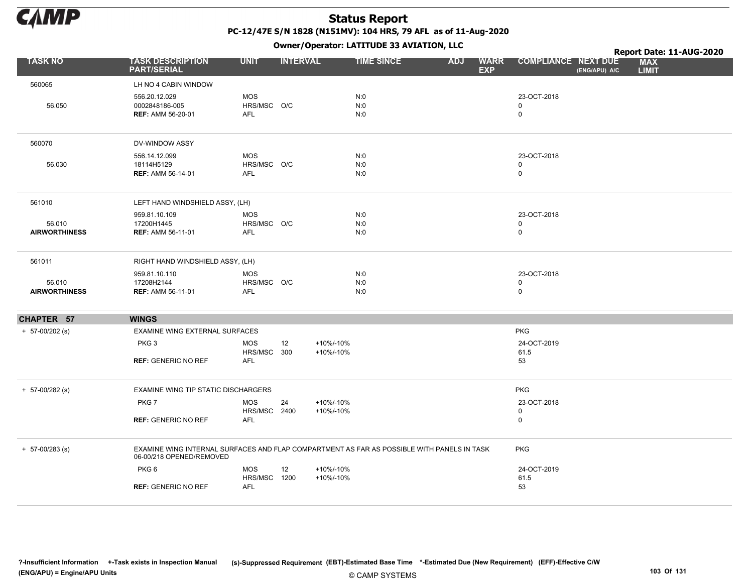# Status Report

**PC-12/47E S/N 1828 (N151MV): 104 HRS, 79 AFL as of 11-Aug-2020**

**Owner/Operator: LATITUDE 33 AVIATION, LLC**

**Report Date: 11-AUG-2020**

| TASK NO | TASK DESCRIPTION PART/SERIAL | UNIT | INTERVAL | | TIME SINCE | ADJ | WARR EXP | COMPLIANCE | NEXT DUE (ENG/APU) A/C | MAX LIMIT |
|---|---|---|---|---|---|---|---|---|---|---|
| 560065 | LH NO 4 CABIN WINDOW | | | | | | | | | |
| | 556.20.12.029 | MOS | | | N:0 | | | 23-OCT-2018 | | |
| 56.050 | 0002848186-005 | HRS/MSC | O/C | | N:0 | | | 0 | | |
| | **REF:** AMM 56-20-01 | AFL | | | N:0 | | | 0 | | |
| 560070 | DV-WINDOW ASSY | | | | | | | | | |
| | 556.14.12.099 | MOS | | | N:0 | | | 23-OCT-2018 | | |
| 56.030 | 18114H5129 | HRS/MSC | O/C | | N:0 | | | 0 | | |
| | **REF:** AMM 56-14-01 | AFL | | | N:0 | | | 0 | | |
| 561010 | LEFT HAND WINDSHIELD ASSY, (LH) | | | | | | | | | |
| | 959.81.10.109 | MOS | | | N:0 | | | 23-OCT-2018 | | |
| 56.010 | 17200H1445 | HRS/MSC | O/C | | N:0 | | | 0 | | |
| **AIRWORTHINESS** | **REF:** AMM 56-11-01 | AFL | | | N:0 | | | 0 | | |
| 561011 | RIGHT HAND WINDSHIELD ASSY, (LH) | | | | | | | | | |
| | 959.81.10.110 | MOS | | | N:0 | | | 23-OCT-2018 | | |
| 56.010 | 17208H2144 | HRS/MSC | O/C | | N:0 | | | 0 | | |
| **AIRWORTHINESS** | **REF:** AMM 56-11-01 | AFL | | | N:0 | | | 0 | | |
| **CHAPTER 57** | **WINGS** | | | | | | | | | |
| + 57-00/202 (s) | EXAMINE WING EXTERNAL SURFACES | | | | | | | PKG | | |
| | PKG 3 | MOS | 12 | +10%/-10% | | | | 24-OCT-2019 | | |
| | | HRS/MSC | 300 | +10%/-10% | | | | 61.5 | | |
| | **REF:** GENERIC NO REF | AFL | | | | | | 53 | | |
| + 57-00/282 (s) | EXAMINE WING TIP STATIC DISCHARGERS | | | | | | | PKG | | |
| | PKG 7 | MOS | 24 | +10%/-10% | | | | 23-OCT-2018 | | |
| | | HRS/MSC | 2400 | +10%/-10% | | | | 0 | | |
| | **REF:** GENERIC NO REF | AFL | | | | | | 0 | | |
| + 57-00/283 (s) | EXAMINE WING INTERNAL SURFACES AND FLAP COMPARTMENT AS FAR AS POSSIBLE WITH PANELS IN TASK 06-00/218 OPENED/REMOVED | | | | | | | PKG | | |
| | PKG 6 | MOS | 12 | +10%/-10% | | | | 24-OCT-2019 | | |
| | | HRS/MSC | 1200 | +10%/-10% | | | | 61.5 | | |
| | **REF:** GENERIC NO REF | AFL | | | | | | 53 | | |

**?-Insufficient Information** **+-Task exists in Inspection Manual** **(s)-Suppressed Requirement** **(EBT)-Estimated Base Time** **\*-Estimated Due (New Requirement)** **(EFF)-Effective C/W**
**(ENG/APU) = Engine/APU Units**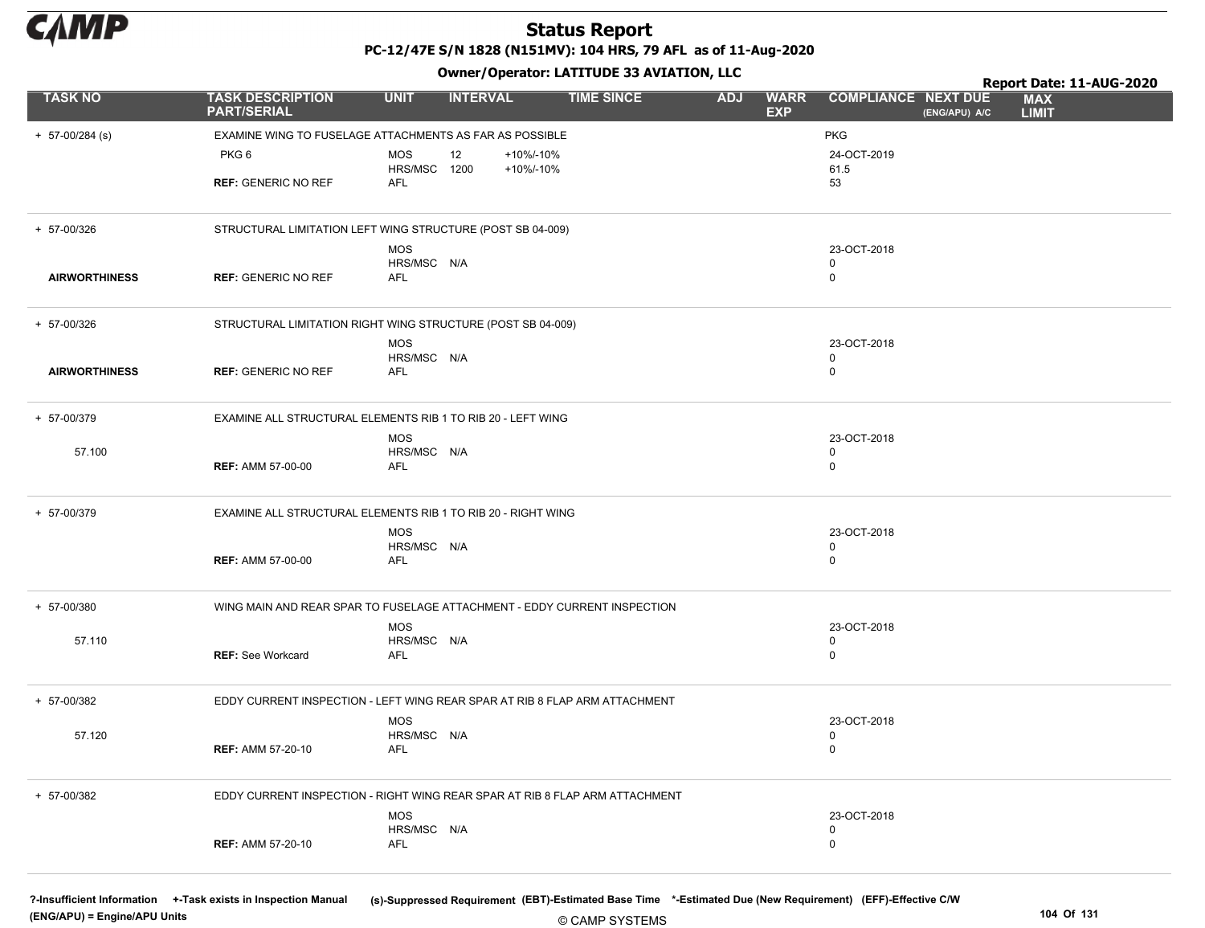# Status Report

**PC-12/47E S/N 1828 (N151MV): 104 HRS, 79 AFL as of 11-Aug-2020**

**Owner/Operator: LATITUDE 33 AVIATION, LLC**

**Report Date: 11-AUG-2020**

| TASK NO | TASK DESCRIPTION PART/SERIAL | UNIT | INTERVAL | | TIME SINCE | ADJ | WARR EXP | COMPLIANCE | NEXT DUE (ENG/APU) A/C | MAX LIMIT |
|---|---|---|---|---|---|---|---|---|---|---|
| + 57-00/284 (s) | EXAMINE WING TO FUSELAGE ATTACHMENTS AS FAR AS POSSIBLE | | | | | | | PKG | | |
| | PKG 6 | MOS | 12 | +10%/-10% | | | | 24-OCT-2019 | | |
| | | HRS/MSC | 1200 | +10%/-10% | | | | 61.5 | | |
| | **REF:** GENERIC NO REF | AFL | | | | | | 53 | | |
| + 57-00/326 | STRUCTURAL LIMITATION LEFT WING STRUCTURE (POST SB 04-009) | | | | | | | | | |
| | | MOS | | | | | | 23-OCT-2018 | | |
| | | HRS/MSC | N/A | | | | | 0 | | |
| **AIRWORTHINESS** | **REF:** GENERIC NO REF | AFL | | | | | | 0 | | |
| + 57-00/326 | STRUCTURAL LIMITATION RIGHT WING STRUCTURE (POST SB 04-009) | | | | | | | | | |
| | | MOS | | | | | | 23-OCT-2018 | | |
| | | HRS/MSC | N/A | | | | | 0 | | |
| **AIRWORTHINESS** | **REF:** GENERIC NO REF | AFL | | | | | | 0 | | |
| + 57-00/379 | EXAMINE ALL STRUCTURAL ELEMENTS RIB 1 TO RIB 20 - LEFT WING | | | | | | | | | |
| | | MOS | | | | | | 23-OCT-2018 | | |
| 57.100 | | HRS/MSC | N/A | | | | | 0 | | |
| | **REF:** AMM 57-00-00 | AFL | | | | | | 0 | | |
| + 57-00/379 | EXAMINE ALL STRUCTURAL ELEMENTS RIB 1 TO RIB 20 - RIGHT WING | | | | | | | | | |
| | | MOS | | | | | | 23-OCT-2018 | | |
| | | HRS/MSC | N/A | | | | | 0 | | |
| | **REF:** AMM 57-00-00 | AFL | | | | | | 0 | | |
| + 57-00/380 | WING MAIN AND REAR SPAR TO FUSELAGE ATTACHMENT - EDDY CURRENT INSPECTION | | | | | | | | | |
| | | MOS | | | | | | 23-OCT-2018 | | |
| 57.110 | | HRS/MSC | N/A | | | | | 0 | | |
| | **REF:** See Workcard | AFL | | | | | | 0 | | |
| + 57-00/382 | EDDY CURRENT INSPECTION - LEFT WING REAR SPAR AT RIB 8 FLAP ARM ATTACHMENT | | | | | | | | | |
| | | MOS | | | | | | 23-OCT-2018 | | |
| 57.120 | | HRS/MSC | N/A | | | | | 0 | | |
| | **REF:** AMM 57-20-10 | AFL | | | | | | 0 | | |
| + 57-00/382 | EDDY CURRENT INSPECTION - RIGHT WING REAR SPAR AT RIB 8 FLAP ARM ATTACHMENT | | | | | | | | | |
| | | MOS | | | | | | 23-OCT-2018 | | |
| | | HRS/MSC | N/A | | | | | 0 | | |
| | **REF:** AMM 57-20-10 | AFL | | | | | | 0 | | |

**?-Insufficient Information** **+-Task exists in Inspection Manual** **(s)-Suppressed Requirement** **(EBT)-Estimated Base Time** **\*-Estimated Due (New Requirement)** **(EFF)-Effective C/W**
**(ENG/APU) = Engine/APU Units**

© CAMP SYSTEMS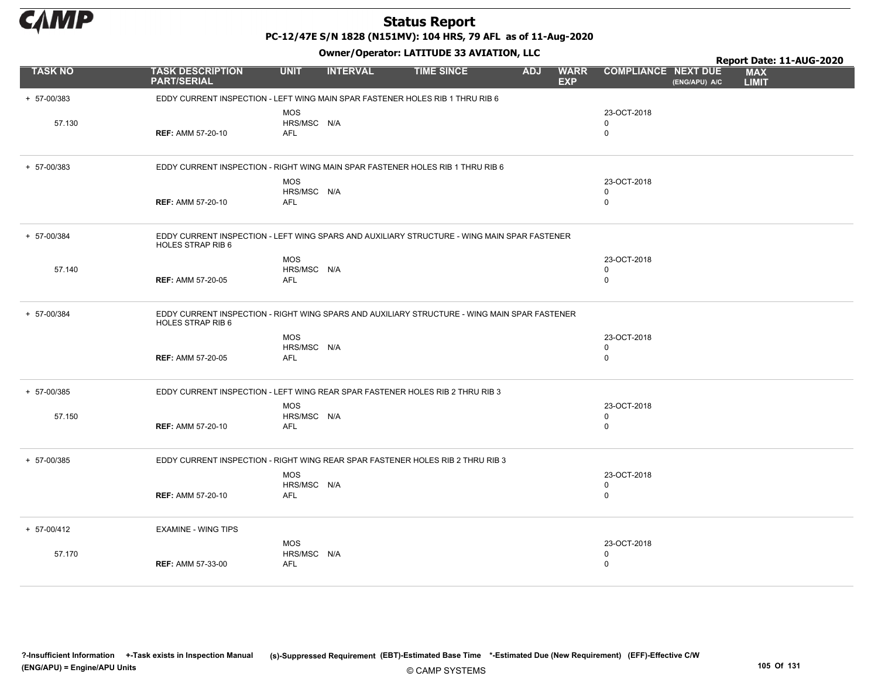# Status Report

**PC-12/47E S/N 1828 (N151MV): 104 HRS, 79 AFL as of 11-Aug-2020**

**Owner/Operator: LATITUDE 33 AVIATION, LLC**

**Report Date: 11-AUG-2020**

| TASK NO | TASK DESCRIPTION PART/SERIAL | UNIT | INTERVAL | TIME SINCE | ADJ | WARR EXP | COMPLIANCE | NEXT DUE (ENG/APU) A/C | MAX LIMIT |
|---|---|---|---|---|---|---|---|---|---|
| + 57-00/383 | EDDY CURRENT INSPECTION - LEFT WING MAIN SPAR FASTENER HOLES RIB 1 THRU RIB 6 | | | | | | | | |
| | | MOS | | | | | 23-OCT-2018 | | |
| 57.130 | | HRS/MSC | N/A | | | | 0 | | |
| | **REF:** AMM 57-20-10 | AFL | | | | | 0 | | |
| + 57-00/383 | EDDY CURRENT INSPECTION - RIGHT WING MAIN SPAR FASTENER HOLES RIB 1 THRU RIB 6 | | | | | | | | |
| | | MOS | | | | | 23-OCT-2018 | | |
| | | HRS/MSC | N/A | | | | 0 | | |
| | **REF:** AMM 57-20-10 | AFL | | | | | 0 | | |
| + 57-00/384 | EDDY CURRENT INSPECTION - LEFT WING SPARS AND AUXILIARY STRUCTURE - WING MAIN SPAR FASTENER HOLES STRAP RIB 6 | | | | | | | | |
| | | MOS | | | | | 23-OCT-2018 | | |
| 57.140 | | HRS/MSC | N/A | | | | 0 | | |
| | **REF:** AMM 57-20-05 | AFL | | | | | 0 | | |
| + 57-00/384 | EDDY CURRENT INSPECTION - RIGHT WING SPARS AND AUXILIARY STRUCTURE - WING MAIN SPAR FASTENER HOLES STRAP RIB 6 | | | | | | | | |
| | | MOS | | | | | 23-OCT-2018 | | |
| | | HRS/MSC | N/A | | | | 0 | | |
| | **REF:** AMM 57-20-05 | AFL | | | | | 0 | | |
| + 57-00/385 | EDDY CURRENT INSPECTION - LEFT WING REAR SPAR FASTENER HOLES RIB 2 THRU RIB 3 | | | | | | | | |
| | | MOS | | | | | 23-OCT-2018 | | |
| 57.150 | | HRS/MSC | N/A | | | | 0 | | |
| | **REF:** AMM 57-20-10 | AFL | | | | | 0 | | |
| + 57-00/385 | EDDY CURRENT INSPECTION - RIGHT WING REAR SPAR FASTENER HOLES RIB 2 THRU RIB 3 | | | | | | | | |
| | | MOS | | | | | 23-OCT-2018 | | |
| | | HRS/MSC | N/A | | | | 0 | | |
| | **REF:** AMM 57-20-10 | AFL | | | | | 0 | | |
| + 57-00/412 | EXAMINE - WING TIPS | | | | | | | | |
| | | MOS | | | | | 23-OCT-2018 | | |
| 57.170 | | HRS/MSC | N/A | | | | 0 | | |
| | **REF:** AMM 57-33-00 | AFL | | | | | 0 | | |

**?-Insufficient Information +-Task exists in Inspection Manual (s)-Suppressed Requirement (EBT)-Estimated Base Time \*-Estimated Due (New Requirement) (EFF)-Effective C/W (ENG/APU) = Engine/APU Units**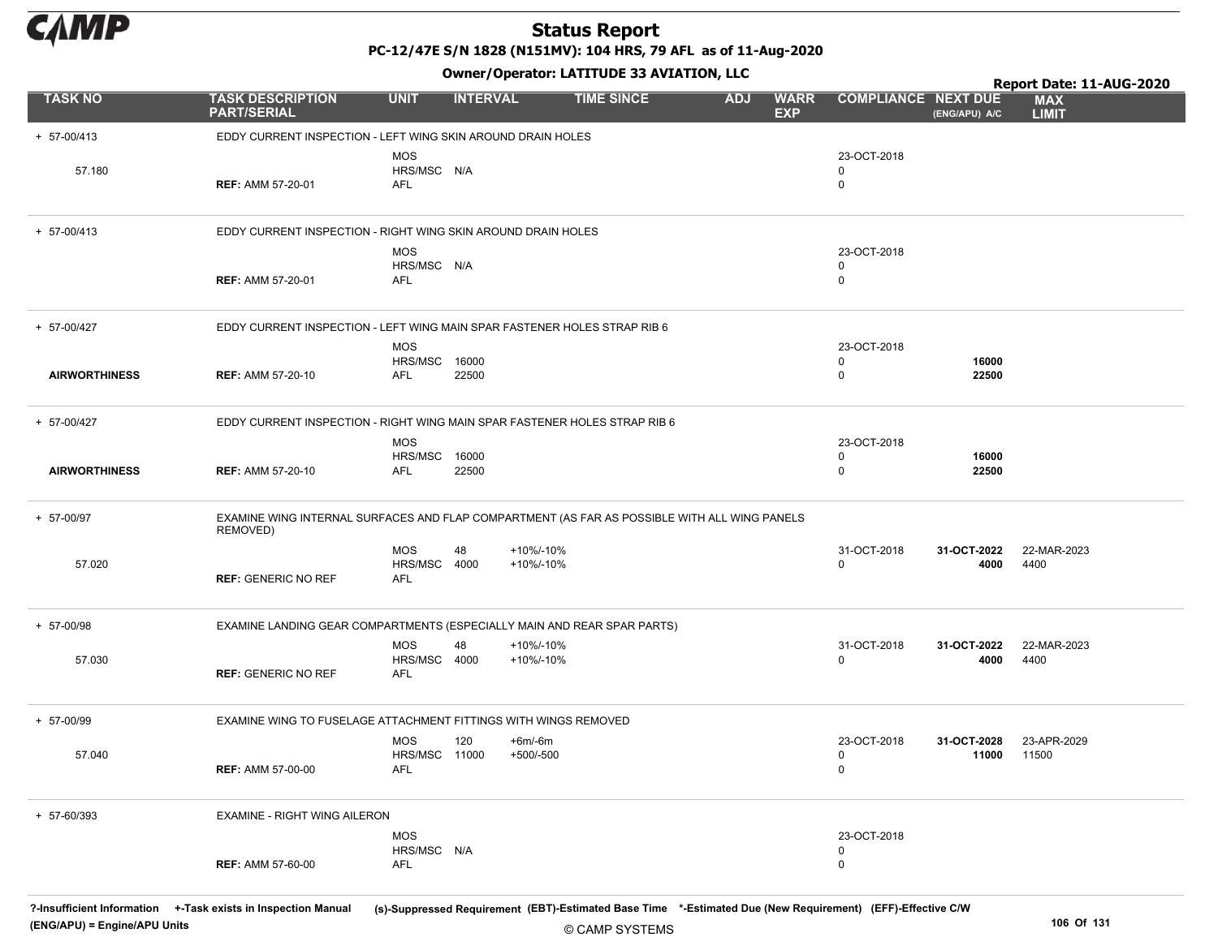# Status Report

**PC-12/47E S/N 1828 (N151MV): 104 HRS, 79 AFL as of 11-Aug-2020**

**Owner/Operator: LATITUDE 33 AVIATION, LLC**

**Report Date: 11-AUG-2020**

| TASK NO | TASK DESCRIPTION PART/SERIAL | UNIT | INTERVAL | | TIME SINCE | ADJ | WARR EXP | COMPLIANCE | NEXT DUE (ENG/APU) A/C | MAX LIMIT |
|---|---|---|---|---|---|---|---|---|---|---|
| + 57-00/413 | EDDY CURRENT INSPECTION - LEFT WING SKIN AROUND DRAIN HOLES | | | | | | | | | |
| | | MOS | | | | | | 23-OCT-2018 | | |
| 57.180 | | HRS/MSC | N/A | | | | | 0 | | |
| | **REF:** AMM 57-20-01 | AFL | | | | | | 0 | | |
| + 57-00/413 | EDDY CURRENT INSPECTION - RIGHT WING SKIN AROUND DRAIN HOLES | | | | | | | | | |
| | | MOS | | | | | | 23-OCT-2018 | | |
| | | HRS/MSC | N/A | | | | | 0 | | |
| | **REF:** AMM 57-20-01 | AFL | | | | | | 0 | | |
| + 57-00/427 | EDDY CURRENT INSPECTION - LEFT WING MAIN SPAR FASTENER HOLES STRAP RIB 6 | | | | | | | | | |
| | | MOS | | | | | | 23-OCT-2018 | | |
| | | HRS/MSC | 16000 | | | | | 0 | **16000** | |
| **AIRWORTHINESS** | **REF:** AMM 57-20-10 | AFL | 22500 | | | | | 0 | **22500** | |
| + 57-00/427 | EDDY CURRENT INSPECTION - RIGHT WING MAIN SPAR FASTENER HOLES STRAP RIB 6 | | | | | | | | | |
| | | MOS | | | | | | 23-OCT-2018 | | |
| | | HRS/MSC | 16000 | | | | | 0 | **16000** | |
| **AIRWORTHINESS** | **REF:** AMM 57-20-10 | AFL | 22500 | | | | | 0 | **22500** | |
| + 57-00/97 | EXAMINE WING INTERNAL SURFACES AND FLAP COMPARTMENT (AS FAR AS POSSIBLE WITH ALL WING PANELS REMOVED) | | | | | | | | | |
| | | MOS | 48 | +10%/-10% | | | | 31-OCT-2018 | **31-OCT-2022** | 22-MAR-2023 |
| 57.020 | | HRS/MSC | 4000 | +10%/-10% | | | | 0 | **4000** | 4400 |
| | **REF:** GENERIC NO REF | AFL | | | | | | | | |
| + 57-00/98 | EXAMINE LANDING GEAR COMPARTMENTS (ESPECIALLY MAIN AND REAR SPAR PARTS) | | | | | | | | | |
| | | MOS | 48 | +10%/-10% | | | | 31-OCT-2018 | **31-OCT-2022** | 22-MAR-2023 |
| 57.030 | | HRS/MSC | 4000 | +10%/-10% | | | | 0 | **4000** | 4400 |
| | **REF:** GENERIC NO REF | AFL | | | | | | | | |
| + 57-00/99 | EXAMINE WING TO FUSELAGE ATTACHMENT FITTINGS WITH WINGS REMOVED | | | | | | | | | |
| | | MOS | 120 | +6m/-6m | | | | 23-OCT-2018 | **31-OCT-2028** | 23-APR-2029 |
| 57.040 | | HRS/MSC | 11000 | +500/-500 | | | | 0 | **11000** | 11500 |
| | **REF:** AMM 57-00-00 | AFL | | | | | | 0 | | |
| + 57-60/393 | EXAMINE - RIGHT WING AILERON | | | | | | | | | |
| | | MOS | | | | | | 23-OCT-2018 | | |
| | | HRS/MSC | N/A | | | | | 0 | | |
| | **REF:** AMM 57-60-00 | AFL | | | | | | 0 | | |

?-Insufficient Information +-Task exists in Inspection Manual (s)-Suppressed Requirement (EBT)-Estimated Base Time *-Estimated Due (New Requirement) (EFF)-Effective C/W
(ENG/APU) = Engine/APU Units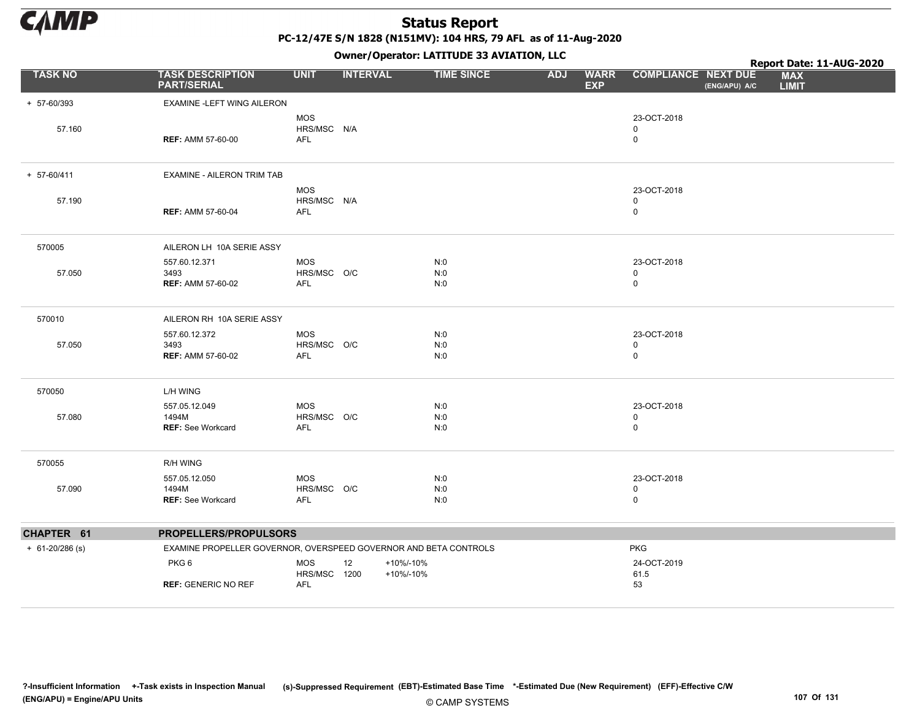# Status Report

**PC-12/47E S/N 1828 (N151MV): 104 HRS, 79 AFL as of 11-Aug-2020**

**Owner/Operator: LATITUDE 33 AVIATION, LLC**

**Report Date: 11-AUG-2020**

| TASK NO | TASK DESCRIPTION PART/SERIAL | UNIT | INTERVAL | | TIME SINCE | ADJ | WARR EXP | COMPLIANCE | NEXT DUE (ENG/APU) A/C | MAX LIMIT |
|---|---|---|---|---|---|---|---|---|---|---|
| + 57-60/393 | EXAMINE -LEFT WING AILERON | | | | | | | | | |
| | | MOS | | | | | | 23-OCT-2018 | | |
| 57.160 | | HRS/MSC | N/A | | | | | 0 | | |
| | **REF:** AMM 57-60-00 | AFL | | | | | | 0 | | |
| + 57-60/411 | EXAMINE - AILERON TRIM TAB | | | | | | | | | |
| | | MOS | | | | | | 23-OCT-2018 | | |
| 57.190 | | HRS/MSC | N/A | | | | | 0 | | |
| | **REF:** AMM 57-60-04 | AFL | | | | | | 0 | | |
| 570005 | AILERON LH 10A SERIE ASSY | | | | | | | | | |
| | 557.60.12.371 | MOS | | | N:0 | | | 23-OCT-2018 | | |
| 57.050 | 3493 | HRS/MSC | O/C | | N:0 | | | 0 | | |
| | **REF:** AMM 57-60-02 | AFL | | | N:0 | | | 0 | | |
| 570010 | AILERON RH 10A SERIE ASSY | | | | | | | | | |
| | 557.60.12.372 | MOS | | | N:0 | | | 23-OCT-2018 | | |
| 57.050 | 3493 | HRS/MSC | O/C | | N:0 | | | 0 | | |
| | **REF:** AMM 57-60-02 | AFL | | | N:0 | | | 0 | | |
| 570050 | L/H WING | | | | | | | | | |
| | 557.05.12.049 | MOS | | | N:0 | | | 23-OCT-2018 | | |
| 57.080 | 1494M | HRS/MSC | O/C | | N:0 | | | 0 | | |
| | **REF:** See Workcard | AFL | | | N:0 | | | 0 | | |
| 570055 | R/H WING | | | | | | | | | |
| | 557.05.12.050 | MOS | | | N:0 | | | 23-OCT-2018 | | |
| 57.090 | 1494M | HRS/MSC | O/C | | N:0 | | | 0 | | |
| | **REF:** See Workcard | AFL | | | N:0 | | | 0 | | |
| **CHAPTER 61** | **PROPELLERS/PROPULSORS** | | | | | | | | | |
| + 61-20/286 (s) | EXAMINE PROPELLER GOVERNOR, OVERSPEED GOVERNOR AND BETA CONTROLS | | | | | | | PKG | | |
| | PKG 6 | MOS | 12 | +10%/-10% | | | | 24-OCT-2019 | | |
| | | HRS/MSC | 1200 | +10%/-10% | | | | 61.5 | | |
| | **REF:** GENERIC NO REF | AFL | | | | | | 53 | | |

?-Insufficient Information +-Task exists in Inspection Manual (s)-Suppressed Requirement (EBT)-Estimated Base Time *-Estimated Due (New Requirement) (EFF)-Effective C/W (ENG/APU) = Engine/APU Units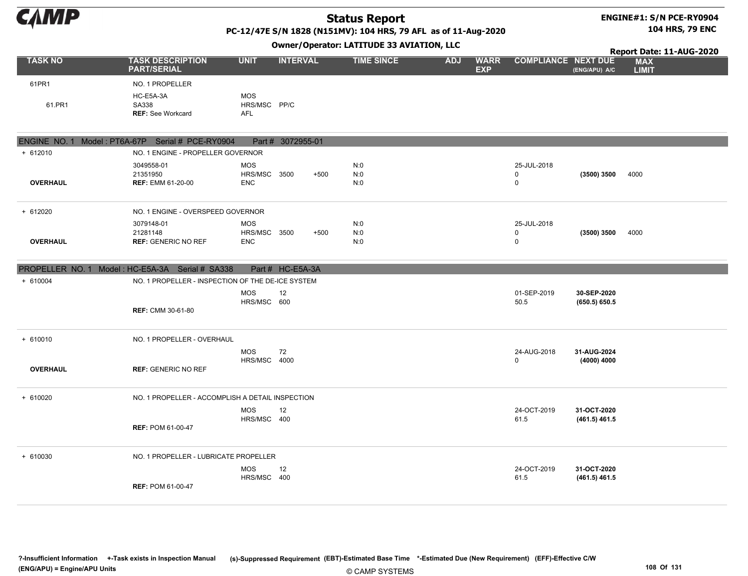# Status Report

**PC-12/47E S/N 1828 (N151MV): 104 HRS, 79 AFL as of 11-Aug-2020**

**Owner/Operator: LATITUDE 33 AVIATION, LLC**

**ENGINE#1: S/N PCE-RY0904**
**104 HRS, 79 ENC**

**Report Date: 11-AUG-2020**

| TASK NO | TASK DESCRIPTION PART/SERIAL | UNIT | INTERVAL | | TIME SINCE | ADJ | WARR EXP | COMPLIANCE | NEXT DUE (ENG/APU) A/C | MAX LIMIT |
|---|---|---|---|---|---|---|---|---|---|---|
| 61PR1 | NO. 1 PROPELLER | | | | | | | | | |
| 61.PR1 | HC-E5A-3A<br>SA338<br>**REF:** See Workcard | MOS<br>HRS/MSC<br>AFL | PP/C | | | | | | | |
| **ENGINE NO. 1 Model : PT6A-67P Serial # PCE-RY0904 Part # 3072955-01** | | | | | | | | | | |
| + 612010 | NO. 1 ENGINE - PROPELLER GOVERNOR | | | | | | | | | |
| **OVERHAUL** | 3049558-01<br>21351950<br>**REF:** EMM 61-20-00 | MOS<br>HRS/MSC<br>ENC | <br>3500 | <br>+500 | N:0<br>N:0<br>N:0 | | | 25-JUL-2018<br>0<br>0 | <br>**(3500) 3500** | <br>4000 |
| + 612020 | NO. 1 ENGINE - OVERSPEED GOVERNOR | | | | | | | | | |
| **OVERHAUL** | 3079148-01<br>21281148<br>**REF:** GENERIC NO REF | MOS<br>HRS/MSC<br>ENC | <br>3500 | <br>+500 | N:0<br>N:0<br>N:0 | | | 25-JUL-2018<br>0<br>0 | <br>**(3500) 3500** | <br>4000 |
| **PROPELLER NO. 1 Model : HC-E5A-3A Serial # SA338 Part # HC-E5A-3A** | | | | | | | | | | |
| + 610004 | NO. 1 PROPELLER - INSPECTION OF THE DE-ICE SYSTEM | | | | | | | | | |
| | **REF:** CMM 30-61-80 | MOS<br>HRS/MSC | 12<br>600 | | | | | 01-SEP-2019<br>50.5 | **30-SEP-2020**<br>**(650.5) 650.5** | |
| + 610010 | NO. 1 PROPELLER - OVERHAUL | | | | | | | | | |
| **OVERHAUL** | **REF:** GENERIC NO REF | MOS<br>HRS/MSC | 72<br>4000 | | | | | 24-AUG-2018<br>0 | **31-AUG-2024**<br>**(4000) 4000** | |
| + 610020 | NO. 1 PROPELLER - ACCOMPLISH A DETAIL INSPECTION | | | | | | | | | |
| | **REF:** POM 61-00-47 | MOS<br>HRS/MSC | 12<br>400 | | | | | 24-OCT-2019<br>61.5 | **31-OCT-2020**<br>**(461.5) 461.5** | |
| + 610030 | NO. 1 PROPELLER - LUBRICATE PROPELLER | | | | | | | | | |
| | **REF:** POM 61-00-47 | MOS<br>HRS/MSC | 12<br>400 | | | | | 24-OCT-2019<br>61.5 | **31-OCT-2020**<br>**(461.5) 461.5** | |

**?-Insufficient Information +-Task exists in Inspection Manual (s)-Suppressed Requirement (EBT)-Estimated Base Time \*-Estimated Due (New Requirement) (EFF)-Effective C/W**
**(ENG/APU) = Engine/APU Units**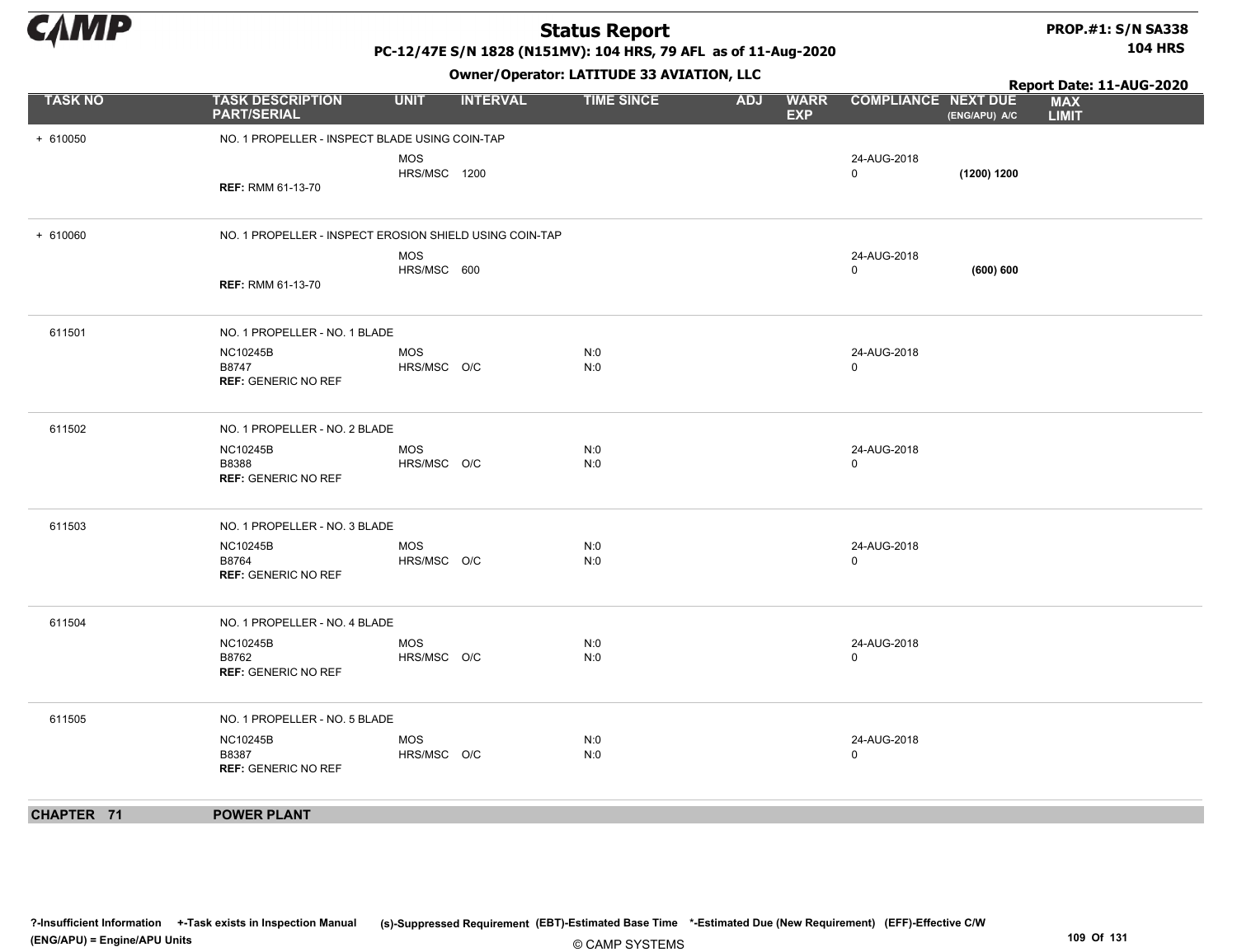# Status Report

PC-12/47E S/N 1828 (N151MV): 104 HRS, 79 AFL as of 11-Aug-2020

PROP.#1: S/N SA338
104 HRS

Owner/Operator: LATITUDE 33 AVIATION, LLC

Report Date: 11-AUG-2020

| TASK NO | TASK DESCRIPTION PART/SERIAL | UNIT | INTERVAL | TIME SINCE | ADJ | WARR EXP | COMPLIANCE | NEXT DUE (ENG/APU) A/C | MAX LIMIT |
|---|---|---|---|---|---|---|---|---|---|
| + 610050 | NO. 1 PROPELLER - INSPECT BLADE USING COIN-TAP | | | | | | | | |
| | | MOS | | | | | 24-AUG-2018 | | |
| | | HRS/MSC | 1200 | | | | 0 | **(1200) 1200** | |
| | **REF:** RMM 61-13-70 | | | | | | | | |
| + 610060 | NO. 1 PROPELLER - INSPECT EROSION SHIELD USING COIN-TAP | | | | | | | | |
| | | MOS | | | | | 24-AUG-2018 | | |
| | | HRS/MSC | 600 | | | | 0 | **(600) 600** | |
| | **REF:** RMM 61-13-70 | | | | | | | | |
| 611501 | NO. 1 PROPELLER - NO. 1 BLADE | | | | | | | | |
| | NC10245B | MOS | | N:0 | | | 24-AUG-2018 | | |
| | B8747 | HRS/MSC | O/C | N:0 | | | 0 | | |
| | **REF:** GENERIC NO REF | | | | | | | | |
| 611502 | NO. 1 PROPELLER - NO. 2 BLADE | | | | | | | | |
| | NC10245B | MOS | | N:0 | | | 24-AUG-2018 | | |
| | B8388 | HRS/MSC | O/C | N:0 | | | 0 | | |
| | **REF:** GENERIC NO REF | | | | | | | | |
| 611503 | NO. 1 PROPELLER - NO. 3 BLADE | | | | | | | | |
| | NC10245B | MOS | | N:0 | | | 24-AUG-2018 | | |
| | B8764 | HRS/MSC | O/C | N:0 | | | 0 | | |
| | **REF:** GENERIC NO REF | | | | | | | | |
| 611504 | NO. 1 PROPELLER - NO. 4 BLADE | | | | | | | | |
| | NC10245B | MOS | | N:0 | | | 24-AUG-2018 | | |
| | B8762 | HRS/MSC | O/C | N:0 | | | 0 | | |
| | **REF:** GENERIC NO REF | | | | | | | | |
| 611505 | NO. 1 PROPELLER - NO. 5 BLADE | | | | | | | | |
| | NC10245B | MOS | | N:0 | | | 24-AUG-2018 | | |
| | B8387 | HRS/MSC | O/C | N:0 | | | 0 | | |
| | **REF:** GENERIC NO REF | | | | | | | | |

## CHAPTER 71 POWER PLANT

?-Insufficient Information +-Task exists in Inspection Manual (s)-Suppressed Requirement (EBT)-Estimated Base Time *-Estimated Due (New Requirement) (EFF)-Effective C/W (ENG/APU) = Engine/APU Units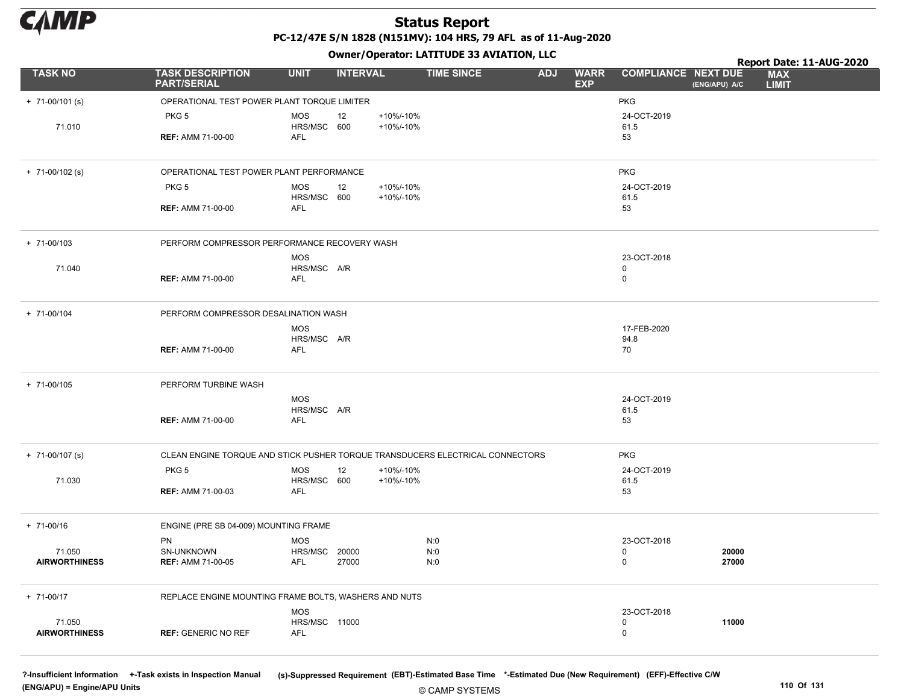# Status Report

**PC-12/47E S/N 1828 (N151MV): 104 HRS, 79 AFL as of 11-Aug-2020**

**Owner/Operator: LATITUDE 33 AVIATION, LLC**

**Report Date: 11-AUG-2020**

| TASK NO | TASK DESCRIPTION PART/SERIAL | UNIT | INTERVAL | | TIME SINCE | ADJ | WARR EXP | COMPLIANCE | NEXT DUE (ENG/APU) A/C | MAX LIMIT |
|---|---|---|---|---|---|---|---|---|---|---|
| + 71-00/101 (s) | OPERATIONAL TEST POWER PLANT TORQUE LIMITER | | | | | | | PKG | | |
| | PKG 5 | MOS | 12 | +10%/-10% | | | | 24-OCT-2019 | | |
| 71.010 | | HRS/MSC | 600 | +10%/-10% | | | | 61.5 | | |
| | **REF:** AMM 71-00-00 | AFL | | | | | | 53 | | |
| + 71-00/102 (s) | OPERATIONAL TEST POWER PLANT PERFORMANCE | | | | | | | PKG | | |
| | PKG 5 | MOS | 12 | +10%/-10% | | | | 24-OCT-2019 | | |
| | | HRS/MSC | 600 | +10%/-10% | | | | 61.5 | | |
| | **REF:** AMM 71-00-00 | AFL | | | | | | 53 | | |
| + 71-00/103 | PERFORM COMPRESSOR PERFORMANCE RECOVERY WASH | | | | | | | | | |
| | | MOS | | | | | | 23-OCT-2018 | | |
| 71.040 | | HRS/MSC | A/R | | | | | 0 | | |
| | **REF:** AMM 71-00-00 | AFL | | | | | | 0 | | |
| + 71-00/104 | PERFORM COMPRESSOR DESALINATION WASH | | | | | | | | | |
| | | MOS | | | | | | 17-FEB-2020 | | |
| | | HRS/MSC | A/R | | | | | 94.8 | | |
| | **REF:** AMM 71-00-00 | AFL | | | | | | 70 | | |
| + 71-00/105 | PERFORM TURBINE WASH | | | | | | | | | |
| | | MOS | | | | | | 24-OCT-2019 | | |
| | | HRS/MSC | A/R | | | | | 61.5 | | |
| | **REF:** AMM 71-00-00 | AFL | | | | | | 53 | | |
| + 71-00/107 (s) | CLEAN ENGINE TORQUE AND STICK PUSHER TORQUE TRANSDUCERS ELECTRICAL CONNECTORS | | | | | | | PKG | | |
| | PKG 5 | MOS | 12 | +10%/-10% | | | | 24-OCT-2019 | | |
| 71.030 | | HRS/MSC | 600 | +10%/-10% | | | | 61.5 | | |
| | **REF:** AMM 71-00-03 | AFL | | | | | | 53 | | |
| + 71-00/16 | ENGINE (PRE SB 04-009) MOUNTING FRAME | | | | | | | | | |
| | PN | MOS | | | N:0 | | | 23-OCT-2018 | | |
| 71.050 | SN-UNKNOWN | HRS/MSC | 20000 | | N:0 | | | 0 | **20000** | |
| **AIRWORTHINESS** | **REF:** AMM 71-00-05 | AFL | 27000 | | N:0 | | | 0 | **27000** | |
| + 71-00/17 | REPLACE ENGINE MOUNTING FRAME BOLTS, WASHERS AND NUTS | | | | | | | | | |
| | | MOS | | | | | | 23-OCT-2018 | | |
| 71.050 | | HRS/MSC | 11000 | | | | | 0 | **11000** | |
| **AIRWORTHINESS** | **REF:** GENERIC NO REF | AFL | | | | | | 0 | | |

**?-Insufficient Information** **+-Task exists in Inspection Manual** **(s)-Suppressed Requirement** **(EBT)-Estimated Base Time** **\*-Estimated Due (New Requirement)** **(EFF)-Effective C/W**
**(ENG/APU) = Engine/APU Units**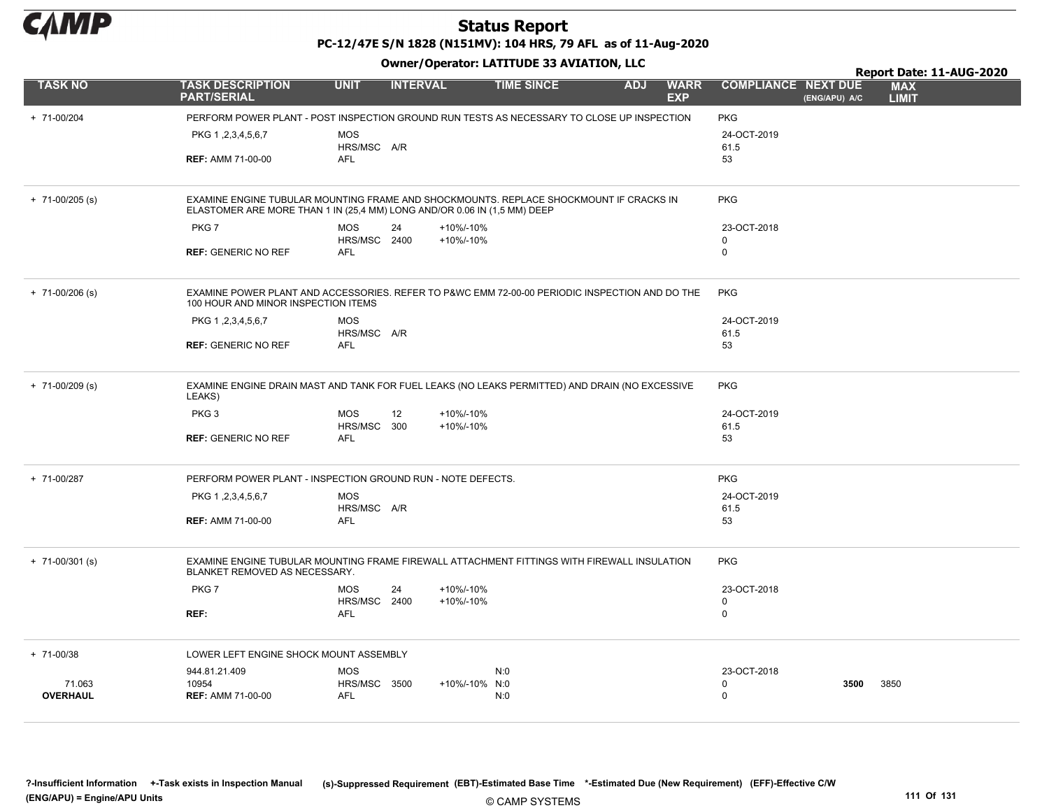# Status Report

**PC-12/47E S/N 1828 (N151MV): 104 HRS, 79 AFL as of 11-Aug-2020**

**Owner/Operator: LATITUDE 33 AVIATION, LLC**

**Report Date: 11-AUG-2020**

| TASK NO | TASK DESCRIPTION PART/SERIAL | UNIT | INTERVAL | | TIME SINCE | ADJ | WARR EXP | COMPLIANCE | NEXT DUE (ENG/APU) A/C | MAX LIMIT |
|---|---|---|---|---|---|---|---|---|---|---|
| + 71-00/204 | PERFORM POWER PLANT - POST INSPECTION GROUND RUN TESTS AS NECESSARY TO CLOSE UP INSPECTION | | | | | | | PKG | | |
| | PKG 1 ,2,3,4,5,6,7 | MOS | | | | | | 24-OCT-2019 | | |
| | | HRS/MSC | A/R | | | | | 61.5 | | |
| | **REF:** AMM 71-00-00 | AFL | | | | | | 53 | | |
| + 71-00/205 (s) | EXAMINE ENGINE TUBULAR MOUNTING FRAME AND SHOCKMOUNTS. REPLACE SHOCKMOUNT IF CRACKS IN ELASTOMER ARE MORE THAN 1 IN (25,4 MM) LONG AND/OR 0.06 IN (1,5 MM) DEEP | | | | | | | PKG | | |
| | PKG 7 | MOS | 24 | +10%/-10% | | | | 23-OCT-2018 | | |
| | | HRS/MSC | 2400 | +10%/-10% | | | | 0 | | |
| | **REF:** GENERIC NO REF | AFL | | | | | | 0 | | |
| + 71-00/206 (s) | EXAMINE POWER PLANT AND ACCESSORIES. REFER TO P&WC EMM 72-00-00 PERIODIC INSPECTION AND DO THE 100 HOUR AND MINOR INSPECTION ITEMS | | | | | | | PKG | | |
| | PKG 1 ,2,3,4,5,6,7 | MOS | | | | | | 24-OCT-2019 | | |
| | | HRS/MSC | A/R | | | | | 61.5 | | |
| | **REF:** GENERIC NO REF | AFL | | | | | | 53 | | |
| + 71-00/209 (s) | EXAMINE ENGINE DRAIN MAST AND TANK FOR FUEL LEAKS (NO LEAKS PERMITTED) AND DRAIN (NO EXCESSIVE LEAKS) | | | | | | | PKG | | |
| | PKG 3 | MOS | 12 | +10%/-10% | | | | 24-OCT-2019 | | |
| | | HRS/MSC | 300 | +10%/-10% | | | | 61.5 | | |
| | **REF:** GENERIC NO REF | AFL | | | | | | 53 | | |
| + 71-00/287 | PERFORM POWER PLANT - INSPECTION GROUND RUN - NOTE DEFECTS. | | | | | | | PKG | | |
| | PKG 1 ,2,3,4,5,6,7 | MOS | | | | | | 24-OCT-2019 | | |
| | | HRS/MSC | A/R | | | | | 61.5 | | |
| | **REF:** AMM 71-00-00 | AFL | | | | | | 53 | | |
| + 71-00/301 (s) | EXAMINE ENGINE TUBULAR MOUNTING FRAME FIREWALL ATTACHMENT FITTINGS WITH FIREWALL INSULATION BLANKET REMOVED AS NECESSARY. | | | | | | | PKG | | |
| | PKG 7 | MOS | 24 | +10%/-10% | | | | 23-OCT-2018 | | |
| | | HRS/MSC | 2400 | +10%/-10% | | | | 0 | | |
| | **REF:** | AFL | | | | | | 0 | | |
| + 71-00/38 | LOWER LEFT ENGINE SHOCK MOUNT ASSEMBLY | | | | | | | | | |
| | 944.81.21.409 | MOS | | | N:0 | | | 23-OCT-2018 | | |
| 71.063 | 10954 | HRS/MSC | 3500 | +10%/-10% | N:0 | | | 0 | **3500** | 3850 |
| **OVERHAUL** | **REF:** AMM 71-00-00 | AFL | | | N:0 | | | 0 | | |

?-Insufficient Information  +-Task exists in Inspection Manual  (s)-Suppressed Requirement  (EBT)-Estimated Base Time  *-Estimated Due (New Requirement)  (EFF)-Effective C/W
(ENG/APU) = Engine/APU Units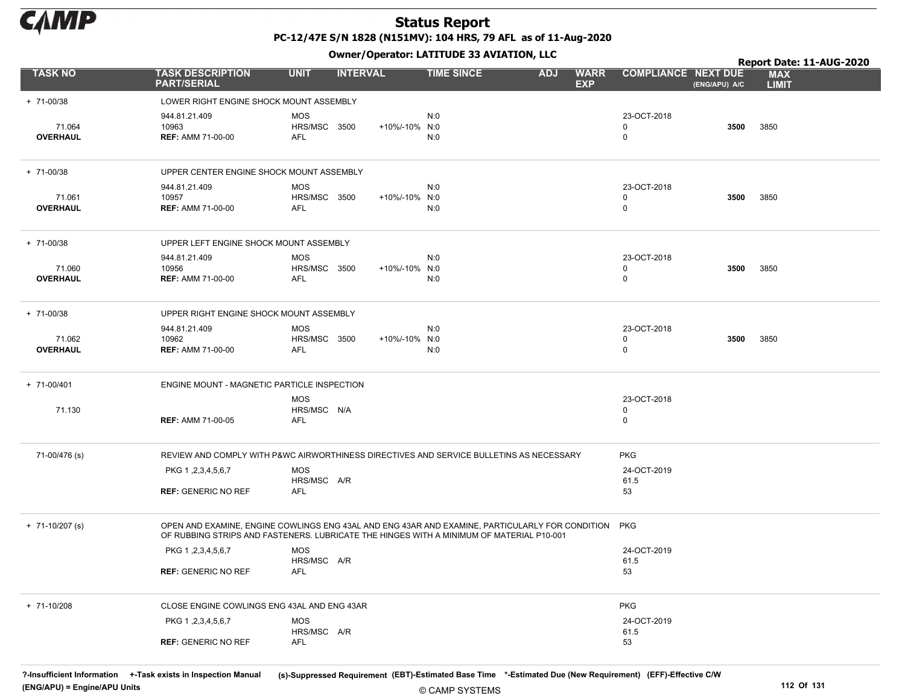# Status Report

**PC-12/47E S/N 1828 (N151MV): 104 HRS, 79 AFL as of 11-Aug-2020**

**Owner/Operator: LATITUDE 33 AVIATION, LLC**

**Report Date: 11-AUG-2020**

| TASK NO | TASK DESCRIPTION PART/SERIAL | UNIT | INTERVAL | | TIME SINCE | ADJ | WARR EXP | COMPLIANCE | NEXT DUE (ENG/APU) A/C | MAX LIMIT |
|---|---|---|---|---|---|---|---|---|---|---|
| + 71-00/38 | LOWER RIGHT ENGINE SHOCK MOUNT ASSEMBLY | | | | | | | | | |
| | 944.81.21.409 | MOS | | | N:0 | | | 23-OCT-2018 | | |
| 71.064 | 10963 | HRS/MSC | 3500 | +10%/-10% | N:0 | | | 0 | **3500** | 3850 |
| **OVERHAUL** | **REF:** AMM 71-00-00 | AFL | | | N:0 | | | 0 | | |
| + 71-00/38 | UPPER CENTER ENGINE SHOCK MOUNT ASSEMBLY | | | | | | | | | |
| | 944.81.21.409 | MOS | | | N:0 | | | 23-OCT-2018 | | |
| 71.061 | 10957 | HRS/MSC | 3500 | +10%/-10% | N:0 | | | 0 | **3500** | 3850 |
| **OVERHAUL** | **REF:** AMM 71-00-00 | AFL | | | N:0 | | | 0 | | |
| + 71-00/38 | UPPER LEFT ENGINE SHOCK MOUNT ASSEMBLY | | | | | | | | | |
| | 944.81.21.409 | MOS | | | N:0 | | | 23-OCT-2018 | | |
| 71.060 | 10956 | HRS/MSC | 3500 | +10%/-10% | N:0 | | | 0 | **3500** | 3850 |
| **OVERHAUL** | **REF:** AMM 71-00-00 | AFL | | | N:0 | | | 0 | | |
| + 71-00/38 | UPPER RIGHT ENGINE SHOCK MOUNT ASSEMBLY | | | | | | | | | |
| | 944.81.21.409 | MOS | | | N:0 | | | 23-OCT-2018 | | |
| 71.062 | 10962 | HRS/MSC | 3500 | +10%/-10% | N:0 | | | 0 | **3500** | 3850 |
| **OVERHAUL** | **REF:** AMM 71-00-00 | AFL | | | N:0 | | | 0 | | |
| + 71-00/401 | ENGINE MOUNT - MAGNETIC PARTICLE INSPECTION | | | | | | | | | |
| | | MOS | | | | | | 23-OCT-2018 | | |
| 71.130 | | HRS/MSC | N/A | | | | | 0 | | |
| | **REF:** AMM 71-00-05 | AFL | | | | | | 0 | | |
| 71-00/476 (s) | REVIEW AND COMPLY WITH P&WC AIRWORTHINESS DIRECTIVES AND SERVICE BULLETINS AS NECESSARY | | | | | | | PKG | | |
| | PKG 1 ,2,3,4,5,6,7 | MOS | | | | | | 24-OCT-2019 | | |
| | | HRS/MSC | A/R | | | | | 61.5 | | |
| | **REF:** GENERIC NO REF | AFL | | | | | | 53 | | |
| + 71-10/207 (s) | OPEN AND EXAMINE, ENGINE COWLINGS ENG 43AL AND ENG 43AR AND EXAMINE, PARTICULARLY FOR CONDITION OF RUBBING STRIPS AND FASTENERS. LUBRICATE THE HINGES WITH A MINIMUM OF MATERIAL P10-001 | | | | | | | PKG | | |
| | PKG 1 ,2,3,4,5,6,7 | MOS | | | | | | 24-OCT-2019 | | |
| | | HRS/MSC | A/R | | | | | 61.5 | | |
| | **REF:** GENERIC NO REF | AFL | | | | | | 53 | | |
| + 71-10/208 | CLOSE ENGINE COWLINGS ENG 43AL AND ENG 43AR | | | | | | | PKG | | |
| | PKG 1 ,2,3,4,5,6,7 | MOS | | | | | | 24-OCT-2019 | | |
| | | HRS/MSC | A/R | | | | | 61.5 | | |
| | **REF:** GENERIC NO REF | AFL | | | | | | 53 | | |

**?-Insufficient Information** **+-Task exists in Inspection Manual** **(s)-Suppressed Requirement** **(EBT)-Estimated Base Time** **\*-Estimated Due (New Requirement)** **(EFF)-Effective C/W**
**(ENG/APU) = Engine/APU Units**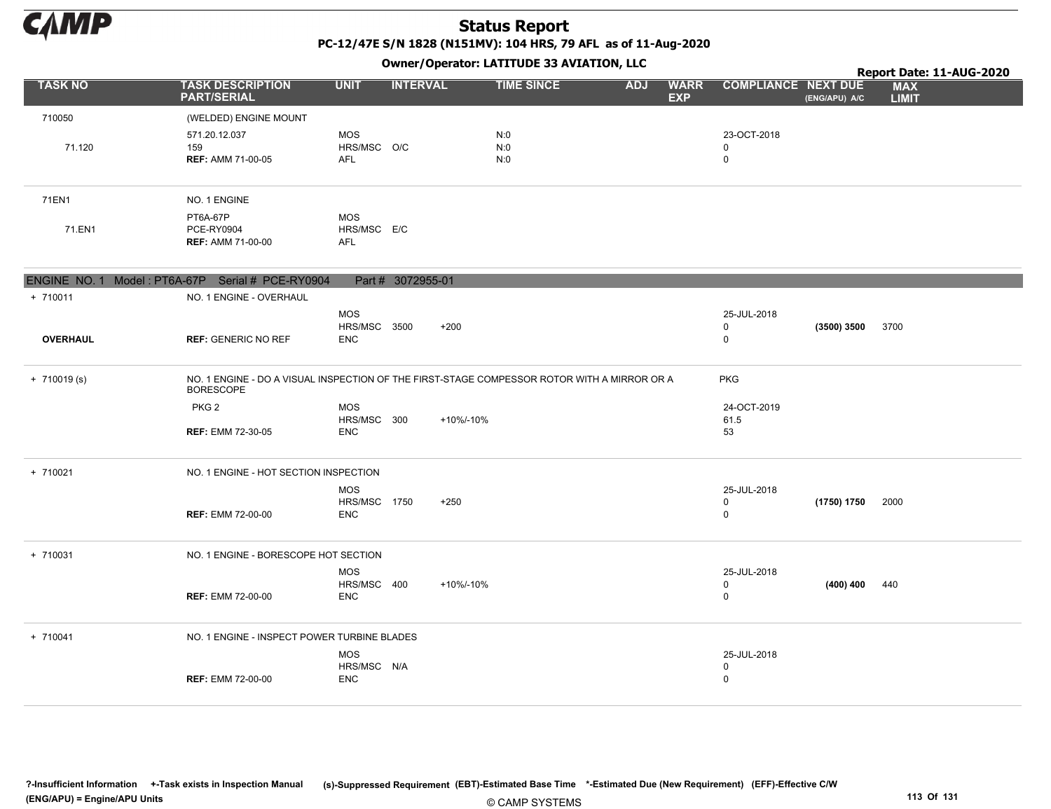# Status Report

**PC-12/47E S/N 1828 (N151MV): 104 HRS, 79 AFL as of 11-Aug-2020**

**Owner/Operator: LATITUDE 33 AVIATION, LLC**

**Report Date: 11-AUG-2020**

| TASK NO | TASK DESCRIPTION PART/SERIAL | UNIT | INTERVAL | | TIME SINCE | ADJ | WARR EXP | COMPLIANCE | NEXT DUE (ENG/APU) A/C | MAX LIMIT |
|---|---|---|---|---|---|---|---|---|---|---|
| 710050 | (WELDED) ENGINE MOUNT | | | | | | | | | |
| | 571.20.12.037 | MOS | | | N:0 | | | 23-OCT-2018 | | |
| 71.120 | 159 | HRS/MSC | O/C | | N:0 | | | 0 | | |
| | **REF:** AMM 71-00-05 | AFL | | | N:0 | | | 0 | | |
| 71EN1 | NO. 1 ENGINE | | | | | | | | | |
| | PT6A-67P | MOS | | | | | | | | |
| 71.EN1 | PCE-RY0904 | HRS/MSC | E/C | | | | | | | |
| | **REF:** AMM 71-00-00 | AFL | | | | | | | | |
| **ENGINE NO. 1 Model : PT6A-67P Serial # PCE-RY0904 Part # 3072955-01** | | | | | | | | | | |
| + 710011 | NO. 1 ENGINE - OVERHAUL | | | | | | | | | |
| | | MOS | | | | | | 25-JUL-2018 | | |
| | | HRS/MSC | 3500 | +200 | | | | 0 | **(3500) 3500** | 3700 |
| **OVERHAUL** | **REF:** GENERIC NO REF | ENC | | | | | | 0 | | |
| + 710019 (s) | NO. 1 ENGINE - DO A VISUAL INSPECTION OF THE FIRST-STAGE COMPRESSOR ROTOR WITH A MIRROR OR A BORESCOPE | | | | | | | PKG | | |
| | PKG 2 | MOS | | | | | | 24-OCT-2019 | | |
| | | HRS/MSC | 300 | +10%/-10% | | | | 61.5 | | |
| | **REF:** EMM 72-30-05 | ENC | | | | | | 53 | | |
| + 710021 | NO. 1 ENGINE - HOT SECTION INSPECTION | | | | | | | | | |
| | | MOS | | | | | | 25-JUL-2018 | | |
| | | HRS/MSC | 1750 | +250 | | | | 0 | **(1750) 1750** | 2000 |
| | **REF:** EMM 72-00-00 | ENC | | | | | | 0 | | |
| + 710031 | NO. 1 ENGINE - BORESCOPE HOT SECTION | | | | | | | | | |
| | | MOS | | | | | | 25-JUL-2018 | | |
| | | HRS/MSC | 400 | +10%/-10% | | | | 0 | **(400) 400** | 440 |
| | **REF:** EMM 72-00-00 | ENC | | | | | | 0 | | |
| + 710041 | NO. 1 ENGINE - INSPECT POWER TURBINE BLADES | | | | | | | | | |
| | | MOS | | | | | | 25-JUL-2018 | | |
| | | HRS/MSC | N/A | | | | | 0 | | |
| | **REF:** EMM 72-00-00 | ENC | | | | | | 0 | | |

**?-Insufficient Information** **+-Task exists in Inspection Manual** **(s)-Suppressed Requirement** **(EBT)-Estimated Base Time** **\*-Estimated Due (New Requirement)** **(EFF)-Effective C/W** **(ENG/APU) = Engine/APU Units**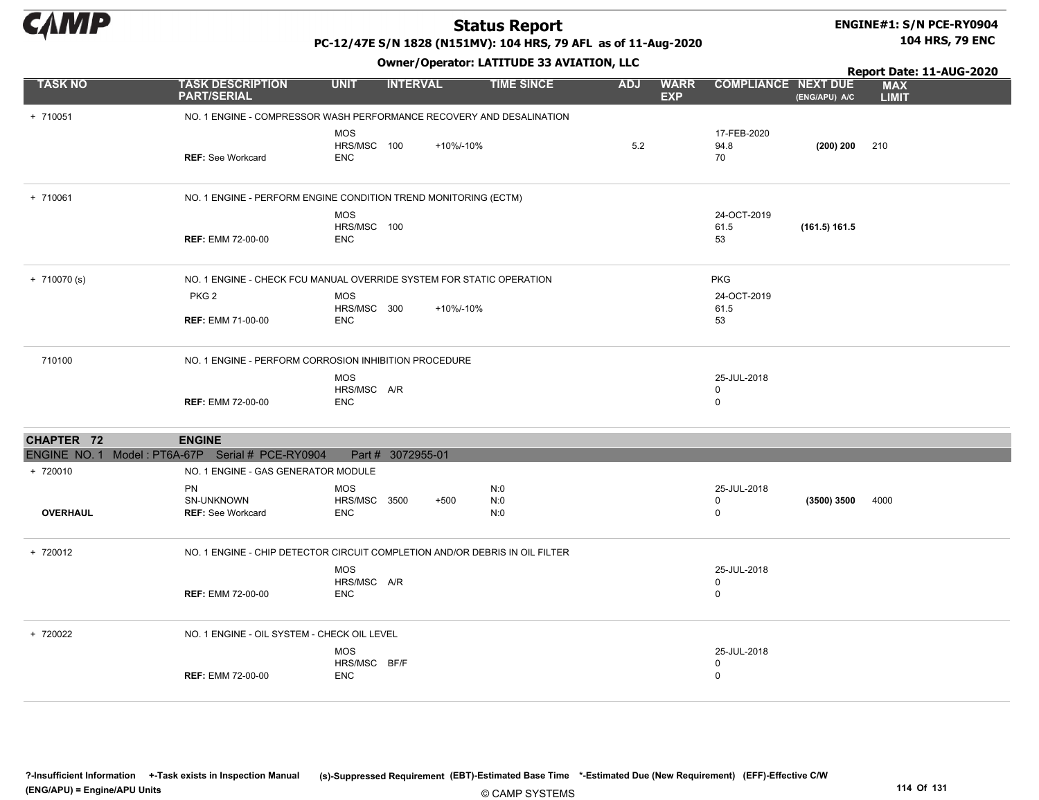# Status Report

**PC-12/47E S/N 1828 (N151MV): 104 HRS, 79 AFL as of 11-Aug-2020**

**Owner/Operator: LATITUDE 33 AVIATION, LLC**

**ENGINE#1: S/N PCE-RY0904**
**104 HRS, 79 ENC**

**Report Date: 11-AUG-2020**

| TASK NO | TASK DESCRIPTION PART/SERIAL | UNIT | INTERVAL | | TIME SINCE | ADJ | WARR EXP | COMPLIANCE | NEXT DUE (ENG/APU) A/C | MAX LIMIT |
|---|---|---|---|---|---|---|---|---|---|---|
| + 710051 | NO. 1 ENGINE - COMPRESSOR WASH PERFORMANCE RECOVERY AND DESALINATION | | | | | | | | | |
| | | MOS | | | | | | 17-FEB-2020 | | |
| | | HRS/MSC | 100 | +10%/-10% | | 5.2 | | 94.8 | **(200) 200** | 210 |
| | **REF:** See Workcard | ENC | | | | | | 70 | | |
| + 710061 | NO. 1 ENGINE - PERFORM ENGINE CONDITION TREND MONITORING (ECTM) | | | | | | | | | |
| | | MOS | | | | | | 24-OCT-2019 | | |
| | | HRS/MSC | 100 | | | | | 61.5 | **(161.5) 161.5** | |
| | **REF:** EMM 72-00-00 | ENC | | | | | | 53 | | |
| + 710070 (s) | NO. 1 ENGINE - CHECK FCU MANUAL OVERRIDE SYSTEM FOR STATIC OPERATION | | | | | | | PKG | | |
| | PKG 2 | MOS | | | | | | 24-OCT-2019 | | |
| | | HRS/MSC | 300 | +10%/-10% | | | | 61.5 | | |
| | **REF:** EMM 71-00-00 | ENC | | | | | | 53 | | |
| 710100 | NO. 1 ENGINE - PERFORM CORROSION INHIBITION PROCEDURE | | | | | | | | | |
| | | MOS | | | | | | 25-JUL-2018 | | |
| | | HRS/MSC | A/R | | | | | 0 | | |
| | **REF:** EMM 72-00-00 | ENC | | | | | | 0 | | |

## CHAPTER 72 ENGINE

ENGINE NO. 1 Model : PT6A-67P Serial # PCE-RY0904 Part # 3072955-01

| TASK NO | TASK DESCRIPTION PART/SERIAL | UNIT | INTERVAL | | TIME SINCE | ADJ | WARR EXP | COMPLIANCE | NEXT DUE (ENG/APU) A/C | MAX LIMIT |
|---|---|---|---|---|---|---|---|---|---|---|
| + 720010 | NO. 1 ENGINE - GAS GENERATOR MODULE | | | | | | | | | |
| | PN | MOS | | | N:0 | | | 25-JUL-2018 | | |
| | SN-UNKNOWN | HRS/MSC | 3500 | +500 | N:0 | | | 0 | **(3500) 3500** | 4000 |
| **OVERHAUL** | **REF:** See Workcard | ENC | | | N:0 | | | 0 | | |
| + 720012 | NO. 1 ENGINE - CHIP DETECTOR CIRCUIT COMPLETION AND/OR DEBRIS IN OIL FILTER | | | | | | | | | |
| | | MOS | | | | | | 25-JUL-2018 | | |
| | | HRS/MSC | A/R | | | | | 0 | | |
| | **REF:** EMM 72-00-00 | ENC | | | | | | 0 | | |
| + 720022 | NO. 1 ENGINE - OIL SYSTEM - CHECK OIL LEVEL | | | | | | | | | |
| | | MOS | | | | | | 25-JUL-2018 | | |
| | | HRS/MSC | BF/F | | | | | 0 | | |
| | **REF:** EMM 72-00-00 | ENC | | | | | | 0 | | |

**?-Insufficient Information** **+-Task exists in Inspection Manual** **(s)-Suppressed Requirement** **(EBT)-Estimated Base Time** **\*-Estimated Due (New Requirement)** **(EFF)-Effective C/W**
**(ENG/APU) = Engine/APU Units**

© CAMP SYSTEMS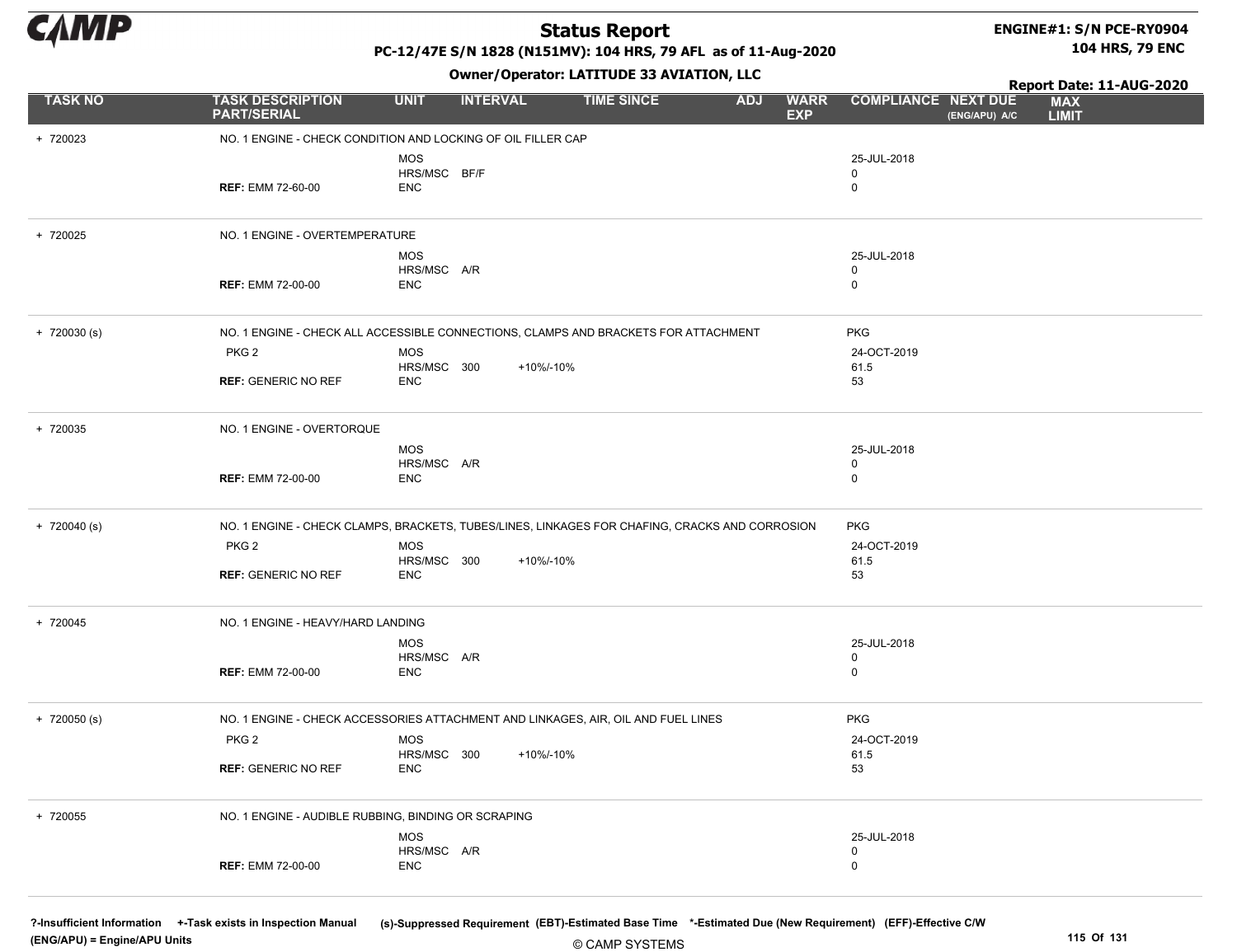# Status Report

**PC-12/47E S/N 1828 (N151MV): 104 HRS, 79 AFL as of 11-Aug-2020**

**Owner/Operator: LATITUDE 33 AVIATION, LLC**

**ENGINE#1: S/N PCE-RY0904**
**104 HRS, 79 ENC**

**Report Date: 11-AUG-2020**

| TASK NO | TASK DESCRIPTION PART/SERIAL | UNIT | INTERVAL | TIME SINCE | ADJ | WARR EXP | COMPLIANCE | NEXT DUE (ENG/APU) A/C | MAX LIMIT |
|---|---|---|---|---|---|---|---|---|---|
| + 720023 | NO. 1 ENGINE - CHECK CONDITION AND LOCKING OF OIL FILLER CAP | | | | | | | | |
| | | MOS | | | | | 25-JUL-2018 | | |
| | | HRS/MSC | BF/F | | | | 0 | | |
| | **REF:** EMM 72-60-00 | ENC | | | | | 0 | | |
| + 720025 | NO. 1 ENGINE - OVERTEMPERATURE | | | | | | | | |
| | | MOS | | | | | 25-JUL-2018 | | |
| | | HRS/MSC | A/R | | | | 0 | | |
| | **REF:** EMM 72-00-00 | ENC | | | | | 0 | | |
| + 720030 (s) | NO. 1 ENGINE - CHECK ALL ACCESSIBLE CONNECTIONS, CLAMPS AND BRACKETS FOR ATTACHMENT | | | | | | PKG | | |
| | PKG 2 | MOS | | | | | 24-OCT-2019 | | |
| | | HRS/MSC | 300 | +10%/-10% | | | 61.5 | | |
| | **REF:** GENERIC NO REF | ENC | | | | | 53 | | |
| + 720035 | NO. 1 ENGINE - OVERTORQUE | | | | | | | | |
| | | MOS | | | | | 25-JUL-2018 | | |
| | | HRS/MSC | A/R | | | | 0 | | |
| | **REF:** EMM 72-00-00 | ENC | | | | | 0 | | |
| + 720040 (s) | NO. 1 ENGINE - CHECK CLAMPS, BRACKETS, TUBES/LINES, LINKAGES FOR CHAFING, CRACKS AND CORROSION | | | | | | PKG | | |
| | PKG 2 | MOS | | | | | 24-OCT-2019 | | |
| | | HRS/MSC | 300 | +10%/-10% | | | 61.5 | | |
| | **REF:** GENERIC NO REF | ENC | | | | | 53 | | |
| + 720045 | NO. 1 ENGINE - HEAVY/HARD LANDING | | | | | | | | |
| | | MOS | | | | | 25-JUL-2018 | | |
| | | HRS/MSC | A/R | | | | 0 | | |
| | **REF:** EMM 72-00-00 | ENC | | | | | 0 | | |
| + 720050 (s) | NO. 1 ENGINE - CHECK ACCESSORIES ATTACHMENT AND LINKAGES, AIR, OIL AND FUEL LINES | | | | | | PKG | | |
| | PKG 2 | MOS | | | | | 24-OCT-2019 | | |
| | | HRS/MSC | 300 | +10%/-10% | | | 61.5 | | |
| | **REF:** GENERIC NO REF | ENC | | | | | 53 | | |
| + 720055 | NO. 1 ENGINE - AUDIBLE RUBBING, BINDING OR SCRAPING | | | | | | | | |
| | | MOS | | | | | 25-JUL-2018 | | |
| | | HRS/MSC | A/R | | | | 0 | | |
| | **REF:** EMM 72-00-00 | ENC | | | | | 0 | | |

?-Insufficient Information +-Task exists in Inspection Manual (s)-Suppressed Requirement (EBT)-Estimated Base Time *-Estimated Due (New Requirement) (EFF)-Effective C/W
(ENG/APU) = Engine/APU Units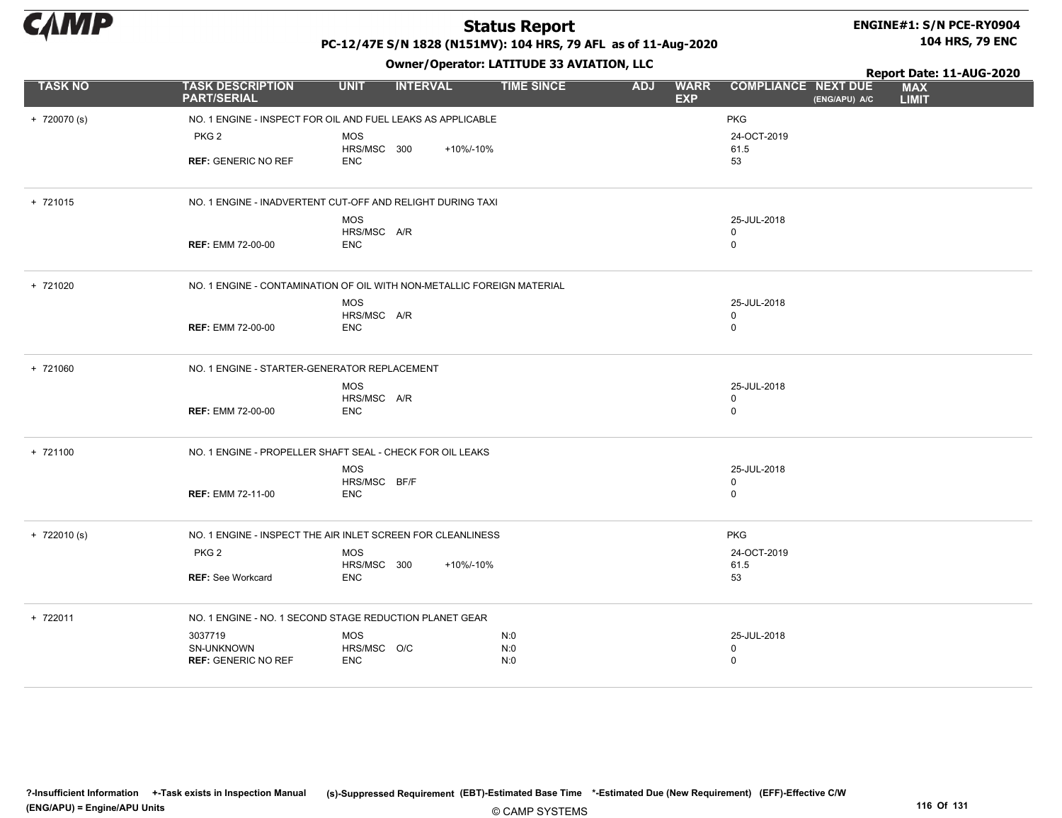# Status Report

**PC-12/47E S/N 1828 (N151MV): 104 HRS, 79 AFL as of 11-Aug-2020**

**Owner/Operator: LATITUDE 33 AVIATION, LLC**

**ENGINE#1: S/N PCE-RY0904**
**104 HRS, 79 ENC**

**Report Date: 11-AUG-2020**

| TASK NO | TASK DESCRIPTION PART/SERIAL | UNIT | INTERVAL | | TIME SINCE | ADJ | WARR EXP | COMPLIANCE | NEXT DUE (ENG/APU) A/C | MAX LIMIT |
|---|---|---|---|---|---|---|---|---|---|---|
| + 720070 (s) | NO. 1 ENGINE - INSPECT FOR OIL AND FUEL LEAKS AS APPLICABLE | | | | | | | PKG | | |
| | PKG 2 | MOS | | | | | | 24-OCT-2019 | | |
| | | HRS/MSC | 300 | +10%/-10% | | | | 61.5 | | |
| | **REF:** GENERIC NO REF | ENC | | | | | | 53 | | |
| + 721015 | NO. 1 ENGINE - INADVERTENT CUT-OFF AND RELIGHT DURING TAXI | | | | | | | | | |
| | | MOS | | | | | | 25-JUL-2018 | | |
| | | HRS/MSC | A/R | | | | | 0 | | |
| | **REF:** EMM 72-00-00 | ENC | | | | | | 0 | | |
| + 721020 | NO. 1 ENGINE - CONTAMINATION OF OIL WITH NON-METALLIC FOREIGN MATERIAL | | | | | | | | | |
| | | MOS | | | | | | 25-JUL-2018 | | |
| | | HRS/MSC | A/R | | | | | 0 | | |
| | **REF:** EMM 72-00-00 | ENC | | | | | | 0 | | |
| + 721060 | NO. 1 ENGINE - STARTER-GENERATOR REPLACEMENT | | | | | | | | | |
| | | MOS | | | | | | 25-JUL-2018 | | |
| | | HRS/MSC | A/R | | | | | 0 | | |
| | **REF:** EMM 72-00-00 | ENC | | | | | | 0 | | |
| + 721100 | NO. 1 ENGINE - PROPELLER SHAFT SEAL - CHECK FOR OIL LEAKS | | | | | | | | | |
| | | MOS | | | | | | 25-JUL-2018 | | |
| | | HRS/MSC | BF/F | | | | | 0 | | |
| | **REF:** EMM 72-11-00 | ENC | | | | | | 0 | | |
| + 722010 (s) | NO. 1 ENGINE - INSPECT THE AIR INLET SCREEN FOR CLEANLINESS | | | | | | | PKG | | |
| | PKG 2 | MOS | | | | | | 24-OCT-2019 | | |
| | | HRS/MSC | 300 | +10%/-10% | | | | 61.5 | | |
| | **REF:** See Workcard | ENC | | | | | | 53 | | |
| + 722011 | NO. 1 ENGINE - NO. 1 SECOND STAGE REDUCTION PLANET GEAR | | | | | | | | | |
| | 3037719 | MOS | | | N:0 | | | 25-JUL-2018 | | |
| | SN-UNKNOWN | HRS/MSC | O/C | | N:0 | | | 0 | | |
| | **REF:** GENERIC NO REF | ENC | | | N:0 | | | 0 | | |

?-Insufficient Information +-Task exists in Inspection Manual (s)-Suppressed Requirement (EBT)-Estimated Base Time *-Estimated Due (New Requirement) (EFF)-Effective C/W (ENG/APU) = Engine/APU Units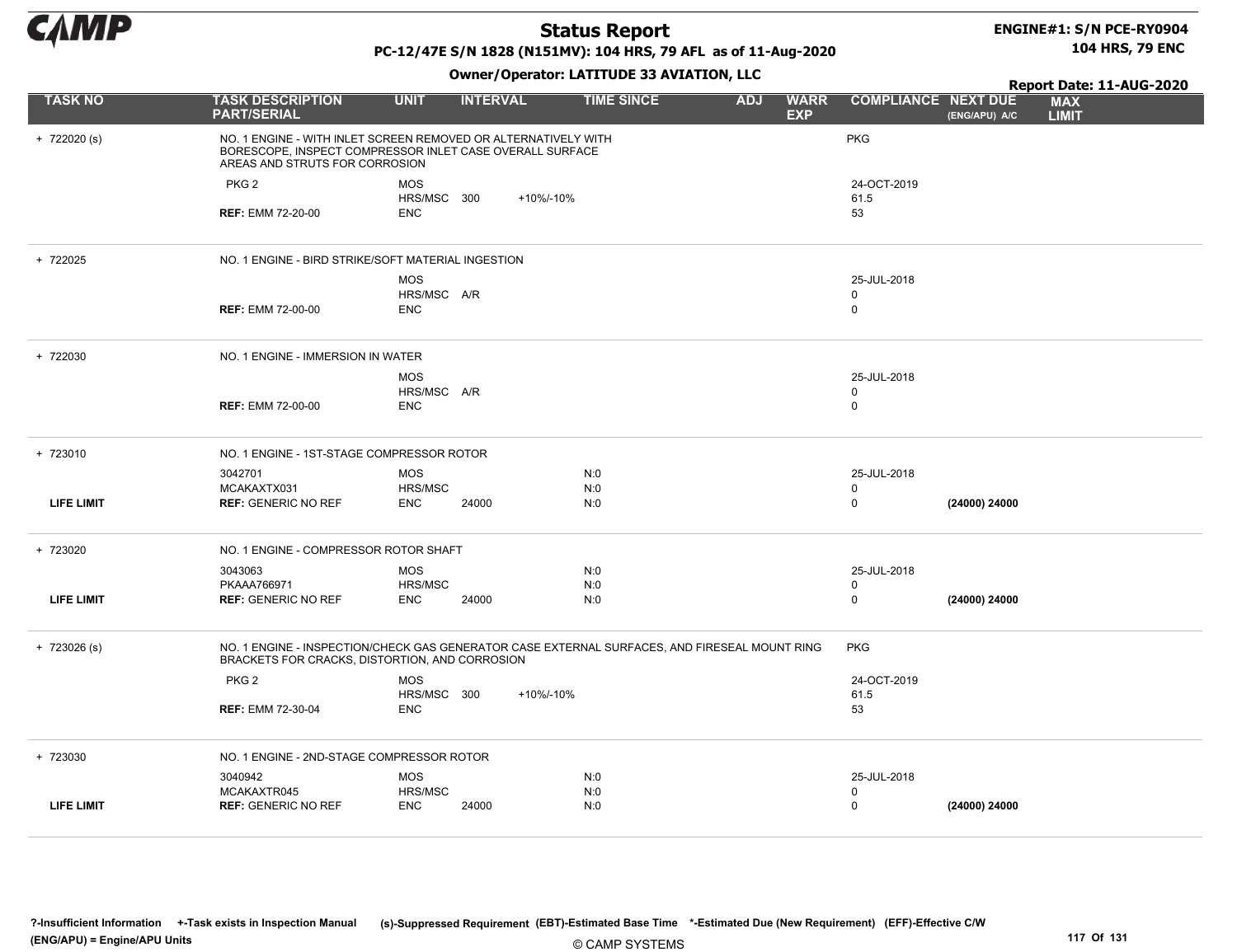# Status Report

**PC-12/47E S/N 1828 (N151MV): 104 HRS, 79 AFL as of 11-Aug-2020**

**ENGINE#1: S/N PCE-RY0904**
**104 HRS, 79 ENC**

**Owner/Operator: LATITUDE 33 AVIATION, LLC**

**Report Date: 11-AUG-2020**

| TASK NO | TASK DESCRIPTION PART/SERIAL | UNIT | INTERVAL | | TIME SINCE | ADJ | WARR EXP | COMPLIANCE | NEXT DUE (ENG/APU) A/C | MAX LIMIT |
|---|---|---|---|---|---|---|---|---|---|---|
| + 722020 (s) | NO. 1 ENGINE - WITH INLET SCREEN REMOVED OR ALTERNATIVELY WITH BORESCOPE, INSPECT COMPRESSOR INLET CASE OVERALL SURFACE AREAS AND STRUTS FOR CORROSION | | | | | | | PKG | | |
| | PKG 2 | MOS | | | | | | 24-OCT-2019 | | |
| | | HRS/MSC | 300 | +10%/-10% | | | | 61.5 | | |
| | **REF:** EMM 72-20-00 | ENC | | | | | | 53 | | |
| + 722025 | NO. 1 ENGINE - BIRD STRIKE/SOFT MATERIAL INGESTION | | | | | | | | | |
| | | MOS | | | | | | 25-JUL-2018 | | |
| | | HRS/MSC | A/R | | | | | 0 | | |
| | **REF:** EMM 72-00-00 | ENC | | | | | | 0 | | |
| + 722030 | NO. 1 ENGINE - IMMERSION IN WATER | | | | | | | | | |
| | | MOS | | | | | | 25-JUL-2018 | | |
| | | HRS/MSC | A/R | | | | | 0 | | |
| | **REF:** EMM 72-00-00 | ENC | | | | | | 0 | | |
| + 723010 | NO. 1 ENGINE - 1ST-STAGE COMPRESSOR ROTOR | | | | | | | | | |
| | 3042701 | MOS | | | N:0 | | | 25-JUL-2018 | | |
| | MCAKAXTX031 | HRS/MSC | | | N:0 | | | 0 | | |
| **LIFE LIMIT** | **REF:** GENERIC NO REF | ENC | 24000 | | N:0 | | | 0 | **(24000) 24000** | |
| + 723020 | NO. 1 ENGINE - COMPRESSOR ROTOR SHAFT | | | | | | | | | |
| | 3043063 | MOS | | | N:0 | | | 25-JUL-2018 | | |
| | PKAAA766971 | HRS/MSC | | | N:0 | | | 0 | | |
| **LIFE LIMIT** | **REF:** GENERIC NO REF | ENC | 24000 | | N:0 | | | 0 | **(24000) 24000** | |
| + 723026 (s) | NO. 1 ENGINE - INSPECTION/CHECK GAS GENERATOR CASE EXTERNAL SURFACES, AND FIRESEAL MOUNT RING BRACKETS FOR CRACKS, DISTORTION, AND CORROSION | | | | | | | PKG | | |
| | PKG 2 | MOS | | | | | | 24-OCT-2019 | | |
| | | HRS/MSC | 300 | +10%/-10% | | | | 61.5 | | |
| | **REF:** EMM 72-30-04 | ENC | | | | | | 53 | | |
| + 723030 | NO. 1 ENGINE - 2ND-STAGE COMPRESSOR ROTOR | | | | | | | | | |
| | 3040942 | MOS | | | N:0 | | | 25-JUL-2018 | | |
| | MCAKAXTR045 | HRS/MSC | | | N:0 | | | 0 | | |
| **LIFE LIMIT** | **REF:** GENERIC NO REF | ENC | 24000 | | N:0 | | | 0 | **(24000) 24000** | |

**?-Insufficient Information** **+-Task exists in Inspection Manual** **(s)-Suppressed Requirement** **(EBT)-Estimated Base Time** **\*-Estimated Due (New Requirement)** **(EFF)-Effective C/W**
**(ENG/APU) = Engine/APU Units**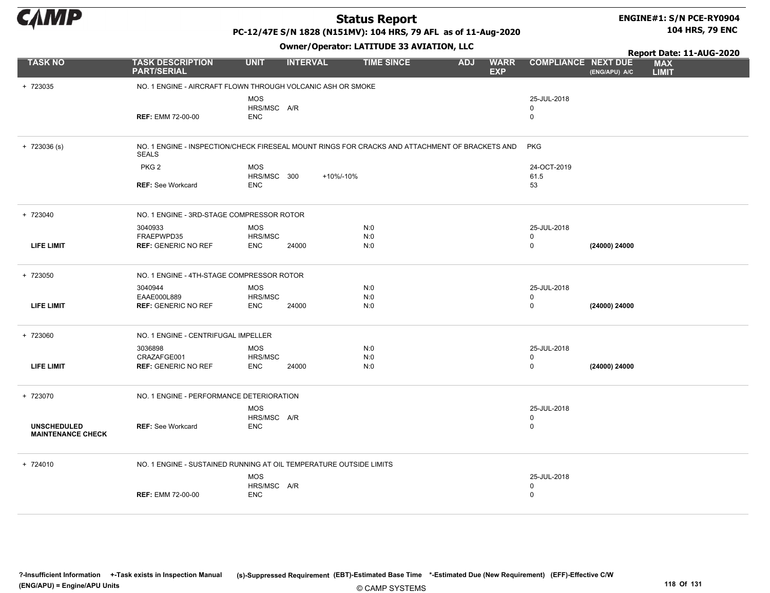# Status Report

PC-12/47E S/N 1828 (N151MV): 104 HRS, 79 AFL as of 11-Aug-2020

ENGINE#1: S/N PCE-RY0904
104 HRS, 79 ENC

Owner/Operator: LATITUDE 33 AVIATION, LLC

Report Date: 11-AUG-2020

| TASK NO | TASK DESCRIPTION PART/SERIAL | UNIT | INTERVAL | | TIME SINCE | ADJ | WARR EXP | COMPLIANCE | NEXT DUE (ENG/APU) A/C | MAX LIMIT |
|---|---|---|---|---|---|---|---|---|---|---|
| + 723035 | NO. 1 ENGINE - AIRCRAFT FLOWN THROUGH VOLCANIC ASH OR SMOKE | | | | | | | | | |
| | | MOS | | | | | | 25-JUL-2018 | | |
| | | HRS/MSC | A/R | | | | | 0 | | |
| | REF: EMM 72-00-00 | ENC | | | | | | 0 | | |
| + 723036 (s) | NO. 1 ENGINE - INSPECTION/CHECK FIRESEAL MOUNT RINGS FOR CRACKS AND ATTACHMENT OF BRACKETS AND SEALS | | | | | | | PKG | | |
| | PKG 2 | MOS | | | | | | 24-OCT-2019 | | |
| | | HRS/MSC | 300 | +10%/-10% | | | | 61.5 | | |
| | REF: See Workcard | ENC | | | | | | 53 | | |
| + 723040 | NO. 1 ENGINE - 3RD-STAGE COMPRESSOR ROTOR | | | | | | | | | |
| | 3040933 | MOS | | | N:0 | | | 25-JUL-2018 | | |
| | FRAEPWPD35 | HRS/MSC | | | N:0 | | | 0 | | |
| LIFE LIMIT | REF: GENERIC NO REF | ENC | 24000 | | N:0 | | | 0 | (24000) 24000 | |
| + 723050 | NO. 1 ENGINE - 4TH-STAGE COMPRESSOR ROTOR | | | | | | | | | |
| | 3040944 | MOS | | | N:0 | | | 25-JUL-2018 | | |
| | EAAE000L889 | HRS/MSC | | | N:0 | | | 0 | | |
| LIFE LIMIT | REF: GENERIC NO REF | ENC | 24000 | | N:0 | | | 0 | (24000) 24000 | |
| + 723060 | NO. 1 ENGINE - CENTRIFUGAL IMPELLER | | | | | | | | | |
| | 3036898 | MOS | | | N:0 | | | 25-JUL-2018 | | |
| | CRAZAFGE001 | HRS/MSC | | | N:0 | | | 0 | | |
| LIFE LIMIT | REF: GENERIC NO REF | ENC | 24000 | | N:0 | | | 0 | (24000) 24000 | |
| + 723070 | NO. 1 ENGINE - PERFORMANCE DETERIORATION | | | | | | | | | |
| | | MOS | | | | | | 25-JUL-2018 | | |
| | | HRS/MSC | A/R | | | | | 0 | | |
| UNSCHEDULED MAINTENANCE CHECK | REF: See Workcard | ENC | | | | | | 0 | | |
| + 724010 | NO. 1 ENGINE - SUSTAINED RUNNING AT OIL TEMPERATURE OUTSIDE LIMITS | | | | | | | | | |
| | | MOS | | | | | | 25-JUL-2018 | | |
| | | HRS/MSC | A/R | | | | | 0 | | |
| | REF: EMM 72-00-00 | ENC | | | | | | 0 | | |

?-Insufficient Information +-Task exists in Inspection Manual (s)-Suppressed Requirement (EBT)-Estimated Base Time *-Estimated Due (New Requirement) (EFF)-Effective C/W (ENG/APU) = Engine/APU Units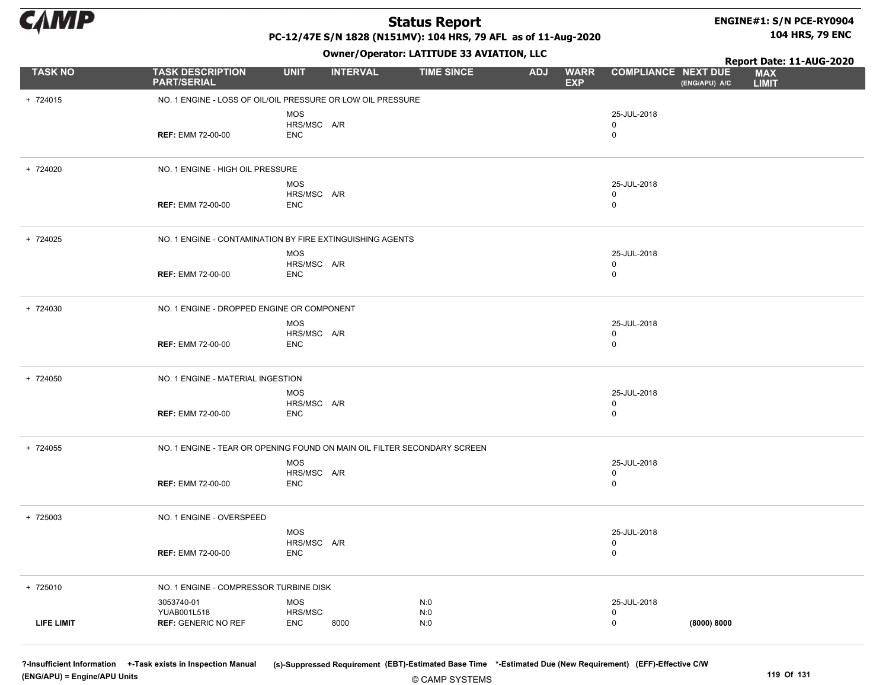# Status Report

**PC-12/47E S/N 1828 (N151MV): 104 HRS, 79 AFL as of 11-Aug-2020**

**Owner/Operator: LATITUDE 33 AVIATION, LLC**

**ENGINE#1: S/N PCE-RY0904**
**104 HRS, 79 ENC**

**Report Date: 11-AUG-2020**

| TASK NO | TASK DESCRIPTION PART/SERIAL | UNIT | INTERVAL | TIME SINCE | ADJ | WARR EXP | COMPLIANCE | NEXT DUE (ENG/APU) A/C | MAX LIMIT |
|---|---|---|---|---|---|---|---|---|---|
| + 724015 | NO. 1 ENGINE - LOSS OF OIL/OIL PRESSURE OR LOW OIL PRESSURE | | | | | | | | |
| | | MOS | | | | | 25-JUL-2018 | | |
| | | HRS/MSC | A/R | | | | 0 | | |
| | **REF:** EMM 72-00-00 | ENC | | | | | 0 | | |
| + 724020 | NO. 1 ENGINE - HIGH OIL PRESSURE | | | | | | | | |
| | | MOS | | | | | 25-JUL-2018 | | |
| | | HRS/MSC | A/R | | | | 0 | | |
| | **REF:** EMM 72-00-00 | ENC | | | | | 0 | | |
| + 724025 | NO. 1 ENGINE - CONTAMINATION BY FIRE EXTINGUISHING AGENTS | | | | | | | | |
| | | MOS | | | | | 25-JUL-2018 | | |
| | | HRS/MSC | A/R | | | | 0 | | |
| | **REF:** EMM 72-00-00 | ENC | | | | | 0 | | |
| + 724030 | NO. 1 ENGINE - DROPPED ENGINE OR COMPONENT | | | | | | | | |
| | | MOS | | | | | 25-JUL-2018 | | |
| | | HRS/MSC | A/R | | | | 0 | | |
| | **REF:** EMM 72-00-00 | ENC | | | | | 0 | | |
| + 724050 | NO. 1 ENGINE - MATERIAL INGESTION | | | | | | | | |
| | | MOS | | | | | 25-JUL-2018 | | |
| | | HRS/MSC | A/R | | | | 0 | | |
| | **REF:** EMM 72-00-00 | ENC | | | | | 0 | | |
| + 724055 | NO. 1 ENGINE - TEAR OR OPENING FOUND ON MAIN OIL FILTER SECONDARY SCREEN | | | | | | | | |
| | | MOS | | | | | 25-JUL-2018 | | |
| | | HRS/MSC | A/R | | | | 0 | | |
| | **REF:** EMM 72-00-00 | ENC | | | | | 0 | | |
| + 725003 | NO. 1 ENGINE - OVERSPEED | | | | | | | | |
| | | MOS | | | | | 25-JUL-2018 | | |
| | | HRS/MSC | A/R | | | | 0 | | |
| | **REF:** EMM 72-00-00 | ENC | | | | | 0 | | |
| + 725010 | NO. 1 ENGINE - COMPRESSOR TURBINE DISK | | | | | | | | |
| | 3053740-01 | MOS | | N:0 | | | 25-JUL-2018 | | |
| | YUAB001L518 | HRS/MSC | | N:0 | | | 0 | | |
| LIFE LIMIT | **REF:** GENERIC NO REF | ENC | 8000 | N:0 | | | 0 | (8000) 8000 | |

?-Insufficient Information +-Task exists in Inspection Manual (s)-Suppressed Requirement (EBT)-Estimated Base Time *-Estimated Due (New Requirement) (EFF)-Effective C/W
(ENG/APU) = Engine/APU Units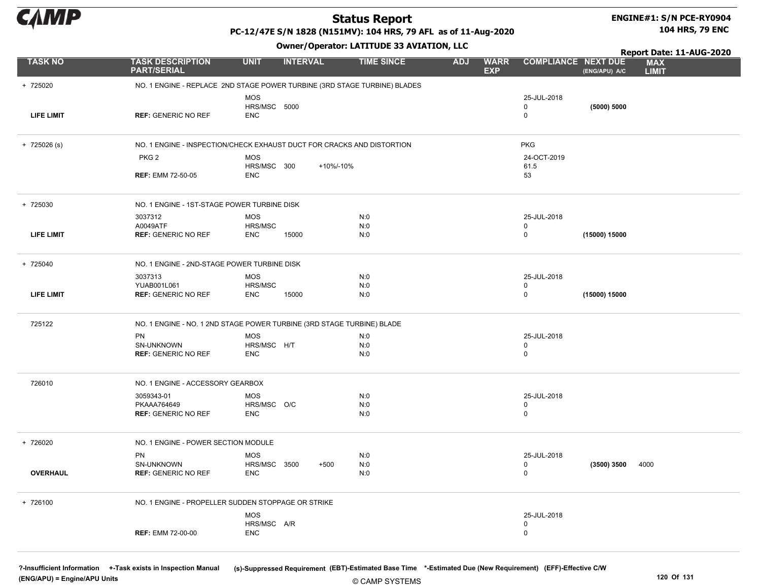# Status Report

**PC-12/47E S/N 1828 (N151MV): 104 HRS, 79 AFL as of 11-Aug-2020**

**Owner/Operator: LATITUDE 33 AVIATION, LLC**

**ENGINE#1: S/N PCE-RY0904**
**104 HRS, 79 ENC**

**Report Date: 11-AUG-2020**

| TASK NO | TASK DESCRIPTION PART/SERIAL | UNIT | INTERVAL | | TIME SINCE | ADJ | WARR EXP | COMPLIANCE | NEXT DUE (ENG/APU) A/C | MAX LIMIT |
|---|---|---|---|---|---|---|---|---|---|---|
| + 725020 | NO. 1 ENGINE - REPLACE 2ND STAGE POWER TURBINE (3RD STAGE TURBINE) BLADES | | | | | | | | | |
| | | MOS | | | | | | 25-JUL-2018 | | |
| | | HRS/MSC | 5000 | | | | | 0 | **(5000) 5000** | |
| **LIFE LIMIT** | **REF:** GENERIC NO REF | ENC | | | | | | 0 | | |
| + 725026 (s) | NO. 1 ENGINE - INSPECTION/CHECK EXHAUST DUCT FOR CRACKS AND DISTORTION | | | | | | | PKG | | |
| | PKG 2 | MOS | | | | | | 24-OCT-2019 | | |
| | | HRS/MSC | 300 | +10%/-10% | | | | 61.5 | | |
| | **REF:** EMM 72-50-05 | ENC | | | | | | 53 | | |
| + 725030 | NO. 1 ENGINE - 1ST-STAGE POWER TURBINE DISK | | | | | | | | | |
| | 3037312 | MOS | | | N:0 | | | 25-JUL-2018 | | |
| | A0049ATF | HRS/MSC | | | N:0 | | | 0 | | |
| **LIFE LIMIT** | **REF:** GENERIC NO REF | ENC | 15000 | | N:0 | | | 0 | **(15000) 15000** | |
| + 725040 | NO. 1 ENGINE - 2ND-STAGE POWER TURBINE DISK | | | | | | | | | |
| | 3037313 | MOS | | | N:0 | | | 25-JUL-2018 | | |
| | YUAB001L061 | HRS/MSC | | | N:0 | | | 0 | | |
| **LIFE LIMIT** | **REF:** GENERIC NO REF | ENC | 15000 | | N:0 | | | 0 | **(15000) 15000** | |
| 725122 | NO. 1 ENGINE - NO. 1 2ND STAGE POWER TURBINE (3RD STAGE TURBINE) BLADE | | | | | | | | | |
| | PN | MOS | | | N:0 | | | 25-JUL-2018 | | |
| | SN-UNKNOWN | HRS/MSC | H/T | | N:0 | | | 0 | | |
| | **REF:** GENERIC NO REF | ENC | | | N:0 | | | 0 | | |
| 726010 | NO. 1 ENGINE - ACCESSORY GEARBOX | | | | | | | | | |
| | 3059343-01 | MOS | | | N:0 | | | 25-JUL-2018 | | |
| | PKAAA764649 | HRS/MSC | O/C | | N:0 | | | 0 | | |
| | **REF:** GENERIC NO REF | ENC | | | N:0 | | | 0 | | |
| + 726020 | NO. 1 ENGINE - POWER SECTION MODULE | | | | | | | | | |
| | PN | MOS | | | N:0 | | | 25-JUL-2018 | | |
| | SN-UNKNOWN | HRS/MSC | 3500 | +500 | N:0 | | | 0 | **(3500) 3500** | 4000 |
| **OVERHAUL** | **REF:** GENERIC NO REF | ENC | | | N:0 | | | 0 | | |
| + 726100 | NO. 1 ENGINE - PROPELLER SUDDEN STOPPAGE OR STRIKE | | | | | | | | | |
| | | MOS | | | | | | 25-JUL-2018 | | |
| | | HRS/MSC | A/R | | | | | 0 | | |
| | **REF:** EMM 72-00-00 | ENC | | | | | | 0 | | |

**?-Insufficient Information +-Task exists in Inspection Manual** (s)-Suppressed Requirement (EBT)-Estimated Base Time *-Estimated Due (New Requirement) (EFF)-Effective C/W
**(ENG/APU) = Engine/APU Units**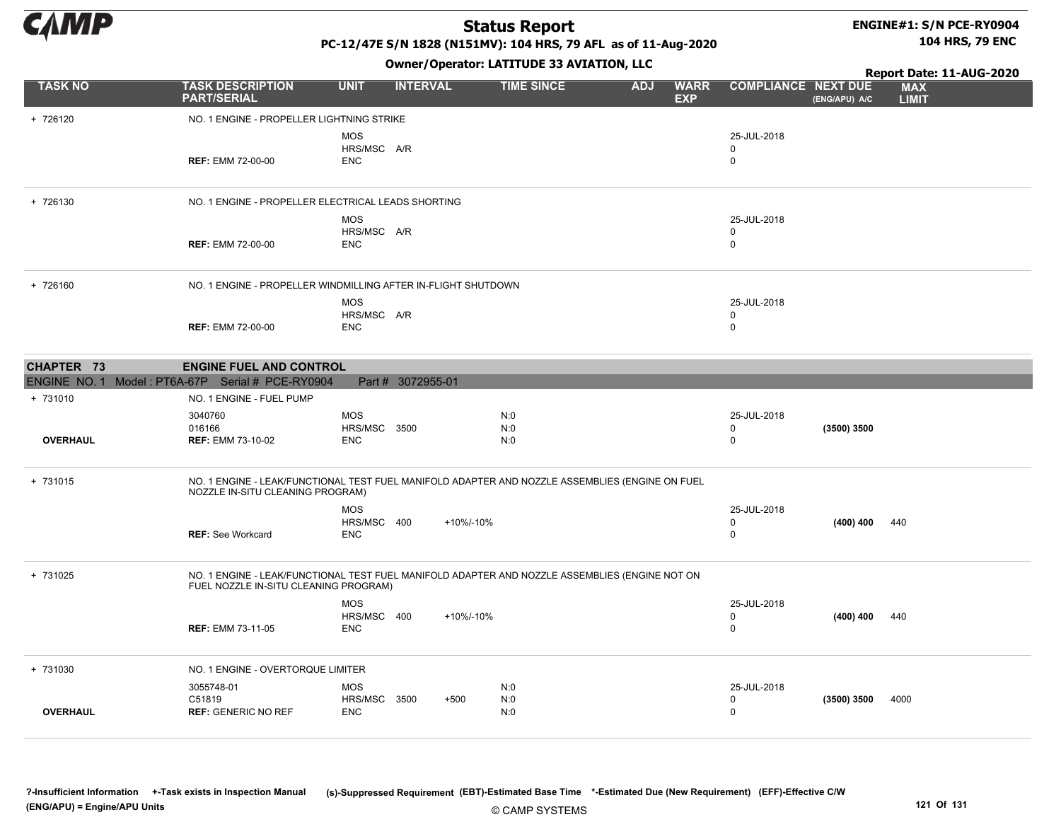# Status Report

PC-12/47E S/N 1828 (N151MV): 104 HRS, 79 AFL as of 11-Aug-2020

Owner/Operator: LATITUDE 33 AVIATION, LLC

ENGINE#1: S/N PCE-RY0904
104 HRS, 79 ENC

Report Date: 11-AUG-2020

| TASK NO | TASK DESCRIPTION PART/SERIAL | UNIT | INTERVAL | | TIME SINCE | ADJ | WARR EXP | COMPLIANCE | NEXT DUE (ENG/APU) A/C | MAX LIMIT |
|---|---|---|---|---|---|---|---|---|---|---|
| + 726120 | NO. 1 ENGINE - PROPELLER LIGHTNING STRIKE | | | | | | | | | |
| | | MOS | | | | | | 25-JUL-2018 | | |
| | | HRS/MSC | A/R | | | | | 0 | | |
| | **REF:** EMM 72-00-00 | ENC | | | | | | 0 | | |
| + 726130 | NO. 1 ENGINE - PROPELLER ELECTRICAL LEADS SHORTING | | | | | | | | | |
| | | MOS | | | | | | 25-JUL-2018 | | |
| | | HRS/MSC | A/R | | | | | 0 | | |
| | **REF:** EMM 72-00-00 | ENC | | | | | | 0 | | |
| + 726160 | NO. 1 ENGINE - PROPELLER WINDMILLING AFTER IN-FLIGHT SHUTDOWN | | | | | | | | | |
| | | MOS | | | | | | 25-JUL-2018 | | |
| | | HRS/MSC | A/R | | | | | 0 | | |
| | **REF:** EMM 72-00-00 | ENC | | | | | | 0 | | |
| **CHAPTER 73** | **ENGINE FUEL AND CONTROL** | | | | | | | | | |
| ENGINE NO. 1 Model : PT6A-67P Serial # PCE-RY0904 | | Part # 3072955-01 | | | | | | | | |
| + 731010 | NO. 1 ENGINE - FUEL PUMP | | | | | | | | | |
| | 3040760 | MOS | | | N:0 | | | 25-JUL-2018 | | |
| | 016166 | HRS/MSC | 3500 | | N:0 | | | 0 | **(3500) 3500** | |
| **OVERHAUL** | **REF:** EMM 73-10-02 | ENC | | | N:0 | | | 0 | | |
| + 731015 | NO. 1 ENGINE - LEAK/FUNCTIONAL TEST FUEL MANIFOLD ADAPTER AND NOZZLE ASSEMBLIES (ENGINE ON FUEL NOZZLE IN-SITU CLEANING PROGRAM) | | | | | | | | | |
| | | MOS | | | | | | 25-JUL-2018 | | |
| | | HRS/MSC | 400 | +10%/-10% | | | | 0 | **(400) 400** | 440 |
| | **REF:** See Workcard | ENC | | | | | | 0 | | |
| + 731025 | NO. 1 ENGINE - LEAK/FUNCTIONAL TEST FUEL MANIFOLD ADAPTER AND NOZZLE ASSEMBLIES (ENGINE NOT ON FUEL NOZZLE IN-SITU CLEANING PROGRAM) | | | | | | | | | |
| | | MOS | | | | | | 25-JUL-2018 | | |
| | | HRS/MSC | 400 | +10%/-10% | | | | 0 | **(400) 400** | 440 |
| | **REF:** EMM 73-11-05 | ENC | | | | | | 0 | | |
| + 731030 | NO. 1 ENGINE - OVERTORQUE LIMITER | | | | | | | | | |
| | 3055748-01 | MOS | | | N:0 | | | 25-JUL-2018 | | |
| | C51819 | HRS/MSC | 3500 | +500 | N:0 | | | 0 | **(3500) 3500** | 4000 |
| **OVERHAUL** | **REF:** GENERIC NO REF | ENC | | | N:0 | | | 0 | | |

?-Insufficient Information +-Task exists in Inspection Manual (s)-Suppressed Requirement (EBT)-Estimated Base Time *-Estimated Due (New Requirement) (EFF)-Effective C/W (ENG/APU) = Engine/APU Units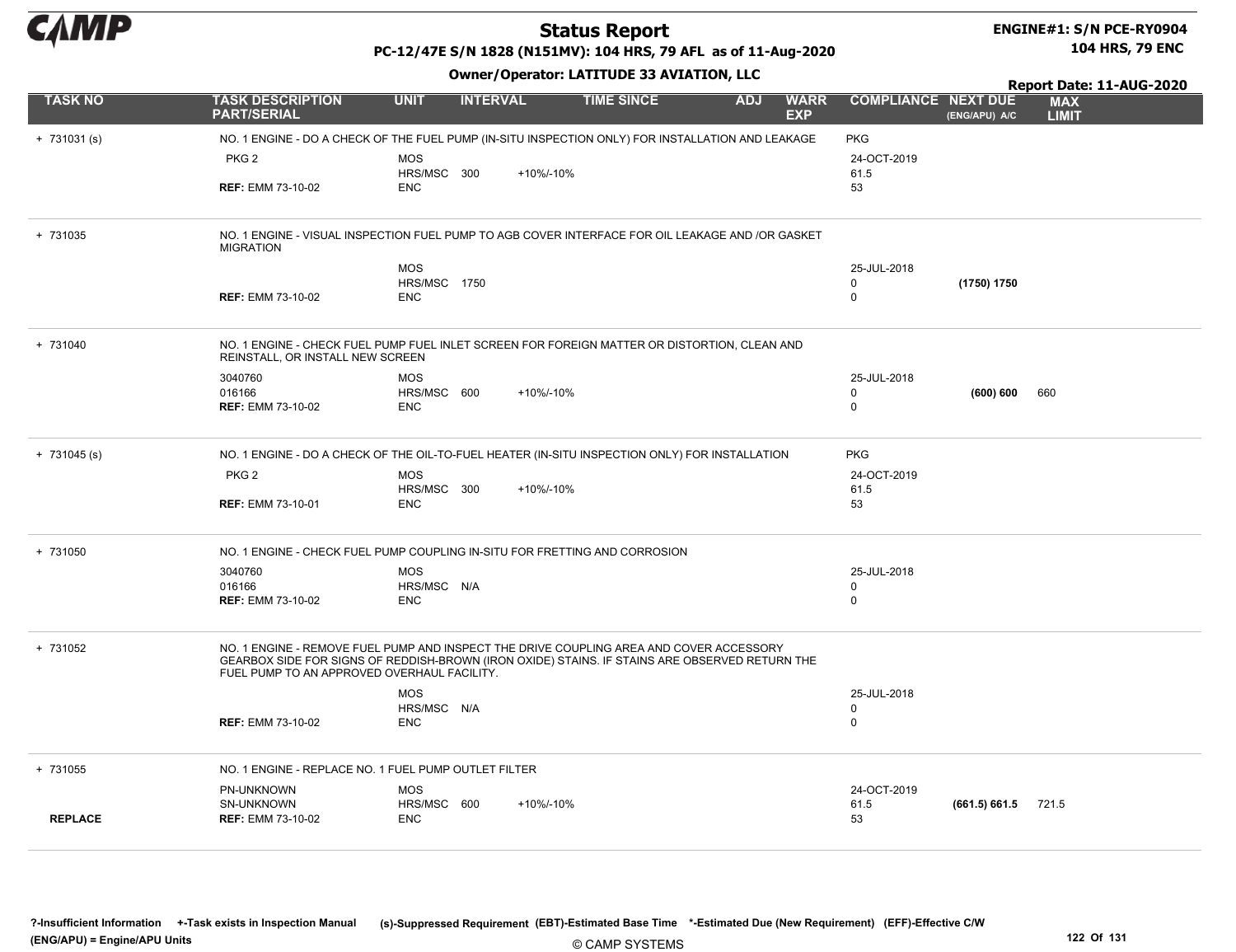# Status Report

**PC-12/47E S/N 1828 (N151MV): 104 HRS, 79 AFL as of 11-Aug-2020**

**Owner/Operator: LATITUDE 33 AVIATION, LLC**

**ENGINE#1: S/N PCE-RY0904**
**104 HRS, 79 ENC**

**Report Date: 11-AUG-2020**

| TASK NO | TASK DESCRIPTION PART/SERIAL | UNIT | INTERVAL | | TIME SINCE | ADJ | WARR EXP | COMPLIANCE | NEXT DUE (ENG/APU) A/C | MAX LIMIT |
|---|---|---|---|---|---|---|---|---|---|---|
| + 731031 (s) | NO. 1 ENGINE - DO A CHECK OF THE FUEL PUMP (IN-SITU INSPECTION ONLY) FOR INSTALLATION AND LEAKAGE | | | | | | | PKG | | |
| | PKG 2 | MOS | | | | | | 24-OCT-2019 | | |
| | | HRS/MSC | 300 | +10%/-10% | | | | 61.5 | | |
| | **REF:** EMM 73-10-02 | ENC | | | | | | 53 | | |
| + 731035 | NO. 1 ENGINE - VISUAL INSPECTION FUEL PUMP TO AGB COVER INTERFACE FOR OIL LEAKAGE AND /OR GASKET MIGRATION | | | | | | | | | |
| | | MOS | | | | | | 25-JUL-2018 | | |
| | | HRS/MSC | 1750 | | | | | 0 | **(1750) 1750** | |
| | **REF:** EMM 73-10-02 | ENC | | | | | | 0 | | |
| + 731040 | NO. 1 ENGINE - CHECK FUEL PUMP FUEL INLET SCREEN FOR FOREIGN MATTER OR DISTORTION, CLEAN AND REINSTALL, OR INSTALL NEW SCREEN | | | | | | | | | |
| | 3040760 | MOS | | | | | | 25-JUL-2018 | | |
| | 016166 | HRS/MSC | 600 | +10%/-10% | | | | 0 | **(600) 600** | 660 |
| | **REF:** EMM 73-10-02 | ENC | | | | | | 0 | | |
| + 731045 (s) | NO. 1 ENGINE - DO A CHECK OF THE OIL-TO-FUEL HEATER (IN-SITU INSPECTION ONLY) FOR INSTALLATION | | | | | | | PKG | | |
| | PKG 2 | MOS | | | | | | 24-OCT-2019 | | |
| | | HRS/MSC | 300 | +10%/-10% | | | | 61.5 | | |
| | **REF:** EMM 73-10-01 | ENC | | | | | | 53 | | |
| + 731050 | NO. 1 ENGINE - CHECK FUEL PUMP COUPLING IN-SITU FOR FRETTING AND CORROSION | | | | | | | | | |
| | 3040760 | MOS | | | | | | 25-JUL-2018 | | |
| | 016166 | HRS/MSC | N/A | | | | | 0 | | |
| | **REF:** EMM 73-10-02 | ENC | | | | | | 0 | | |
| + 731052 | NO. 1 ENGINE - REMOVE FUEL PUMP AND INSPECT THE DRIVE COUPLING AREA AND COVER ACCESSORY GEARBOX SIDE FOR SIGNS OF REDDISH-BROWN (IRON OXIDE) STAINS. IF STAINS ARE OBSERVED RETURN THE FUEL PUMP TO AN APPROVED OVERHAUL FACILITY. | | | | | | | | | |
| | | MOS | | | | | | 25-JUL-2018 | | |
| | | HRS/MSC | N/A | | | | | 0 | | |
| | **REF:** EMM 73-10-02 | ENC | | | | | | 0 | | |
| + 731055 | NO. 1 ENGINE - REPLACE NO. 1 FUEL PUMP OUTLET FILTER | | | | | | | | | |
| | PN-UNKNOWN | MOS | | | | | | 24-OCT-2019 | | |
| | SN-UNKNOWN | HRS/MSC | 600 | +10%/-10% | | | | 61.5 | **(661.5) 661.5** | 721.5 |
| **REPLACE** | **REF:** EMM 73-10-02 | ENC | | | | | | 53 | | |

**?-Insufficient Information** **+-Task exists in Inspection Manual** **(s)-Suppressed Requirement** **(EBT)-Estimated Base Time** **\*-Estimated Due (New Requirement)** **(EFF)-Effective C/W**
**(ENG/APU) = Engine/APU Units**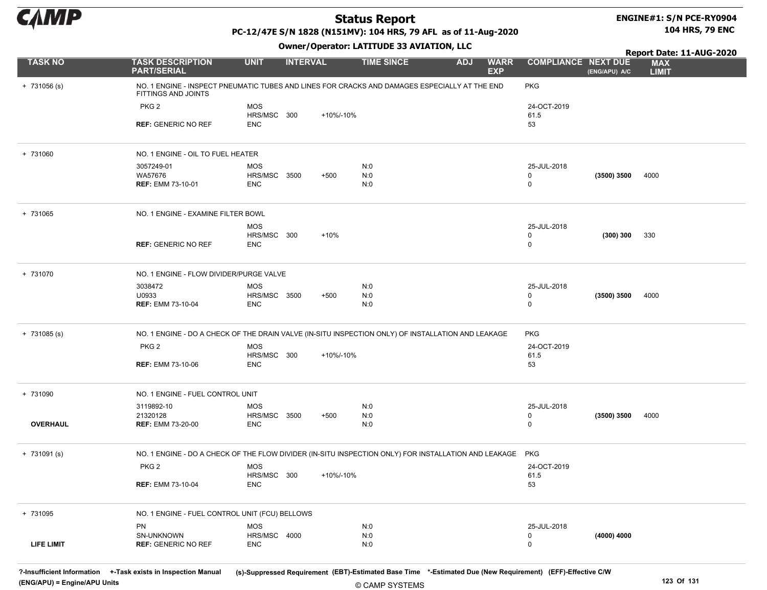**Status Report**

**PC-12/47E S/N 1828 (N151MV): 104 HRS, 79 AFL as of 11-Aug-2020**

**Owner/Operator: LATITUDE 33 AVIATION, LLC**

**ENGINE#1: S/N PCE-RY0904**
**104 HRS, 79 ENC**

**Report Date: 11-AUG-2020**

| TASK NO | TASK DESCRIPTION PART/SERIAL | UNIT | INTERVAL | | TIME SINCE | ADJ | WARR EXP | COMPLIANCE | NEXT DUE (ENG/APU) A/C | MAX LIMIT |
|---|---|---|---|---|---|---|---|---|---|---|
| + 731056 (s) | NO. 1 ENGINE - INSPECT PNEUMATIC TUBES AND LINES FOR CRACKS AND DAMAGES ESPECIALLY AT THE END FITTINGS AND JOINTS | | | | | | | PKG | | |
| | PKG 2 | MOS | | | | | | 24-OCT-2019 | | |
| | | HRS/MSC | 300 | +10%/-10% | | | | 61.5 | | |
| | **REF:** GENERIC NO REF | ENC | | | | | | 53 | | |
| + 731060 | NO. 1 ENGINE - OIL TO FUEL HEATER | | | | | | | | | |
| | 3057249-01 | MOS | | | N:0 | | | 25-JUL-2018 | | |
| | WA57676 | HRS/MSC | 3500 | +500 | N:0 | | | 0 | **(3500) 3500** | 4000 |
| | **REF:** EMM 73-10-01 | ENC | | | N:0 | | | 0 | | |
| + 731065 | NO. 1 ENGINE - EXAMINE FILTER BOWL | | | | | | | | | |
| | | MOS | | | | | | 25-JUL-2018 | | |
| | | HRS/MSC | 300 | +10% | | | | 0 | **(300) 300** | 330 |
| | **REF:** GENERIC NO REF | ENC | | | | | | 0 | | |
| + 731070 | NO. 1 ENGINE - FLOW DIVIDER/PURGE VALVE | | | | | | | | | |
| | 3038472 | MOS | | | N:0 | | | 25-JUL-2018 | | |
| | U0933 | HRS/MSC | 3500 | +500 | N:0 | | | 0 | **(3500) 3500** | 4000 |
| | **REF:** EMM 73-10-04 | ENC | | | N:0 | | | 0 | | |
| + 731085 (s) | NO. 1 ENGINE - DO A CHECK OF THE DRAIN VALVE (IN-SITU INSPECTION ONLY) OF INSTALLATION AND LEAKAGE | | | | | | | PKG | | |
| | PKG 2 | MOS | | | | | | 24-OCT-2019 | | |
| | | HRS/MSC | 300 | +10%/-10% | | | | 61.5 | | |
| | **REF:** EMM 73-10-06 | ENC | | | | | | 53 | | |
| + 731090 | NO. 1 ENGINE - FUEL CONTROL UNIT | | | | | | | | | |
| | 3119892-10 | MOS | | | N:0 | | | 25-JUL-2018 | | |
| | 21320128 | HRS/MSC | 3500 | +500 | N:0 | | | 0 | **(3500) 3500** | 4000 |
| **OVERHAUL** | **REF:** EMM 73-20-00 | ENC | | | N:0 | | | 0 | | |
| + 731091 (s) | NO. 1 ENGINE - DO A CHECK OF THE FLOW DIVIDER (IN-SITU INSPECTION ONLY) FOR INSTALLATION AND LEAKAGE | | | | | | | PKG | | |
| | PKG 2 | MOS | | | | | | 24-OCT-2019 | | |
| | | HRS/MSC | 300 | +10%/-10% | | | | 61.5 | | |
| | **REF:** EMM 73-10-04 | ENC | | | | | | 53 | | |
| + 731095 | NO. 1 ENGINE - FUEL CONTROL UNIT (FCU) BELLOWS | | | | | | | | | |
| | PN | MOS | | | N:0 | | | 25-JUL-2018 | | |
| | SN-UNKNOWN | HRS/MSC | 4000 | | N:0 | | | 0 | **(4000) 4000** | |
| **LIFE LIMIT** | **REF:** GENERIC NO REF | ENC | | | N:0 | | | 0 | | |

**?-Insufficient Information** **+-Task exists in Inspection Manual** **(s)-Suppressed Requirement** **(EBT)-Estimated Base Time** **\*-Estimated Due (New Requirement)** **(EFF)-Effective C/W**
**(ENG/APU) = Engine/APU Units**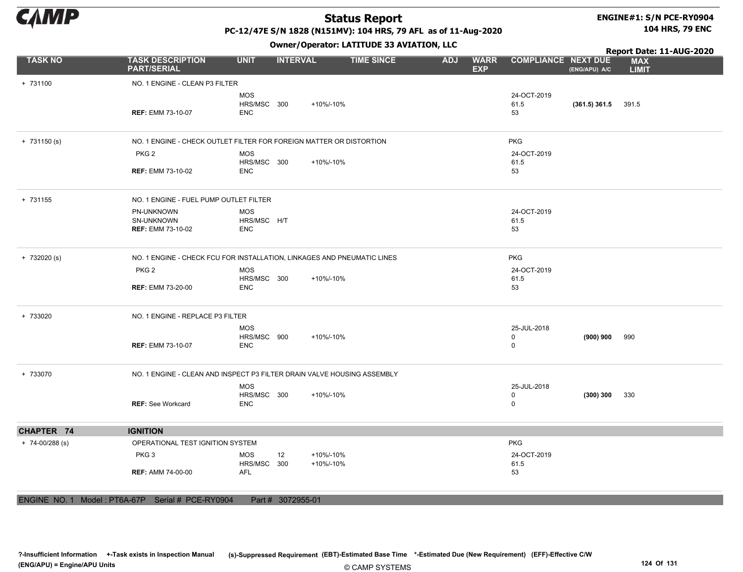# Status Report

**PC-12/47E S/N 1828 (N151MV): 104 HRS, 79 AFL as of 11-Aug-2020**

**Owner/Operator: LATITUDE 33 AVIATION, LLC**

**ENGINE#1: S/N PCE-RY0904**
**104 HRS, 79 ENC**

**Report Date: 11-AUG-2020**

| TASK NO | TASK DESCRIPTION PART/SERIAL | UNIT | INTERVAL | | TIME SINCE | ADJ | WARR EXP | COMPLIANCE | NEXT DUE (ENG/APU) A/C | MAX LIMIT |
|---|---|---|---|---|---|---|---|---|---|---|
| + 731100 | NO. 1 ENGINE - CLEAN P3 FILTER | | | | | | | | | |
| | | MOS | | | | | | 24-OCT-2019 | | |
| | | HRS/MSC | 300 | +10%/-10% | | | | 61.5 | **(361.5) 361.5** | 391.5 |
| | **REF:** EMM 73-10-07 | ENC | | | | | | 53 | | |
| + 731150 (s) | NO. 1 ENGINE - CHECK OUTLET FILTER FOR FOREIGN MATTER OR DISTORTION | | | | | | | PKG | | |
| | PKG 2 | MOS | | | | | | 24-OCT-2019 | | |
| | | HRS/MSC | 300 | +10%/-10% | | | | 61.5 | | |
| | **REF:** EMM 73-10-02 | ENC | | | | | | 53 | | |
| + 731155 | NO. 1 ENGINE - FUEL PUMP OUTLET FILTER | | | | | | | | | |
| | PN-UNKNOWN | MOS | | | | | | 24-OCT-2019 | | |
| | SN-UNKNOWN | HRS/MSC | H/T | | | | | 61.5 | | |
| | **REF:** EMM 73-10-02 | ENC | | | | | | 53 | | |
| + 732020 (s) | NO. 1 ENGINE - CHECK FCU FOR INSTALLATION, LINKAGES AND PNEUMATIC LINES | | | | | | | PKG | | |
| | PKG 2 | MOS | | | | | | 24-OCT-2019 | | |
| | | HRS/MSC | 300 | +10%/-10% | | | | 61.5 | | |
| | **REF:** EMM 73-20-00 | ENC | | | | | | 53 | | |
| + 733020 | NO. 1 ENGINE - REPLACE P3 FILTER | | | | | | | | | |
| | | MOS | | | | | | 25-JUL-2018 | | |
| | | HRS/MSC | 900 | +10%/-10% | | | | 0 | **(900) 900** | 990 |
| | **REF:** EMM 73-10-07 | ENC | | | | | | 0 | | |
| + 733070 | NO. 1 ENGINE - CLEAN AND INSPECT P3 FILTER DRAIN VALVE HOUSING ASSEMBLY | | | | | | | | | |
| | | MOS | | | | | | 25-JUL-2018 | | |
| | | HRS/MSC | 300 | +10%/-10% | | | | 0 | **(300) 300** | 330 |
| | **REF:** See Workcard | ENC | | | | | | 0 | | |
| **CHAPTER 74** | **IGNITION** | | | | | | | | | |
| + 74-00/288 (s) | OPERATIONAL TEST IGNITION SYSTEM | | | | | | | PKG | | |
| | PKG 3 | MOS | 12 | +10%/-10% | | | | 24-OCT-2019 | | |
| | | HRS/MSC | 300 | +10%/-10% | | | | 61.5 | | |
| | **REF:** AMM 74-00-00 | AFL | | | | | | 53 | | |

ENGINE NO. 1 Model : PT6A-67P Serial # PCE-RY0904 Part # 3072955-01

?-Insufficient Information +-Task exists in Inspection Manual (s)-Suppressed Requirement (EBT)-Estimated Base Time *-Estimated Due (New Requirement) (EFF)-Effective C/W
(ENG/APU) = Engine/APU Units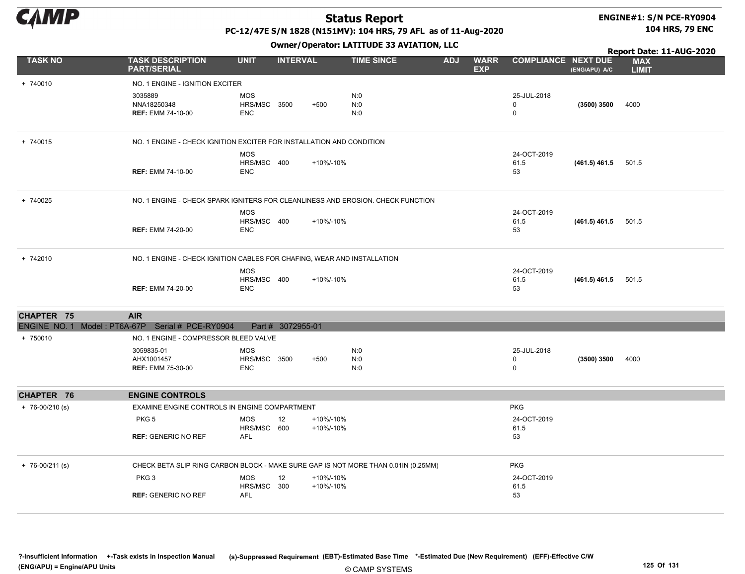# Status Report

**PC-12/47E S/N 1828 (N151MV): 104 HRS, 79 AFL as of 11-Aug-2020**

**Owner/Operator: LATITUDE 33 AVIATION, LLC**

**ENGINE#1: S/N PCE-RY0904**
**104 HRS, 79 ENC**

**Report Date: 11-AUG-2020**

| TASK NO | TASK DESCRIPTION PART/SERIAL | UNIT | INTERVAL | | TIME SINCE | ADJ | WARR EXP | COMPLIANCE | NEXT DUE (ENG/APU) A/C | MAX LIMIT |
|---|---|---|---|---|---|---|---|---|---|---|
| + 740010 | NO. 1 ENGINE - IGNITION EXCITER | | | | | | | | | |
| | 3035889 | MOS | | | N:0 | | | 25-JUL-2018 | | |
| | NNA18250348 | HRS/MSC | 3500 | +500 | N:0 | | | 0 | **(3500) 3500** | 4000 |
| | **REF:** EMM 74-10-00 | ENC | | | N:0 | | | 0 | | |
| + 740015 | NO. 1 ENGINE - CHECK IGNITION EXCITER FOR INSTALLATION AND CONDITION | | | | | | | | | |
| | | MOS | | | | | | 24-OCT-2019 | | |
| | | HRS/MSC | 400 | +10%/-10% | | | | 61.5 | **(461.5) 461.5** | 501.5 |
| | **REF:** EMM 74-10-00 | ENC | | | | | | 53 | | |
| + 740025 | NO. 1 ENGINE - CHECK SPARK IGNITERS FOR CLEANLINESS AND EROSION. CHECK FUNCTION | | | | | | | | | |
| | | MOS | | | | | | 24-OCT-2019 | | |
| | | HRS/MSC | 400 | +10%/-10% | | | | 61.5 | **(461.5) 461.5** | 501.5 |
| | **REF:** EMM 74-20-00 | ENC | | | | | | 53 | | |
| + 742010 | NO. 1 ENGINE - CHECK IGNITION CABLES FOR CHAFING, WEAR AND INSTALLATION | | | | | | | | | |
| | | MOS | | | | | | 24-OCT-2019 | | |
| | | HRS/MSC | 400 | +10%/-10% | | | | 61.5 | **(461.5) 461.5** | 501.5 |
| | **REF:** EMM 74-20-00 | ENC | | | | | | 53 | | |
| **CHAPTER 75** | **AIR** | | | | | | | | | |
| ENGINE NO. 1 Model : PT6A-67P Serial # PCE-RY0904 | Part # 3072955-01 | | | | | | | | | |
| + 750010 | NO. 1 ENGINE - COMPRESSOR BLEED VALVE | | | | | | | | | |
| | 3059835-01 | MOS | | | N:0 | | | 25-JUL-2018 | | |
| | AHX1001457 | HRS/MSC | 3500 | +500 | N:0 | | | 0 | **(3500) 3500** | 4000 |
| | **REF:** EMM 75-30-00 | ENC | | | N:0 | | | 0 | | |
| **CHAPTER 76** | **ENGINE CONTROLS** | | | | | | | | | |
| + 76-00/210 (s) | EXAMINE ENGINE CONTROLS IN ENGINE COMPARTMENT | | | | | | | PKG | | |
| | PKG 5 | MOS | 12 | +10%/-10% | | | | 24-OCT-2019 | | |
| | | HRS/MSC | 600 | +10%/-10% | | | | 61.5 | | |
| | **REF:** GENERIC NO REF | AFL | | | | | | 53 | | |
| + 76-00/211 (s) | CHECK BETA SLIP RING CARBON BLOCK - MAKE SURE GAP IS NOT MORE THAN 0.01IN (0.25MM) | | | | | | | PKG | | |
| | PKG 3 | MOS | 12 | +10%/-10% | | | | 24-OCT-2019 | | |
| | | HRS/MSC | 300 | +10%/-10% | | | | 61.5 | | |
| | **REF:** GENERIC NO REF | AFL | | | | | | 53 | | |

**?-Insufficient Information** **+-Task exists in Inspection Manual** **(s)-Suppressed Requirement** **(EBT)-Estimated Base Time** ***-Estimated Due (New Requirement)** **(EFF)-Effective C/W**
**(ENG/APU) = Engine/APU Units**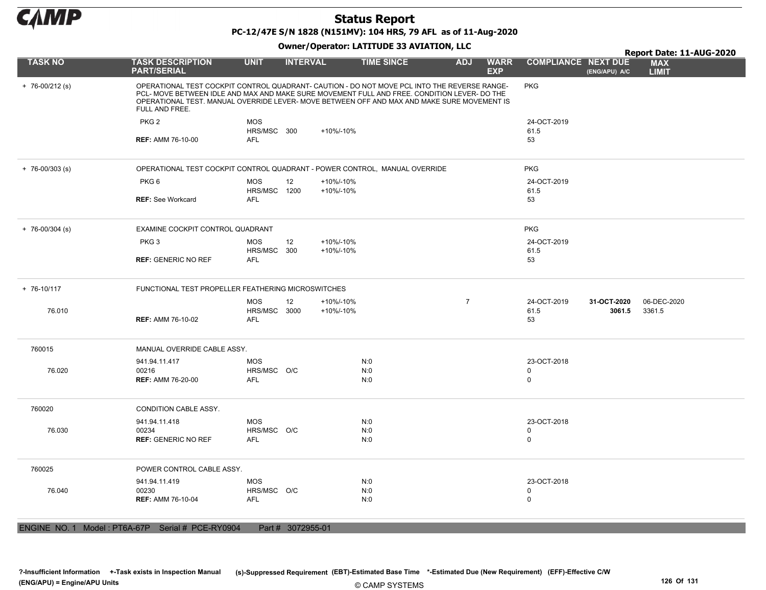# Status Report

**PC-12/47E S/N 1828 (N151MV): 104 HRS, 79 AFL as of 11-Aug-2020**

**Owner/Operator: LATITUDE 33 AVIATION, LLC**

**Report Date: 11-AUG-2020**

| TASK NO | TASK DESCRIPTION PART/SERIAL | UNIT | INTERVAL | | TIME SINCE | ADJ | WARR EXP | COMPLIANCE | NEXT DUE (ENG/APU) A/C | MAX LIMIT |
|---|---|---|---|---|---|---|---|---|---|---|
| + 76-00/212 (s) | OPERATIONAL TEST COCKPIT CONTROL QUADRANT- CAUTION - DO NOT MOVE PCL INTO THE REVERSE RANGE- PCL- MOVE BETWEEN IDLE AND MAX AND MAKE SURE MOVEMENT FULL AND FREE. CONDITION LEVER- DO THE OPERATIONAL TEST. MANUAL OVERRIDE LEVER- MOVE BETWEEN OFF AND MAX AND MAKE SURE MOVEMENT IS FULL AND FREE. | | | | | | | PKG | | |
| | PKG 2 | MOS | | | | | | 24-OCT-2019 | | |
| | | HRS/MSC | 300 | +10%/-10% | | | | 61.5 | | |
| | **REF:** AMM 76-10-00 | AFL | | | | | | 53 | | |
| + 76-00/303 (s) | OPERATIONAL TEST COCKPIT CONTROL QUADRANT - POWER CONTROL, MANUAL OVERRIDE | | | | | | | PKG | | |
| | PKG 6 | MOS | 12 | +10%/-10% | | | | 24-OCT-2019 | | |
| | | HRS/MSC | 1200 | +10%/-10% | | | | 61.5 | | |
| | **REF:** See Workcard | AFL | | | | | | 53 | | |
| + 76-00/304 (s) | EXAMINE COCKPIT CONTROL QUADRANT | | | | | | | PKG | | |
| | PKG 3 | MOS | 12 | +10%/-10% | | | | 24-OCT-2019 | | |
| | | HRS/MSC | 300 | +10%/-10% | | | | 61.5 | | |
| | **REF:** GENERIC NO REF | AFL | | | | | | 53 | | |
| + 76-10/117 | FUNCTIONAL TEST PROPELLER FEATHERING MICROSWITCHES | | | | | | | | | |
| | | MOS | 12 | +10%/-10% | | 7 | | 24-OCT-2019 | **31-OCT-2020** | 06-DEC-2020 |
| 76.010 | | HRS/MSC | 3000 | +10%/-10% | | | | 61.5 | **3061.5** | 3361.5 |
| | **REF:** AMM 76-10-02 | AFL | | | | | | 53 | | |
| 760015 | MANUAL OVERRIDE CABLE ASSY. | | | | | | | | | |
| | 941.94.11.417 | MOS | | | N:0 | | | 23-OCT-2018 | | |
| 76.020 | 00216 | HRS/MSC | O/C | | N:0 | | | 0 | | |
| | **REF:** AMM 76-20-00 | AFL | | | N:0 | | | 0 | | |
| 760020 | CONDITION CABLE ASSY. | | | | | | | | | |
| | 941.94.11.418 | MOS | | | N:0 | | | 23-OCT-2018 | | |
| 76.030 | 00234 | HRS/MSC | O/C | | N:0 | | | 0 | | |
| | **REF:** GENERIC NO REF | AFL | | | N:0 | | | 0 | | |
| 760025 | POWER CONTROL CABLE ASSY. | | | | | | | | | |
| | 941.94.11.419 | MOS | | | N:0 | | | 23-OCT-2018 | | |
| 76.040 | 00230 | HRS/MSC | O/C | | N:0 | | | 0 | | |
| | **REF:** AMM 76-10-04 | AFL | | | N:0 | | | 0 | | |

ENGINE NO. 1 Model : PT6A-67P Serial # PCE-RY0904 Part # 3072955-01

?-Insufficient Information +-Task exists in Inspection Manual (s)-Suppressed Requirement (EBT)-Estimated Base Time *-Estimated Due (New Requirement) (EFF)-Effective C/W
(ENG/APU) = Engine/APU Units

© CAMP SYSTEMS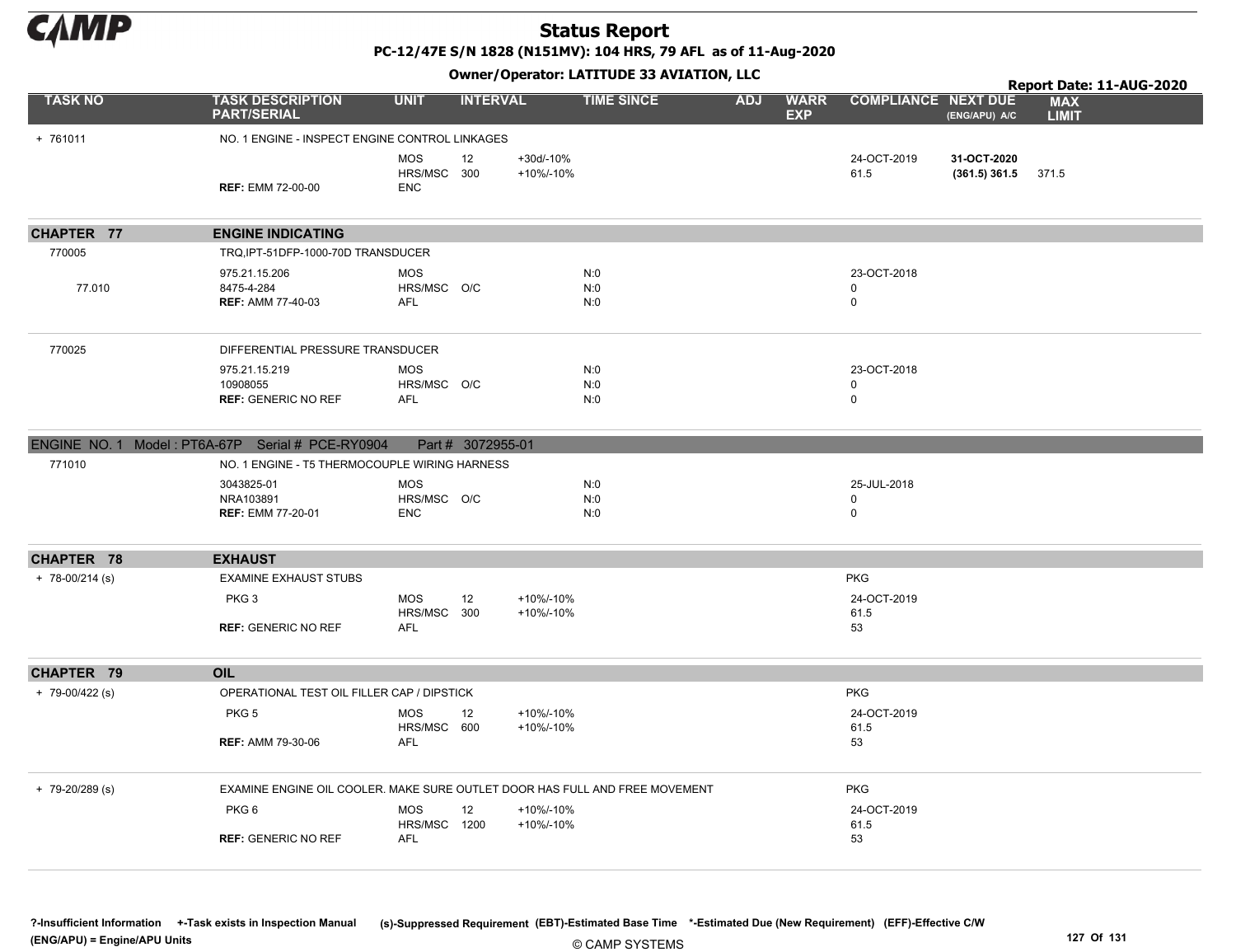# Status Report

**PC-12/47E S/N 1828 (N151MV): 104 HRS, 79 AFL as of 11-Aug-2020**

**Owner/Operator: LATITUDE 33 AVIATION, LLC**

**Report Date: 11-AUG-2020**

| TASK NO | TASK DESCRIPTION PART/SERIAL | UNIT | INTERVAL | | TIME SINCE | ADJ | WARR EXP | COMPLIANCE | NEXT DUE (ENG/APU) A/C | MAX LIMIT |
|---|---|---|---|---|---|---|---|---|---|---|
| + 761011 | NO. 1 ENGINE - INSPECT ENGINE CONTROL LINKAGES | | | | | | | | | |
| | | MOS | 12 | +30d/-10% | | | | 24-OCT-2019 | **31-OCT-2020** | |
| | | HRS/MSC | 300 | +10%/-10% | | | | 61.5 | **(361.5) 361.5** | 371.5 |
| | **REF:** EMM 72-00-00 | ENC | | | | | | | | |
| **CHAPTER 77** | **ENGINE INDICATING** | | | | | | | | | |
| 770005 | TRQ,IPT-51DFP-1000-70D TRANSDUCER | | | | | | | | | |
| | 975.21.15.206 | MOS | | | N:0 | | | 23-OCT-2018 | | |
| 77.010 | 8475-4-284 | HRS/MSC | O/C | | N:0 | | | 0 | | |
| | **REF:** AMM 77-40-03 | AFL | | | N:0 | | | 0 | | |
| 770025 | DIFFERENTIAL PRESSURE TRANSDUCER | | | | | | | | | |
| | 975.21.15.219 | MOS | | | N:0 | | | 23-OCT-2018 | | |
| | 10908055 | HRS/MSC | O/C | | N:0 | | | 0 | | |
| | **REF:** GENERIC NO REF | AFL | | | N:0 | | | 0 | | |
| ENGINE NO. 1 Model : PT6A-67P Serial # PCE-RY0904 | Part # 3072955-01 | | | | | | | | | |
| 771010 | NO. 1 ENGINE - T5 THERMOCOUPLE WIRING HARNESS | | | | | | | | | |
| | 3043825-01 | MOS | | | N:0 | | | 25-JUL-2018 | | |
| | NRA103891 | HRS/MSC | O/C | | N:0 | | | 0 | | |
| | **REF:** EMM 77-20-01 | ENC | | | N:0 | | | 0 | | |
| **CHAPTER 78** | **EXHAUST** | | | | | | | | | |
| + 78-00/214 (s) | EXAMINE EXHAUST STUBS | | | | | | | PKG | | |
| | PKG 3 | MOS | 12 | +10%/-10% | | | | 24-OCT-2019 | | |
| | | HRS/MSC | 300 | +10%/-10% | | | | 61.5 | | |
| | **REF:** GENERIC NO REF | AFL | | | | | | 53 | | |
| **CHAPTER 79** | **OIL** | | | | | | | | | |
| + 79-00/422 (s) | OPERATIONAL TEST OIL FILLER CAP / DIPSTICK | | | | | | | PKG | | |
| | PKG 5 | MOS | 12 | +10%/-10% | | | | 24-OCT-2019 | | |
| | | HRS/MSC | 600 | +10%/-10% | | | | 61.5 | | |
| | **REF:** AMM 79-30-06 | AFL | | | | | | 53 | | |
| + 79-20/289 (s) | EXAMINE ENGINE OIL COOLER. MAKE SURE OUTLET DOOR HAS FULL AND FREE MOVEMENT | | | | | | | PKG | | |
| | PKG 6 | MOS | 12 | +10%/-10% | | | | 24-OCT-2019 | | |
| | | HRS/MSC | 1200 | +10%/-10% | | | | 61.5 | | |
| | **REF:** GENERIC NO REF | AFL | | | | | | 53 | | |

**?-Insufficient Information** **+-Task exists in Inspection Manual** **(s)-Suppressed Requirement** **(EBT)-Estimated Base Time** **\*-Estimated Due (New Requirement)** **(EFF)-Effective C/W**
**(ENG/APU) = Engine/APU Units**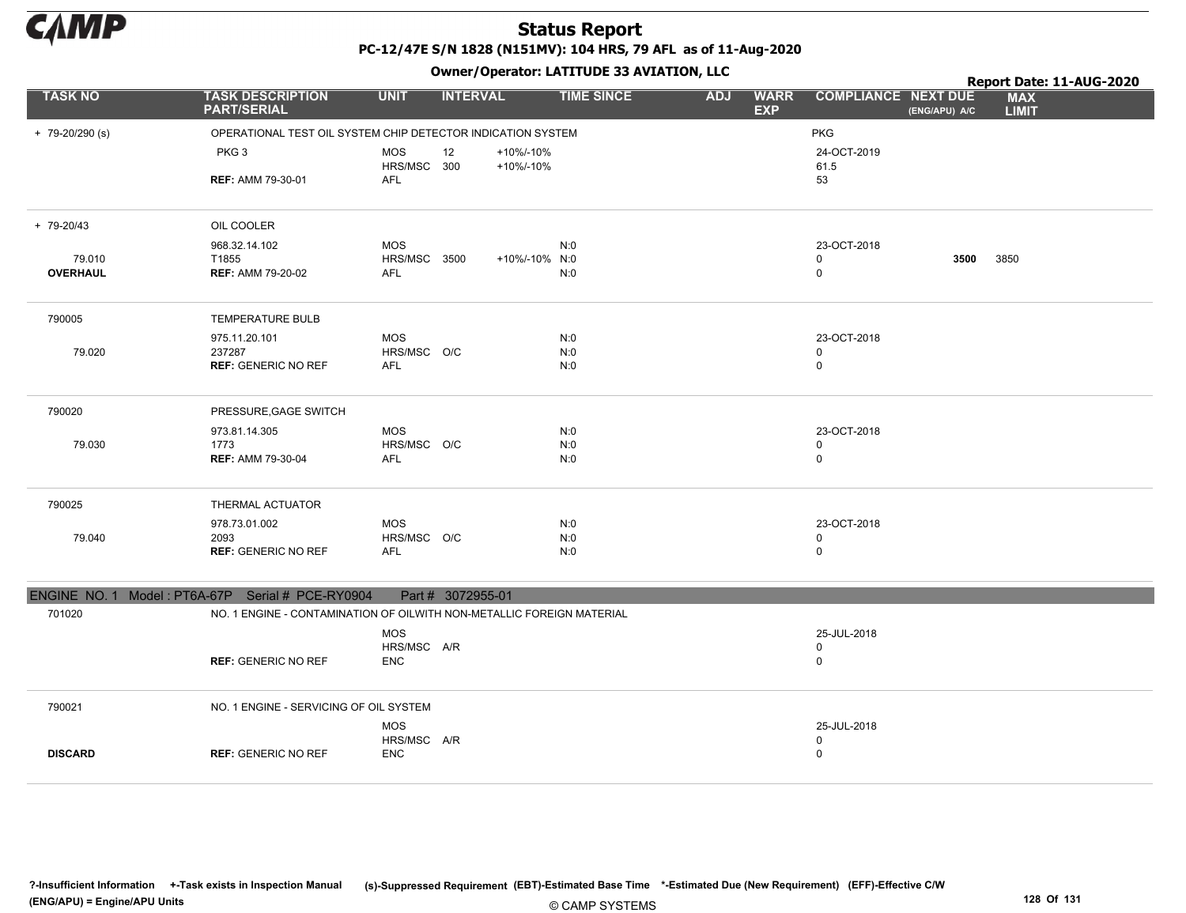# Status Report

**PC-12/47E S/N 1828 (N151MV): 104 HRS, 79 AFL as of 11-Aug-2020**

**Owner/Operator: LATITUDE 33 AVIATION, LLC**

**Report Date: 11-AUG-2020**

| TASK NO | TASK DESCRIPTION PART/SERIAL | UNIT | INTERVAL | | TIME SINCE | ADJ | WARR EXP | COMPLIANCE | NEXT DUE (ENG/APU) A/C | MAX LIMIT |
|---|---|---|---|---|---|---|---|---|---|---|
| + 79-20/290 (s) | OPERATIONAL TEST OIL SYSTEM CHIP DETECTOR INDICATION SYSTEM | | | | | | | PKG | | |
| | PKG 3 | MOS | 12 | +10%/-10% | | | | 24-OCT-2019 | | |
| | | HRS/MSC | 300 | +10%/-10% | | | | 61.5 | | |
| | **REF:** AMM 79-30-01 | AFL | | | | | | 53 | | |
| + 79-20/43 | OIL COOLER | | | | | | | | | |
| | 968.32.14.102 | MOS | | | N:0 | | | 23-OCT-2018 | | |
| 79.010 | T1855 | HRS/MSC | 3500 | +10%/-10% | N:0 | | | 0 | **3500** | 3850 |
| **OVERHAUL** | **REF:** AMM 79-20-02 | AFL | | | N:0 | | | 0 | | |
| 790005 | TEMPERATURE BULB | | | | | | | | | |
| | 975.11.20.101 | MOS | | | N:0 | | | 23-OCT-2018 | | |
| 79.020 | 237287 | HRS/MSC | O/C | | N:0 | | | 0 | | |
| | **REF:** GENERIC NO REF | AFL | | | N:0 | | | 0 | | |
| 790020 | PRESSURE,GAGE SWITCH | | | | | | | | | |
| | 973.81.14.305 | MOS | | | N:0 | | | 23-OCT-2018 | | |
| 79.030 | 1773 | HRS/MSC | O/C | | N:0 | | | 0 | | |
| | **REF:** AMM 79-30-04 | AFL | | | N:0 | | | 0 | | |
| 790025 | THERMAL ACTUATOR | | | | | | | | | |
| | 978.73.01.002 | MOS | | | N:0 | | | 23-OCT-2018 | | |
| 79.040 | 2093 | HRS/MSC | O/C | | N:0 | | | 0 | | |
| | **REF:** GENERIC NO REF | AFL | | | N:0 | | | 0 | | |

**ENGINE NO. 1 Model : PT6A-67P Serial # PCE-RY0904 Part # 3072955-01**

| TASK NO | TASK DESCRIPTION PART/SERIAL | UNIT | INTERVAL | | TIME SINCE | ADJ | WARR EXP | COMPLIANCE | NEXT DUE (ENG/APU) A/C | MAX LIMIT |
|---|---|---|---|---|---|---|---|---|---|---|
| 701020 | NO. 1 ENGINE - CONTAMINATION OF OILWITH NON-METALLIC FOREIGN MATERIAL | | | | | | | | | |
| | | MOS | | | | | | 25-JUL-2018 | | |
| | | HRS/MSC | A/R | | | | | 0 | | |
| | **REF:** GENERIC NO REF | ENC | | | | | | 0 | | |
| 790021 | NO. 1 ENGINE - SERVICING OF OIL SYSTEM | | | | | | | | | |
| | | MOS | | | | | | 25-JUL-2018 | | |
| | | HRS/MSC | A/R | | | | | 0 | | |
| **DISCARD** | **REF:** GENERIC NO REF | ENC | | | | | | 0 | | |

?-Insufficient Information +-Task exists in Inspection Manual (s)-Suppressed Requirement (EBT)-Estimated Base Time *-Estimated Due (New Requirement) (EFF)-Effective C/W
(ENG/APU) = Engine/APU Units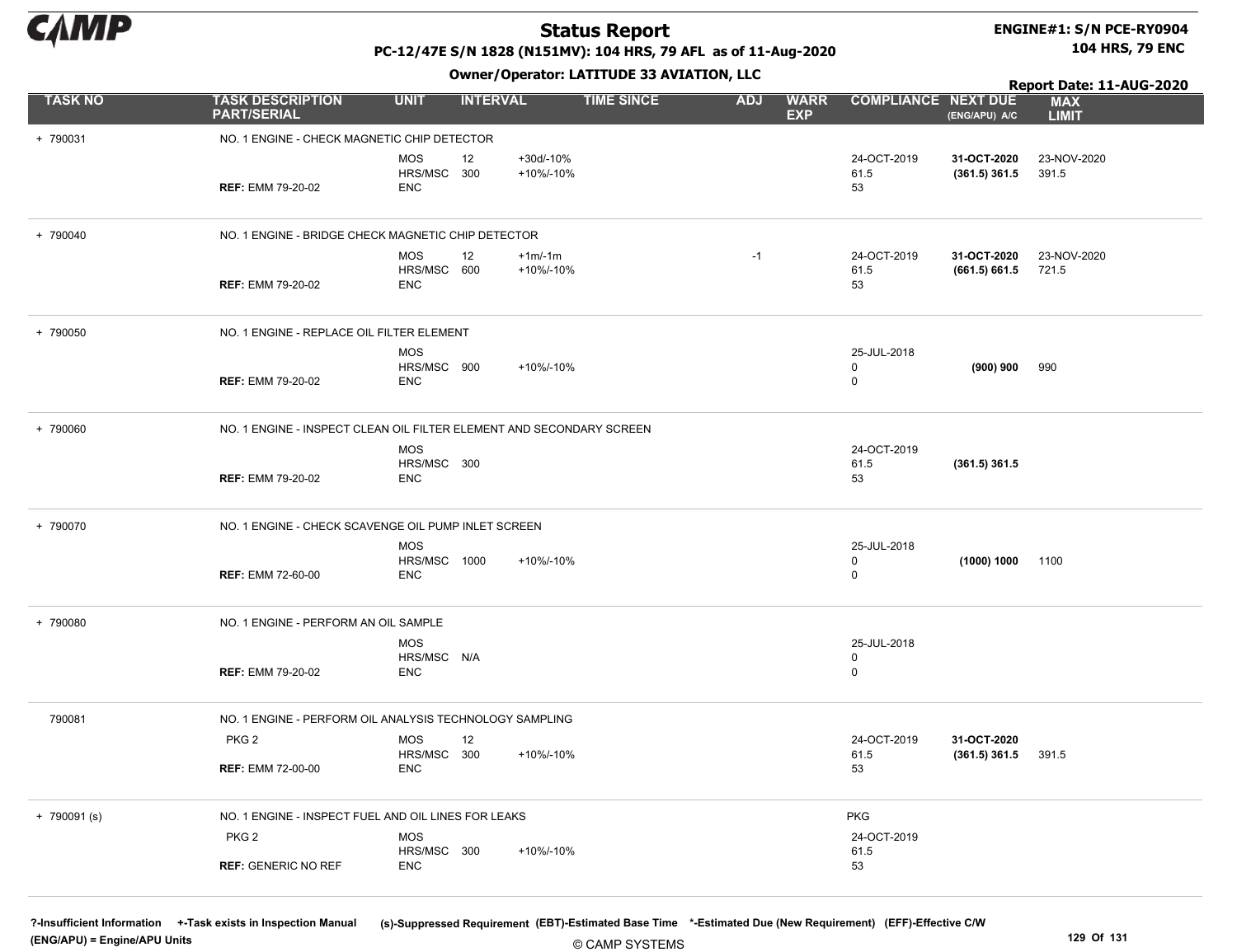# Status Report

**PC-12/47E S/N 1828 (N151MV): 104 HRS, 79 AFL as of 11-Aug-2020**

**Owner/Operator: LATITUDE 33 AVIATION, LLC**

**ENGINE#1: S/N PCE-RY0904**
**104 HRS, 79 ENC**

**Report Date: 11-AUG-2020**

| TASK NO | TASK DESCRIPTION PART/SERIAL | UNIT | INTERVAL | | TIME SINCE | ADJ | WARR EXP | COMPLIANCE | NEXT DUE (ENG/APU) A/C | MAX LIMIT |
|---|---|---|---|---|---|---|---|---|---|---|
| + 790031 | NO. 1 ENGINE - CHECK MAGNETIC CHIP DETECTOR | | | | | | | | | |
| | | MOS | 12 | +30d/-10% | | | | 24-OCT-2019 | **31-OCT-2020** | 23-NOV-2020 |
| | | HRS/MSC | 300 | +10%/-10% | | | | 61.5 | **(361.5) 361.5** | 391.5 |
| | **REF:** EMM 79-20-02 | ENC | | | | | | 53 | | |
| + 790040 | NO. 1 ENGINE - BRIDGE CHECK MAGNETIC CHIP DETECTOR | | | | | | | | | |
| | | MOS | 12 | +1m/-1m | | -1 | | 24-OCT-2019 | **31-OCT-2020** | 23-NOV-2020 |
| | | HRS/MSC | 600 | +10%/-10% | | | | 61.5 | **(661.5) 661.5** | 721.5 |
| | **REF:** EMM 79-20-02 | ENC | | | | | | 53 | | |
| + 790050 | NO. 1 ENGINE - REPLACE OIL FILTER ELEMENT | | | | | | | | | |
| | | MOS | | | | | | 25-JUL-2018 | | |
| | | HRS/MSC | 900 | +10%/-10% | | | | 0 | **(900) 900** | 990 |
| | **REF:** EMM 79-20-02 | ENC | | | | | | 0 | | |
| + 790060 | NO. 1 ENGINE - INSPECT CLEAN OIL FILTER ELEMENT AND SECONDARY SCREEN | | | | | | | | | |
| | | MOS | | | | | | 24-OCT-2019 | | |
| | | HRS/MSC | 300 | | | | | 61.5 | **(361.5) 361.5** | |
| | **REF:** EMM 79-20-02 | ENC | | | | | | 53 | | |
| + 790070 | NO. 1 ENGINE - CHECK SCAVENGE OIL PUMP INLET SCREEN | | | | | | | | | |
| | | MOS | | | | | | 25-JUL-2018 | | |
| | | HRS/MSC | 1000 | +10%/-10% | | | | 0 | **(1000) 1000** | 1100 |
| | **REF:** EMM 72-60-00 | ENC | | | | | | 0 | | |
| + 790080 | NO. 1 ENGINE - PERFORM AN OIL SAMPLE | | | | | | | | | |
| | | MOS | | | | | | 25-JUL-2018 | | |
| | | HRS/MSC | N/A | | | | | 0 | | |
| | **REF:** EMM 79-20-02 | ENC | | | | | | 0 | | |
| 790081 | NO. 1 ENGINE - PERFORM OIL ANALYSIS TECHNOLOGY SAMPLING | | | | | | | | | |
| | PKG 2 | MOS | 12 | | | | | 24-OCT-2019 | **31-OCT-2020** | |
| | | HRS/MSC | 300 | +10%/-10% | | | | 61.5 | **(361.5) 361.5** | 391.5 |
| | **REF:** EMM 72-00-00 | ENC | | | | | | 53 | | |
| + 790091 (s) | NO. 1 ENGINE - INSPECT FUEL AND OIL LINES FOR LEAKS | | | | | | | PKG | | |
| | PKG 2 | MOS | | | | | | 24-OCT-2019 | | |
| | | HRS/MSC | 300 | +10%/-10% | | | | 61.5 | | |
| | **REF:** GENERIC NO REF | ENC | | | | | | 53 | | |

**?-Insufficient Information** **+-Task exists in Inspection Manual** **(s)-Suppressed Requirement** **(EBT)-Estimated Base Time** **\*-Estimated Due (New Requirement)** **(EFF)-Effective C/W**
**(ENG/APU) = Engine/APU Units**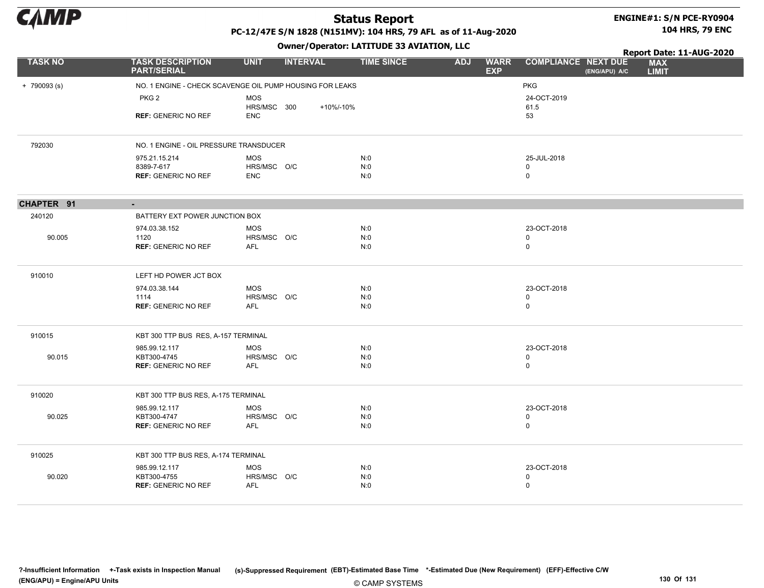# Status Report

PC-12/47E S/N 1828 (N151MV): 104 HRS, 79 AFL as of 11-Aug-2020

ENGINE#1: S/N PCE-RY0904
104 HRS, 79 ENC

Owner/Operator: LATITUDE 33 AVIATION, LLC

Report Date: 11-AUG-2020

| TASK NO | TASK DESCRIPTION PART/SERIAL | UNIT | INTERVAL | | TIME SINCE | ADJ | WARR EXP | COMPLIANCE | NEXT DUE (ENG/APU) A/C | MAX LIMIT |
|---|---|---|---|---|---|---|---|---|---|---|
| + 790093 (s) | NO. 1 ENGINE - CHECK SCAVENGE OIL PUMP HOUSING FOR LEAKS | | | | | | | PKG | | |
| | PKG 2 | MOS | | | | | | 24-OCT-2019 | | |
| | | HRS/MSC | 300 | +10%/-10% | | | | 61.5 | | |
| | **REF:** GENERIC NO REF | ENC | | | | | | 53 | | |
| 792030 | NO. 1 ENGINE - OIL PRESSURE TRANSDUCER | | | | | | | | | |
| | 975.21.15.214 | MOS | | | N:0 | | | 25-JUL-2018 | | |
| | 8389-7-617 | HRS/MSC | O/C | | N:0 | | | 0 | | |
| | **REF:** GENERIC NO REF | ENC | | | N:0 | | | 0 | | |
| **CHAPTER 91** | - | | | | | | | | | |
| 240120 | BATTERY EXT POWER JUNCTION BOX | | | | | | | | | |
| | 974.03.38.152 | MOS | | | N:0 | | | 23-OCT-2018 | | |
| 90.005 | 1120 | HRS/MSC | O/C | | N:0 | | | 0 | | |
| | **REF:** GENERIC NO REF | AFL | | | N:0 | | | 0 | | |
| 910010 | LEFT HD POWER JCT BOX | | | | | | | | | |
| | 974.03.38.144 | MOS | | | N:0 | | | 23-OCT-2018 | | |
| | 1114 | HRS/MSC | O/C | | N:0 | | | 0 | | |
| | **REF:** GENERIC NO REF | AFL | | | N:0 | | | 0 | | |
| 910015 | KBT 300 TTP BUS RES, A-157 TERMINAL | | | | | | | | | |
| | 985.99.12.117 | MOS | | | N:0 | | | 23-OCT-2018 | | |
| 90.015 | KBT300-4745 | HRS/MSC | O/C | | N:0 | | | 0 | | |
| | **REF:** GENERIC NO REF | AFL | | | N:0 | | | 0 | | |
| 910020 | KBT 300 TTP BUS RES, A-175 TERMINAL | | | | | | | | | |
| | 985.99.12.117 | MOS | | | N:0 | | | 23-OCT-2018 | | |
| 90.025 | KBT300-4747 | HRS/MSC | O/C | | N:0 | | | 0 | | |
| | **REF:** GENERIC NO REF | AFL | | | N:0 | | | 0 | | |
| 910025 | KBT 300 TTP BUS RES, A-174 TERMINAL | | | | | | | | | |
| | 985.99.12.117 | MOS | | | N:0 | | | 23-OCT-2018 | | |
| 90.020 | KBT300-4755 | HRS/MSC | O/C | | N:0 | | | 0 | | |
| | **REF:** GENERIC NO REF | AFL | | | N:0 | | | 0 | | |

?-Insufficient Information +-Task exists in Inspection Manual (s)-Suppressed Requirement (EBT)-Estimated Base Time *-Estimated Due (New Requirement) (EFF)-Effective C/W (ENG/APU) = Engine/APU Units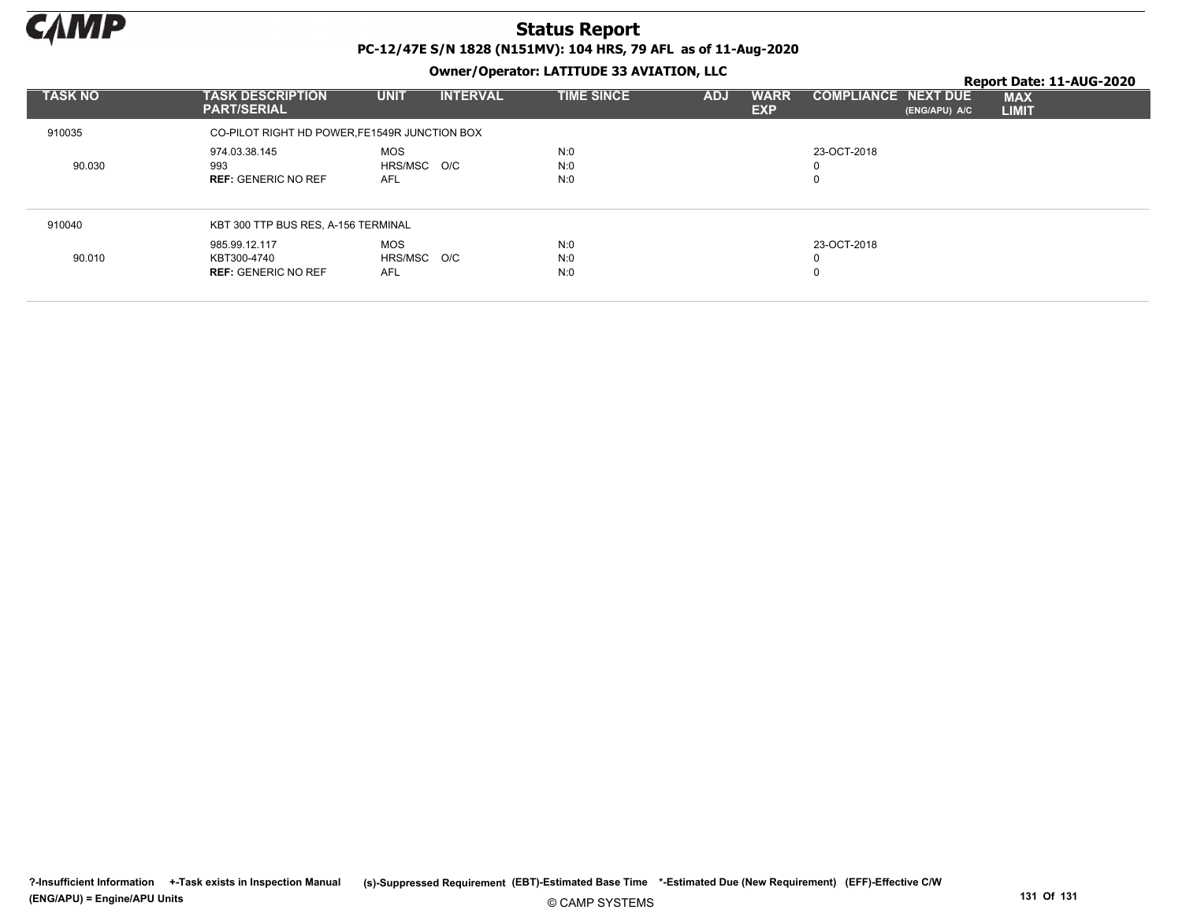# Status Report

**PC-12/47E S/N 1828 (N151MV): 104 HRS, 79 AFL as of 11-Aug-2020**

**Owner/Operator: LATITUDE 33 AVIATION, LLC**

**Report Date: 11-AUG-2020**

| TASK NO | TASK DESCRIPTION PART/SERIAL | UNIT | INTERVAL | TIME SINCE | ADJ | WARR EXP | COMPLIANCE | NEXT DUE (ENG/APU) A/C | MAX LIMIT |
|---|---|---|---|---|---|---|---|---|---|
| 910035 | CO-PILOT RIGHT HD POWER,FE1549R JUNCTION BOX | | | | | | | | |
| | 974.03.38.145 | MOS | | N:0 | | | 23-OCT-2018 | | |
| 90.030 | 993 | HRS/MSC | O/C | N:0 | | | 0 | | |
| | **REF:** GENERIC NO REF | AFL | | N:0 | | | 0 | | |
| 910040 | KBT 300 TTP BUS RES, A-156 TERMINAL | | | | | | | | |
| | 985.99.12.117 | MOS | | N:0 | | | 23-OCT-2018 | | |
| 90.010 | KBT300-4740 | HRS/MSC | O/C | N:0 | | | 0 | | |
| | **REF:** GENERIC NO REF | AFL | | N:0 | | | 0 | | |

?-Insufficient Information +-Task exists in Inspection Manual (s)-Suppressed Requirement (EBT)-Estimated Base Time *-Estimated Due (New Requirement) (EFF)-Effective C/W
(ENG/APU) = Engine/APU Units